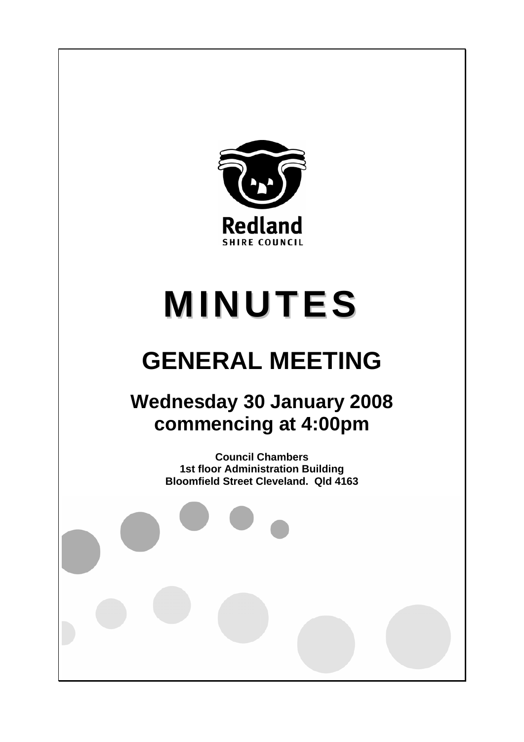Redland

SHIRE COUNCIL

# MINUTES

# GENERAL MEETING

## Wednesday 30 January 2008 commencing at 4:00pm

**Council Chambers**
**1st floor Administration Building**
**Bloomfield Street Cleveland. Qld 4163**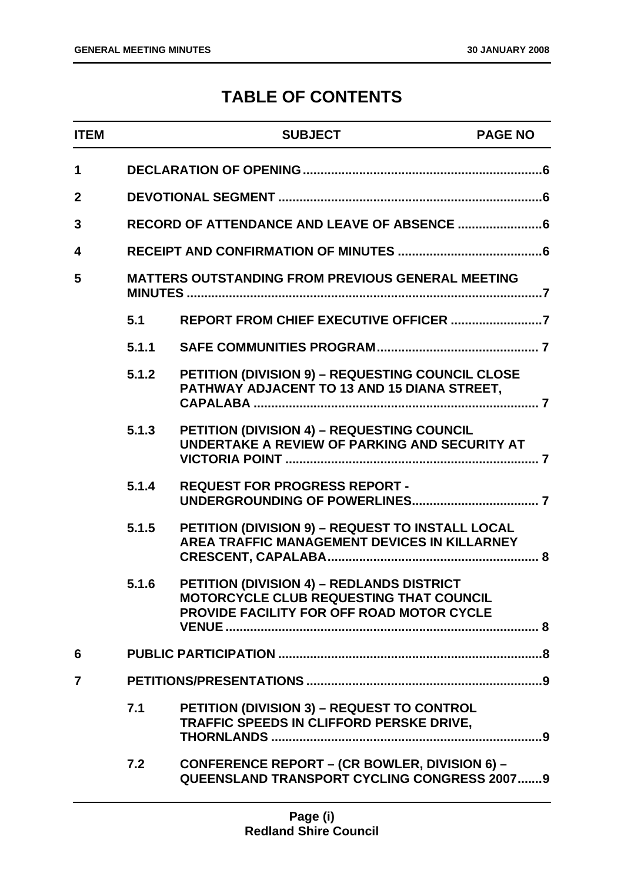# TABLE OF CONTENTS

| ITEM | | SUBJECT | PAGE NO |
|---|---|---|---|
| 1 | | DECLARATION OF OPENING | 6 |
| 2 | | DEVOTIONAL SEGMENT | 6 |
| 3 | | RECORD OF ATTENDANCE AND LEAVE OF ABSENCE | 6 |
| 4 | | RECEIPT AND CONFIRMATION OF MINUTES | 6 |
| 5 | | MATTERS OUTSTANDING FROM PREVIOUS GENERAL MEETING MINUTES | 7 |
| | 5.1 | REPORT FROM CHIEF EXECUTIVE OFFICER | 7 |
| | 5.1.1 | SAFE COMMUNITIES PROGRAM | 7 |
| | 5.1.2 | PETITION (DIVISION 9) – REQUESTING COUNCIL CLOSE PATHWAY ADJACENT TO 13 AND 15 DIANA STREET, CAPALABA | 7 |
| | 5.1.3 | PETITION (DIVISION 4) – REQUESTING COUNCIL UNDERTAKE A REVIEW OF PARKING AND SECURITY AT VICTORIA POINT | 7 |
| | 5.1.4 | REQUEST FOR PROGRESS REPORT - UNDERGROUNDING OF POWERLINES | 7 |
| | 5.1.5 | PETITION (DIVISION 9) – REQUEST TO INSTALL LOCAL AREA TRAFFIC MANAGEMENT DEVICES IN KILLARNEY CRESCENT, CAPALABA | 8 |
| | 5.1.6 | PETITION (DIVISION 4) – REDLANDS DISTRICT MOTORCYCLE CLUB REQUESTING THAT COUNCIL PROVIDE FACILITY FOR OFF ROAD MOTOR CYCLE VENUE | 8 |
| 6 | | PUBLIC PARTICIPATION | 8 |
| 7 | | PETITIONS/PRESENTATIONS | 9 |
| | 7.1 | PETITION (DIVISION 3) – REQUEST TO CONTROL TRAFFIC SPEEDS IN CLIFFORD PERSKE DRIVE, THORNLANDS | 9 |
| | 7.2 | CONFERENCE REPORT – (CR BOWLER, DIVISION 6) – QUEENSLAND TRANSPORT CYCLING CONGRESS 2007 | 9 |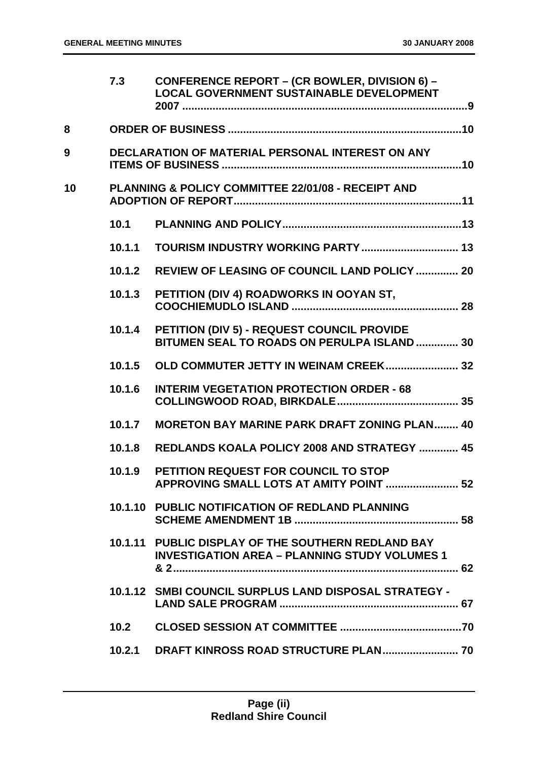| | | |
|---|---|---|
| | 7.3 | **CONFERENCE REPORT – (CR BOWLER, DIVISION 6) – LOCAL GOVERNMENT SUSTAINABLE DEVELOPMENT 2007 .....9** |
| **8** | **ORDER OF BUSINESS .....10** | |
| **9** | **DECLARATION OF MATERIAL PERSONAL INTEREST ON ANY ITEMS OF BUSINESS .....10** | |
| **10** | **PLANNING & POLICY COMMITTEE 22/01/08 - RECEIPT AND ADOPTION OF REPORT.....11** | |
| | **10.1** | **PLANNING AND POLICY.....13** |
| | **10.1.1** | **TOURISM INDUSTRY WORKING PARTY..... 13** |
| | **10.1.2** | **REVIEW OF LEASING OF COUNCIL LAND POLICY ..... 20** |
| | **10.1.3** | **PETITION (DIV 4) ROADWORKS IN OOYAN ST, COOCHIEMUDLO ISLAND ..... 28** |
| | **10.1.4** | **PETITION (DIV 5) - REQUEST COUNCIL PROVIDE BITUMEN SEAL TO ROADS ON PERULPA ISLAND ..... 30** |
| | **10.1.5** | **OLD COMMUTER JETTY IN WEINAM CREEK..... 32** |
| | **10.1.6** | **INTERIM VEGETATION PROTECTION ORDER - 68 COLLINGWOOD ROAD, BIRKDALE..... 35** |
| | **10.1.7** | **MORETON BAY MARINE PARK DRAFT ZONING PLAN..... 40** |
| | **10.1.8** | **REDLANDS KOALA POLICY 2008 AND STRATEGY ..... 45** |
| | **10.1.9** | **PETITION REQUEST FOR COUNCIL TO STOP APPROVING SMALL LOTS AT AMITY POINT ..... 52** |
| | **10.1.10** | **PUBLIC NOTIFICATION OF REDLAND PLANNING SCHEME AMENDMENT 1B ..... 58** |
| | **10.1.11** | **PUBLIC DISPLAY OF THE SOUTHERN REDLAND BAY INVESTIGATION AREA – PLANNING STUDY VOLUMES 1 & 2..... 62** |
| | **10.1.12** | **SMBI COUNCIL SURPLUS LAND DISPOSAL STRATEGY - LAND SALE PROGRAM ..... 67** |
| | **10.2** | **CLOSED SESSION AT COMMITTEE .....70** |
| | **10.2.1** | **DRAFT KINROSS ROAD STRUCTURE PLAN..... 70** |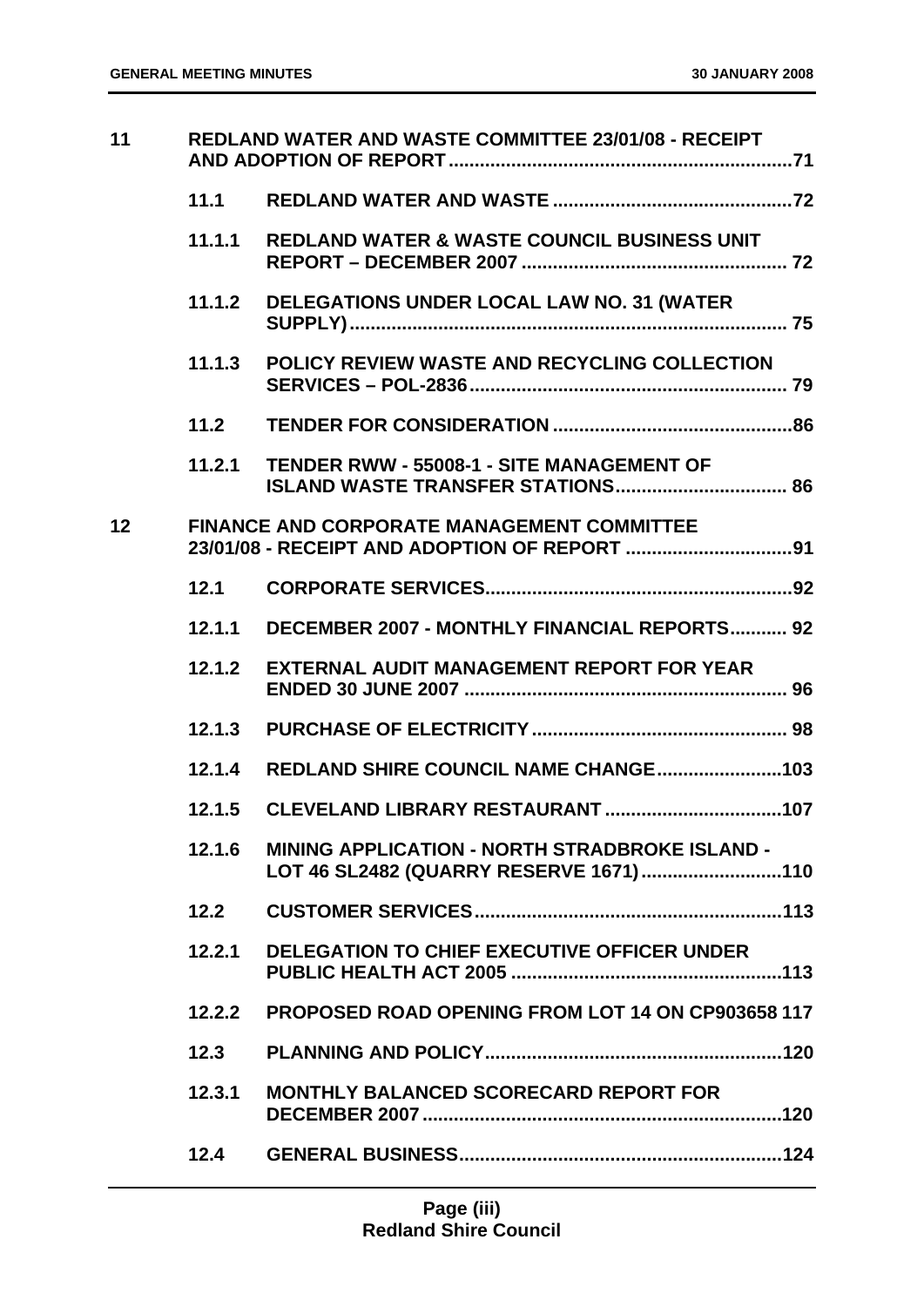| | | | |
|---|---|---|---|
| **11** | **REDLAND WATER AND WASTE COMMITTEE 23/01/08 - RECEIPT AND ADOPTION OF REPORT** | | **71** |
| | **11.1** | **REDLAND WATER AND WASTE** | **72** |
| | **11.1.1** | **REDLAND WATER & WASTE COUNCIL BUSINESS UNIT REPORT – DECEMBER 2007** | **72** |
| | **11.1.2** | **DELEGATIONS UNDER LOCAL LAW NO. 31 (WATER SUPPLY)** | **75** |
| | **11.1.3** | **POLICY REVIEW WASTE AND RECYCLING COLLECTION SERVICES – POL-2836** | **79** |
| | **11.2** | **TENDER FOR CONSIDERATION** | **86** |
| | **11.2.1** | **TENDER RWW - 55008-1 - SITE MANAGEMENT OF ISLAND WASTE TRANSFER STATIONS** | **86** |
| **12** | **FINANCE AND CORPORATE MANAGEMENT COMMITTEE 23/01/08 - RECEIPT AND ADOPTION OF REPORT** | | **91** |
| | **12.1** | **CORPORATE SERVICES** | **92** |
| | **12.1.1** | **DECEMBER 2007 - MONTHLY FINANCIAL REPORTS** | **92** |
| | **12.1.2** | **EXTERNAL AUDIT MANAGEMENT REPORT FOR YEAR ENDED 30 JUNE 2007** | **96** |
| | **12.1.3** | **PURCHASE OF ELECTRICITY** | **98** |
| | **12.1.4** | **REDLAND SHIRE COUNCIL NAME CHANGE** | **103** |
| | **12.1.5** | **CLEVELAND LIBRARY RESTAURANT** | **107** |
| | **12.1.6** | **MINING APPLICATION - NORTH STRADBROKE ISLAND - LOT 46 SL2482 (QUARRY RESERVE 1671)** | **110** |
| | **12.2** | **CUSTOMER SERVICES** | **113** |
| | **12.2.1** | **DELEGATION TO CHIEF EXECUTIVE OFFICER UNDER PUBLIC HEALTH ACT 2005** | **113** |
| | **12.2.2** | **PROPOSED ROAD OPENING FROM LOT 14 ON CP903658** | **117** |
| | **12.3** | **PLANNING AND POLICY** | **120** |
| | **12.3.1** | **MONTHLY BALANCED SCORECARD REPORT FOR DECEMBER 2007** | **120** |
| | **12.4** | **GENERAL BUSINESS** | **124** |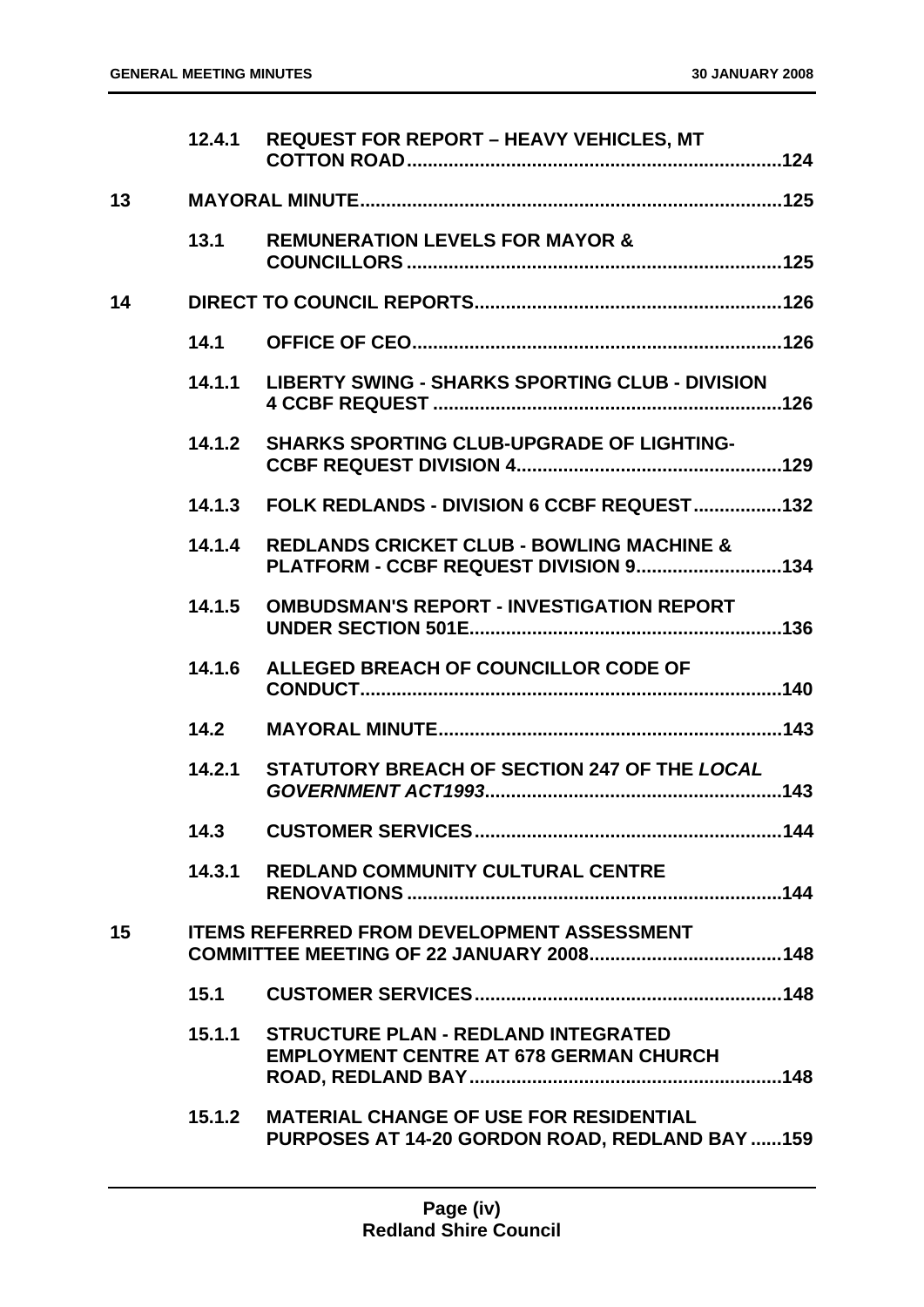| | | | |
|---|---|---|---|
| | 12.4.1 | **REQUEST FOR REPORT – HEAVY VEHICLES, MT COTTON ROAD** | 124 |
| **13** | | **MAYORAL MINUTE** | 125 |
| | 13.1 | **REMUNERATION LEVELS FOR MAYOR & COUNCILLORS** | 125 |
| **14** | | **DIRECT TO COUNCIL REPORTS** | 126 |
| | 14.1 | **OFFICE OF CEO** | 126 |
| | 14.1.1 | **LIBERTY SWING - SHARKS SPORTING CLUB - DIVISION 4 CCBF REQUEST** | 126 |
| | 14.1.2 | **SHARKS SPORTING CLUB-UPGRADE OF LIGHTING-CCBF REQUEST DIVISION 4** | 129 |
| | 14.1.3 | **FOLK REDLANDS - DIVISION 6 CCBF REQUEST** | 132 |
| | 14.1.4 | **REDLANDS CRICKET CLUB - BOWLING MACHINE & PLATFORM - CCBF REQUEST DIVISION 9** | 134 |
| | 14.1.5 | **OMBUDSMAN'S REPORT - INVESTIGATION REPORT UNDER SECTION 501E** | 136 |
| | 14.1.6 | **ALLEGED BREACH OF COUNCILLOR CODE OF CONDUCT** | 140 |
| | 14.2 | **MAYORAL MINUTE** | 143 |
| | 14.2.1 | **STATUTORY BREACH OF SECTION 247 OF THE *LOCAL GOVERNMENT ACT1993*** | 143 |
| | 14.3 | **CUSTOMER SERVICES** | 144 |
| | 14.3.1 | **REDLAND COMMUNITY CULTURAL CENTRE RENOVATIONS** | 144 |
| **15** | | **ITEMS REFERRED FROM DEVELOPMENT ASSESSMENT COMMITTEE MEETING OF 22 JANUARY 2008** | 148 |
| | 15.1 | **CUSTOMER SERVICES** | 148 |
| | 15.1.1 | **STRUCTURE PLAN - REDLAND INTEGRATED EMPLOYMENT CENTRE AT 678 GERMAN CHURCH ROAD, REDLAND BAY** | 148 |
| | 15.1.2 | **MATERIAL CHANGE OF USE FOR RESIDENTIAL PURPOSES AT 14-20 GORDON ROAD, REDLAND BAY** | 159 |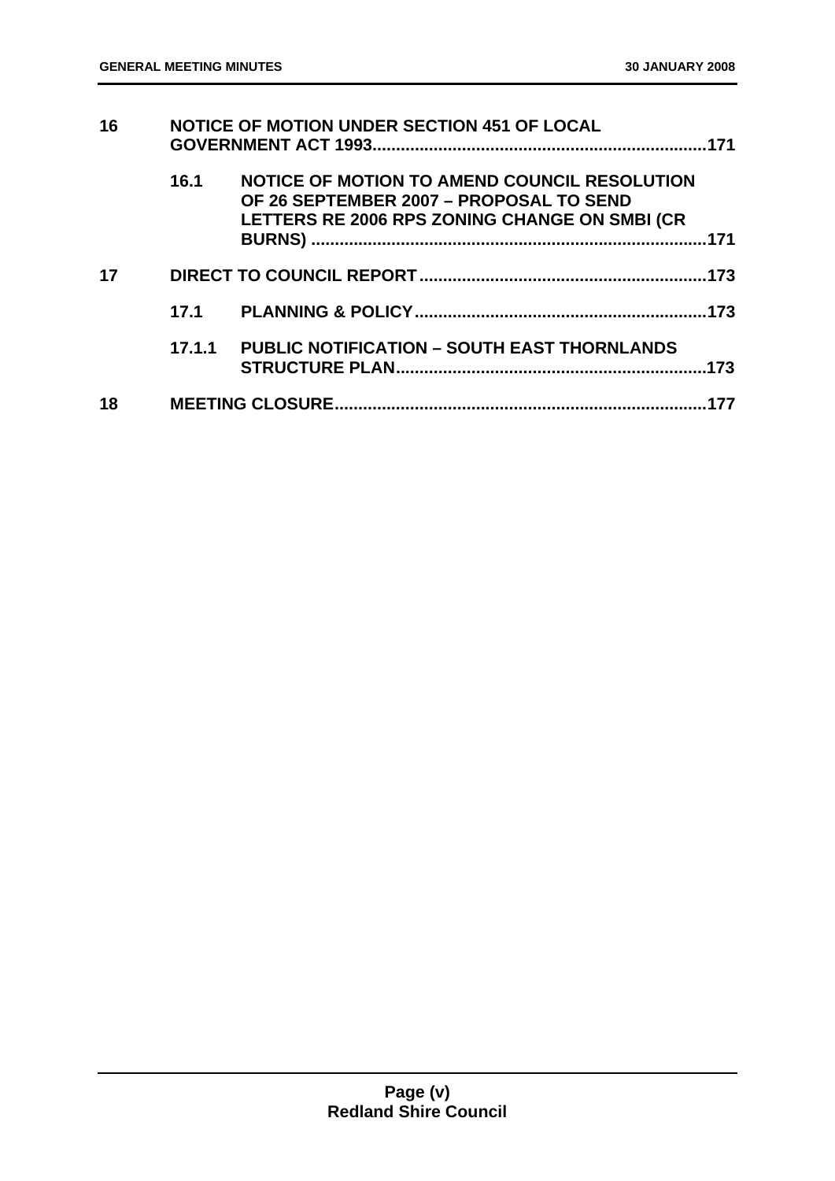| | | | |
|---|---|---|---|
| **16** | **NOTICE OF MOTION UNDER SECTION 451 OF LOCAL GOVERNMENT ACT 1993** | | **171** |
| | **16.1** | **NOTICE OF MOTION TO AMEND COUNCIL RESOLUTION OF 26 SEPTEMBER 2007 – PROPOSAL TO SEND LETTERS RE 2006 RPS ZONING CHANGE ON SMBI (CR BURNS)** | **171** |
| **17** | **DIRECT TO COUNCIL REPORT** | | **173** |
| | **17.1** | **PLANNING & POLICY** | **173** |
| | **17.1.1** | **PUBLIC NOTIFICATION – SOUTH EAST THORNLANDS STRUCTURE PLAN** | **173** |
| **18** | **MEETING CLOSURE** | | **177** |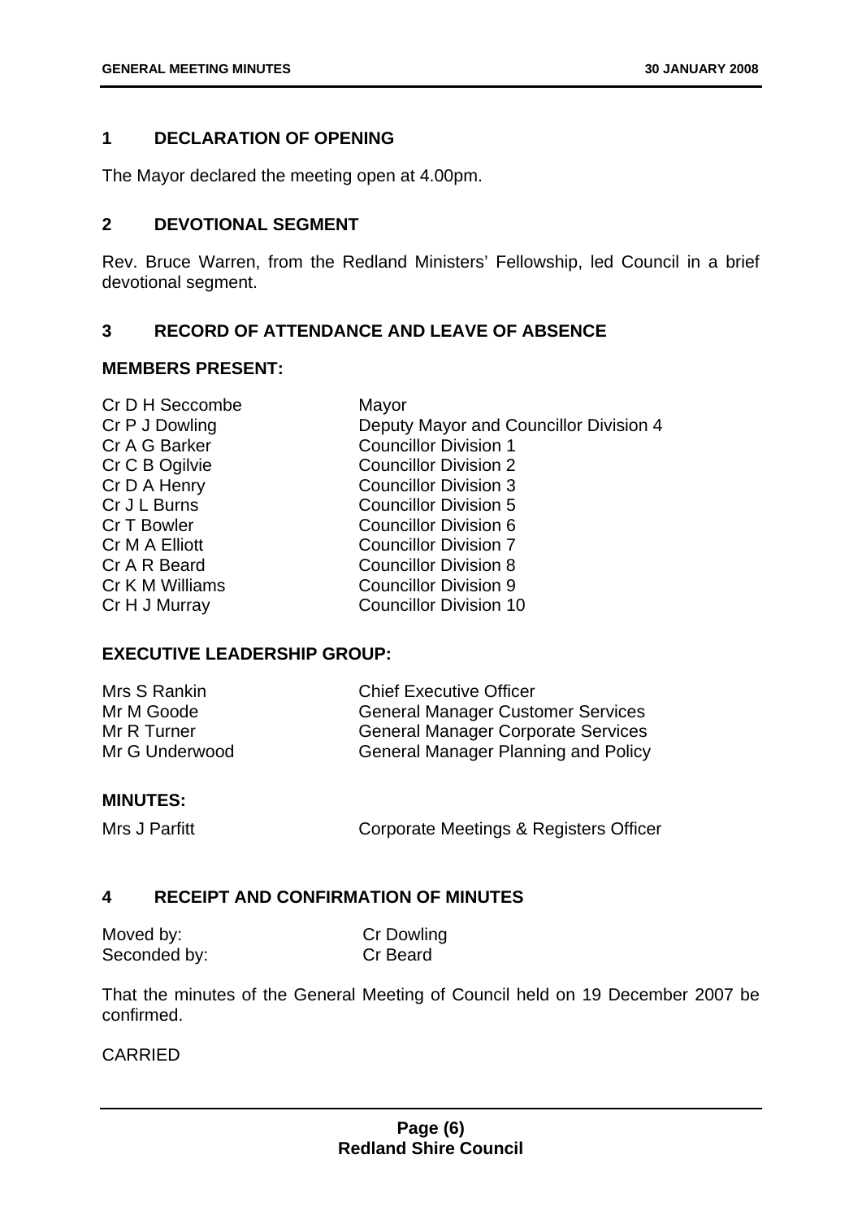## 1 DECLARATION OF OPENING

The Mayor declared the meeting open at 4.00pm.

## 2 DEVOTIONAL SEGMENT

Rev. Bruce Warren, from the Redland Ministers' Fellowship, led Council in a brief devotional segment.

## 3 RECORD OF ATTENDANCE AND LEAVE OF ABSENCE

### MEMBERS PRESENT:

| | |
|---|---|
| Cr D H Seccombe | Mayor |
| Cr P J Dowling | Deputy Mayor and Councillor Division 4 |
| Cr A G Barker | Councillor Division 1 |
| Cr C B Ogilvie | Councillor Division 2 |
| Cr D A Henry | Councillor Division 3 |
| Cr J L Burns | Councillor Division 5 |
| Cr T Bowler | Councillor Division 6 |
| Cr M A Elliott | Councillor Division 7 |
| Cr A R Beard | Councillor Division 8 |
| Cr K M Williams | Councillor Division 9 |
| Cr H J Murray | Councillor Division 10 |

### EXECUTIVE LEADERSHIP GROUP:

| | |
|---|---|
| Mrs S Rankin | Chief Executive Officer |
| Mr M Goode | General Manager Customer Services |
| Mr R Turner | General Manager Corporate Services |
| Mr G Underwood | General Manager Planning and Policy |

### MINUTES:

| | |
|---|---|
| Mrs J Parfitt | Corporate Meetings & Registers Officer |

## 4 RECEIPT AND CONFIRMATION OF MINUTES

| | |
|---|---|
| Moved by: | Cr Dowling |
| Seconded by: | Cr Beard |

That the minutes of the General Meeting of Council held on 19 December 2007 be confirmed.

CARRIED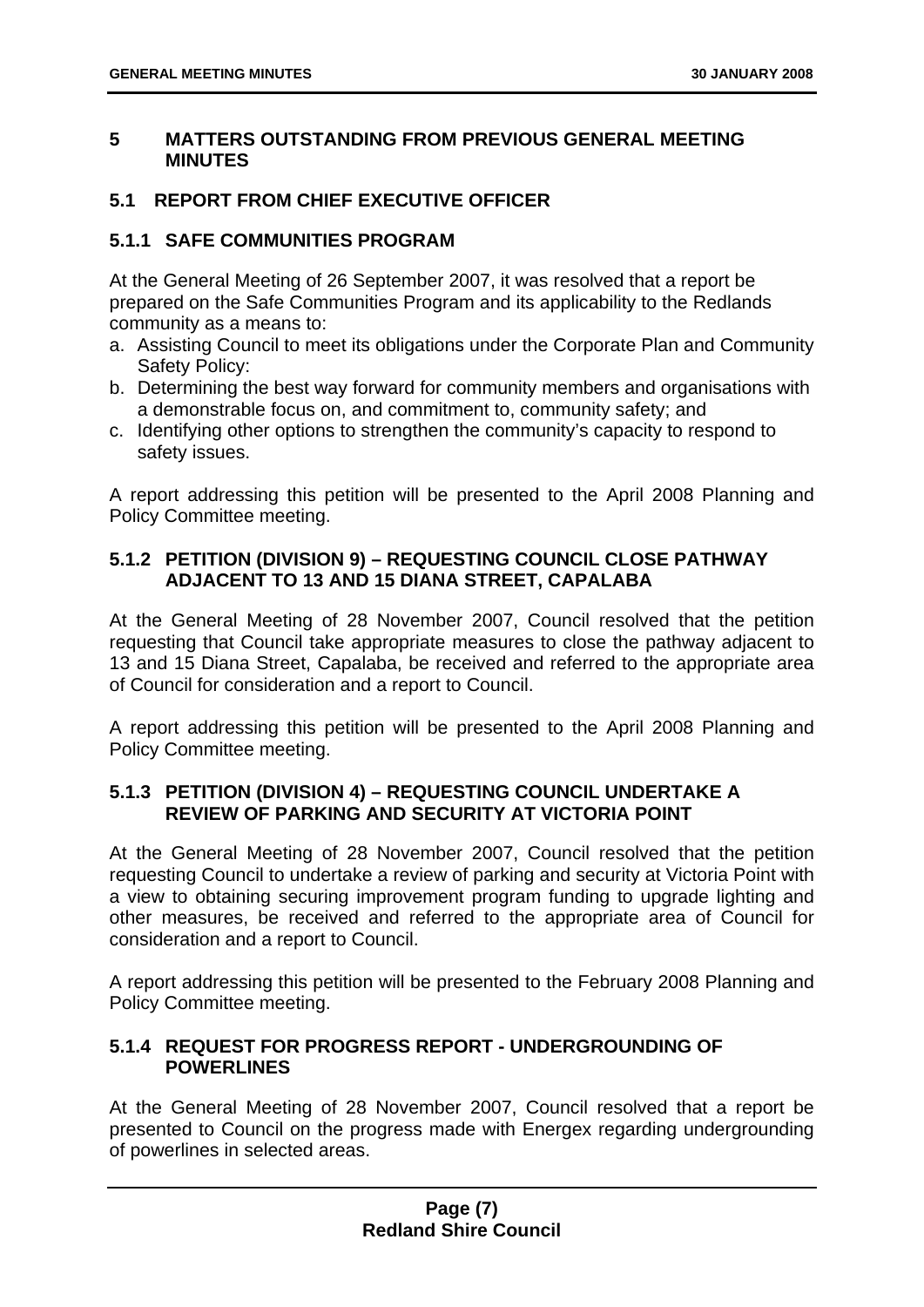## 5 MATTERS OUTSTANDING FROM PREVIOUS GENERAL MEETING MINUTES

### 5.1 REPORT FROM CHIEF EXECUTIVE OFFICER

#### 5.1.1 SAFE COMMUNITIES PROGRAM

At the General Meeting of 26 September 2007, it was resolved that a report be prepared on the Safe Communities Program and its applicability to the Redlands community as a means to:

a. Assisting Council to meet its obligations under the Corporate Plan and Community Safety Policy:
b. Determining the best way forward for community members and organisations with a demonstrable focus on, and commitment to, community safety; and
c. Identifying other options to strengthen the community's capacity to respond to safety issues.

A report addressing this petition will be presented to the April 2008 Planning and Policy Committee meeting.

#### 5.1.2 PETITION (DIVISION 9) – REQUESTING COUNCIL CLOSE PATHWAY ADJACENT TO 13 AND 15 DIANA STREET, CAPALABA

At the General Meeting of 28 November 2007, Council resolved that the petition requesting that Council take appropriate measures to close the pathway adjacent to 13 and 15 Diana Street, Capalaba, be received and referred to the appropriate area of Council for consideration and a report to Council.

A report addressing this petition will be presented to the April 2008 Planning and Policy Committee meeting.

#### 5.1.3 PETITION (DIVISION 4) – REQUESTING COUNCIL UNDERTAKE A REVIEW OF PARKING AND SECURITY AT VICTORIA POINT

At the General Meeting of 28 November 2007, Council resolved that the petition requesting Council to undertake a review of parking and security at Victoria Point with a view to obtaining securing improvement program funding to upgrade lighting and other measures, be received and referred to the appropriate area of Council for consideration and a report to Council.

A report addressing this petition will be presented to the February 2008 Planning and Policy Committee meeting.

#### 5.1.4 REQUEST FOR PROGRESS REPORT - UNDERGROUNDING OF POWERLINES

At the General Meeting of 28 November 2007, Council resolved that a report be presented to Council on the progress made with Energex regarding undergrounding of powerlines in selected areas.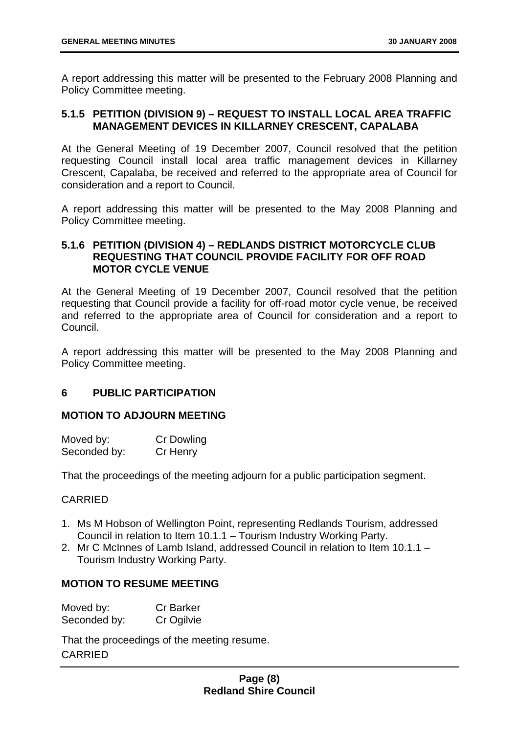A report addressing this matter will be presented to the February 2008 Planning and Policy Committee meeting.

### 5.1.5 PETITION (DIVISION 9) – REQUEST TO INSTALL LOCAL AREA TRAFFIC MANAGEMENT DEVICES IN KILLARNEY CRESCENT, CAPALABA

At the General Meeting of 19 December 2007, Council resolved that the petition requesting Council install local area traffic management devices in Killarney Crescent, Capalaba, be received and referred to the appropriate area of Council for consideration and a report to Council.

A report addressing this matter will be presented to the May 2008 Planning and Policy Committee meeting.

### 5.1.6 PETITION (DIVISION 4) – REDLANDS DISTRICT MOTORCYCLE CLUB REQUESTING THAT COUNCIL PROVIDE FACILITY FOR OFF ROAD MOTOR CYCLE VENUE

At the General Meeting of 19 December 2007, Council resolved that the petition requesting that Council provide a facility for off-road motor cycle venue, be received and referred to the appropriate area of Council for consideration and a report to Council.

A report addressing this matter will be presented to the May 2008 Planning and Policy Committee meeting.

## 6 PUBLIC PARTICIPATION

### MOTION TO ADJOURN MEETING

Moved by: Cr Dowling
Seconded by: Cr Henry

That the proceedings of the meeting adjourn for a public participation segment.

CARRIED

1. Ms M Hobson of Wellington Point, representing Redlands Tourism, addressed Council in relation to Item 10.1.1 – Tourism Industry Working Party.
2. Mr C McInnes of Lamb Island, addressed Council in relation to Item 10.1.1 – Tourism Industry Working Party.

### MOTION TO RESUME MEETING

Moved by: Cr Barker
Seconded by: Cr Ogilvie

That the proceedings of the meeting resume.

CARRIED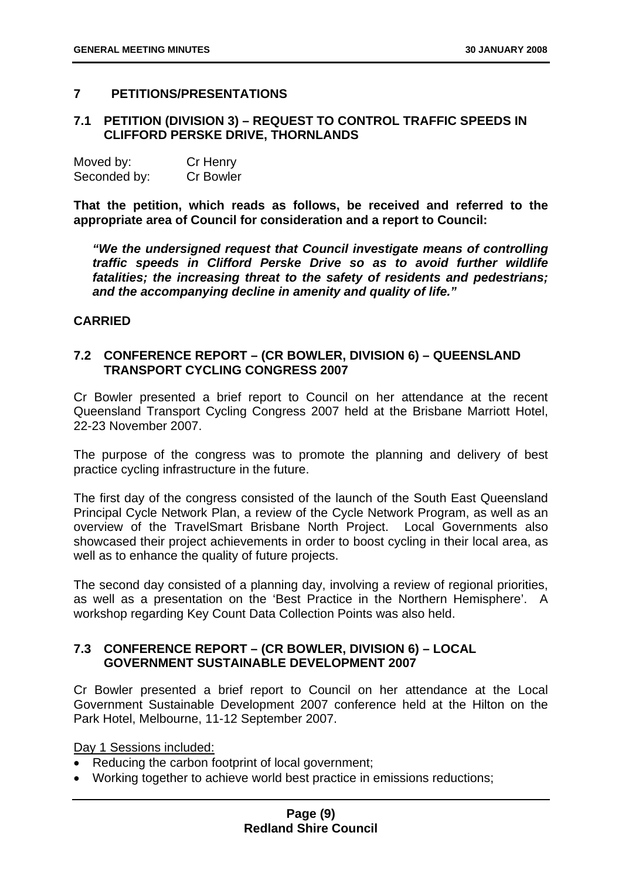## 7 PETITIONS/PRESENTATIONS

### 7.1 PETITION (DIVISION 3) – REQUEST TO CONTROL TRAFFIC SPEEDS IN CLIFFORD PERSKE DRIVE, THORNLANDS

Moved by: Cr Henry
Seconded by: Cr Bowler

**That the petition, which reads as follows, be received and referred to the appropriate area of Council for consideration and a report to Council:**

> ***"We the undersigned request that Council investigate means of controlling traffic speeds in Clifford Perske Drive so as to avoid further wildlife fatalities; the increasing threat to the safety of residents and pedestrians; and the accompanying decline in amenity and quality of life."***

**CARRIED**

### 7.2 CONFERENCE REPORT – (CR BOWLER, DIVISION 6) – QUEENSLAND TRANSPORT CYCLING CONGRESS 2007

Cr Bowler presented a brief report to Council on her attendance at the recent Queensland Transport Cycling Congress 2007 held at the Brisbane Marriott Hotel, 22-23 November 2007.

The purpose of the congress was to promote the planning and delivery of best practice cycling infrastructure in the future.

The first day of the congress consisted of the launch of the South East Queensland Principal Cycle Network Plan, a review of the Cycle Network Program, as well as an overview of the TravelSmart Brisbane North Project. Local Governments also showcased their project achievements in order to boost cycling in their local area, as well as to enhance the quality of future projects.

The second day consisted of a planning day, involving a review of regional priorities, as well as a presentation on the 'Best Practice in the Northern Hemisphere'. A workshop regarding Key Count Data Collection Points was also held.

### 7.3 CONFERENCE REPORT – (CR BOWLER, DIVISION 6) – LOCAL GOVERNMENT SUSTAINABLE DEVELOPMENT 2007

Cr Bowler presented a brief report to Council on her attendance at the Local Government Sustainable Development 2007 conference held at the Hilton on the Park Hotel, Melbourne, 11-12 September 2007.

Day 1 Sessions included:

- Reducing the carbon footprint of local government;
- Working together to achieve world best practice in emissions reductions;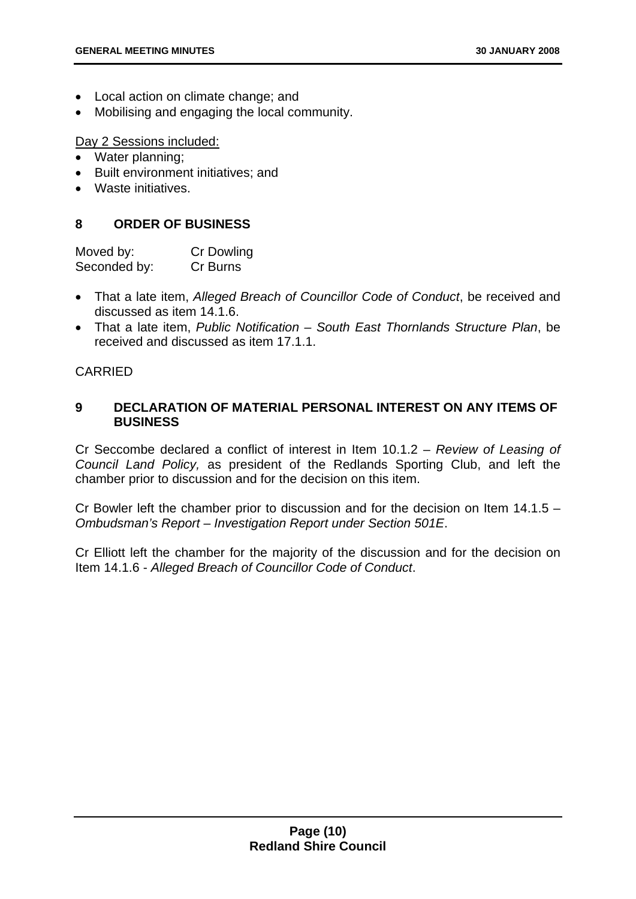- Local action on climate change; and
- Mobilising and engaging the local community.

Day 2 Sessions included:

- Water planning;
- Built environment initiatives; and
- Waste initiatives.

## 8 ORDER OF BUSINESS

Moved by: Cr Dowling
Seconded by: Cr Burns

- That a late item, *Alleged Breach of Councillor Code of Conduct*, be received and discussed as item 14.1.6.
- That a late item, *Public Notification – South East Thornlands Structure Plan*, be received and discussed as item 17.1.1.

CARRIED

## 9 DECLARATION OF MATERIAL PERSONAL INTEREST ON ANY ITEMS OF BUSINESS

Cr Seccombe declared a conflict of interest in Item 10.1.2 – *Review of Leasing of Council Land Policy,* as president of the Redlands Sporting Club, and left the chamber prior to discussion and for the decision on this item.

Cr Bowler left the chamber prior to discussion and for the decision on Item 14.1.5 – *Ombudsman's Report – Investigation Report under Section 501E*.

Cr Elliott left the chamber for the majority of the discussion and for the decision on Item 14.1.6 - *Alleged Breach of Councillor Code of Conduct*.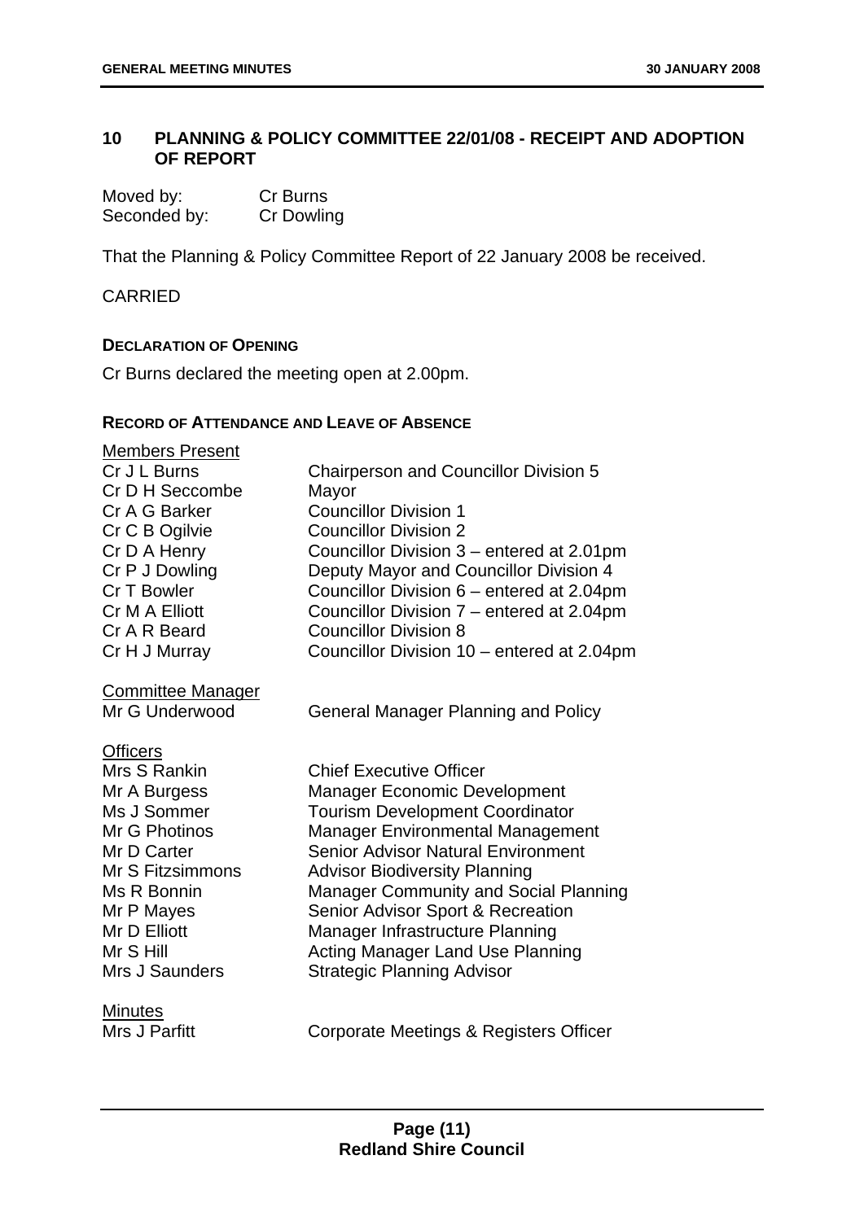## 10 PLANNING & POLICY COMMITTEE 22/01/08 - RECEIPT AND ADOPTION OF REPORT

Moved by: Cr Burns
Seconded by: Cr Dowling

That the Planning & Policy Committee Report of 22 January 2008 be received.

CARRIED

**DECLARATION OF OPENING**

Cr Burns declared the meeting open at 2.00pm.

**RECORD OF ATTENDANCE AND LEAVE OF ABSENCE**

Members Present

| | |
|---|---|
| Cr J L Burns | Chairperson and Councillor Division 5 |
| Cr D H Seccombe | Mayor |
| Cr A G Barker | Councillor Division 1 |
| Cr C B Ogilvie | Councillor Division 2 |
| Cr D A Henry | Councillor Division 3 – entered at 2.01pm |
| Cr P J Dowling | Deputy Mayor and Councillor Division 4 |
| Cr T Bowler | Councillor Division 6 – entered at 2.04pm |
| Cr M A Elliott | Councillor Division 7 – entered at 2.04pm |
| Cr A R Beard | Councillor Division 8 |
| Cr H J Murray | Councillor Division 10 – entered at 2.04pm |

Committee Manager

| | |
|---|---|
| Mr G Underwood | General Manager Planning and Policy |

Officers

| | |
|---|---|
| Mrs S Rankin | Chief Executive Officer |
| Mr A Burgess | Manager Economic Development |
| Ms J Sommer | Tourism Development Coordinator |
| Mr G Photinos | Manager Environmental Management |
| Mr D Carter | Senior Advisor Natural Environment |
| Mr S Fitzsimmons | Advisor Biodiversity Planning |
| Ms R Bonnin | Manager Community and Social Planning |
| Mr P Mayes | Senior Advisor Sport & Recreation |
| Mr D Elliott | Manager Infrastructure Planning |
| Mr S Hill | Acting Manager Land Use Planning |
| Mrs J Saunders | Strategic Planning Advisor |

Minutes

| | |
|---|---|
| Mrs J Parfitt | Corporate Meetings & Registers Officer |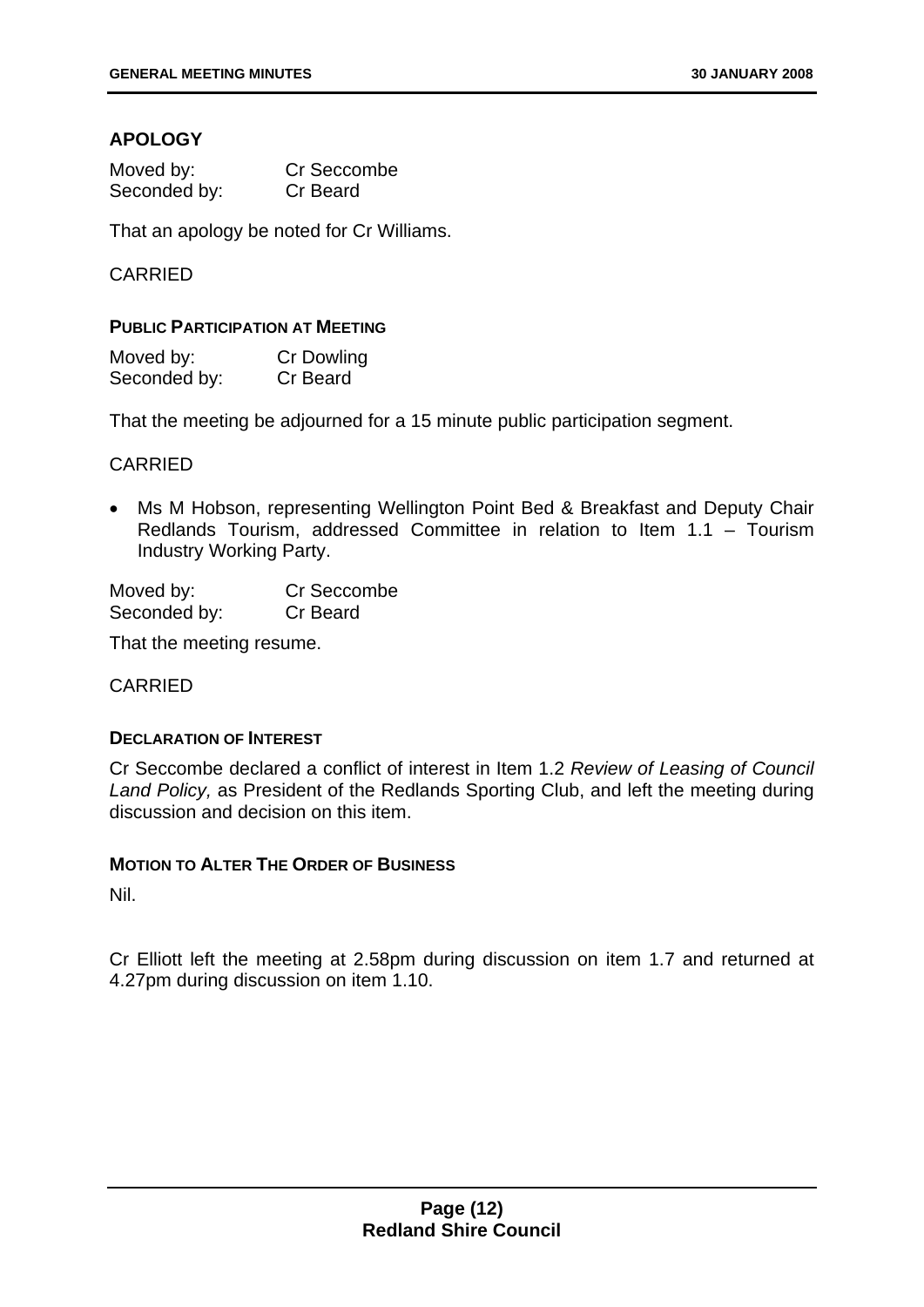## APOLOGY

Moved by: Cr Seccombe
Seconded by: Cr Beard

That an apology be noted for Cr Williams.

CARRIED

### PUBLIC PARTICIPATION AT MEETING

Moved by: Cr Dowling
Seconded by: Cr Beard

That the meeting be adjourned for a 15 minute public participation segment.

CARRIED

- Ms M Hobson, representing Wellington Point Bed & Breakfast and Deputy Chair Redlands Tourism, addressed Committee in relation to Item 1.1 – Tourism Industry Working Party.

Moved by: Cr Seccombe
Seconded by: Cr Beard

That the meeting resume.

CARRIED

### DECLARATION OF INTEREST

Cr Seccombe declared a conflict of interest in Item 1.2 *Review of Leasing of Council Land Policy,* as President of the Redlands Sporting Club, and left the meeting during discussion and decision on this item.

### MOTION TO ALTER THE ORDER OF BUSINESS

Nil.

Cr Elliott left the meeting at 2.58pm during discussion on item 1.7 and returned at 4.27pm during discussion on item 1.10.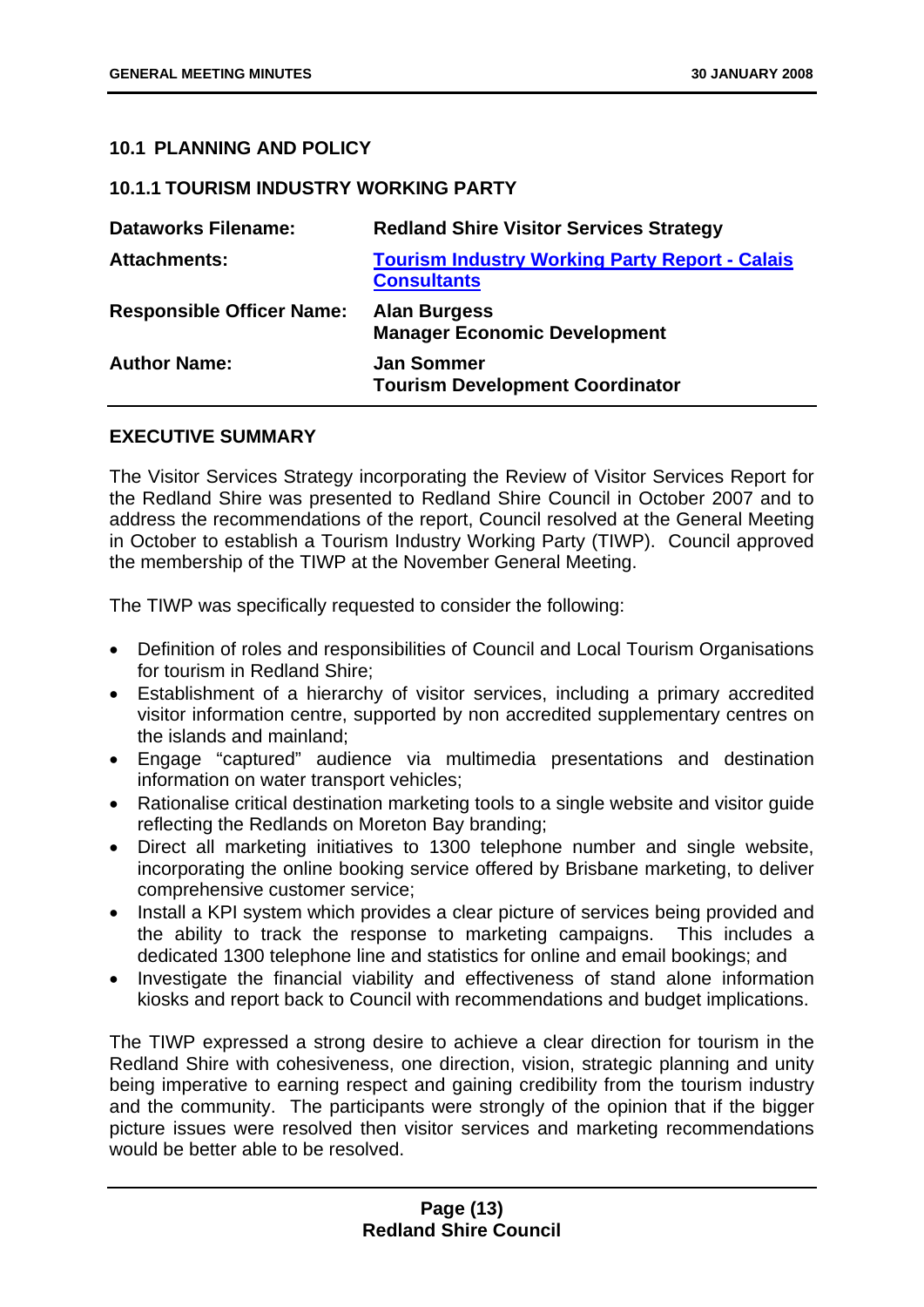## 10.1 PLANNING AND POLICY

### 10.1.1 TOURISM INDUSTRY WORKING PARTY

| | |
|---|---|
| **Dataworks Filename:** | **Redland Shire Visitor Services Strategy** |
| **Attachments:** | **Tourism Industry Working Party Report - Calais Consultants** |
| **Responsible Officer Name:** | **Alan Burgess**<br>**Manager Economic Development** |
| **Author Name:** | **Jan Sommer**<br>**Tourism Development Coordinator** |

**EXECUTIVE SUMMARY**

The Visitor Services Strategy incorporating the Review of Visitor Services Report for the Redland Shire was presented to Redland Shire Council in October 2007 and to address the recommendations of the report, Council resolved at the General Meeting in October to establish a Tourism Industry Working Party (TIWP). Council approved the membership of the TIWP at the November General Meeting.

The TIWP was specifically requested to consider the following:

- Definition of roles and responsibilities of Council and Local Tourism Organisations for tourism in Redland Shire;
- Establishment of a hierarchy of visitor services, including a primary accredited visitor information centre, supported by non accredited supplementary centres on the islands and mainland;
- Engage "captured" audience via multimedia presentations and destination information on water transport vehicles;
- Rationalise critical destination marketing tools to a single website and visitor guide reflecting the Redlands on Moreton Bay branding;
- Direct all marketing initiatives to 1300 telephone number and single website, incorporating the online booking service offered by Brisbane marketing, to deliver comprehensive customer service;
- Install a KPI system which provides a clear picture of services being provided and the ability to track the response to marketing campaigns. This includes a dedicated 1300 telephone line and statistics for online and email bookings; and
- Investigate the financial viability and effectiveness of stand alone information kiosks and report back to Council with recommendations and budget implications.

The TIWP expressed a strong desire to achieve a clear direction for tourism in the Redland Shire with cohesiveness, one direction, vision, strategic planning and unity being imperative to earning respect and gaining credibility from the tourism industry and the community. The participants were strongly of the opinion that if the bigger picture issues were resolved then visitor services and marketing recommendations would be better able to be resolved.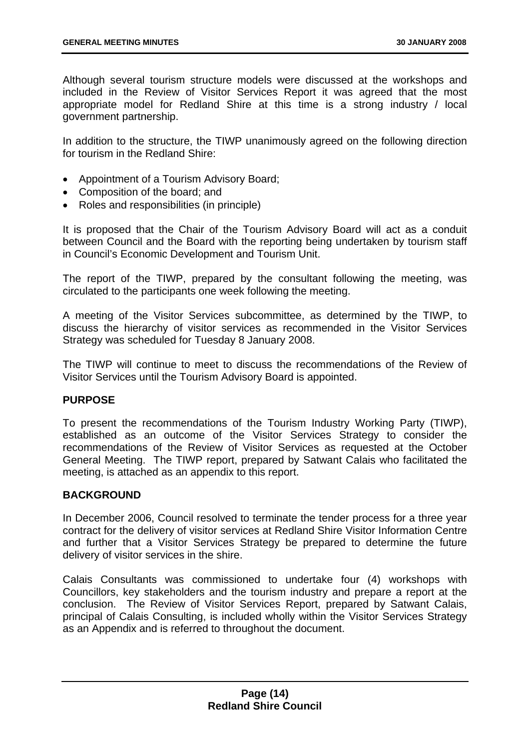Although several tourism structure models were discussed at the workshops and included in the Review of Visitor Services Report it was agreed that the most appropriate model for Redland Shire at this time is a strong industry / local government partnership.

In addition to the structure, the TIWP unanimously agreed on the following direction for tourism in the Redland Shire:

- Appointment of a Tourism Advisory Board;
- Composition of the board; and
- Roles and responsibilities (in principle)

It is proposed that the Chair of the Tourism Advisory Board will act as a conduit between Council and the Board with the reporting being undertaken by tourism staff in Council's Economic Development and Tourism Unit.

The report of the TIWP, prepared by the consultant following the meeting, was circulated to the participants one week following the meeting.

A meeting of the Visitor Services subcommittee, as determined by the TIWP, to discuss the hierarchy of visitor services as recommended in the Visitor Services Strategy was scheduled for Tuesday 8 January 2008.

The TIWP will continue to meet to discuss the recommendations of the Review of Visitor Services until the Tourism Advisory Board is appointed.

## PURPOSE

To present the recommendations of the Tourism Industry Working Party (TIWP), established as an outcome of the Visitor Services Strategy to consider the recommendations of the Review of Visitor Services as requested at the October General Meeting. The TIWP report, prepared by Satwant Calais who facilitated the meeting, is attached as an appendix to this report.

## BACKGROUND

In December 2006, Council resolved to terminate the tender process for a three year contract for the delivery of visitor services at Redland Shire Visitor Information Centre and further that a Visitor Services Strategy be prepared to determine the future delivery of visitor services in the shire.

Calais Consultants was commissioned to undertake four (4) workshops with Councillors, key stakeholders and the tourism industry and prepare a report at the conclusion. The Review of Visitor Services Report, prepared by Satwant Calais, principal of Calais Consulting, is included wholly within the Visitor Services Strategy as an Appendix and is referred to throughout the document.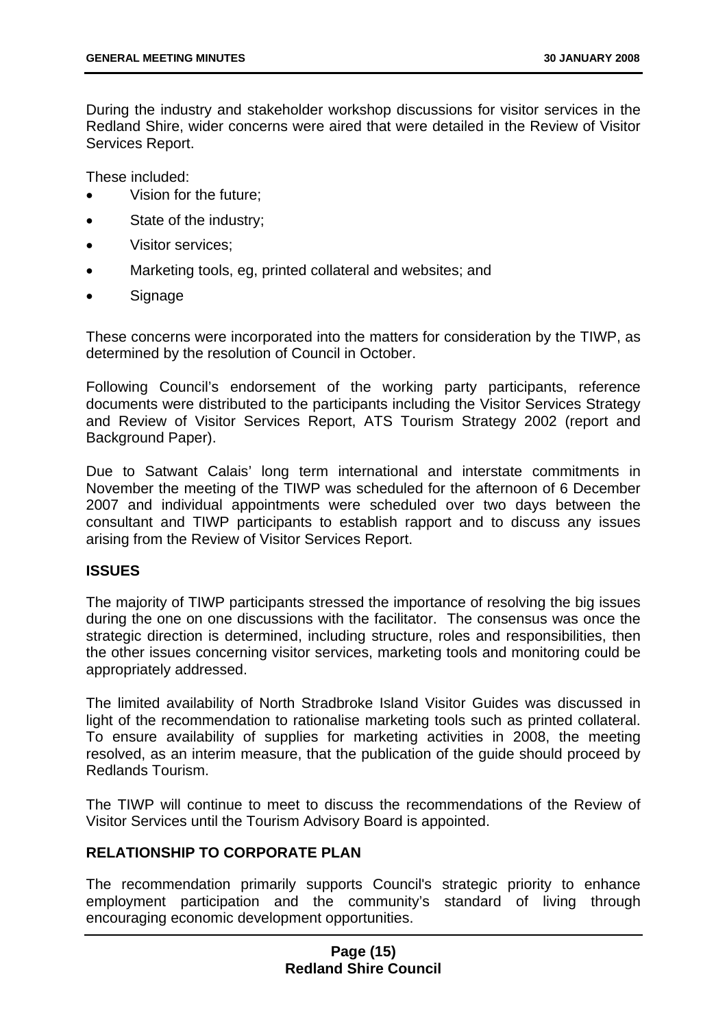During the industry and stakeholder workshop discussions for visitor services in the Redland Shire, wider concerns were aired that were detailed in the Review of Visitor Services Report.

These included:

- Vision for the future;
- State of the industry;
- Visitor services;
- Marketing tools, eg, printed collateral and websites; and
- Signage

These concerns were incorporated into the matters for consideration by the TIWP, as determined by the resolution of Council in October.

Following Council's endorsement of the working party participants, reference documents were distributed to the participants including the Visitor Services Strategy and Review of Visitor Services Report, ATS Tourism Strategy 2002 (report and Background Paper).

Due to Satwant Calais' long term international and interstate commitments in November the meeting of the TIWP was scheduled for the afternoon of 6 December 2007 and individual appointments were scheduled over two days between the consultant and TIWP participants to establish rapport and to discuss any issues arising from the Review of Visitor Services Report.

## ISSUES

The majority of TIWP participants stressed the importance of resolving the big issues during the one on one discussions with the facilitator. The consensus was once the strategic direction is determined, including structure, roles and responsibilities, then the other issues concerning visitor services, marketing tools and monitoring could be appropriately addressed.

The limited availability of North Stradbroke Island Visitor Guides was discussed in light of the recommendation to rationalise marketing tools such as printed collateral. To ensure availability of supplies for marketing activities in 2008, the meeting resolved, as an interim measure, that the publication of the guide should proceed by Redlands Tourism.

The TIWP will continue to meet to discuss the recommendations of the Review of Visitor Services until the Tourism Advisory Board is appointed.

## RELATIONSHIP TO CORPORATE PLAN

The recommendation primarily supports Council's strategic priority to enhance employment participation and the community's standard of living through encouraging economic development opportunities.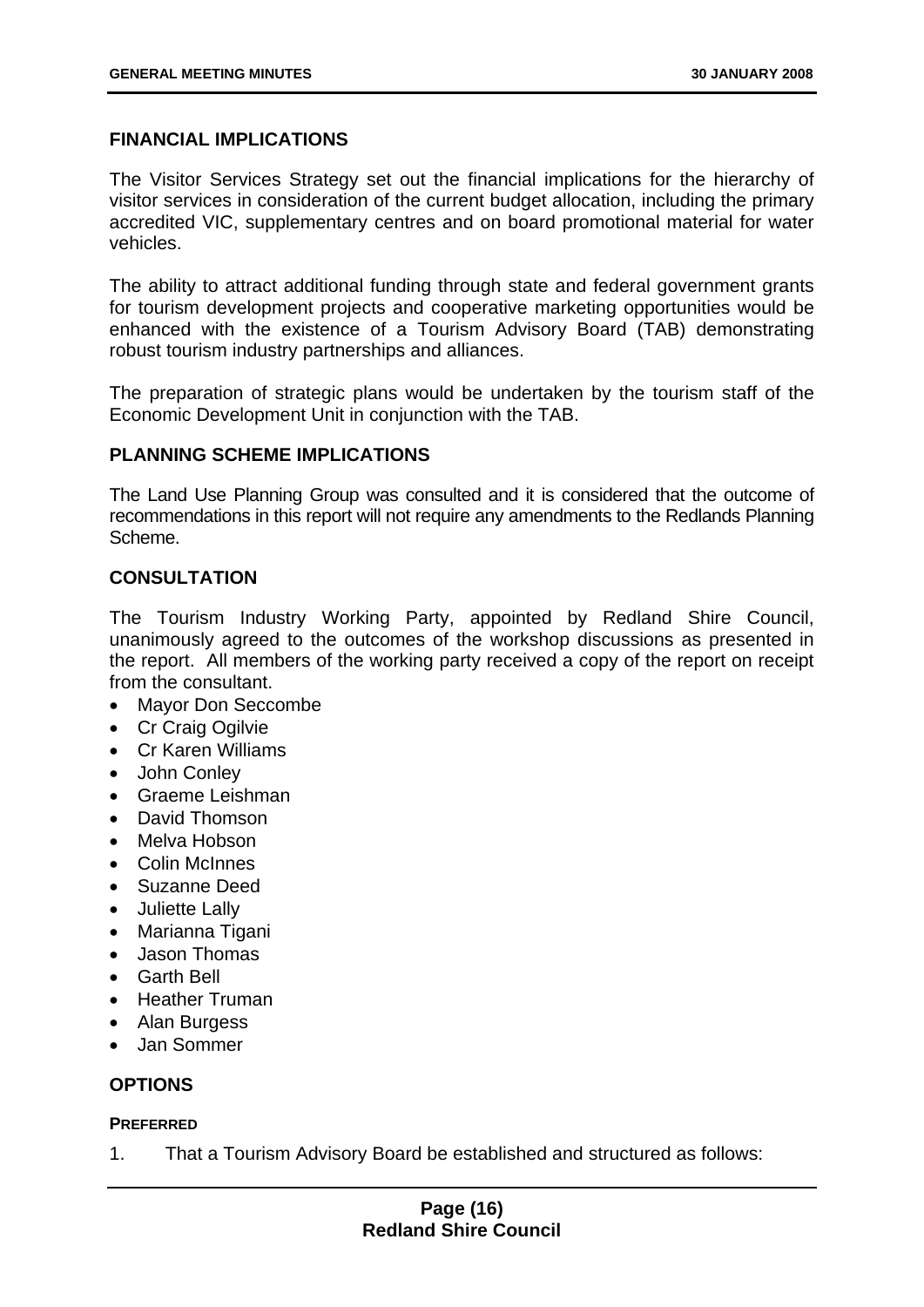## FINANCIAL IMPLICATIONS

The Visitor Services Strategy set out the financial implications for the hierarchy of visitor services in consideration of the current budget allocation, including the primary accredited VIC, supplementary centres and on board promotional material for water vehicles.

The ability to attract additional funding through state and federal government grants for tourism development projects and cooperative marketing opportunities would be enhanced with the existence of a Tourism Advisory Board (TAB) demonstrating robust tourism industry partnerships and alliances.

The preparation of strategic plans would be undertaken by the tourism staff of the Economic Development Unit in conjunction with the TAB.

## PLANNING SCHEME IMPLICATIONS

The Land Use Planning Group was consulted and it is considered that the outcome of recommendations in this report will not require any amendments to the Redlands Planning Scheme.

## CONSULTATION

The Tourism Industry Working Party, appointed by Redland Shire Council, unanimously agreed to the outcomes of the workshop discussions as presented in the report. All members of the working party received a copy of the report on receipt from the consultant.

- Mayor Don Seccombe
- Cr Craig Ogilvie
- Cr Karen Williams
- John Conley
- Graeme Leishman
- David Thomson
- Melva Hobson
- Colin McInnes
- Suzanne Deed
- Juliette Lally
- Marianna Tigani
- Jason Thomas
- Garth Bell
- Heather Truman
- Alan Burgess
- Jan Sommer

## OPTIONS

### PREFERRED

1. That a Tourism Advisory Board be established and structured as follows: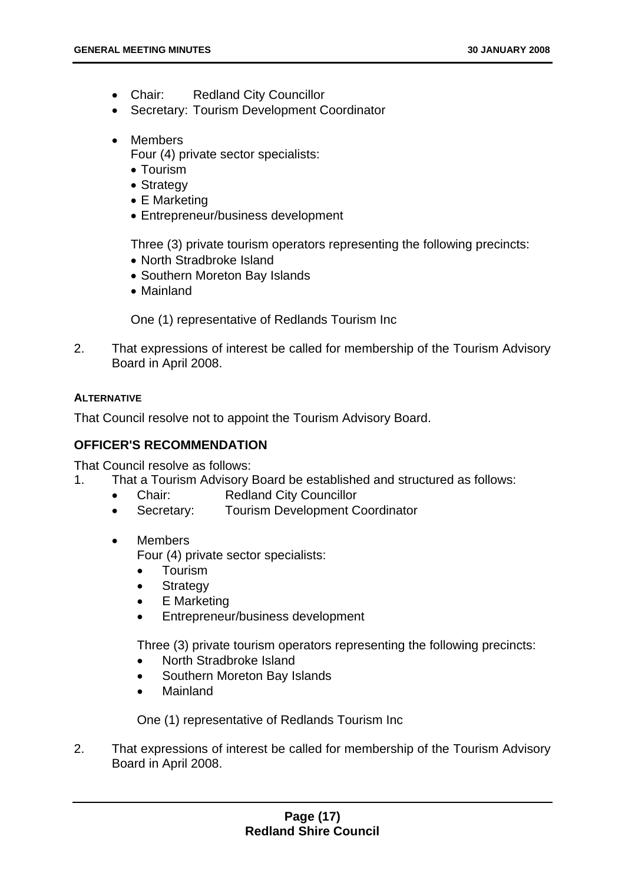- Chair: Redland City Councillor
- Secretary: Tourism Development Coordinator

- Members

  Four (4) private sector specialists:
  - Tourism
  - Strategy
  - E Marketing
  - Entrepreneur/business development

  Three (3) private tourism operators representing the following precincts:
  - North Stradbroke Island
  - Southern Moreton Bay Islands
  - Mainland

  One (1) representative of Redlands Tourism Inc

2. That expressions of interest be called for membership of the Tourism Advisory Board in April 2008.

**ALTERNATIVE**

That Council resolve not to appoint the Tourism Advisory Board.

### OFFICER'S RECOMMENDATION

That Council resolve as follows:

1. That a Tourism Advisory Board be established and structured as follows:
   - Chair: Redland City Councillor
   - Secretary: Tourism Development Coordinator

   - Members

     Four (4) private sector specialists:
     - Tourism
     - Strategy
     - E Marketing
     - Entrepreneur/business development

     Three (3) private tourism operators representing the following precincts:
     - North Stradbroke Island
     - Southern Moreton Bay Islands
     - Mainland

     One (1) representative of Redlands Tourism Inc

2. That expressions of interest be called for membership of the Tourism Advisory Board in April 2008.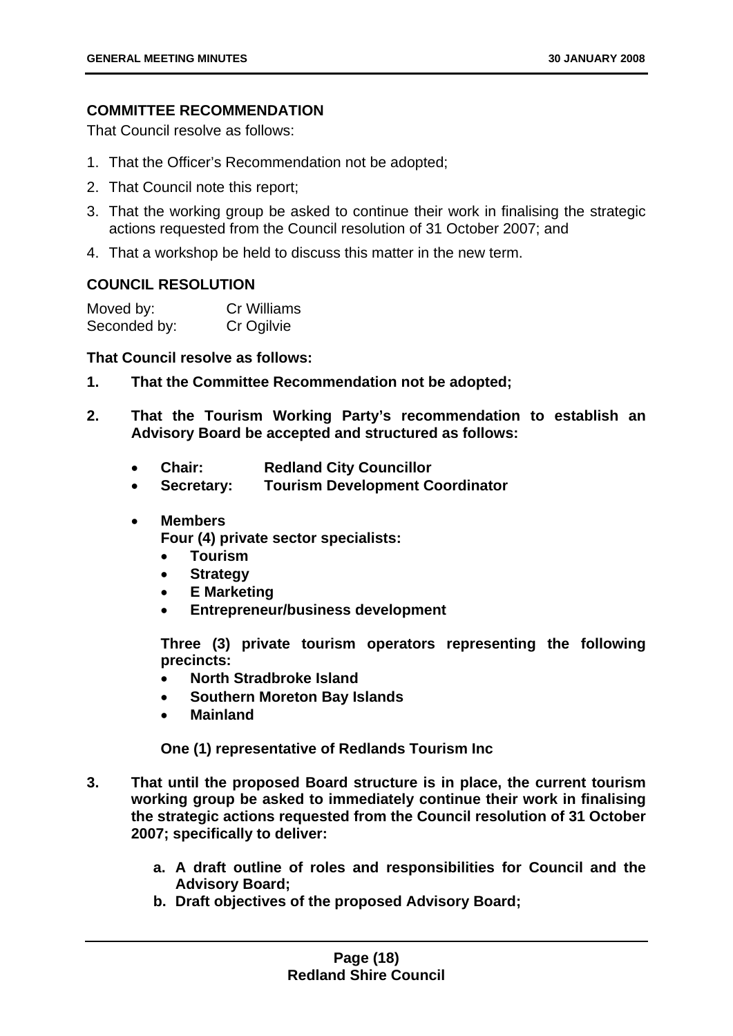### COMMITTEE RECOMMENDATION

That Council resolve as follows:

1. That the Officer's Recommendation not be adopted;
2. That Council note this report;
3. That the working group be asked to continue their work in finalising the strategic actions requested from the Council resolution of 31 October 2007; and
4. That a workshop be held to discuss this matter in the new term.

### COUNCIL RESOLUTION

Moved by: Cr Williams
Seconded by: Cr Ogilvie

**That Council resolve as follows:**

**1. That the Committee Recommendation not be adopted;**

**2. That the Tourism Working Party's recommendation to establish an Advisory Board be accepted and structured as follows:**

- **Chair: Redland City Councillor**
- **Secretary: Tourism Development Coordinator**
- **Members**
  **Four (4) private sector specialists:**
  - **Tourism**
  - **Strategy**
  - **E Marketing**
  - **Entrepreneur/business development**

  **Three (3) private tourism operators representing the following precincts:**
  - **North Stradbroke Island**
  - **Southern Moreton Bay Islands**
  - **Mainland**

  **One (1) representative of Redlands Tourism Inc**

**3. That until the proposed Board structure is in place, the current tourism working group be asked to immediately continue their work in finalising the strategic actions requested from the Council resolution of 31 October 2007; specifically to deliver:**

   **a. A draft outline of roles and responsibilities for Council and the Advisory Board;**
   **b. Draft objectives of the proposed Advisory Board;**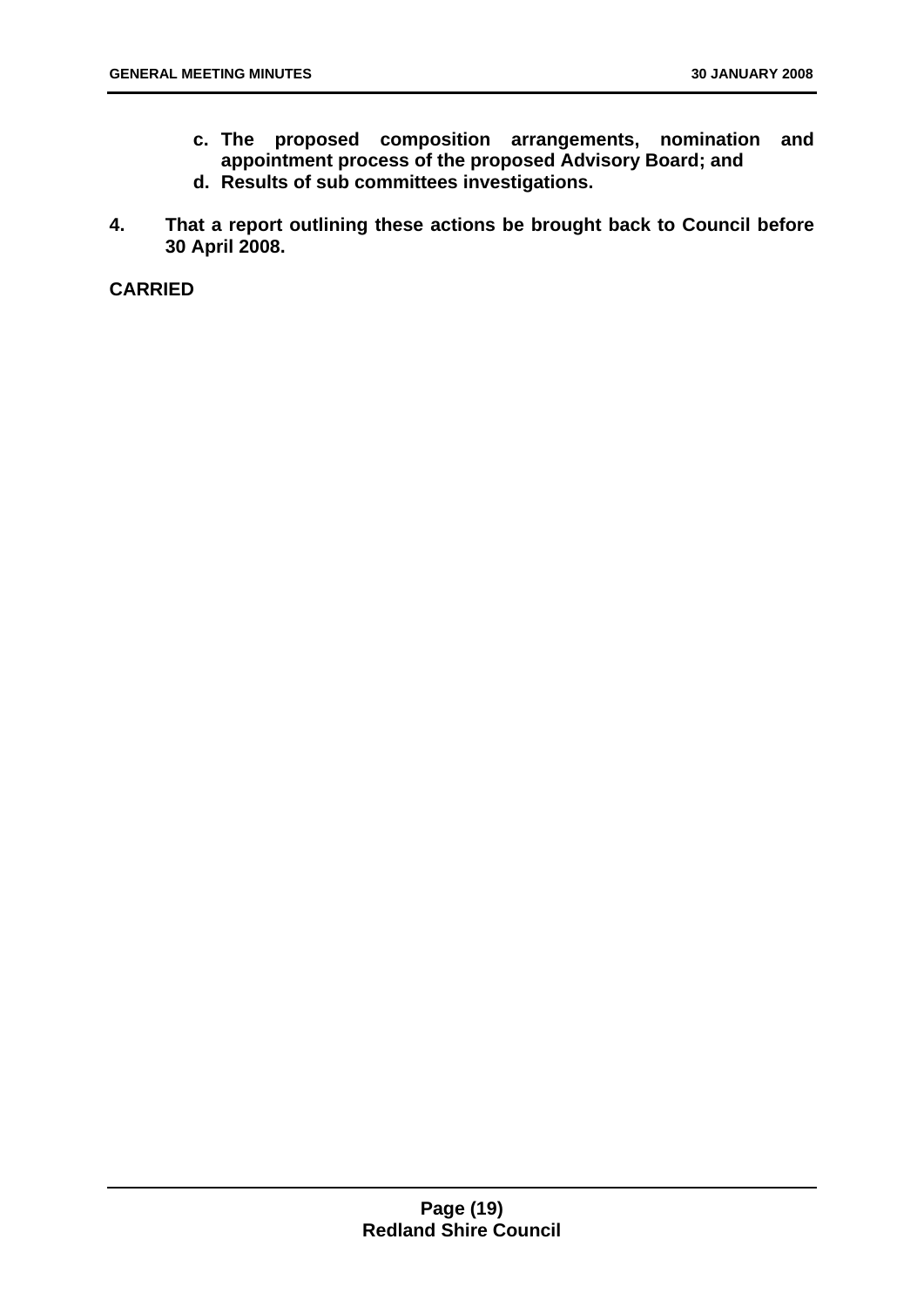**c. The proposed composition arrangements, nomination and appointment process of the proposed Advisory Board; and**

**d. Results of sub committees investigations.**

**4. That a report outlining these actions be brought back to Council before 30 April 2008.**

**CARRIED**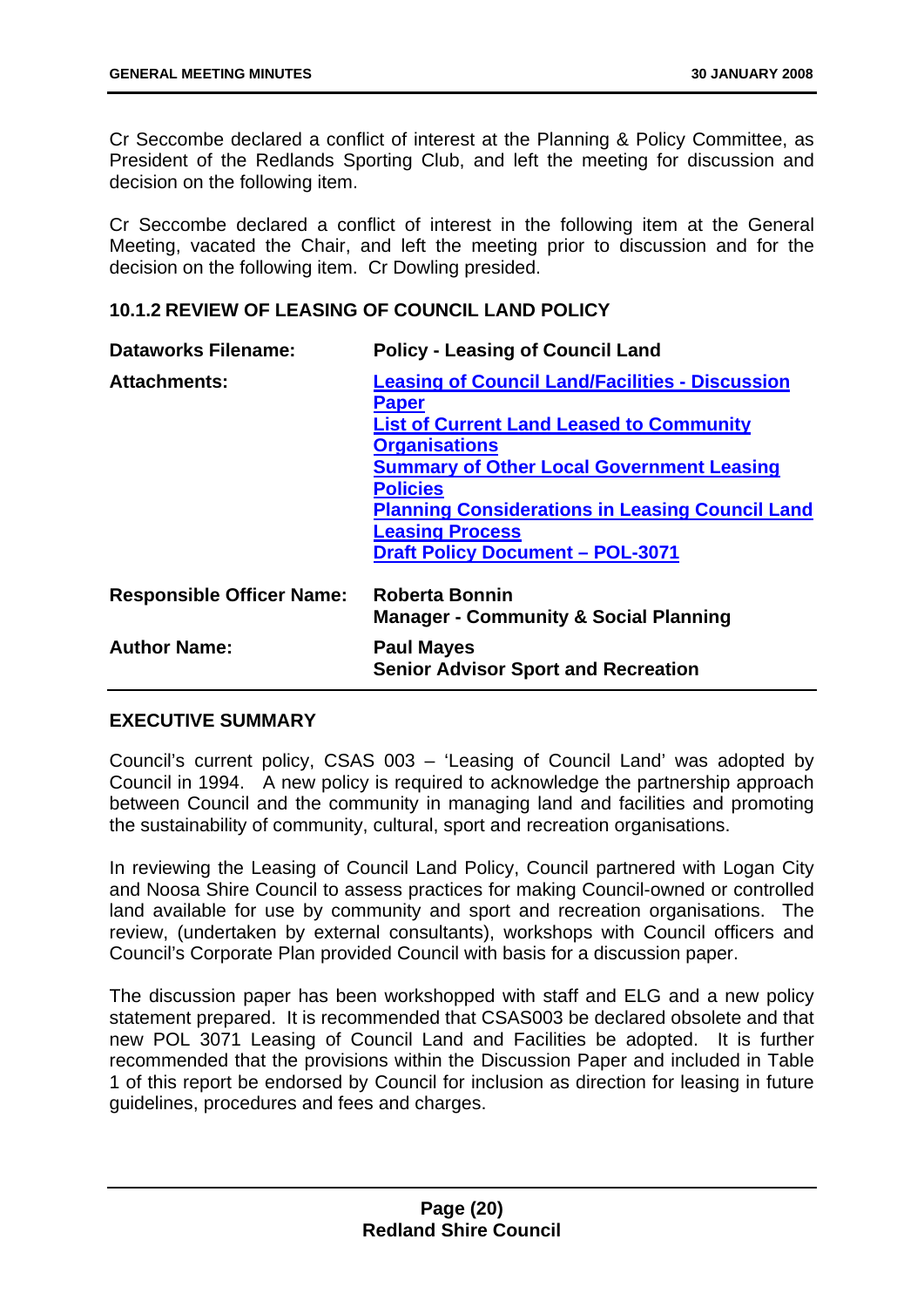Cr Seccombe declared a conflict of interest at the Planning & Policy Committee, as President of the Redlands Sporting Club, and left the meeting for discussion and decision on the following item.

Cr Seccombe declared a conflict of interest in the following item at the General Meeting, vacated the Chair, and left the meeting prior to discussion and for the decision on the following item. Cr Dowling presided.

### 10.1.2 REVIEW OF LEASING OF COUNCIL LAND POLICY

| | |
|---|---|
| **Dataworks Filename:** | **Policy - Leasing of Council Land** |
| **Attachments:** | **Leasing of Council Land/Facilities - Discussion Paper**<br>**List of Current Land Leased to Community Organisations**<br>**Summary of Other Local Government Leasing Policies**<br>**Planning Considerations in Leasing Council Land**<br>**Leasing Process**<br>**Draft Policy Document – POL-3071** |
| **Responsible Officer Name:** | **Roberta Bonnin**<br>**Manager - Community & Social Planning** |
| **Author Name:** | **Paul Mayes**<br>**Senior Advisor Sport and Recreation** |

#### EXECUTIVE SUMMARY

Council's current policy, CSAS 003 – 'Leasing of Council Land' was adopted by Council in 1994. A new policy is required to acknowledge the partnership approach between Council and the community in managing land and facilities and promoting the sustainability of community, cultural, sport and recreation organisations.

In reviewing the Leasing of Council Land Policy, Council partnered with Logan City and Noosa Shire Council to assess practices for making Council-owned or controlled land available for use by community and sport and recreation organisations. The review, (undertaken by external consultants), workshops with Council officers and Council's Corporate Plan provided Council with basis for a discussion paper.

The discussion paper has been workshopped with staff and ELG and a new policy statement prepared. It is recommended that CSAS003 be declared obsolete and that new POL 3071 Leasing of Council Land and Facilities be adopted. It is further recommended that the provisions within the Discussion Paper and included in Table 1 of this report be endorsed by Council for inclusion as direction for leasing in future guidelines, procedures and fees and charges.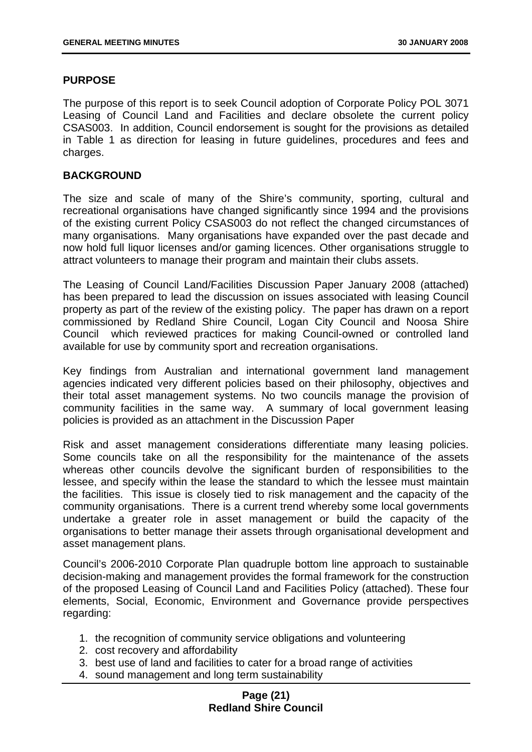## PURPOSE

The purpose of this report is to seek Council adoption of Corporate Policy POL 3071 Leasing of Council Land and Facilities and declare obsolete the current policy CSAS003. In addition, Council endorsement is sought for the provisions as detailed in Table 1 as direction for leasing in future guidelines, procedures and fees and charges.

## BACKGROUND

The size and scale of many of the Shire's community, sporting, cultural and recreational organisations have changed significantly since 1994 and the provisions of the existing current Policy CSAS003 do not reflect the changed circumstances of many organisations. Many organisations have expanded over the past decade and now hold full liquor licenses and/or gaming licences. Other organisations struggle to attract volunteers to manage their program and maintain their clubs assets.

The Leasing of Council Land/Facilities Discussion Paper January 2008 (attached) has been prepared to lead the discussion on issues associated with leasing Council property as part of the review of the existing policy. The paper has drawn on a report commissioned by Redland Shire Council, Logan City Council and Noosa Shire Council which reviewed practices for making Council-owned or controlled land available for use by community sport and recreation organisations.

Key findings from Australian and international government land management agencies indicated very different policies based on their philosophy, objectives and their total asset management systems. No two councils manage the provision of community facilities in the same way. A summary of local government leasing policies is provided as an attachment in the Discussion Paper

Risk and asset management considerations differentiate many leasing policies. Some councils take on all the responsibility for the maintenance of the assets whereas other councils devolve the significant burden of responsibilities to the lessee, and specify within the lease the standard to which the lessee must maintain the facilities. This issue is closely tied to risk management and the capacity of the community organisations. There is a current trend whereby some local governments undertake a greater role in asset management or build the capacity of the organisations to better manage their assets through organisational development and asset management plans.

Council's 2006-2010 Corporate Plan quadruple bottom line approach to sustainable decision-making and management provides the formal framework for the construction of the proposed Leasing of Council Land and Facilities Policy (attached). These four elements, Social, Economic, Environment and Governance provide perspectives regarding:

1. the recognition of community service obligations and volunteering
2. cost recovery and affordability
3. best use of land and facilities to cater for a broad range of activities
4. sound management and long term sustainability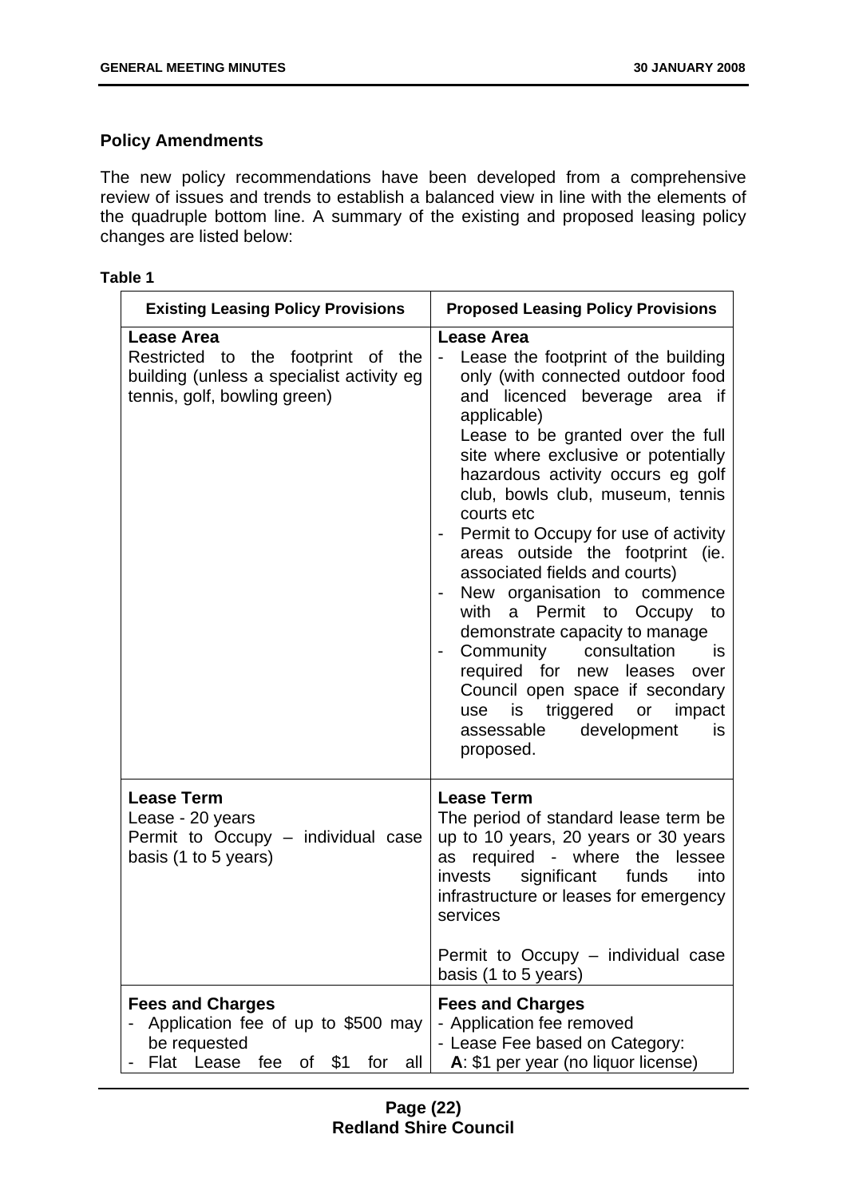## Policy Amendments

The new policy recommendations have been developed from a comprehensive review of issues and trends to establish a balanced view in line with the elements of the quadruple bottom line. A summary of the existing and proposed leasing policy changes are listed below:

**Table 1**

| Existing Leasing Policy Provisions | Proposed Leasing Policy Provisions |
|---|---|
| **Lease Area**<br>Restricted to the footprint of the building (unless a specialist activity eg tennis, golf, bowling green) | **Lease Area**<br>- Lease the footprint of the building only (with connected outdoor food and licenced beverage area if applicable)<br>Lease to be granted over the full site where exclusive or potentially hazardous activity occurs eg golf club, bowls club, museum, tennis courts etc<br>- Permit to Occupy for use of activity areas outside the footprint (ie. associated fields and courts)<br>- New organisation to commence with a Permit to Occupy to demonstrate capacity to manage<br>- Community consultation is required for new leases over Council open space if secondary use is triggered or impact assessable development is proposed. |
| **Lease Term**<br>Lease - 20 years<br>Permit to Occupy – individual case basis (1 to 5 years) | **Lease Term**<br>The period of standard lease term be up to 10 years, 20 years or 30 years as required - where the lessee invests significant funds into infrastructure or leases for emergency services<br><br>Permit to Occupy – individual case basis (1 to 5 years) |
| **Fees and Charges**<br>- Application fee of up to $500 may be requested<br>- Flat Lease fee of $1 for all | **Fees and Charges**<br>- Application fee removed<br>- Lease Fee based on Category:<br>**A**: $1 per year (no liquor license) |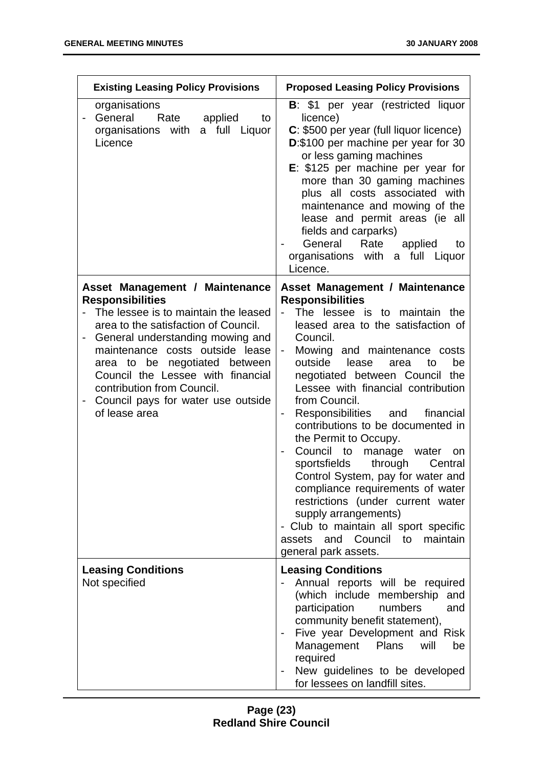| Existing Leasing Policy Provisions | Proposed Leasing Policy Provisions |
|---|---|
| organisations<br>- General Rate applied to organisations with a full Liquor Licence | **B**: $1 per year (restricted liquor licence)<br>**C**: $500 per year (full liquor licence)<br>**D**:$100 per machine per year for 30 or less gaming machines<br>**E**: $125 per machine per year for more than 30 gaming machines plus all costs associated with maintenance and mowing of the lease and permit areas (ie all fields and carparks)<br>- General Rate applied to organisations with a full Liquor Licence. |
| **Asset Management / Maintenance Responsibilities**<br>- The lessee is to maintain the leased area to the satisfaction of Council.<br>- General understanding mowing and maintenance costs outside lease area to be negotiated between Council the Lessee with financial contribution from Council.<br>- Council pays for water use outside of lease area | **Asset Management / Maintenance Responsibilities**<br>- The lessee is to maintain the leased area to the satisfaction of Council.<br>- Mowing and maintenance costs outside lease area to be negotiated between Council the Lessee with financial contribution from Council.<br>- Responsibilities and financial contributions to be documented in the Permit to Occupy.<br>- Council to manage water on sportsfields through Central Control System, pay for water and compliance requirements of water restrictions (under current water supply arrangements)<br>- Club to maintain all sport specific assets and Council to maintain general park assets. |
| **Leasing Conditions**<br>Not specified | **Leasing Conditions**<br>- Annual reports will be required (which include membership and participation numbers and community benefit statement),<br>- Five year Development and Risk Management Plans will be required<br>- New guidelines to be developed for lessees on landfill sites. |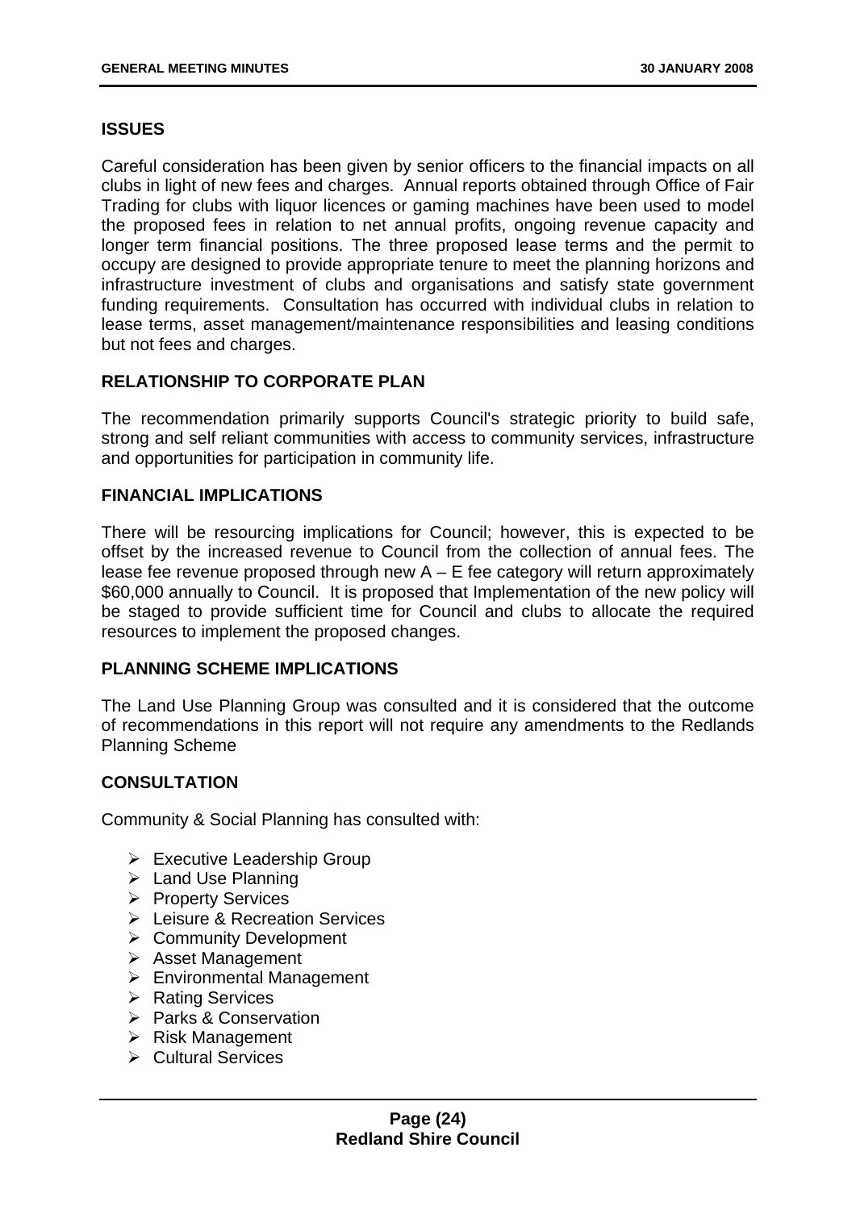## ISSUES

Careful consideration has been given by senior officers to the financial impacts on all clubs in light of new fees and charges. Annual reports obtained through Office of Fair Trading for clubs with liquor licences or gaming machines have been used to model the proposed fees in relation to net annual profits, ongoing revenue capacity and longer term financial positions. The three proposed lease terms and the permit to occupy are designed to provide appropriate tenure to meet the planning horizons and infrastructure investment of clubs and organisations and satisfy state government funding requirements. Consultation has occurred with individual clubs in relation to lease terms, asset management/maintenance responsibilities and leasing conditions but not fees and charges.

## RELATIONSHIP TO CORPORATE PLAN

The recommendation primarily supports Council's strategic priority to build safe, strong and self reliant communities with access to community services, infrastructure and opportunities for participation in community life.

## FINANCIAL IMPLICATIONS

There will be resourcing implications for Council; however, this is expected to be offset by the increased revenue to Council from the collection of annual fees. The lease fee revenue proposed through new A – E fee category will return approximately $60,000 annually to Council. It is proposed that Implementation of the new policy will be staged to provide sufficient time for Council and clubs to allocate the required resources to implement the proposed changes.

## PLANNING SCHEME IMPLICATIONS

The Land Use Planning Group was consulted and it is considered that the outcome of recommendations in this report will not require any amendments to the Redlands Planning Scheme

## CONSULTATION

Community & Social Planning has consulted with:

- Executive Leadership Group
- Land Use Planning
- Property Services
- Leisure & Recreation Services
- Community Development
- Asset Management
- Environmental Management
- Rating Services
- Parks & Conservation
- Risk Management
- Cultural Services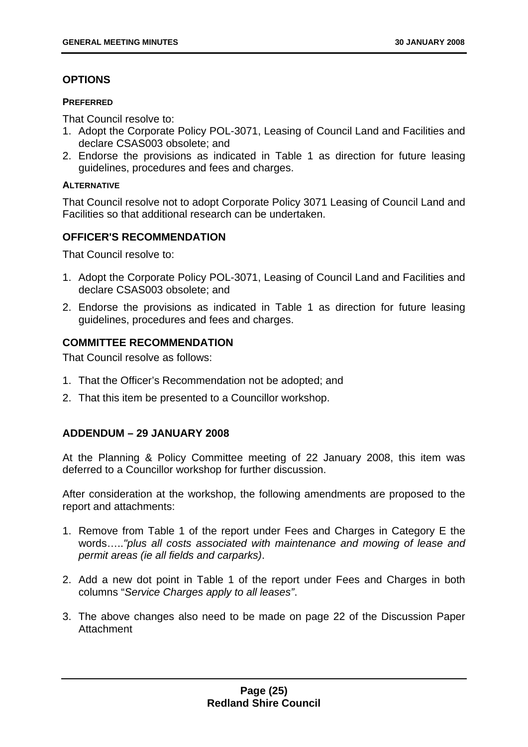## OPTIONS

#### PREFERRED

That Council resolve to:

1. Adopt the Corporate Policy POL-3071, Leasing of Council Land and Facilities and declare CSAS003 obsolete; and
2. Endorse the provisions as indicated in Table 1 as direction for future leasing guidelines, procedures and fees and charges.

#### ALTERNATIVE

That Council resolve not to adopt Corporate Policy 3071 Leasing of Council Land and Facilities so that additional research can be undertaken.

## OFFICER'S RECOMMENDATION

That Council resolve to:

1. Adopt the Corporate Policy POL-3071, Leasing of Council Land and Facilities and declare CSAS003 obsolete; and
2. Endorse the provisions as indicated in Table 1 as direction for future leasing guidelines, procedures and fees and charges.

## COMMITTEE RECOMMENDATION

That Council resolve as follows:

1. That the Officer's Recommendation not be adopted; and
2. That this item be presented to a Councillor workshop.

## ADDENDUM – 29 JANUARY 2008

At the Planning & Policy Committee meeting of 22 January 2008, this item was deferred to a Councillor workshop for further discussion.

After consideration at the workshop, the following amendments are proposed to the report and attachments:

1. Remove from Table 1 of the report under Fees and Charges in Category E the words….. *"plus all costs associated with maintenance and mowing of lease and permit areas (ie all fields and carparks)*.
2. Add a new dot point in Table 1 of the report under Fees and Charges in both columns "*Service Charges apply to all leases"*.
3. The above changes also need to be made on page 22 of the Discussion Paper Attachment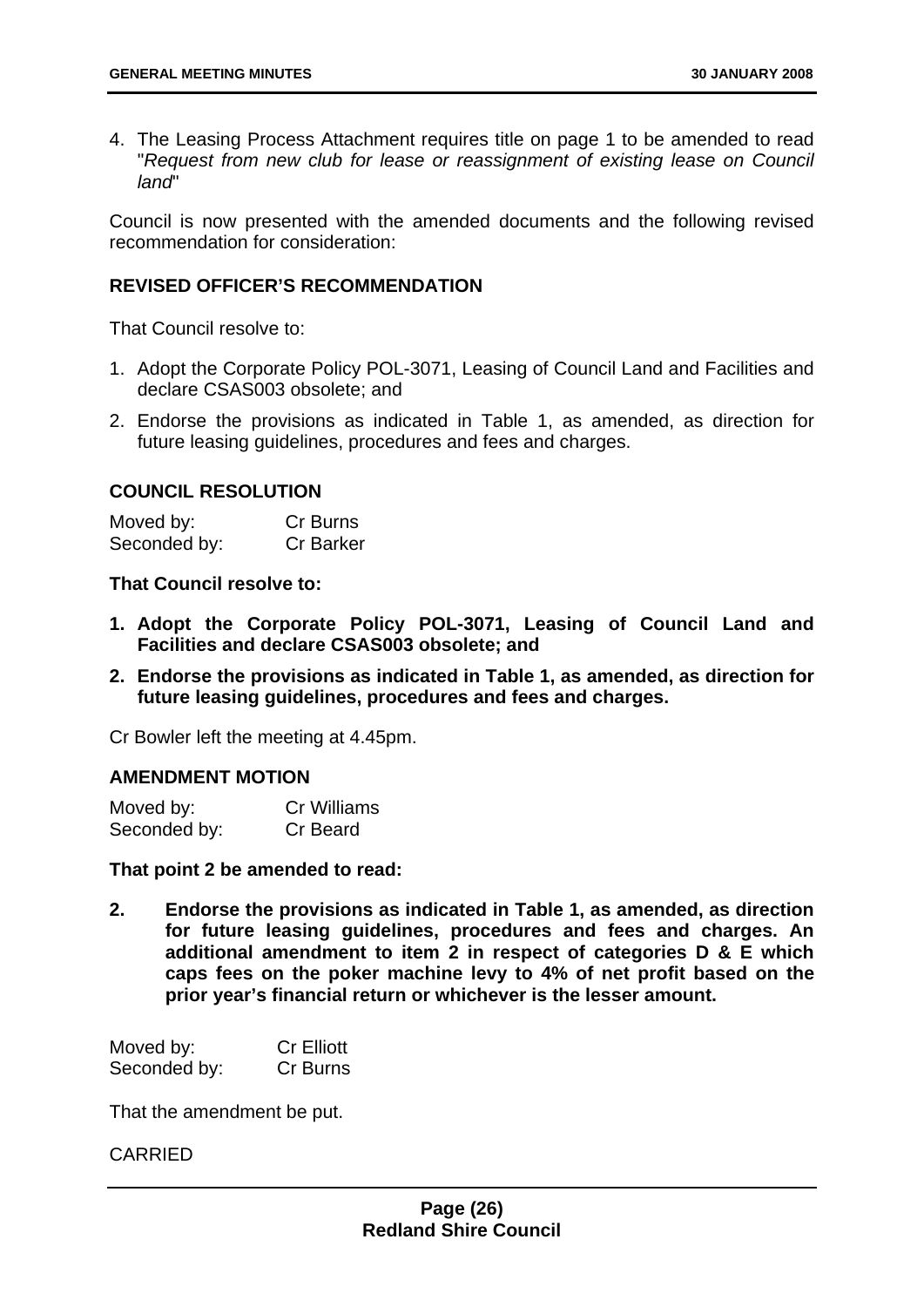4. The Leasing Process Attachment requires title on page 1 to be amended to read "*Request from new club for lease or reassignment of existing lease on Council land*"

Council is now presented with the amended documents and the following revised recommendation for consideration:

**REVISED OFFICER'S RECOMMENDATION**

That Council resolve to:

1. Adopt the Corporate Policy POL-3071, Leasing of Council Land and Facilities and declare CSAS003 obsolete; and
2. Endorse the provisions as indicated in Table 1, as amended, as direction for future leasing guidelines, procedures and fees and charges.

**COUNCIL RESOLUTION**

Moved by: Cr Burns
Seconded by: Cr Barker

**That Council resolve to:**

1. **Adopt the Corporate Policy POL-3071, Leasing of Council Land and Facilities and declare CSAS003 obsolete; and**
2. **Endorse the provisions as indicated in Table 1, as amended, as direction for future leasing guidelines, procedures and fees and charges.**

Cr Bowler left the meeting at 4.45pm.

**AMENDMENT MOTION**

Moved by: Cr Williams
Seconded by: Cr Beard

**That point 2 be amended to read:**

2. **Endorse the provisions as indicated in Table 1, as amended, as direction for future leasing guidelines, procedures and fees and charges. An additional amendment to item 2 in respect of categories D & E which caps fees on the poker machine levy to 4% of net profit based on the prior year's financial return or whichever is the lesser amount.**

Moved by: Cr Elliott
Seconded by: Cr Burns

That the amendment be put.

CARRIED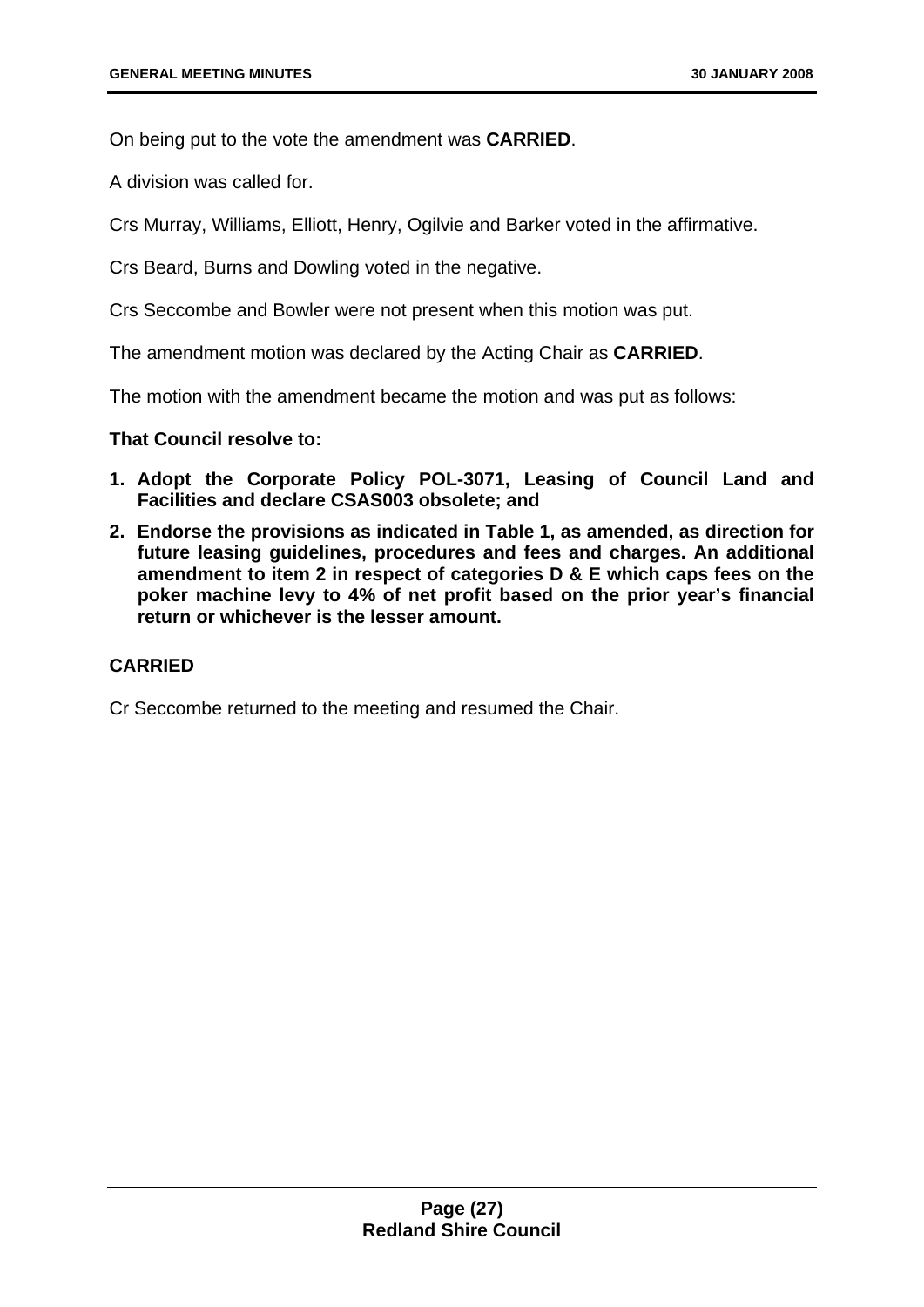On being put to the vote the amendment was **CARRIED**.

A division was called for.

Crs Murray, Williams, Elliott, Henry, Ogilvie and Barker voted in the affirmative.

Crs Beard, Burns and Dowling voted in the negative.

Crs Seccombe and Bowler were not present when this motion was put.

The amendment motion was declared by the Acting Chair as **CARRIED**.

The motion with the amendment became the motion and was put as follows:

**That Council resolve to:**

1. **Adopt the Corporate Policy POL-3071, Leasing of Council Land and Facilities and declare CSAS003 obsolete; and**
2. **Endorse the provisions as indicated in Table 1, as amended, as direction for future leasing guidelines, procedures and fees and charges. An additional amendment to item 2 in respect of categories D & E which caps fees on the poker machine levy to 4% of net profit based on the prior year's financial return or whichever is the lesser amount.**

**CARRIED**

Cr Seccombe returned to the meeting and resumed the Chair.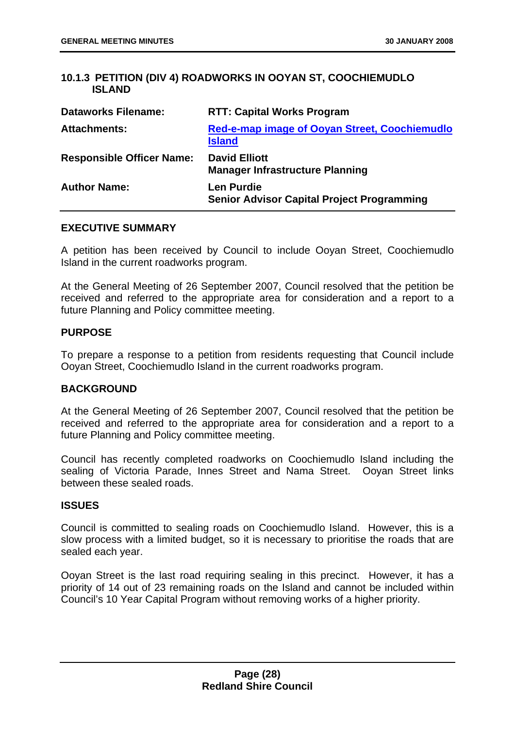### 10.1.3 PETITION (DIV 4) ROADWORKS IN OOYAN ST, COOCHIEMUDLO ISLAND

| | |
|---|---|
| **Dataworks Filename:** | **RTT: Capital Works Program** |
| **Attachments:** | **Red-e-map image of Ooyan Street, Coochiemudlo Island** |
| **Responsible Officer Name:** | **David Elliott**<br>**Manager Infrastructure Planning** |
| **Author Name:** | **Len Purdie**<br>**Senior Advisor Capital Project Programming** |

#### EXECUTIVE SUMMARY

A petition has been received by Council to include Ooyan Street, Coochiemudlo Island in the current roadworks program.

At the General Meeting of 26 September 2007, Council resolved that the petition be received and referred to the appropriate area for consideration and a report to a future Planning and Policy committee meeting.

#### PURPOSE

To prepare a response to a petition from residents requesting that Council include Ooyan Street, Coochiemudlo Island in the current roadworks program.

#### BACKGROUND

At the General Meeting of 26 September 2007, Council resolved that the petition be received and referred to the appropriate area for consideration and a report to a future Planning and Policy committee meeting.

Council has recently completed roadworks on Coochiemudlo Island including the sealing of Victoria Parade, Innes Street and Nama Street. Ooyan Street links between these sealed roads.

#### ISSUES

Council is committed to sealing roads on Coochiemudlo Island. However, this is a slow process with a limited budget, so it is necessary to prioritise the roads that are sealed each year.

Ooyan Street is the last road requiring sealing in this precinct. However, it has a priority of 14 out of 23 remaining roads on the Island and cannot be included within Council's 10 Year Capital Program without removing works of a higher priority.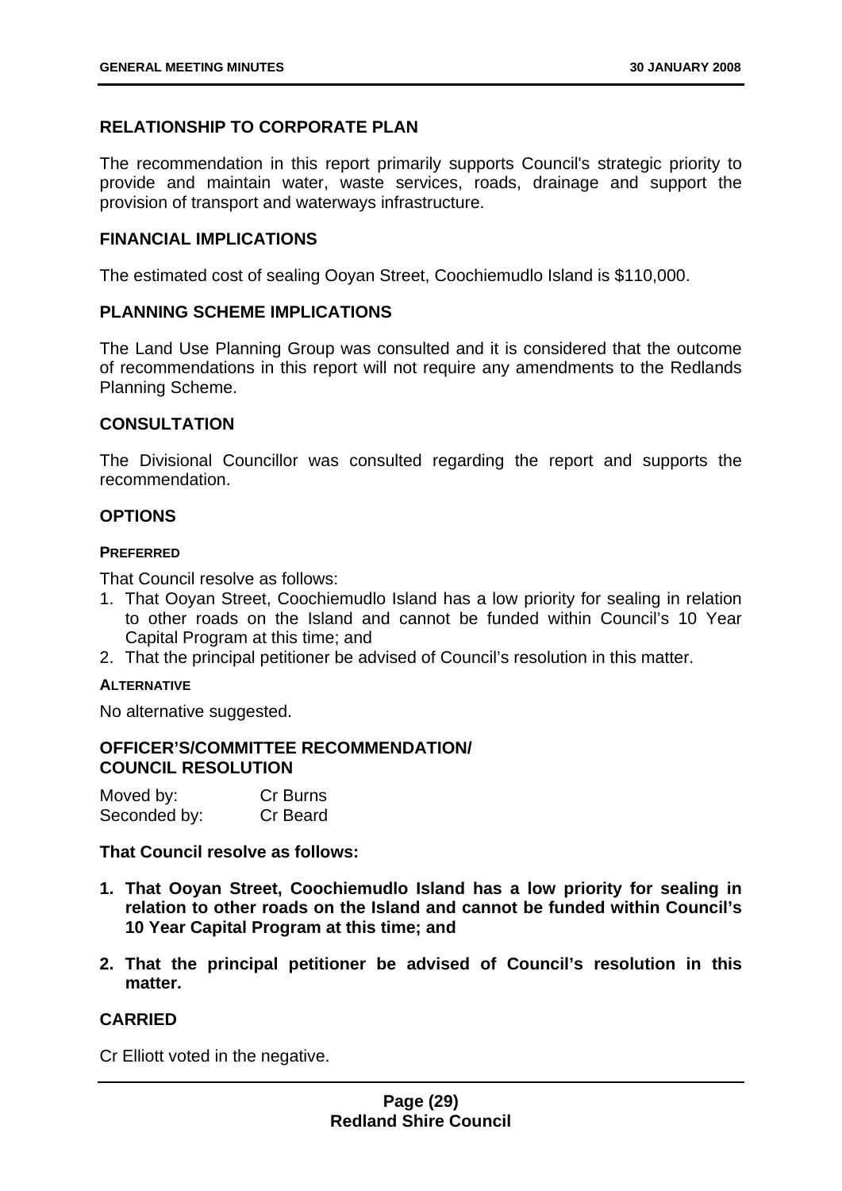## RELATIONSHIP TO CORPORATE PLAN

The recommendation in this report primarily supports Council's strategic priority to provide and maintain water, waste services, roads, drainage and support the provision of transport and waterways infrastructure.

## FINANCIAL IMPLICATIONS

The estimated cost of sealing Ooyan Street, Coochiemudlo Island is $110,000.

## PLANNING SCHEME IMPLICATIONS

The Land Use Planning Group was consulted and it is considered that the outcome of recommendations in this report will not require any amendments to the Redlands Planning Scheme.

## CONSULTATION

The Divisional Councillor was consulted regarding the report and supports the recommendation.

## OPTIONS

### PREFERRED

That Council resolve as follows:

1. That Ooyan Street, Coochiemudlo Island has a low priority for sealing in relation to other roads on the Island and cannot be funded within Council's 10 Year Capital Program at this time; and
2. That the principal petitioner be advised of Council's resolution in this matter.

### ALTERNATIVE

No alternative suggested.

## OFFICER'S/COMMITTEE RECOMMENDATION/ COUNCIL RESOLUTION

| Moved by: | Cr Burns |
| --- | --- |
| Seconded by: | Cr Beard |

**That Council resolve as follows:**

1. **That Ooyan Street, Coochiemudlo Island has a low priority for sealing in relation to other roads on the Island and cannot be funded within Council's 10 Year Capital Program at this time; and**
2. **That the principal petitioner be advised of Council's resolution in this matter.**

## CARRIED

Cr Elliott voted in the negative.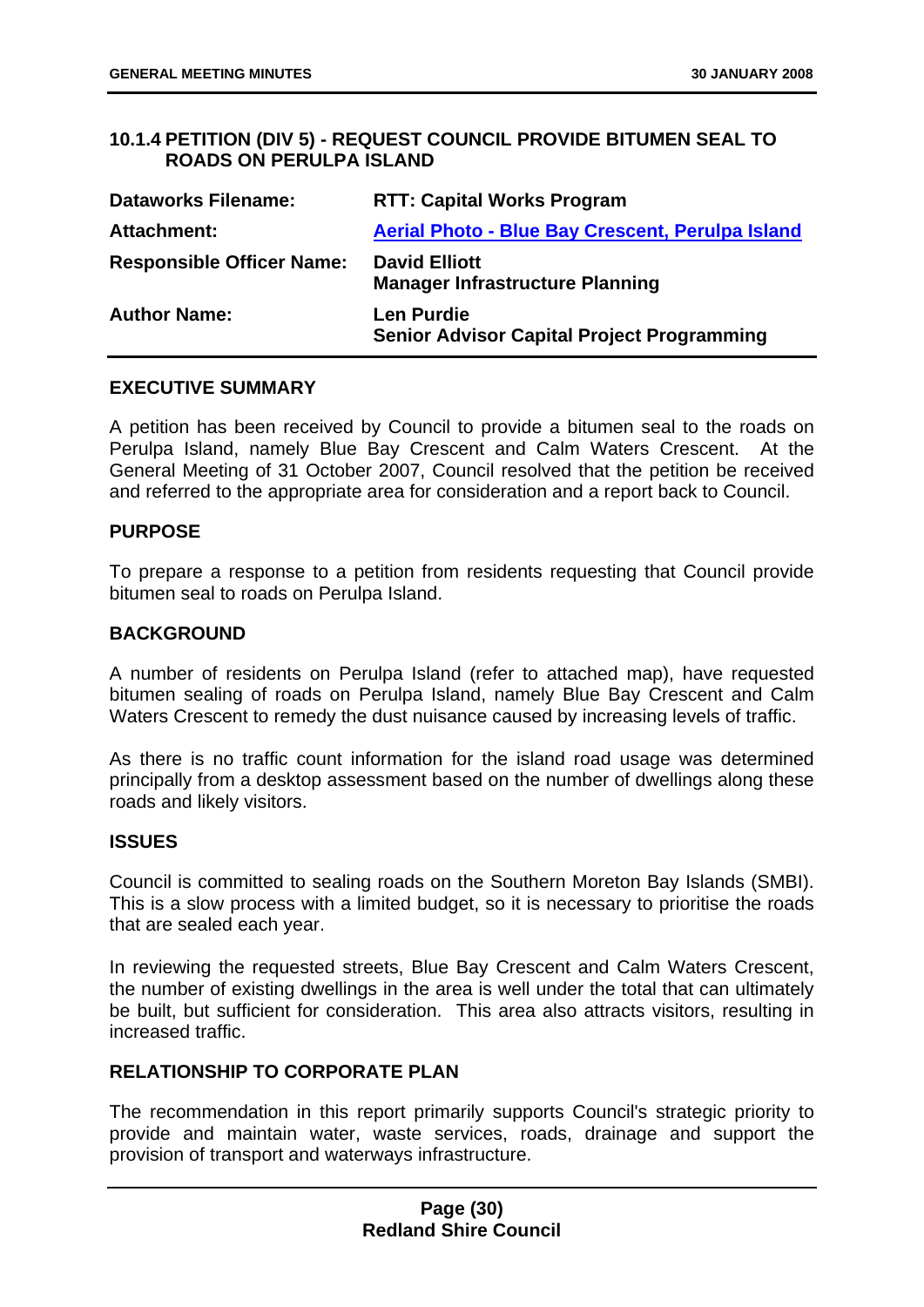### 10.1.4 PETITION (DIV 5) - REQUEST COUNCIL PROVIDE BITUMEN SEAL TO ROADS ON PERULPA ISLAND

| | |
|---|---|
| **Dataworks Filename:** | **RTT: Capital Works Program** |
| **Attachment:** | **Aerial Photo - Blue Bay Crescent, Perulpa Island** |
| **Responsible Officer Name:** | **David Elliott**<br>**Manager Infrastructure Planning** |
| **Author Name:** | **Len Purdie**<br>**Senior Advisor Capital Project Programming** |

#### EXECUTIVE SUMMARY

A petition has been received by Council to provide a bitumen seal to the roads on Perulpa Island, namely Blue Bay Crescent and Calm Waters Crescent. At the General Meeting of 31 October 2007, Council resolved that the petition be received and referred to the appropriate area for consideration and a report back to Council.

#### PURPOSE

To prepare a response to a petition from residents requesting that Council provide bitumen seal to roads on Perulpa Island.

#### BACKGROUND

A number of residents on Perulpa Island (refer to attached map), have requested bitumen sealing of roads on Perulpa Island, namely Blue Bay Crescent and Calm Waters Crescent to remedy the dust nuisance caused by increasing levels of traffic.

As there is no traffic count information for the island road usage was determined principally from a desktop assessment based on the number of dwellings along these roads and likely visitors.

#### ISSUES

Council is committed to sealing roads on the Southern Moreton Bay Islands (SMBI). This is a slow process with a limited budget, so it is necessary to prioritise the roads that are sealed each year.

In reviewing the requested streets, Blue Bay Crescent and Calm Waters Crescent, the number of existing dwellings in the area is well under the total that can ultimately be built, but sufficient for consideration. This area also attracts visitors, resulting in increased traffic.

#### RELATIONSHIP TO CORPORATE PLAN

The recommendation in this report primarily supports Council's strategic priority to provide and maintain water, waste services, roads, drainage and support the provision of transport and waterways infrastructure.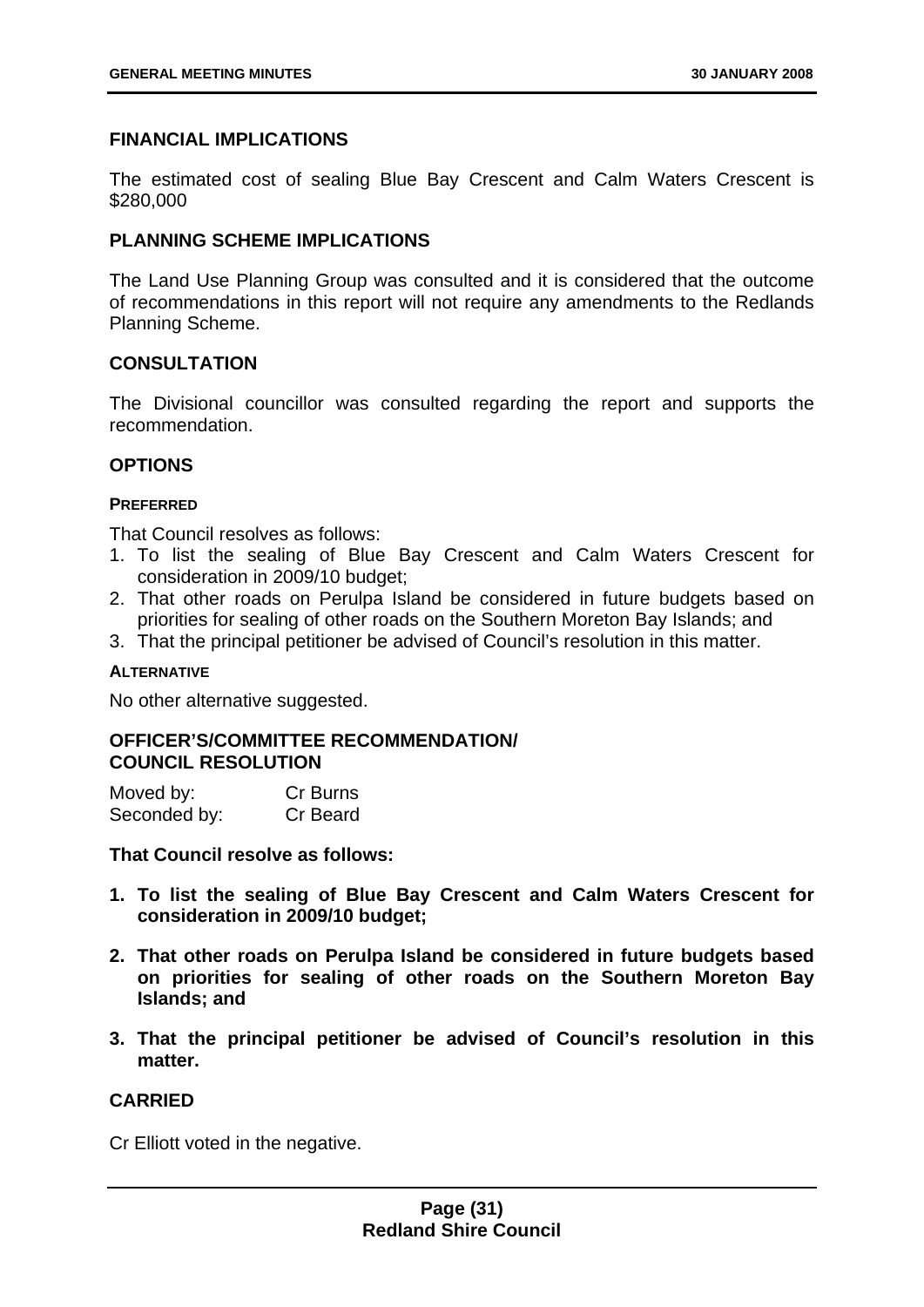### FINANCIAL IMPLICATIONS

The estimated cost of sealing Blue Bay Crescent and Calm Waters Crescent is $280,000

### PLANNING SCHEME IMPLICATIONS

The Land Use Planning Group was consulted and it is considered that the outcome of recommendations in this report will not require any amendments to the Redlands Planning Scheme.

### CONSULTATION

The Divisional councillor was consulted regarding the report and supports the recommendation.

### OPTIONS

#### PREFERRED

That Council resolves as follows:

1. To list the sealing of Blue Bay Crescent and Calm Waters Crescent for consideration in 2009/10 budget;
2. That other roads on Perulpa Island be considered in future budgets based on priorities for sealing of other roads on the Southern Moreton Bay Islands; and
3. That the principal petitioner be advised of Council's resolution in this matter.

#### ALTERNATIVE

No other alternative suggested.

### OFFICER'S/COMMITTEE RECOMMENDATION/ COUNCIL RESOLUTION

| Moved by: | Cr Burns |
|---|---|
| Seconded by: | Cr Beard |

**That Council resolve as follows:**

1. **To list the sealing of Blue Bay Crescent and Calm Waters Crescent for consideration in 2009/10 budget;**

2. **That other roads on Perulpa Island be considered in future budgets based on priorities for sealing of other roads on the Southern Moreton Bay Islands; and**

3. **That the principal petitioner be advised of Council's resolution in this matter.**

### CARRIED

Cr Elliott voted in the negative.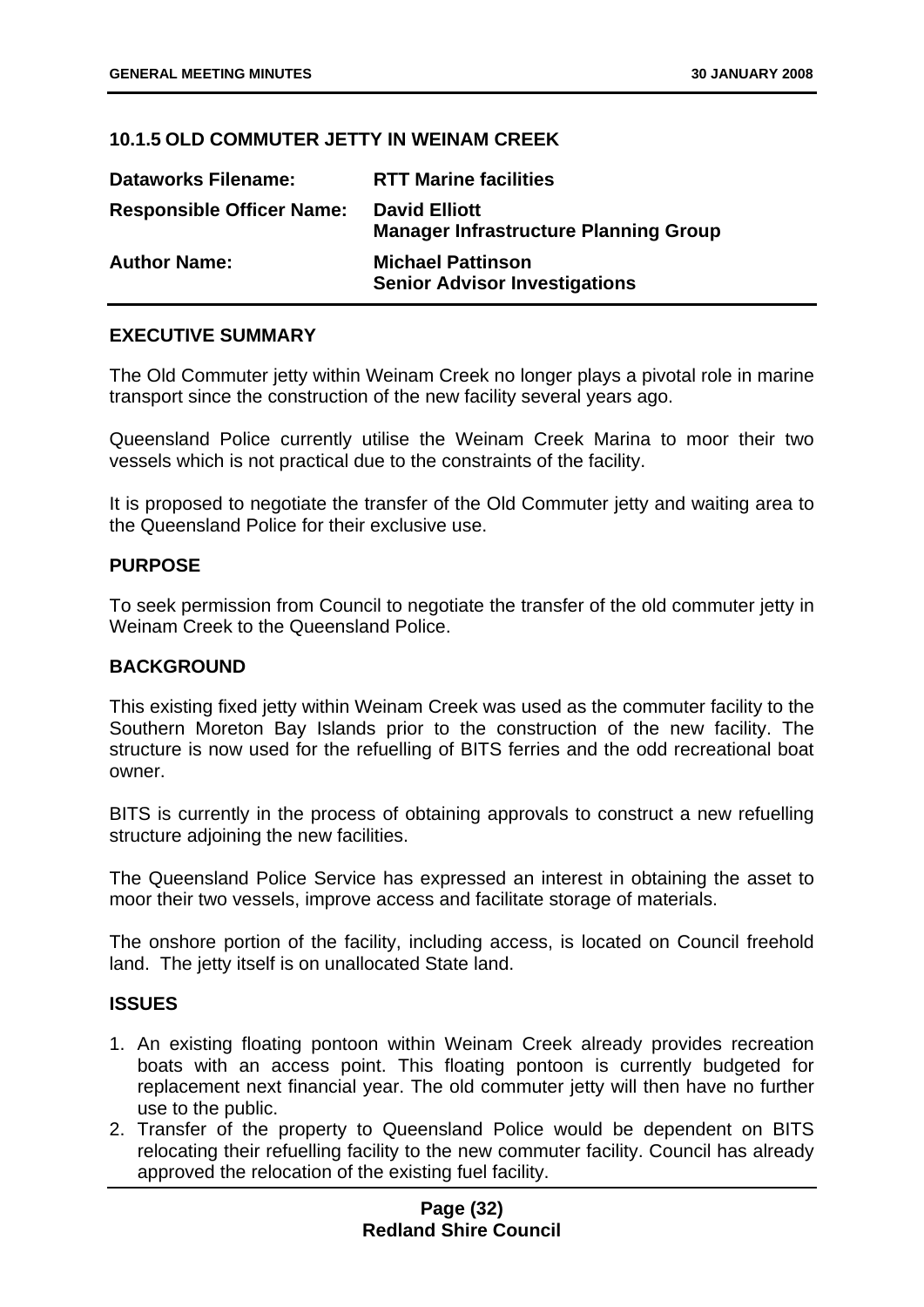## 10.1.5 OLD COMMUTER JETTY IN WEINAM CREEK

| | |
|---|---|
| **Dataworks Filename:** | **RTT Marine facilities** |
| **Responsible Officer Name:** | **David Elliott**<br>**Manager Infrastructure Planning Group** |
| **Author Name:** | **Michael Pattinson**<br>**Senior Advisor Investigations** |

### EXECUTIVE SUMMARY

The Old Commuter jetty within Weinam Creek no longer plays a pivotal role in marine transport since the construction of the new facility several years ago.

Queensland Police currently utilise the Weinam Creek Marina to moor their two vessels which is not practical due to the constraints of the facility.

It is proposed to negotiate the transfer of the Old Commuter jetty and waiting area to the Queensland Police for their exclusive use.

### PURPOSE

To seek permission from Council to negotiate the transfer of the old commuter jetty in Weinam Creek to the Queensland Police.

### BACKGROUND

This existing fixed jetty within Weinam Creek was used as the commuter facility to the Southern Moreton Bay Islands prior to the construction of the new facility. The structure is now used for the refuelling of BITS ferries and the odd recreational boat owner.

BITS is currently in the process of obtaining approvals to construct a new refuelling structure adjoining the new facilities.

The Queensland Police Service has expressed an interest in obtaining the asset to moor their two vessels, improve access and facilitate storage of materials.

The onshore portion of the facility, including access, is located on Council freehold land. The jetty itself is on unallocated State land.

### ISSUES

1. An existing floating pontoon within Weinam Creek already provides recreation boats with an access point. This floating pontoon is currently budgeted for replacement next financial year. The old commuter jetty will then have no further use to the public.
2. Transfer of the property to Queensland Police would be dependent on BITS relocating their refuelling facility to the new commuter facility. Council has already approved the relocation of the existing fuel facility.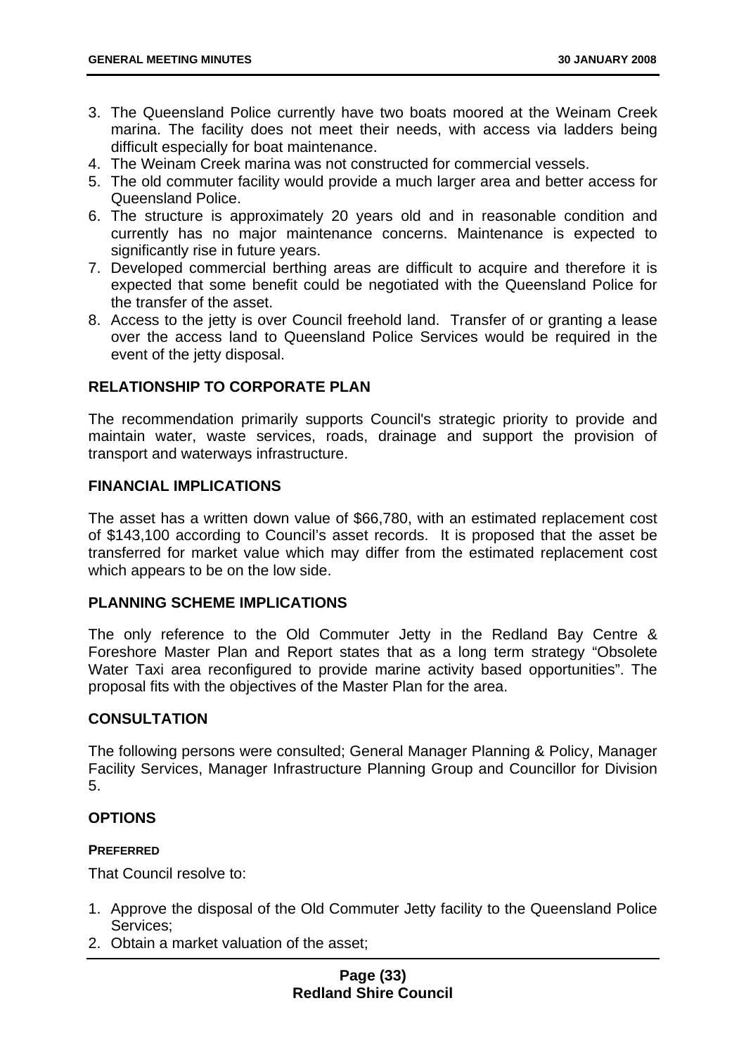3. The Queensland Police currently have two boats moored at the Weinam Creek marina. The facility does not meet their needs, with access via ladders being difficult especially for boat maintenance.
4. The Weinam Creek marina was not constructed for commercial vessels.
5. The old commuter facility would provide a much larger area and better access for Queensland Police.
6. The structure is approximately 20 years old and in reasonable condition and currently has no major maintenance concerns. Maintenance is expected to significantly rise in future years.
7. Developed commercial berthing areas are difficult to acquire and therefore it is expected that some benefit could be negotiated with the Queensland Police for the transfer of the asset.
8. Access to the jetty is over Council freehold land. Transfer of or granting a lease over the access land to Queensland Police Services would be required in the event of the jetty disposal.

## RELATIONSHIP TO CORPORATE PLAN

The recommendation primarily supports Council's strategic priority to provide and maintain water, waste services, roads, drainage and support the provision of transport and waterways infrastructure.

## FINANCIAL IMPLICATIONS

The asset has a written down value of $66,780, with an estimated replacement cost of $143,100 according to Council's asset records. It is proposed that the asset be transferred for market value which may differ from the estimated replacement cost which appears to be on the low side.

## PLANNING SCHEME IMPLICATIONS

The only reference to the Old Commuter Jetty in the Redland Bay Centre & Foreshore Master Plan and Report states that as a long term strategy "Obsolete Water Taxi area reconfigured to provide marine activity based opportunities". The proposal fits with the objectives of the Master Plan for the area.

## CONSULTATION

The following persons were consulted; General Manager Planning & Policy, Manager Facility Services, Manager Infrastructure Planning Group and Councillor for Division 5.

## OPTIONS

### PREFERRED

That Council resolve to:

1. Approve the disposal of the Old Commuter Jetty facility to the Queensland Police Services;
2. Obtain a market valuation of the asset;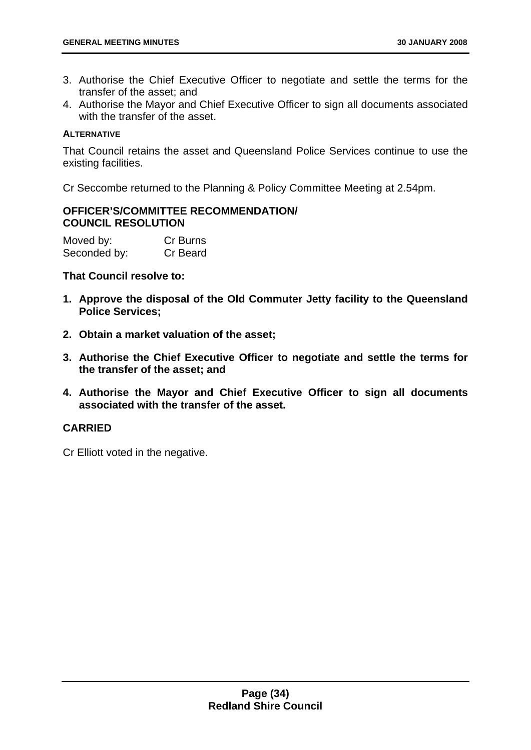3. Authorise the Chief Executive Officer to negotiate and settle the terms for the transfer of the asset; and
4. Authorise the Mayor and Chief Executive Officer to sign all documents associated with the transfer of the asset.

**ALTERNATIVE**

That Council retains the asset and Queensland Police Services continue to use the existing facilities.

Cr Seccombe returned to the Planning & Policy Committee Meeting at 2.54pm.

**OFFICER'S/COMMITTEE RECOMMENDATION/ COUNCIL RESOLUTION**

Moved by: Cr Burns
Seconded by: Cr Beard

**That Council resolve to:**

1. **Approve the disposal of the Old Commuter Jetty facility to the Queensland Police Services;**
2. **Obtain a market valuation of the asset;**
3. **Authorise the Chief Executive Officer to negotiate and settle the terms for the transfer of the asset; and**
4. **Authorise the Mayor and Chief Executive Officer to sign all documents associated with the transfer of the asset.**

**CARRIED**

Cr Elliott voted in the negative.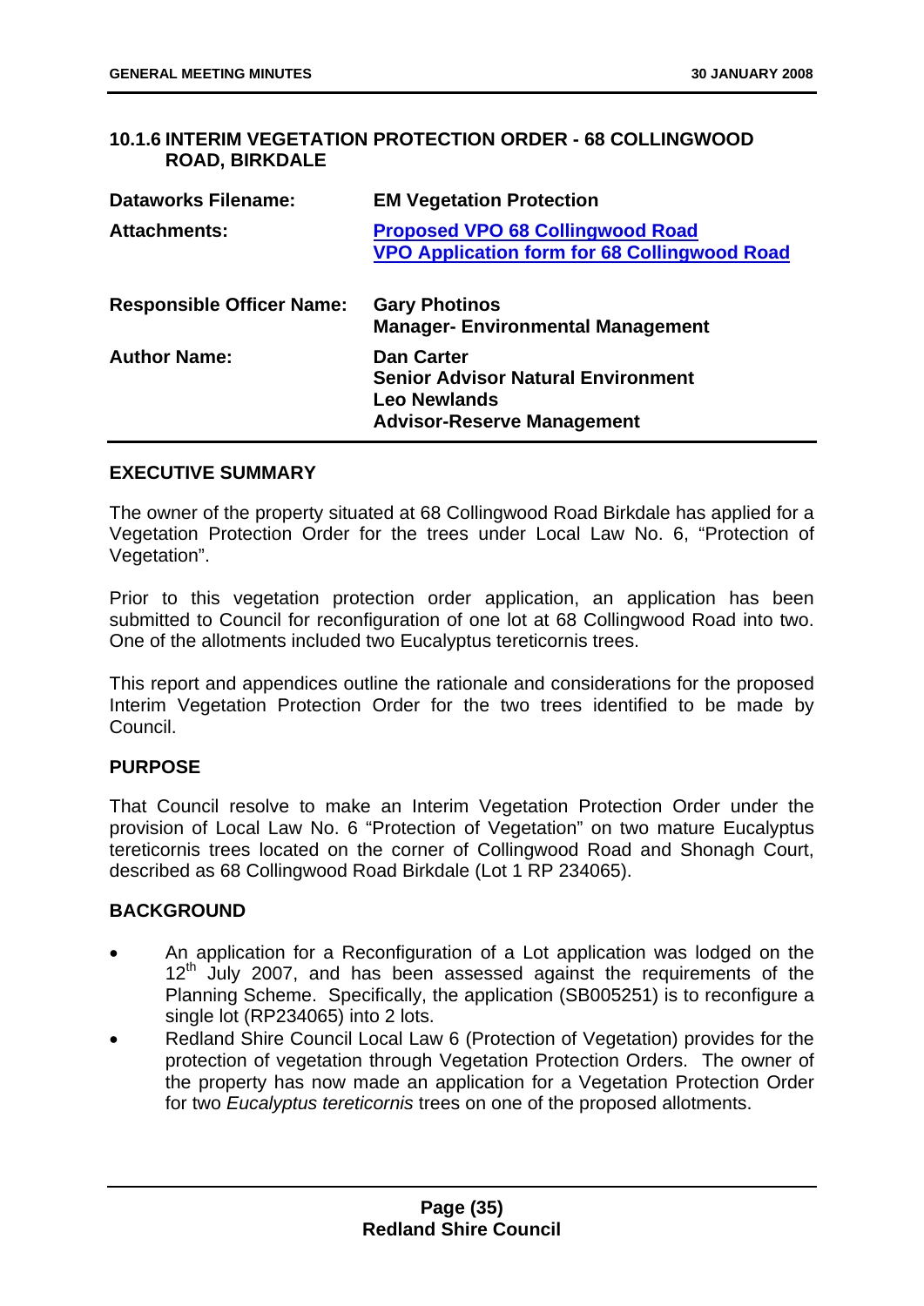## 10.1.6 INTERIM VEGETATION PROTECTION ORDER - 68 COLLINGWOOD ROAD, BIRKDALE

| | |
|---|---|
| **Dataworks Filename:** | **EM Vegetation Protection** |
| **Attachments:** | **Proposed VPO 68 Collingwood Road**<br>**VPO Application form for 68 Collingwood Road** |
| **Responsible Officer Name:** | **Gary Photinos**<br>**Manager- Environmental Management** |
| **Author Name:** | **Dan Carter**<br>**Senior Advisor Natural Environment**<br>**Leo Newlands**<br>**Advisor-Reserve Management** |

### EXECUTIVE SUMMARY

The owner of the property situated at 68 Collingwood Road Birkdale has applied for a Vegetation Protection Order for the trees under Local Law No. 6, "Protection of Vegetation".

Prior to this vegetation protection order application, an application has been submitted to Council for reconfiguration of one lot at 68 Collingwood Road into two. One of the allotments included two Eucalyptus tereticornis trees.

This report and appendices outline the rationale and considerations for the proposed Interim Vegetation Protection Order for the two trees identified to be made by Council.

### PURPOSE

That Council resolve to make an Interim Vegetation Protection Order under the provision of Local Law No. 6 "Protection of Vegetation" on two mature Eucalyptus tereticornis trees located on the corner of Collingwood Road and Shonagh Court, described as 68 Collingwood Road Birkdale (Lot 1 RP 234065).

### BACKGROUND

- An application for a Reconfiguration of a Lot application was lodged on the 12th July 2007, and has been assessed against the requirements of the Planning Scheme. Specifically, the application (SB005251) is to reconfigure a single lot (RP234065) into 2 lots.
- Redland Shire Council Local Law 6 (Protection of Vegetation) provides for the protection of vegetation through Vegetation Protection Orders. The owner of the property has now made an application for a Vegetation Protection Order for two *Eucalyptus tereticornis* trees on one of the proposed allotments.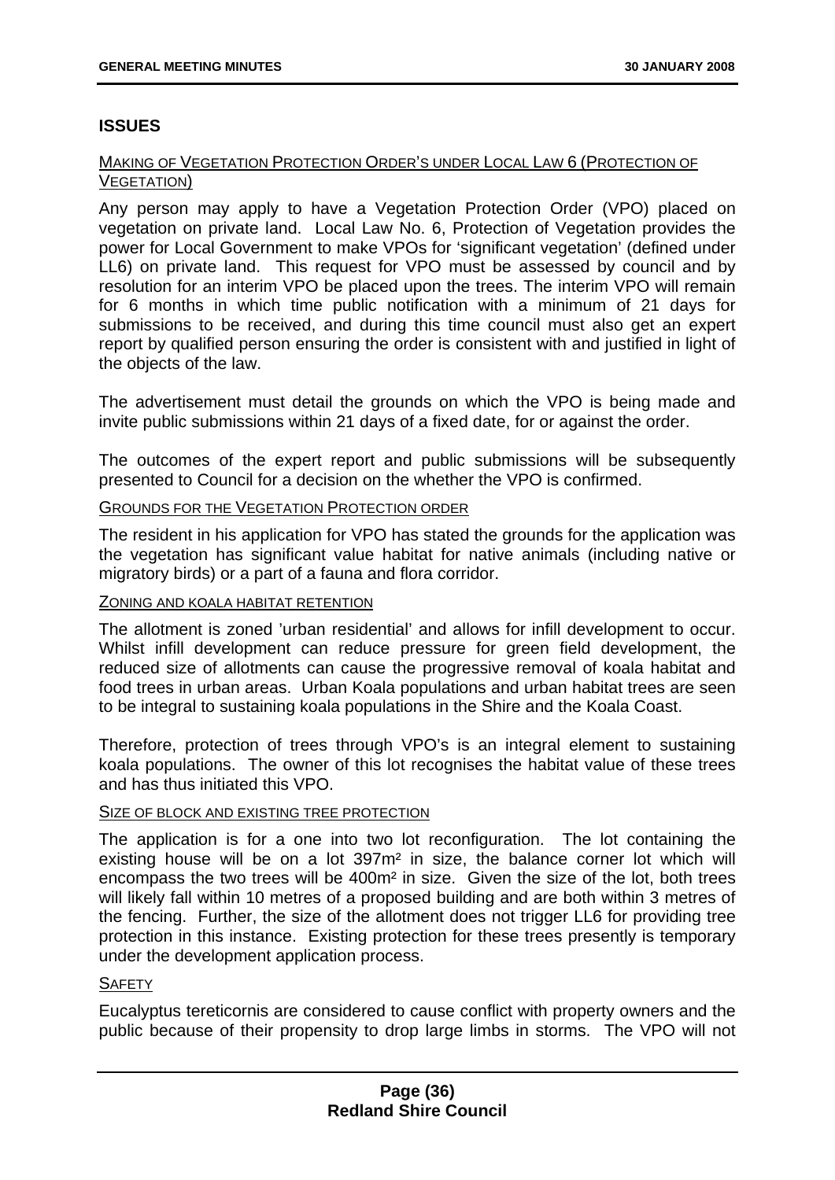## ISSUES

MAKING OF VEGETATION PROTECTION ORDER'S UNDER LOCAL LAW 6 (PROTECTION OF VEGETATION)

Any person may apply to have a Vegetation Protection Order (VPO) placed on vegetation on private land. Local Law No. 6, Protection of Vegetation provides the power for Local Government to make VPOs for 'significant vegetation' (defined under LL6) on private land. This request for VPO must be assessed by council and by resolution for an interim VPO be placed upon the trees. The interim VPO will remain for 6 months in which time public notification with a minimum of 21 days for submissions to be received, and during this time council must also get an expert report by qualified person ensuring the order is consistent with and justified in light of the objects of the law.

The advertisement must detail the grounds on which the VPO is being made and invite public submissions within 21 days of a fixed date, for or against the order.

The outcomes of the expert report and public submissions will be subsequently presented to Council for a decision on the whether the VPO is confirmed.

GROUNDS FOR THE VEGETATION PROTECTION ORDER

The resident in his application for VPO has stated the grounds for the application was the vegetation has significant value habitat for native animals (including native or migratory birds) or a part of a fauna and flora corridor.

ZONING AND KOALA HABITAT RETENTION

The allotment is zoned 'urban residential' and allows for infill development to occur. Whilst infill development can reduce pressure for green field development, the reduced size of allotments can cause the progressive removal of koala habitat and food trees in urban areas. Urban Koala populations and urban habitat trees are seen to be integral to sustaining koala populations in the Shire and the Koala Coast.

Therefore, protection of trees through VPO's is an integral element to sustaining koala populations. The owner of this lot recognises the habitat value of these trees and has thus initiated this VPO.

SIZE OF BLOCK AND EXISTING TREE PROTECTION

The application is for a one into two lot reconfiguration. The lot containing the existing house will be on a lot 397m² in size, the balance corner lot which will encompass the two trees will be 400m² in size. Given the size of the lot, both trees will likely fall within 10 metres of a proposed building and are both within 3 metres of the fencing. Further, the size of the allotment does not trigger LL6 for providing tree protection in this instance. Existing protection for these trees presently is temporary under the development application process.

SAFETY

Eucalyptus tereticornis are considered to cause conflict with property owners and the public because of their propensity to drop large limbs in storms. The VPO will not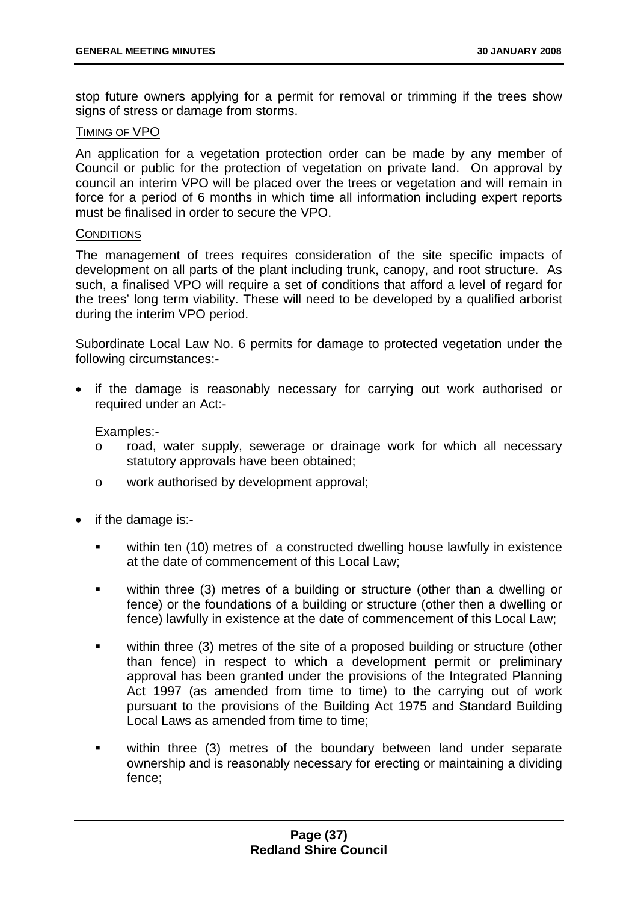stop future owners applying for a permit for removal or trimming if the trees show signs of stress or damage from storms.

TIMING OF VPO

An application for a vegetation protection order can be made by any member of Council or public for the protection of vegetation on private land. On approval by council an interim VPO will be placed over the trees or vegetation and will remain in force for a period of 6 months in which time all information including expert reports must be finalised in order to secure the VPO.

CONDITIONS

The management of trees requires consideration of the site specific impacts of development on all parts of the plant including trunk, canopy, and root structure. As such, a finalised VPO will require a set of conditions that afford a level of regard for the trees' long term viability. These will need to be developed by a qualified arborist during the interim VPO period.

Subordinate Local Law No. 6 permits for damage to protected vegetation under the following circumstances:-

- if the damage is reasonably necessary for carrying out work authorised or required under an Act:-

  Examples:-
  - road, water supply, sewerage or drainage work for which all necessary statutory approvals have been obtained;
  - work authorised by development approval;

- if the damage is:-
  - within ten (10) metres of a constructed dwelling house lawfully in existence at the date of commencement of this Local Law;
  - within three (3) metres of a building or structure (other than a dwelling or fence) or the foundations of a building or structure (other then a dwelling or fence) lawfully in existence at the date of commencement of this Local Law;
  - within three (3) metres of the site of a proposed building or structure (other than fence) in respect to which a development permit or preliminary approval has been granted under the provisions of the Integrated Planning Act 1997 (as amended from time to time) to the carrying out of work pursuant to the provisions of the Building Act 1975 and Standard Building Local Laws as amended from time to time;
  - within three (3) metres of the boundary between land under separate ownership and is reasonably necessary for erecting or maintaining a dividing fence;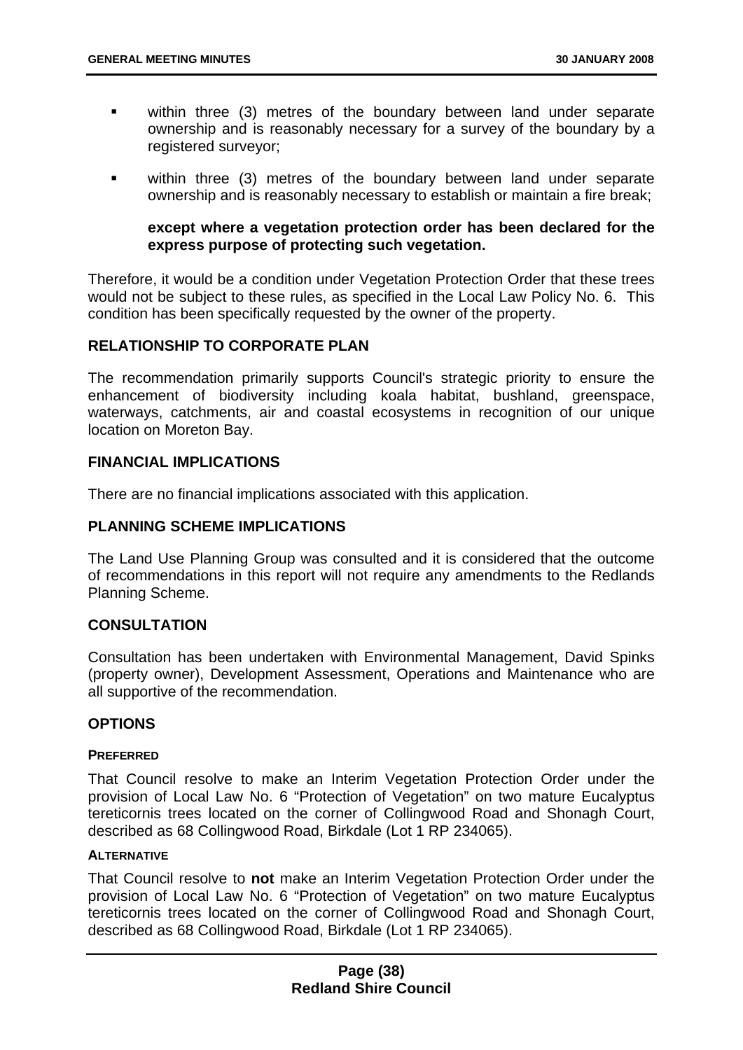- within three (3) metres of the boundary between land under separate ownership and is reasonably necessary for a survey of the boundary by a registered surveyor;
- within three (3) metres of the boundary between land under separate ownership and is reasonably necessary to establish or maintain a fire break;

  **except where a vegetation protection order has been declared for the express purpose of protecting such vegetation.**

Therefore, it would be a condition under Vegetation Protection Order that these trees would not be subject to these rules, as specified in the Local Law Policy No. 6. This condition has been specifically requested by the owner of the property.

## RELATIONSHIP TO CORPORATE PLAN

The recommendation primarily supports Council's strategic priority to ensure the enhancement of biodiversity including koala habitat, bushland, greenspace, waterways, catchments, air and coastal ecosystems in recognition of our unique location on Moreton Bay.

## FINANCIAL IMPLICATIONS

There are no financial implications associated with this application.

## PLANNING SCHEME IMPLICATIONS

The Land Use Planning Group was consulted and it is considered that the outcome of recommendations in this report will not require any amendments to the Redlands Planning Scheme.

## CONSULTATION

Consultation has been undertaken with Environmental Management, David Spinks (property owner), Development Assessment, Operations and Maintenance who are all supportive of the recommendation.

## OPTIONS

### PREFERRED

That Council resolve to make an Interim Vegetation Protection Order under the provision of Local Law No. 6 "Protection of Vegetation" on two mature Eucalyptus tereticornis trees located on the corner of Collingwood Road and Shonagh Court, described as 68 Collingwood Road, Birkdale (Lot 1 RP 234065).

### ALTERNATIVE

That Council resolve to **not** make an Interim Vegetation Protection Order under the provision of Local Law No. 6 "Protection of Vegetation" on two mature Eucalyptus tereticornis trees located on the corner of Collingwood Road and Shonagh Court, described as 68 Collingwood Road, Birkdale (Lot 1 RP 234065).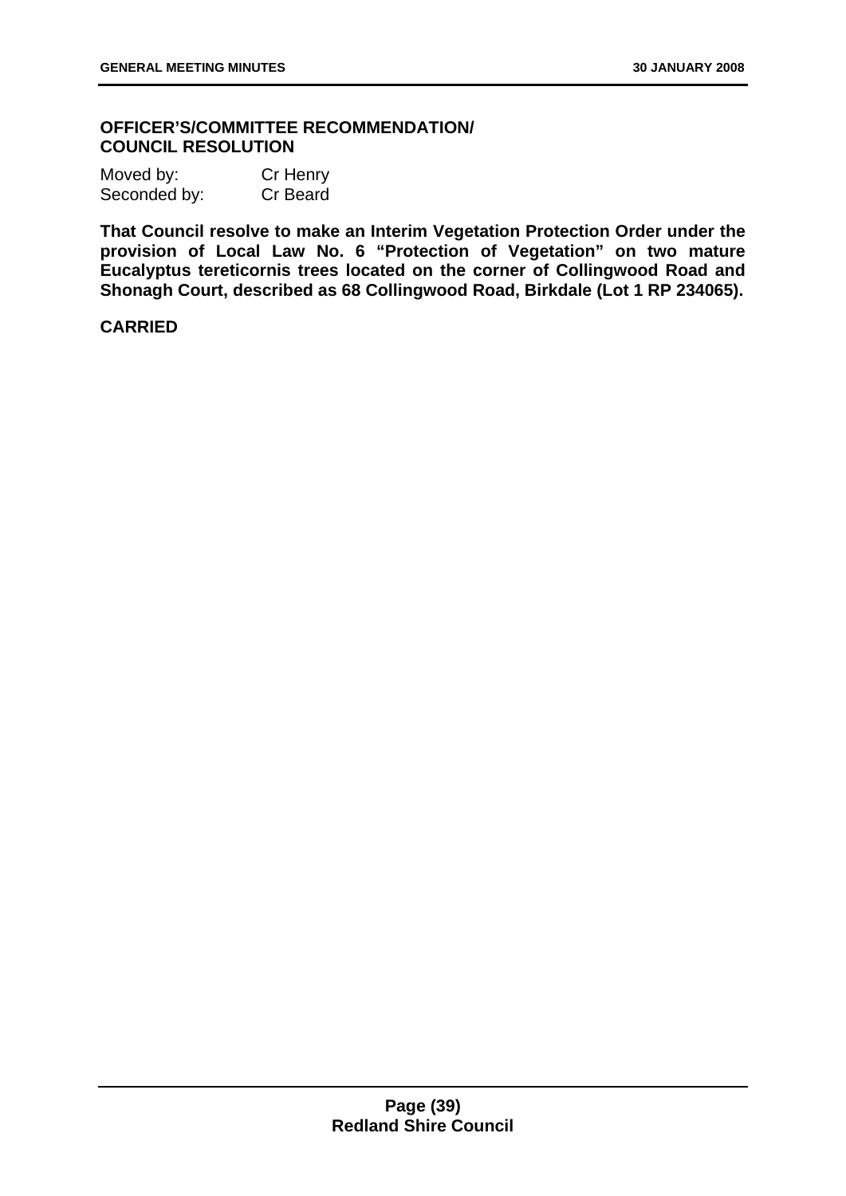**OFFICER'S/COMMITTEE RECOMMENDATION/ COUNCIL RESOLUTION**

Moved by: Cr Henry
Seconded by: Cr Beard

**That Council resolve to make an Interim Vegetation Protection Order under the provision of Local Law No. 6 "Protection of Vegetation" on two mature Eucalyptus tereticornis trees located on the corner of Collingwood Road and Shonagh Court, described as 68 Collingwood Road, Birkdale (Lot 1 RP 234065).**

**CARRIED**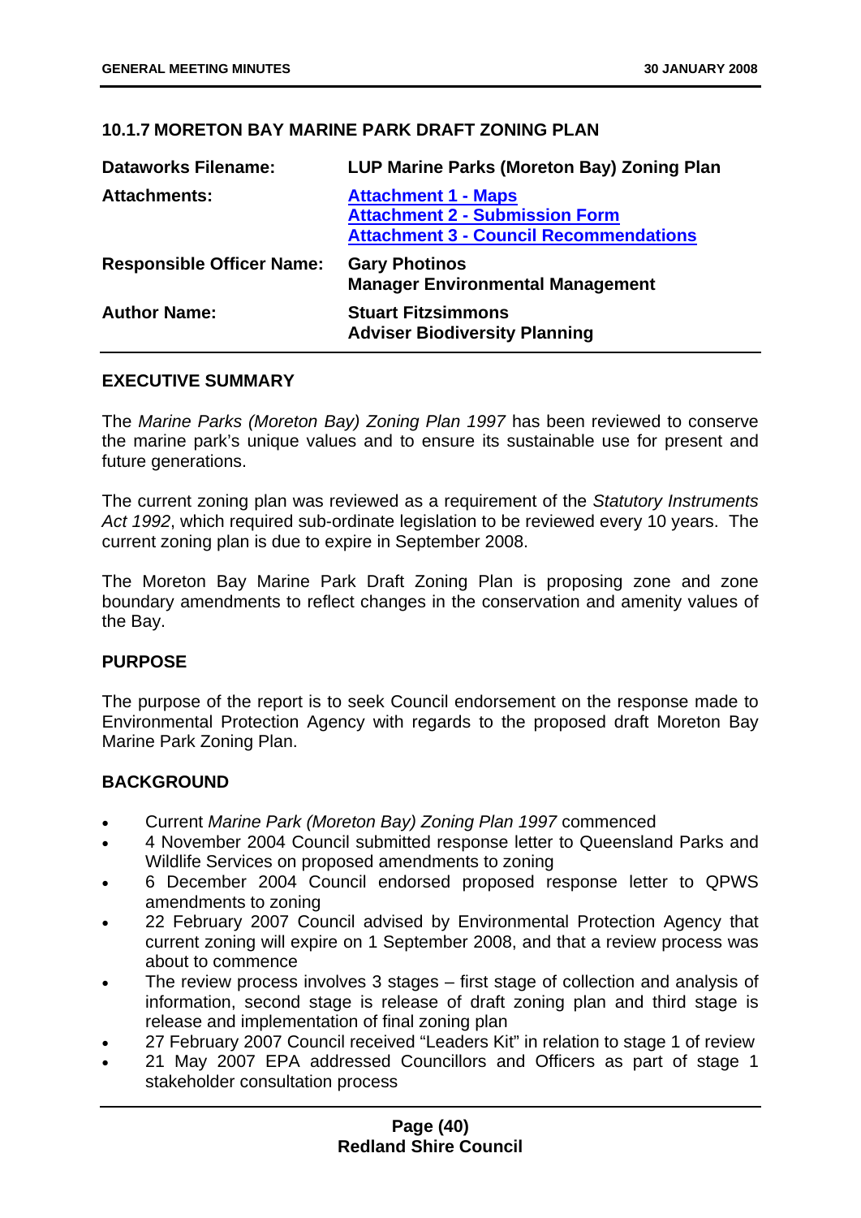### 10.1.7 MORETON BAY MARINE PARK DRAFT ZONING PLAN

| | |
|---|---|
| **Dataworks Filename:** | **LUP Marine Parks (Moreton Bay) Zoning Plan** |
| **Attachments:** | **Attachment 1 - Maps**<br>**Attachment 2 - Submission Form**<br>**Attachment 3 - Council Recommendations** |
| **Responsible Officer Name:** | **Gary Photinos**<br>**Manager Environmental Management** |
| **Author Name:** | **Stuart Fitzsimmons**<br>**Adviser Biodiversity Planning** |

#### EXECUTIVE SUMMARY

The *Marine Parks (Moreton Bay) Zoning Plan 1997* has been reviewed to conserve the marine park's unique values and to ensure its sustainable use for present and future generations.

The current zoning plan was reviewed as a requirement of the *Statutory Instruments Act 1992*, which required sub-ordinate legislation to be reviewed every 10 years. The current zoning plan is due to expire in September 2008.

The Moreton Bay Marine Park Draft Zoning Plan is proposing zone and zone boundary amendments to reflect changes in the conservation and amenity values of the Bay.

#### PURPOSE

The purpose of the report is to seek Council endorsement on the response made to Environmental Protection Agency with regards to the proposed draft Moreton Bay Marine Park Zoning Plan.

#### BACKGROUND

- Current *Marine Park (Moreton Bay) Zoning Plan 1997* commenced
- 4 November 2004 Council submitted response letter to Queensland Parks and Wildlife Services on proposed amendments to zoning
- 6 December 2004 Council endorsed proposed response letter to QPWS amendments to zoning
- 22 February 2007 Council advised by Environmental Protection Agency that current zoning will expire on 1 September 2008, and that a review process was about to commence
- The review process involves 3 stages – first stage of collection and analysis of information, second stage is release of draft zoning plan and third stage is release and implementation of final zoning plan
- 27 February 2007 Council received "Leaders Kit" in relation to stage 1 of review
- 21 May 2007 EPA addressed Councillors and Officers as part of stage 1 stakeholder consultation process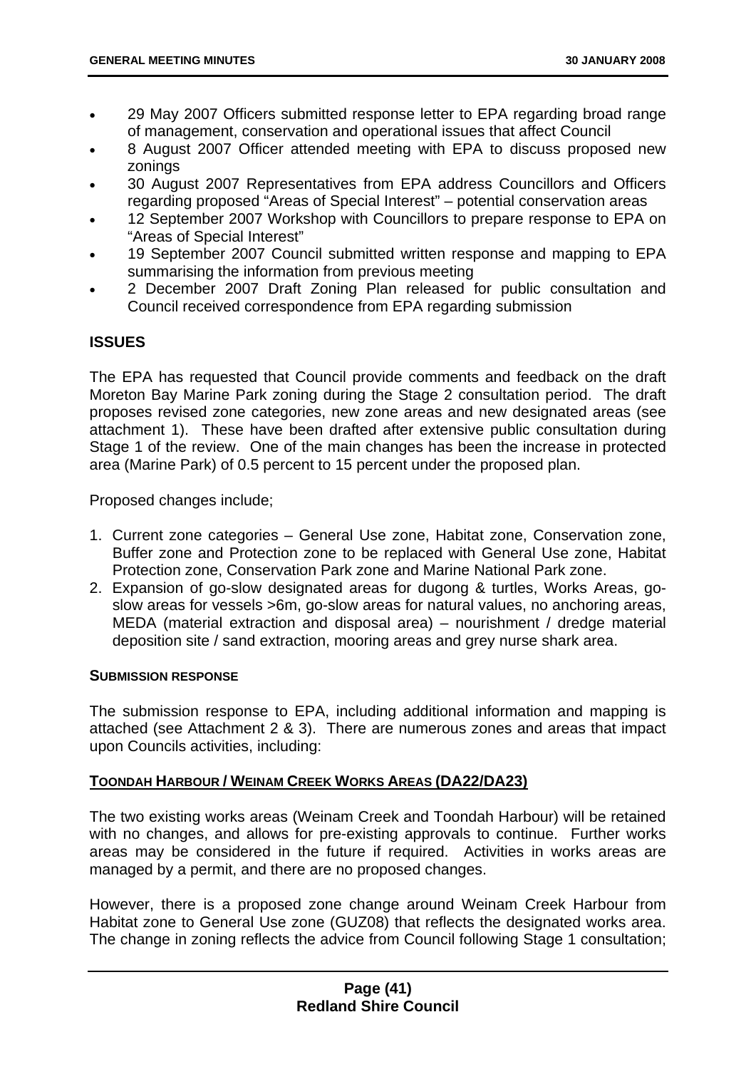- 29 May 2007 Officers submitted response letter to EPA regarding broad range of management, conservation and operational issues that affect Council
- 8 August 2007 Officer attended meeting with EPA to discuss proposed new zonings
- 30 August 2007 Representatives from EPA address Councillors and Officers regarding proposed "Areas of Special Interest" – potential conservation areas
- 12 September 2007 Workshop with Councillors to prepare response to EPA on "Areas of Special Interest"
- 19 September 2007 Council submitted written response and mapping to EPA summarising the information from previous meeting
- 2 December 2007 Draft Zoning Plan released for public consultation and Council received correspondence from EPA regarding submission

## ISSUES

The EPA has requested that Council provide comments and feedback on the draft Moreton Bay Marine Park zoning during the Stage 2 consultation period. The draft proposes revised zone categories, new zone areas and new designated areas (see attachment 1). These have been drafted after extensive public consultation during Stage 1 of the review. One of the main changes has been the increase in protected area (Marine Park) of 0.5 percent to 15 percent under the proposed plan.

Proposed changes include;

1. Current zone categories – General Use zone, Habitat zone, Conservation zone, Buffer zone and Protection zone to be replaced with General Use zone, Habitat Protection zone, Conservation Park zone and Marine National Park zone.
2. Expansion of go-slow designated areas for dugong & turtles, Works Areas, go-slow areas for vessels >6m, go-slow areas for natural values, no anchoring areas, MEDA (material extraction and disposal area) – nourishment / dredge material deposition site / sand extraction, mooring areas and grey nurse shark area.

### SUBMISSION RESPONSE

The submission response to EPA, including additional information and mapping is attached (see Attachment 2 & 3). There are numerous zones and areas that impact upon Councils activities, including:

### TOONDAH HARBOUR / WEINAM CREEK WORKS AREAS (DA22/DA23)

The two existing works areas (Weinam Creek and Toondah Harbour) will be retained with no changes, and allows for pre-existing approvals to continue. Further works areas may be considered in the future if required. Activities in works areas are managed by a permit, and there are no proposed changes.

However, there is a proposed zone change around Weinam Creek Harbour from Habitat zone to General Use zone (GUZ08) that reflects the designated works area. The change in zoning reflects the advice from Council following Stage 1 consultation;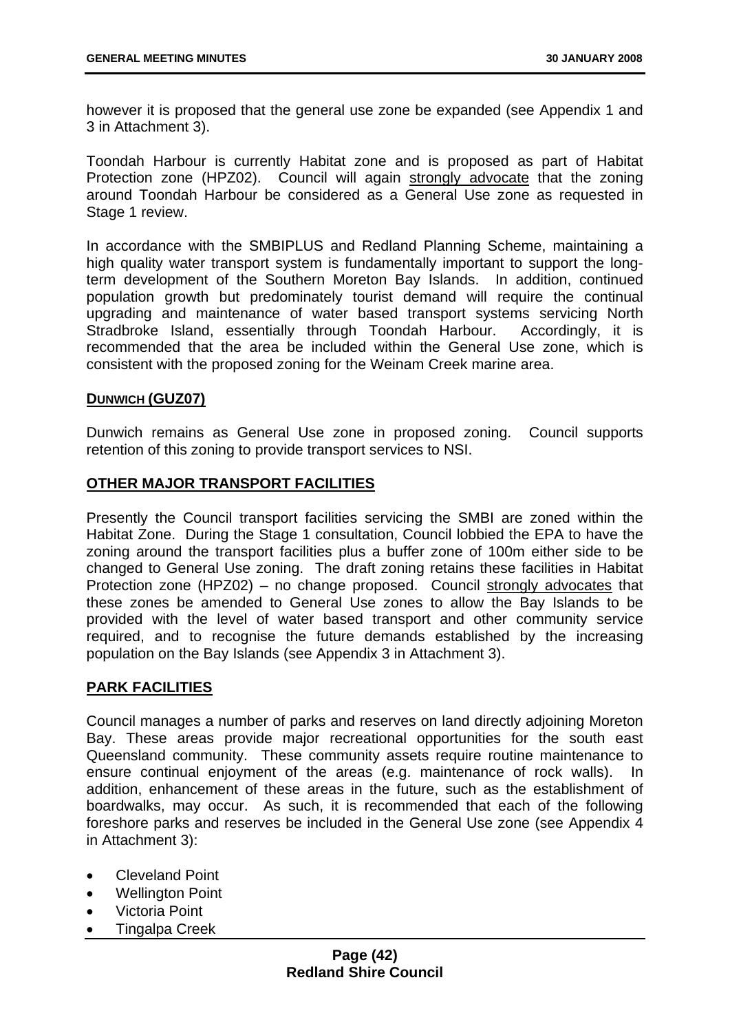however it is proposed that the general use zone be expanded (see Appendix 1 and 3 in Attachment 3).

Toondah Harbour is currently Habitat zone and is proposed as part of Habitat Protection zone (HPZ02). Council will again strongly advocate that the zoning around Toondah Harbour be considered as a General Use zone as requested in Stage 1 review.

In accordance with the SMBIPLUS and Redland Planning Scheme, maintaining a high quality water transport system is fundamentally important to support the long-term development of the Southern Moreton Bay Islands. In addition, continued population growth but predominately tourist demand will require the continual upgrading and maintenance of water based transport systems servicing North Stradbroke Island, essentially through Toondah Harbour. Accordingly, it is recommended that the area be included within the General Use zone, which is consistent with the proposed zoning for the Weinam Creek marine area.

**DUNWICH (GUZ07)**

Dunwich remains as General Use zone in proposed zoning. Council supports retention of this zoning to provide transport services to NSI.

**OTHER MAJOR TRANSPORT FACILITIES**

Presently the Council transport facilities servicing the SMBI are zoned within the Habitat Zone. During the Stage 1 consultation, Council lobbied the EPA to have the zoning around the transport facilities plus a buffer zone of 100m either side to be changed to General Use zoning. The draft zoning retains these facilities in Habitat Protection zone (HPZ02) – no change proposed. Council strongly advocates that these zones be amended to General Use zones to allow the Bay Islands to be provided with the level of water based transport and other community service required, and to recognise the future demands established by the increasing population on the Bay Islands (see Appendix 3 in Attachment 3).

**PARK FACILITIES**

Council manages a number of parks and reserves on land directly adjoining Moreton Bay. These areas provide major recreational opportunities for the south east Queensland community. These community assets require routine maintenance to ensure continual enjoyment of the areas (e.g. maintenance of rock walls). In addition, enhancement of these areas in the future, such as the establishment of boardwalks, may occur. As such, it is recommended that each of the following foreshore parks and reserves be included in the General Use zone (see Appendix 4 in Attachment 3):

- Cleveland Point
- Wellington Point
- Victoria Point
- Tingalpa Creek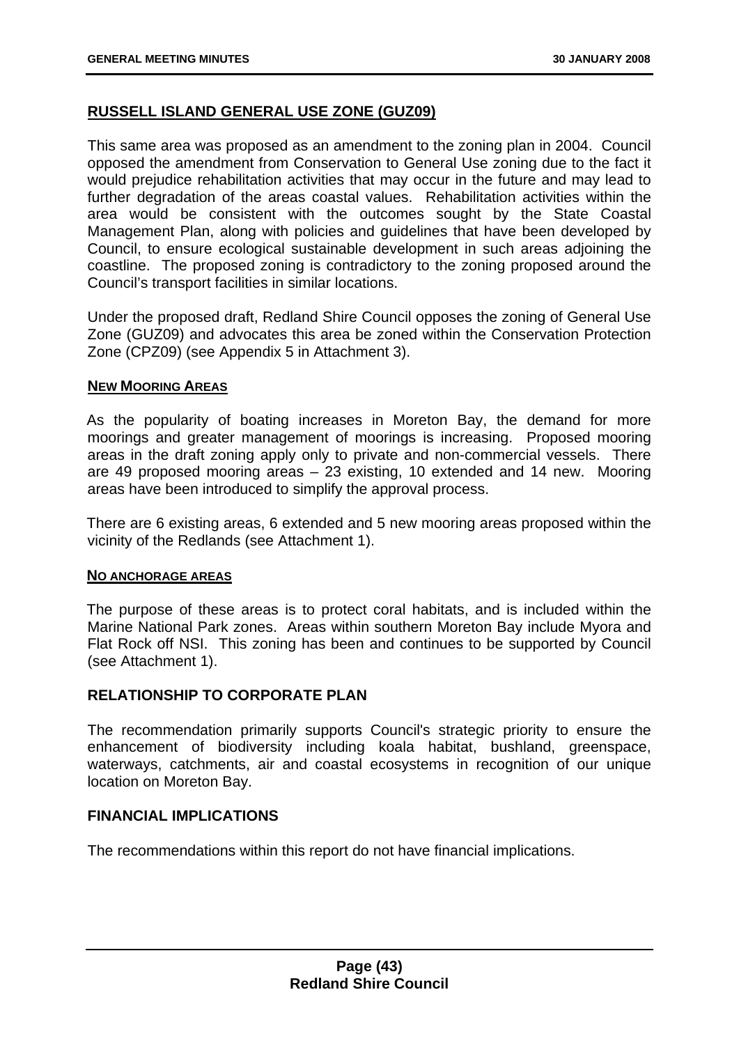## RUSSELL ISLAND GENERAL USE ZONE (GUZ09)

This same area was proposed as an amendment to the zoning plan in 2004. Council opposed the amendment from Conservation to General Use zoning due to the fact it would prejudice rehabilitation activities that may occur in the future and may lead to further degradation of the areas coastal values. Rehabilitation activities within the area would be consistent with the outcomes sought by the State Coastal Management Plan, along with policies and guidelines that have been developed by Council, to ensure ecological sustainable development in such areas adjoining the coastline. The proposed zoning is contradictory to the zoning proposed around the Council's transport facilities in similar locations.

Under the proposed draft, Redland Shire Council opposes the zoning of General Use Zone (GUZ09) and advocates this area be zoned within the Conservation Protection Zone (CPZ09) (see Appendix 5 in Attachment 3).

**NEW MOORING AREAS**

As the popularity of boating increases in Moreton Bay, the demand for more moorings and greater management of moorings is increasing. Proposed mooring areas in the draft zoning apply only to private and non-commercial vessels. There are 49 proposed mooring areas – 23 existing, 10 extended and 14 new. Mooring areas have been introduced to simplify the approval process.

There are 6 existing areas, 6 extended and 5 new mooring areas proposed within the vicinity of the Redlands (see Attachment 1).

**NO ANCHORAGE AREAS**

The purpose of these areas is to protect coral habitats, and is included within the Marine National Park zones. Areas within southern Moreton Bay include Myora and Flat Rock off NSI. This zoning has been and continues to be supported by Council (see Attachment 1).

## RELATIONSHIP TO CORPORATE PLAN

The recommendation primarily supports Council's strategic priority to ensure the enhancement of biodiversity including koala habitat, bushland, greenspace, waterways, catchments, air and coastal ecosystems in recognition of our unique location on Moreton Bay.

## FINANCIAL IMPLICATIONS

The recommendations within this report do not have financial implications.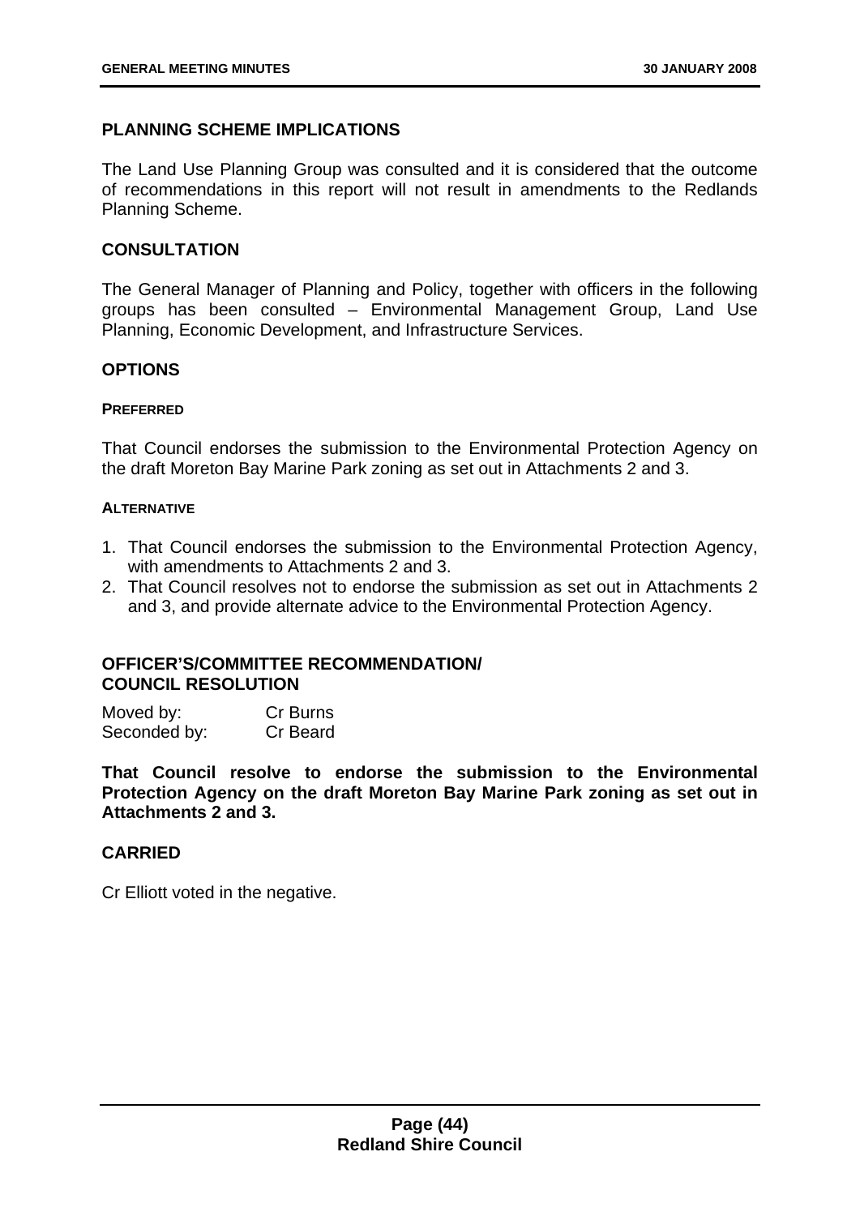## PLANNING SCHEME IMPLICATIONS

The Land Use Planning Group was consulted and it is considered that the outcome of recommendations in this report will not result in amendments to the Redlands Planning Scheme.

## CONSULTATION

The General Manager of Planning and Policy, together with officers in the following groups has been consulted – Environmental Management Group, Land Use Planning, Economic Development, and Infrastructure Services.

## OPTIONS

#### PREFERRED

That Council endorses the submission to the Environmental Protection Agency on the draft Moreton Bay Marine Park zoning as set out in Attachments 2 and 3.

#### ALTERNATIVE

1. That Council endorses the submission to the Environmental Protection Agency, with amendments to Attachments 2 and 3.
2. That Council resolves not to endorse the submission as set out in Attachments 2 and 3, and provide alternate advice to the Environmental Protection Agency.

## OFFICER'S/COMMITTEE RECOMMENDATION/ COUNCIL RESOLUTION

Moved by: Cr Burns
Seconded by: Cr Beard

**That Council resolve to endorse the submission to the Environmental Protection Agency on the draft Moreton Bay Marine Park zoning as set out in Attachments 2 and 3.**

## CARRIED

Cr Elliott voted in the negative.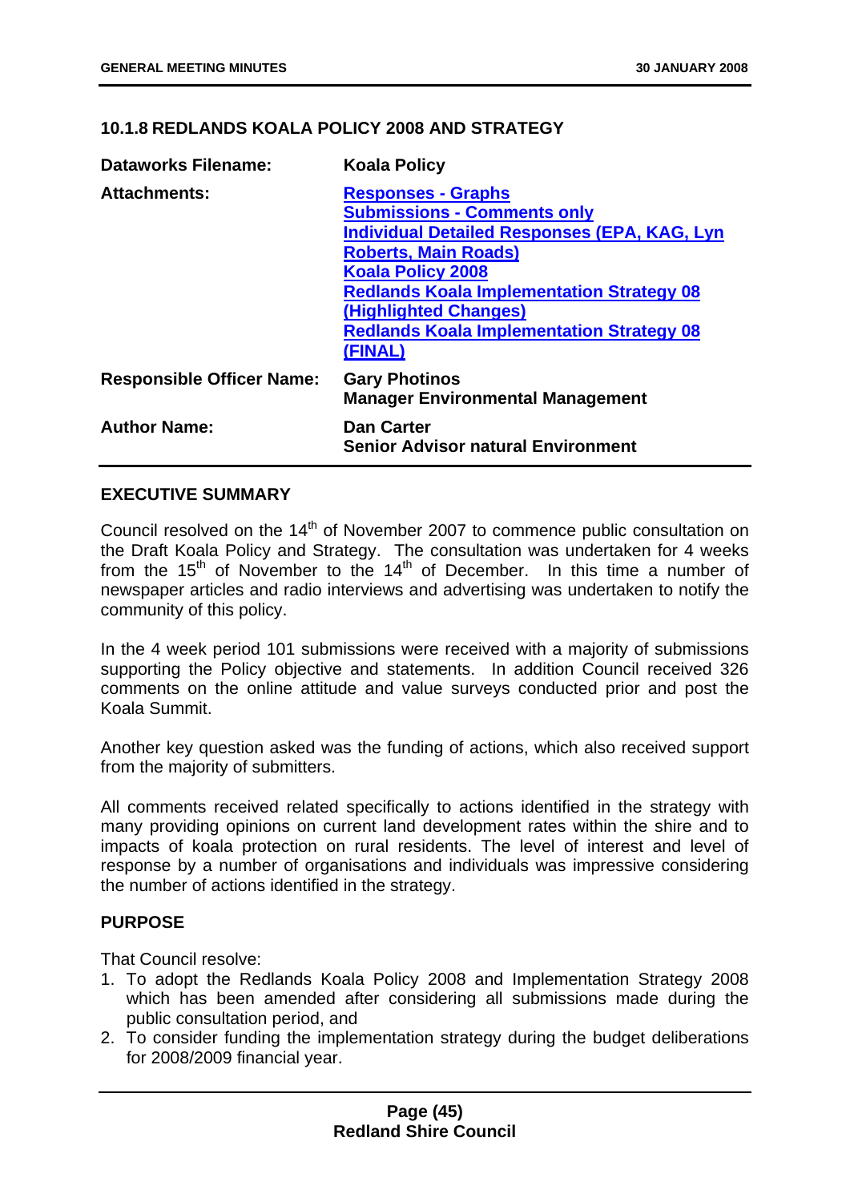## 10.1.8 REDLANDS KOALA POLICY 2008 AND STRATEGY

| | |
|---|---|
| **Dataworks Filename:** | **Koala Policy** |
| **Attachments:** | **Responses - Graphs**<br>**Submissions - Comments only**<br>**Individual Detailed Responses (EPA, KAG, Lyn Roberts, Main Roads)**<br>**Koala Policy 2008**<br>**Redlands Koala Implementation Strategy 08 (Highlighted Changes)**<br>**Redlands Koala Implementation Strategy 08 (FINAL)** |
| **Responsible Officer Name:** | **Gary Photinos**<br>**Manager Environmental Management** |
| **Author Name:** | **Dan Carter**<br>**Senior Advisor natural Environment** |

### EXECUTIVE SUMMARY

Council resolved on the 14th of November 2007 to commence public consultation on the Draft Koala Policy and Strategy. The consultation was undertaken for 4 weeks from the 15th of November to the 14th of December. In this time a number of newspaper articles and radio interviews and advertising was undertaken to notify the community of this policy.

In the 4 week period 101 submissions were received with a majority of submissions supporting the Policy objective and statements. In addition Council received 326 comments on the online attitude and value surveys conducted prior and post the Koala Summit.

Another key question asked was the funding of actions, which also received support from the majority of submitters.

All comments received related specifically to actions identified in the strategy with many providing opinions on current land development rates within the shire and to impacts of koala protection on rural residents. The level of interest and level of response by a number of organisations and individuals was impressive considering the number of actions identified in the strategy.

### PURPOSE

That Council resolve:

1. To adopt the Redlands Koala Policy 2008 and Implementation Strategy 2008 which has been amended after considering all submissions made during the public consultation period, and
2. To consider funding the implementation strategy during the budget deliberations for 2008/2009 financial year.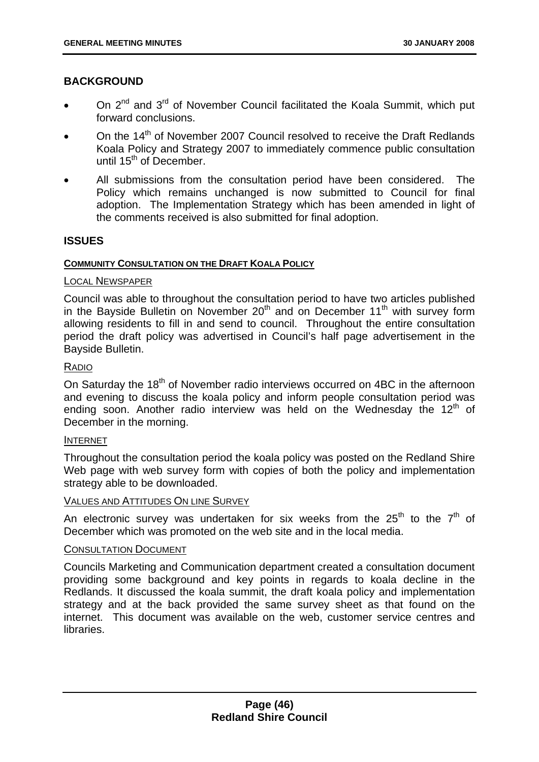## BACKGROUND

- On 2nd and 3rd of November Council facilitated the Koala Summit, which put forward conclusions.
- On the 14th of November 2007 Council resolved to receive the Draft Redlands Koala Policy and Strategy 2007 to immediately commence public consultation until 15th of December.
- All submissions from the consultation period have been considered. The Policy which remains unchanged is now submitted to Council for final adoption. The Implementation Strategy which has been amended in light of the comments received is also submitted for final adoption.

## ISSUES

**COMMUNITY CONSULTATION ON THE DRAFT KOALA POLICY**

LOCAL NEWSPAPER

Council was able to throughout the consultation period to have two articles published in the Bayside Bulletin on November 20th and on December 11th with survey form allowing residents to fill in and send to council. Throughout the entire consultation period the draft policy was advertised in Council's half page advertisement in the Bayside Bulletin.

RADIO

On Saturday the 18th of November radio interviews occurred on 4BC in the afternoon and evening to discuss the koala policy and inform people consultation period was ending soon. Another radio interview was held on the Wednesday the 12th of December in the morning.

INTERNET

Throughout the consultation period the koala policy was posted on the Redland Shire Web page with web survey form with copies of both the policy and implementation strategy able to be downloaded.

VALUES AND ATTITUDES ON LINE SURVEY

An electronic survey was undertaken for six weeks from the 25th to the 7th of December which was promoted on the web site and in the local media.

CONSULTATION DOCUMENT

Councils Marketing and Communication department created a consultation document providing some background and key points in regards to koala decline in the Redlands. It discussed the koala summit, the draft koala policy and implementation strategy and at the back provided the same survey sheet as that found on the internet. This document was available on the web, customer service centres and libraries.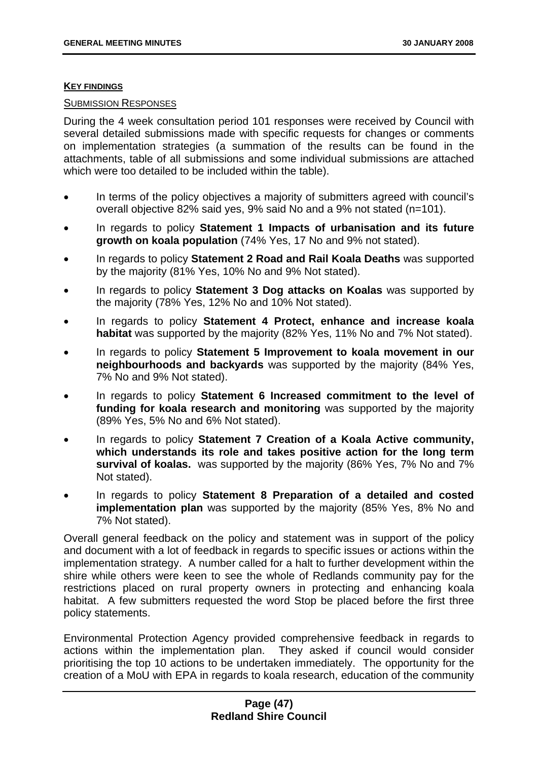**KEY FINDINGS**

SUBMISSION RESPONSES

During the 4 week consultation period 101 responses were received by Council with several detailed submissions made with specific requests for changes or comments on implementation strategies (a summation of the results can be found in the attachments, table of all submissions and some individual submissions are attached which were too detailed to be included within the table).

- In terms of the policy objectives a majority of submitters agreed with council's overall objective 82% said yes, 9% said No and a 9% not stated (n=101).
- In regards to policy **Statement 1 Impacts of urbanisation and its future growth on koala population** (74% Yes, 17 No and 9% not stated).
- In regards to policy **Statement 2 Road and Rail Koala Deaths** was supported by the majority (81% Yes, 10% No and 9% Not stated).
- In regards to policy **Statement 3 Dog attacks on Koalas** was supported by the majority (78% Yes, 12% No and 10% Not stated).
- In regards to policy **Statement 4 Protect, enhance and increase koala habitat** was supported by the majority (82% Yes, 11% No and 7% Not stated).
- In regards to policy **Statement 5 Improvement to koala movement in our neighbourhoods and backyards** was supported by the majority (84% Yes, 7% No and 9% Not stated).
- In regards to policy **Statement 6 Increased commitment to the level of funding for koala research and monitoring** was supported by the majority (89% Yes, 5% No and 6% Not stated).
- In regards to policy **Statement 7 Creation of a Koala Active community, which understands its role and takes positive action for the long term survival of koalas.** was supported by the majority (86% Yes, 7% No and 7% Not stated).
- In regards to policy **Statement 8 Preparation of a detailed and costed implementation plan** was supported by the majority (85% Yes, 8% No and 7% Not stated).

Overall general feedback on the policy and statement was in support of the policy and document with a lot of feedback in regards to specific issues or actions within the implementation strategy. A number called for a halt to further development within the shire while others were keen to see the whole of Redlands community pay for the restrictions placed on rural property owners in protecting and enhancing koala habitat. A few submitters requested the word Stop be placed before the first three policy statements.

Environmental Protection Agency provided comprehensive feedback in regards to actions within the implementation plan. They asked if council would consider prioritising the top 10 actions to be undertaken immediately. The opportunity for the creation of a MoU with EPA in regards to koala research, education of the community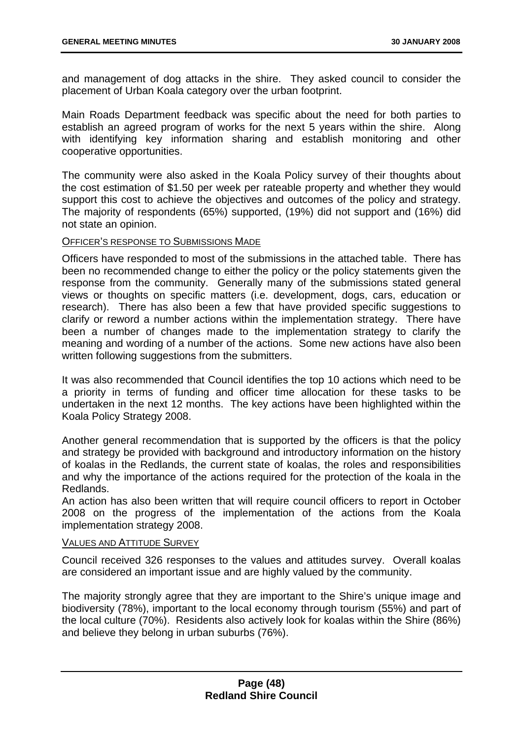and management of dog attacks in the shire. They asked council to consider the placement of Urban Koala category over the urban footprint.

Main Roads Department feedback was specific about the need for both parties to establish an agreed program of works for the next 5 years within the shire. Along with identifying key information sharing and establish monitoring and other cooperative opportunities.

The community were also asked in the Koala Policy survey of their thoughts about the cost estimation of $1.50 per week per rateable property and whether they would support this cost to achieve the objectives and outcomes of the policy and strategy. The majority of respondents (65%) supported, (19%) did not support and (16%) did not state an opinion.

OFFICER'S RESPONSE TO SUBMISSIONS MADE

Officers have responded to most of the submissions in the attached table. There has been no recommended change to either the policy or the policy statements given the response from the community. Generally many of the submissions stated general views or thoughts on specific matters (i.e. development, dogs, cars, education or research). There has also been a few that have provided specific suggestions to clarify or reword a number actions within the implementation strategy. There have been a number of changes made to the implementation strategy to clarify the meaning and wording of a number of the actions. Some new actions have also been written following suggestions from the submitters.

It was also recommended that Council identifies the top 10 actions which need to be a priority in terms of funding and officer time allocation for these tasks to be undertaken in the next 12 months. The key actions have been highlighted within the Koala Policy Strategy 2008.

Another general recommendation that is supported by the officers is that the policy and strategy be provided with background and introductory information on the history of koalas in the Redlands, the current state of koalas, the roles and responsibilities and why the importance of the actions required for the protection of the koala in the Redlands.

An action has also been written that will require council officers to report in October 2008 on the progress of the implementation of the actions from the Koala implementation strategy 2008.

VALUES AND ATTITUDE SURVEY

Council received 326 responses to the values and attitudes survey. Overall koalas are considered an important issue and are highly valued by the community.

The majority strongly agree that they are important to the Shire's unique image and biodiversity (78%), important to the local economy through tourism (55%) and part of the local culture (70%). Residents also actively look for koalas within the Shire (86%) and believe they belong in urban suburbs (76%).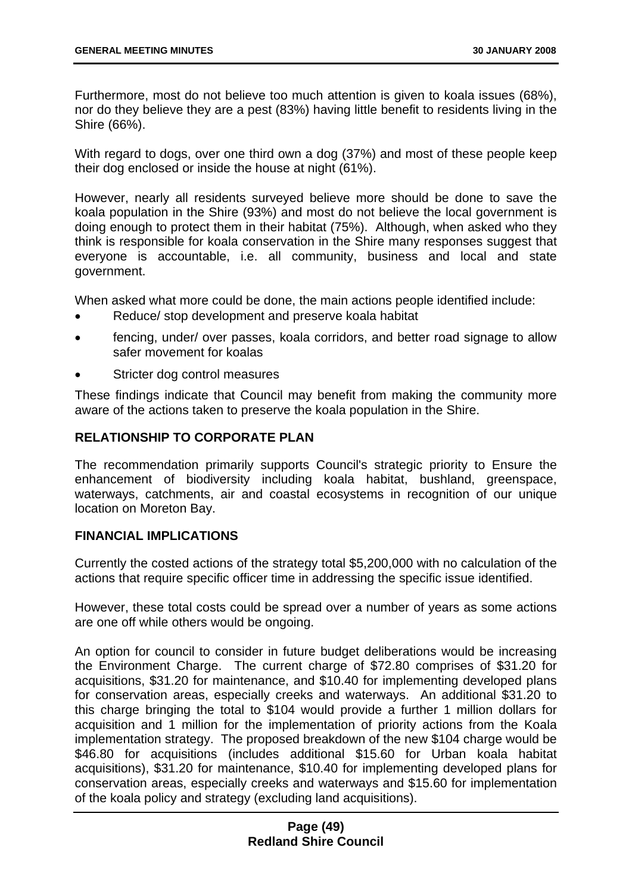Furthermore, most do not believe too much attention is given to koala issues (68%), nor do they believe they are a pest (83%) having little benefit to residents living in the Shire (66%).

With regard to dogs, over one third own a dog (37%) and most of these people keep their dog enclosed or inside the house at night (61%).

However, nearly all residents surveyed believe more should be done to save the koala population in the Shire (93%) and most do not believe the local government is doing enough to protect them in their habitat (75%). Although, when asked who they think is responsible for koala conservation in the Shire many responses suggest that everyone is accountable, i.e. all community, business and local and state government.

When asked what more could be done, the main actions people identified include:

- Reduce/ stop development and preserve koala habitat
- fencing, under/ over passes, koala corridors, and better road signage to allow safer movement for koalas
- Stricter dog control measures

These findings indicate that Council may benefit from making the community more aware of the actions taken to preserve the koala population in the Shire.

## RELATIONSHIP TO CORPORATE PLAN

The recommendation primarily supports Council's strategic priority to Ensure the enhancement of biodiversity including koala habitat, bushland, greenspace, waterways, catchments, air and coastal ecosystems in recognition of our unique location on Moreton Bay.

## FINANCIAL IMPLICATIONS

Currently the costed actions of the strategy total $5,200,000 with no calculation of the actions that require specific officer time in addressing the specific issue identified.

However, these total costs could be spread over a number of years as some actions are one off while others would be ongoing.

An option for council to consider in future budget deliberations would be increasing the Environment Charge. The current charge of $72.80 comprises of $31.20 for acquisitions, $31.20 for maintenance, and $10.40 for implementing developed plans for conservation areas, especially creeks and waterways. An additional $31.20 to this charge bringing the total to $104 would provide a further 1 million dollars for acquisition and 1 million for the implementation of priority actions from the Koala implementation strategy. The proposed breakdown of the new $104 charge would be $46.80 for acquisitions (includes additional $15.60 for Urban koala habitat acquisitions), $31.20 for maintenance, $10.40 for implementing developed plans for conservation areas, especially creeks and waterways and $15.60 for implementation of the koala policy and strategy (excluding land acquisitions).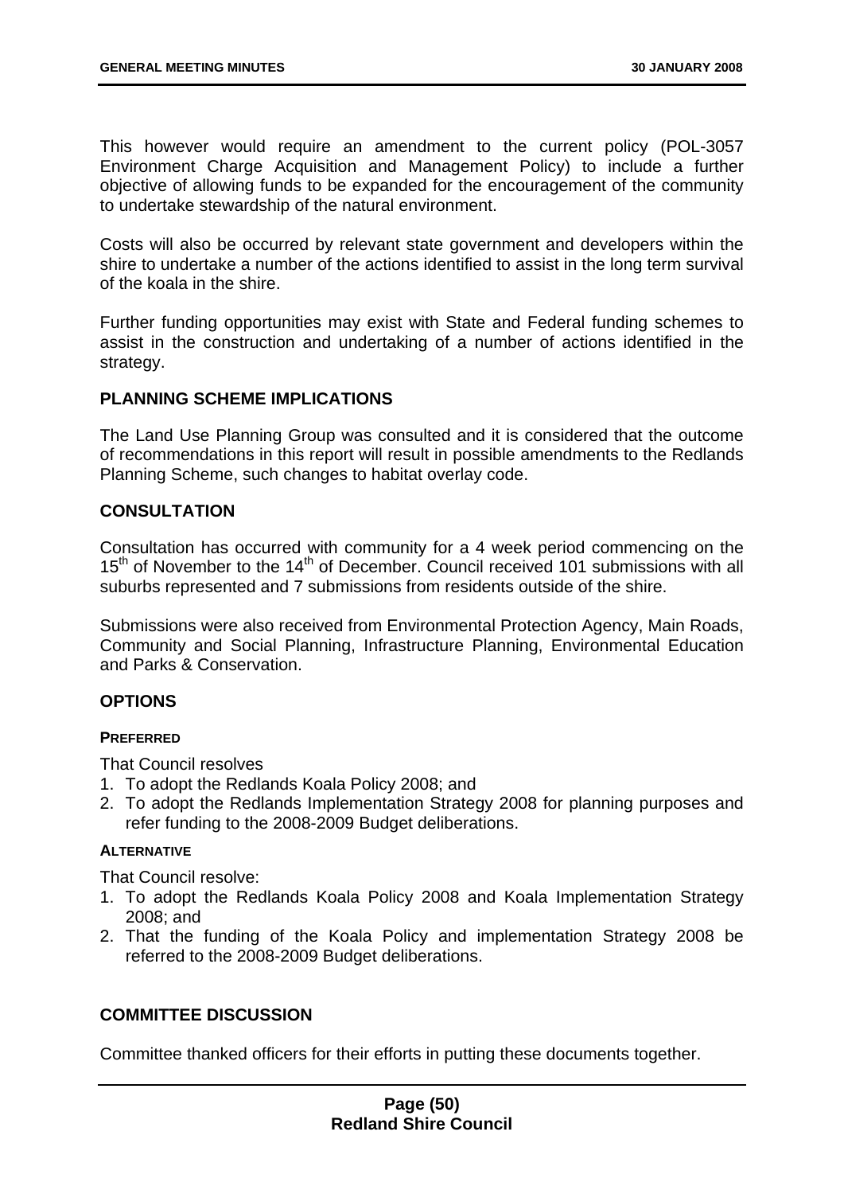This however would require an amendment to the current policy (POL-3057 Environment Charge Acquisition and Management Policy) to include a further objective of allowing funds to be expanded for the encouragement of the community to undertake stewardship of the natural environment.

Costs will also be occurred by relevant state government and developers within the shire to undertake a number of the actions identified to assist in the long term survival of the koala in the shire.

Further funding opportunities may exist with State and Federal funding schemes to assist in the construction and undertaking of a number of actions identified in the strategy.

## PLANNING SCHEME IMPLICATIONS

The Land Use Planning Group was consulted and it is considered that the outcome of recommendations in this report will result in possible amendments to the Redlands Planning Scheme, such changes to habitat overlay code.

## CONSULTATION

Consultation has occurred with community for a 4 week period commencing on the 15th of November to the 14th of December. Council received 101 submissions with all suburbs represented and 7 submissions from residents outside of the shire.

Submissions were also received from Environmental Protection Agency, Main Roads, Community and Social Planning, Infrastructure Planning, Environmental Education and Parks & Conservation.

## OPTIONS

### PREFERRED

That Council resolves

1. To adopt the Redlands Koala Policy 2008; and
2. To adopt the Redlands Implementation Strategy 2008 for planning purposes and refer funding to the 2008-2009 Budget deliberations.

### ALTERNATIVE

That Council resolve:

1. To adopt the Redlands Koala Policy 2008 and Koala Implementation Strategy 2008; and
2. That the funding of the Koala Policy and implementation Strategy 2008 be referred to the 2008-2009 Budget deliberations.

## COMMITTEE DISCUSSION

Committee thanked officers for their efforts in putting these documents together.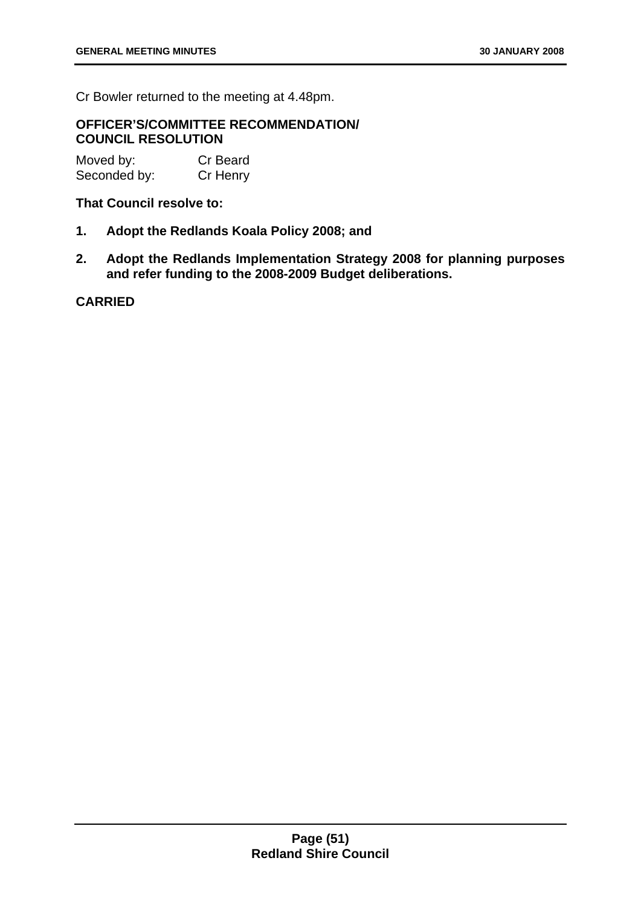Cr Bowler returned to the meeting at 4.48pm.

**OFFICER'S/COMMITTEE RECOMMENDATION/ COUNCIL RESOLUTION**

Moved by: Cr Beard
Seconded by: Cr Henry

**That Council resolve to:**

1. **Adopt the Redlands Koala Policy 2008; and**

2. **Adopt the Redlands Implementation Strategy 2008 for planning purposes and refer funding to the 2008-2009 Budget deliberations.**

**CARRIED**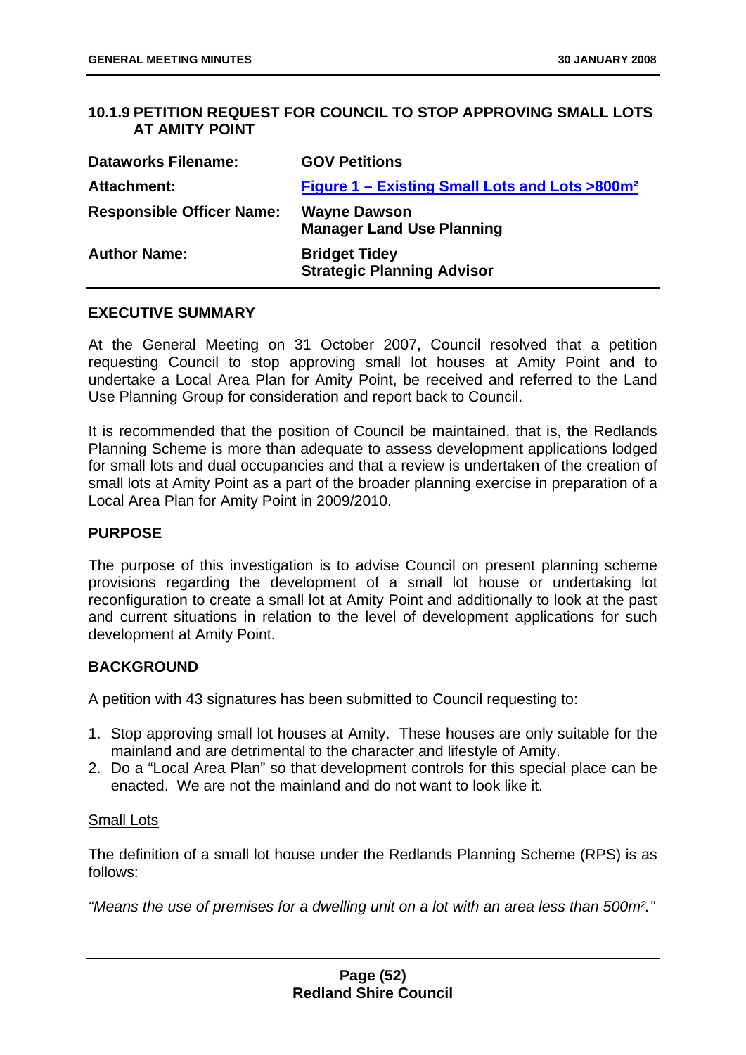## 10.1.9 PETITION REQUEST FOR COUNCIL TO STOP APPROVING SMALL LOTS AT AMITY POINT

| | |
|---|---|
| **Dataworks Filename:** | **GOV Petitions** |
| **Attachment:** | **Figure 1 – Existing Small Lots and Lots >800m²** |
| **Responsible Officer Name:** | **Wayne Dawson**<br>**Manager Land Use Planning** |
| **Author Name:** | **Bridget Tidey**<br>**Strategic Planning Advisor** |

### EXECUTIVE SUMMARY

At the General Meeting on 31 October 2007, Council resolved that a petition requesting Council to stop approving small lot houses at Amity Point and to undertake a Local Area Plan for Amity Point, be received and referred to the Land Use Planning Group for consideration and report back to Council.

It is recommended that the position of Council be maintained, that is, the Redlands Planning Scheme is more than adequate to assess development applications lodged for small lots and dual occupancies and that a review is undertaken of the creation of small lots at Amity Point as a part of the broader planning exercise in preparation of a Local Area Plan for Amity Point in 2009/2010.

### PURPOSE

The purpose of this investigation is to advise Council on present planning scheme provisions regarding the development of a small lot house or undertaking lot reconfiguration to create a small lot at Amity Point and additionally to look at the past and current situations in relation to the level of development applications for such development at Amity Point.

### BACKGROUND

A petition with 43 signatures has been submitted to Council requesting to:

1. Stop approving small lot houses at Amity. These houses are only suitable for the mainland and are detrimental to the character and lifestyle of Amity.
2. Do a "Local Area Plan" so that development controls for this special place can be enacted. We are not the mainland and do not want to look like it.

<u>Small Lots</u>

The definition of a small lot house under the Redlands Planning Scheme (RPS) is as follows:

*"Means the use of premises for a dwelling unit on a lot with an area less than 500m²."*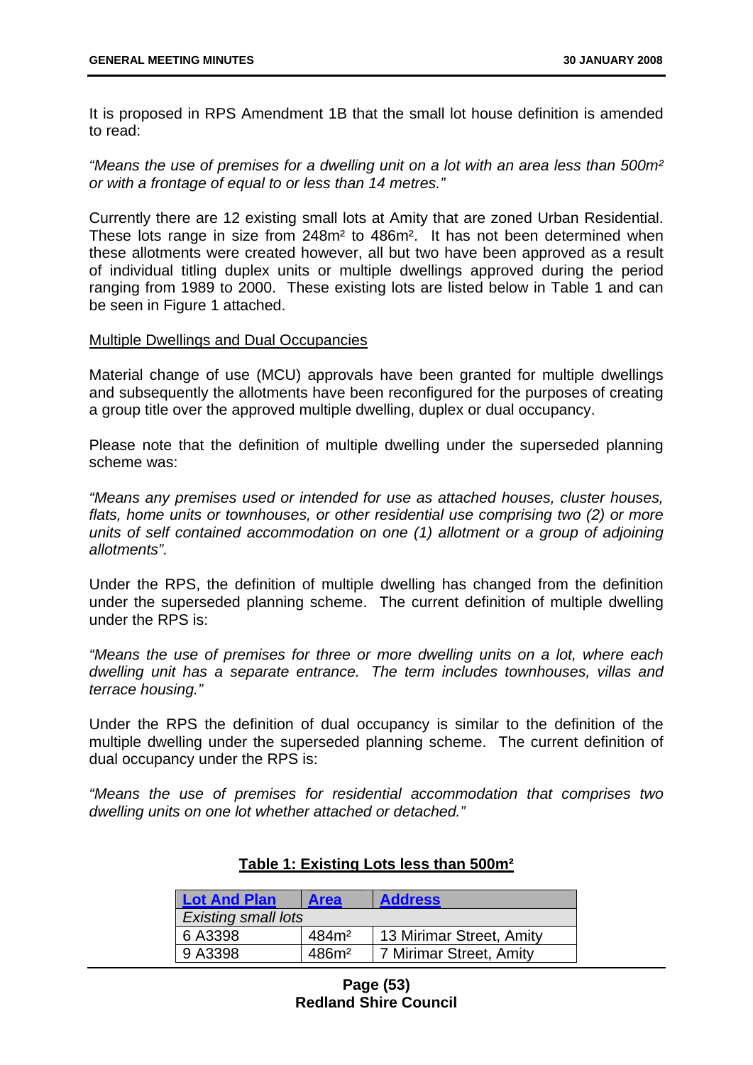It is proposed in RPS Amendment 1B that the small lot house definition is amended to read:

*"Means the use of premises for a dwelling unit on a lot with an area less than 500m² or with a frontage of equal to or less than 14 metres."*

Currently there are 12 existing small lots at Amity that are zoned Urban Residential. These lots range in size from 248m² to 486m². It has not been determined when these allotments were created however, all but two have been approved as a result of individual titling duplex units or multiple dwellings approved during the period ranging from 1989 to 2000. These existing lots are listed below in Table 1 and can be seen in Figure 1 attached.

Multiple Dwellings and Dual Occupancies

Material change of use (MCU) approvals have been granted for multiple dwellings and subsequently the allotments have been reconfigured for the purposes of creating a group title over the approved multiple dwelling, duplex or dual occupancy.

Please note that the definition of multiple dwelling under the superseded planning scheme was:

*"Means any premises used or intended for use as attached houses, cluster houses, flats, home units or townhouses, or other residential use comprising two (2) or more units of self contained accommodation on one (1) allotment or a group of adjoining allotments".*

Under the RPS, the definition of multiple dwelling has changed from the definition under the superseded planning scheme. The current definition of multiple dwelling under the RPS is:

*"Means the use of premises for three or more dwelling units on a lot, where each dwelling unit has a separate entrance. The term includes townhouses, villas and terrace housing."*

Under the RPS the definition of dual occupancy is similar to the definition of the multiple dwelling under the superseded planning scheme. The current definition of dual occupancy under the RPS is:

*"Means the use of premises for residential accommodation that comprises two dwelling units on one lot whether attached or detached."*

**Table 1: Existing Lots less than 500m²**

| Lot And Plan | Area | Address |
|---|---|---|
| *Existing small lots* | | |
| 6 A3398 | 484m² | 13 Mirimar Street, Amity |
| 9 A3398 | 486m² | 7 Mirimar Street, Amity |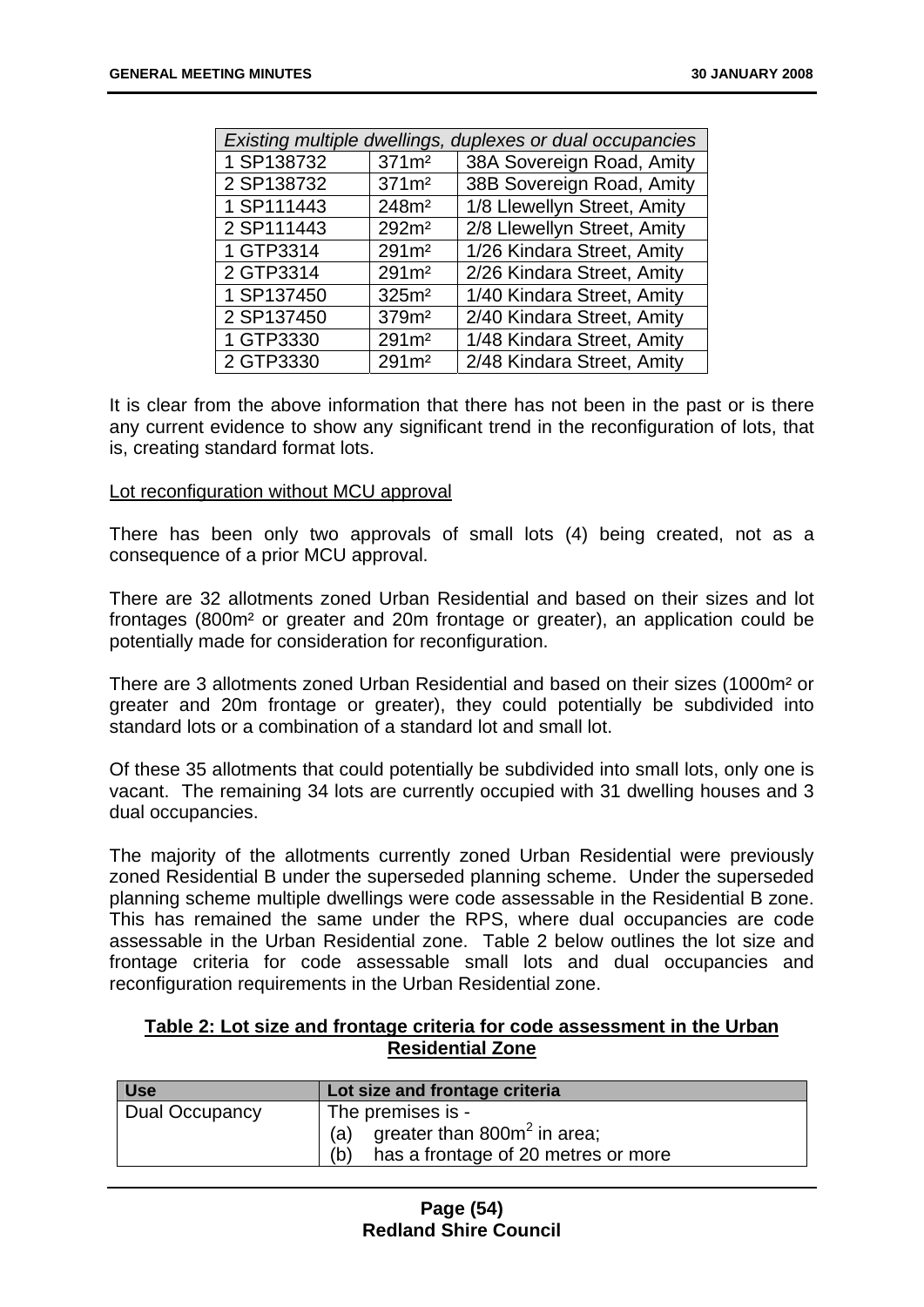| *Existing multiple dwellings, duplexes or dual occupancies* | | |
|---|---|---|
| 1 SP138732 | 371m² | 38A Sovereign Road, Amity |
| 2 SP138732 | 371m² | 38B Sovereign Road, Amity |
| 1 SP111443 | 248m² | 1/8 Llewellyn Street, Amity |
| 2 SP111443 | 292m² | 2/8 Llewellyn Street, Amity |
| 1 GTP3314 | 291m² | 1/26 Kindara Street, Amity |
| 2 GTP3314 | 291m² | 2/26 Kindara Street, Amity |
| 1 SP137450 | 325m² | 1/40 Kindara Street, Amity |
| 2 SP137450 | 379m² | 2/40 Kindara Street, Amity |
| 1 GTP3330 | 291m² | 1/48 Kindara Street, Amity |
| 2 GTP3330 | 291m² | 2/48 Kindara Street, Amity |

It is clear from the above information that there has not been in the past or is there any current evidence to show any significant trend in the reconfiguration of lots, that is, creating standard format lots.

Lot reconfiguration without MCU approval

There has been only two approvals of small lots (4) being created, not as a consequence of a prior MCU approval.

There are 32 allotments zoned Urban Residential and based on their sizes and lot frontages (800m² or greater and 20m frontage or greater), an application could be potentially made for consideration for reconfiguration.

There are 3 allotments zoned Urban Residential and based on their sizes (1000m² or greater and 20m frontage or greater), they could potentially be subdivided into standard lots or a combination of a standard lot and small lot.

Of these 35 allotments that could potentially be subdivided into small lots, only one is vacant. The remaining 34 lots are currently occupied with 31 dwelling houses and 3 dual occupancies.

The majority of the allotments currently zoned Urban Residential were previously zoned Residential B under the superseded planning scheme. Under the superseded planning scheme multiple dwellings were code assessable in the Residential B zone. This has remained the same under the RPS, where dual occupancies are code assessable in the Urban Residential zone. Table 2 below outlines the lot size and frontage criteria for code assessable small lots and dual occupancies and reconfiguration requirements in the Urban Residential zone.

**Table 2: Lot size and frontage criteria for code assessment in the Urban Residential Zone**

| Use | Lot size and frontage criteria |
|---|---|
| Dual Occupancy | The premises is - (a) greater than 800m² in area; (b) has a frontage of 20 metres or more |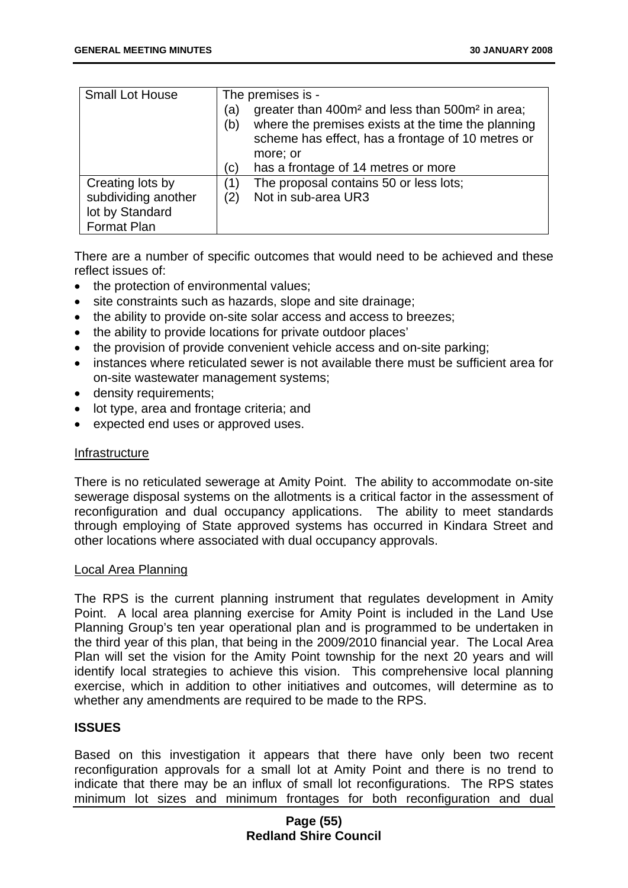| Small Lot House | The premises is -<br>(a) greater than 400m² and less than 500m² in area;<br>(b) where the premises exists at the time the planning scheme has effect, has a frontage of 10 metres or more; or<br>(c) has a frontage of 14 metres or more |
|---|---|
| Creating lots by subdividing another lot by Standard Format Plan | (1) The proposal contains 50 or less lots;<br>(2) Not in sub-area UR3 |

There are a number of specific outcomes that would need to be achieved and these reflect issues of:

- the protection of environmental values;
- site constraints such as hazards, slope and site drainage;
- the ability to provide on-site solar access and access to breezes;
- the ability to provide locations for private outdoor places'
- the provision of provide convenient vehicle access and on-site parking;
- instances where reticulated sewer is not available there must be sufficient area for on-site wastewater management systems;
- density requirements;
- lot type, area and frontage criteria; and
- expected end uses or approved uses.

<u>Infrastructure</u>

There is no reticulated sewerage at Amity Point. The ability to accommodate on-site sewerage disposal systems on the allotments is a critical factor in the assessment of reconfiguration and dual occupancy applications. The ability to meet standards through employing of State approved systems has occurred in Kindara Street and other locations where associated with dual occupancy approvals.

<u>Local Area Planning</u>

The RPS is the current planning instrument that regulates development in Amity Point. A local area planning exercise for Amity Point is included in the Land Use Planning Group's ten year operational plan and is programmed to be undertaken in the third year of this plan, that being in the 2009/2010 financial year. The Local Area Plan will set the vision for the Amity Point township for the next 20 years and will identify local strategies to achieve this vision. This comprehensive local planning exercise, which in addition to other initiatives and outcomes, will determine as to whether any amendments are required to be made to the RPS.

**ISSUES**

Based on this investigation it appears that there have only been two recent reconfiguration approvals for a small lot at Amity Point and there is no trend to indicate that there may be an influx of small lot reconfigurations. The RPS states minimum lot sizes and minimum frontages for both reconfiguration and dual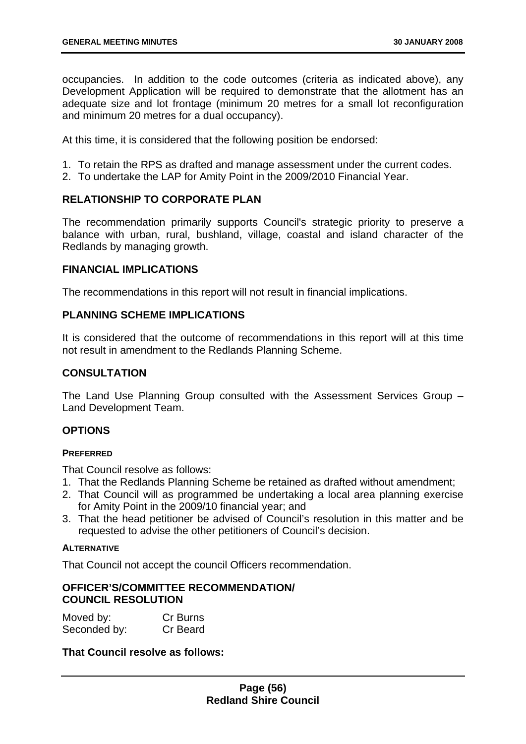occupancies. In addition to the code outcomes (criteria as indicated above), any Development Application will be required to demonstrate that the allotment has an adequate size and lot frontage (minimum 20 metres for a small lot reconfiguration and minimum 20 metres for a dual occupancy).

At this time, it is considered that the following position be endorsed:

1. To retain the RPS as drafted and manage assessment under the current codes.
2. To undertake the LAP for Amity Point in the 2009/2010 Financial Year.

## RELATIONSHIP TO CORPORATE PLAN

The recommendation primarily supports Council's strategic priority to preserve a balance with urban, rural, bushland, village, coastal and island character of the Redlands by managing growth.

## FINANCIAL IMPLICATIONS

The recommendations in this report will not result in financial implications.

## PLANNING SCHEME IMPLICATIONS

It is considered that the outcome of recommendations in this report will at this time not result in amendment to the Redlands Planning Scheme.

## CONSULTATION

The Land Use Planning Group consulted with the Assessment Services Group – Land Development Team.

## OPTIONS

### PREFERRED

That Council resolve as follows:

1. That the Redlands Planning Scheme be retained as drafted without amendment;
2. That Council will as programmed be undertaking a local area planning exercise for Amity Point in the 2009/10 financial year; and
3. That the head petitioner be advised of Council's resolution in this matter and be requested to advise the other petitioners of Council's decision.

### ALTERNATIVE

That Council not accept the council Officers recommendation.

## OFFICER'S/COMMITTEE RECOMMENDATION/ COUNCIL RESOLUTION

Moved by: Cr Burns
Seconded by: Cr Beard

**That Council resolve as follows:**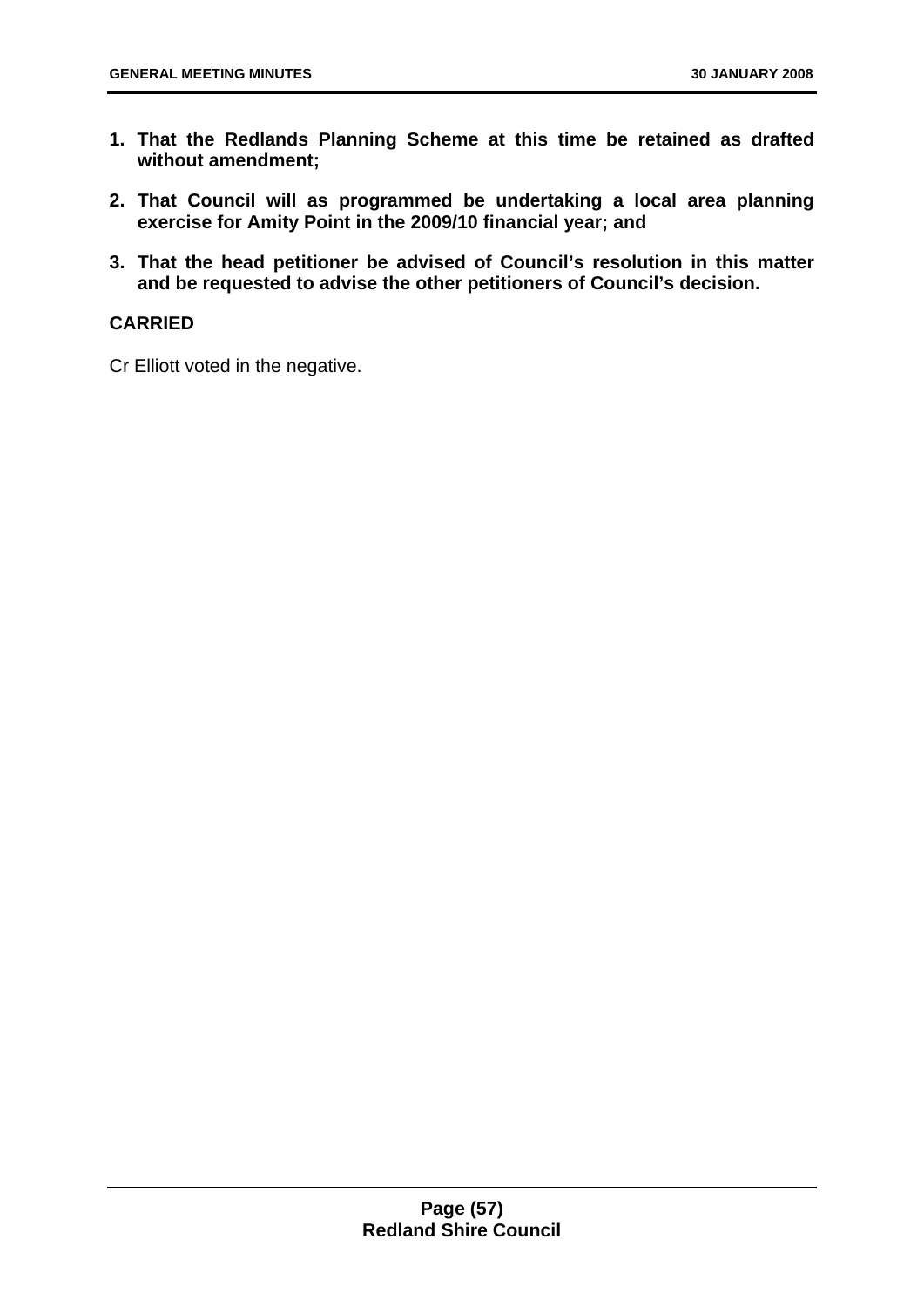1. **That the Redlands Planning Scheme at this time be retained as drafted without amendment;**

2. **That Council will as programmed be undertaking a local area planning exercise for Amity Point in the 2009/10 financial year; and**

3. **That the head petitioner be advised of Council's resolution in this matter and be requested to advise the other petitioners of Council's decision.**

**CARRIED**

Cr Elliott voted in the negative.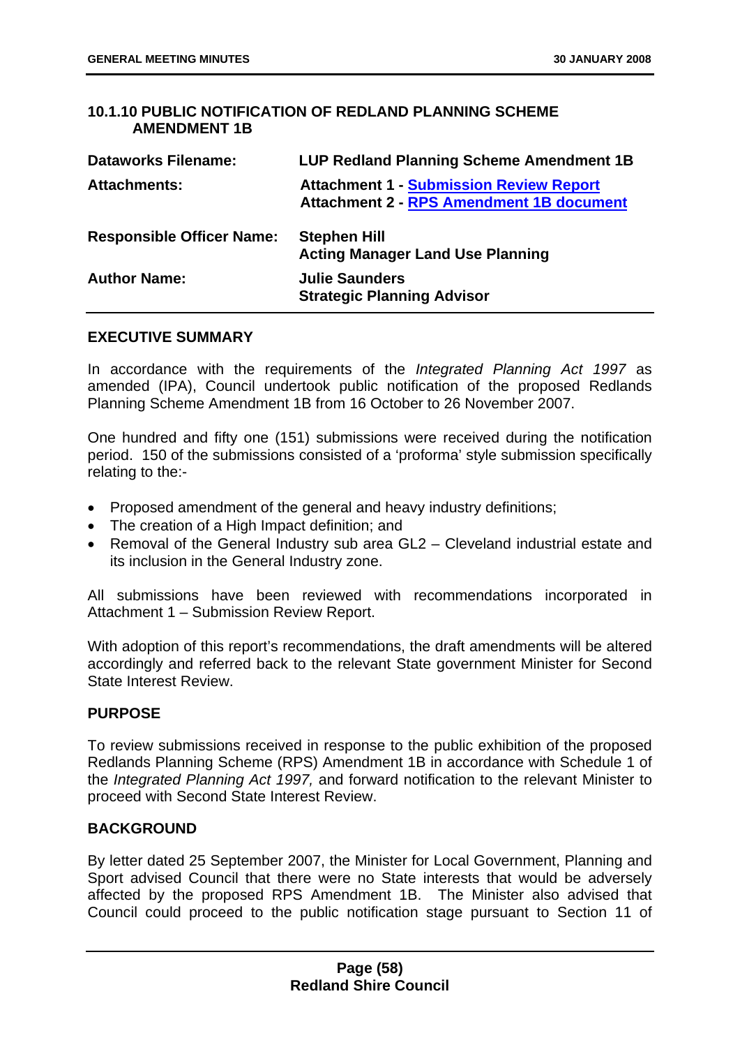## 10.1.10 PUBLIC NOTIFICATION OF REDLAND PLANNING SCHEME AMENDMENT 1B

| | |
|---|---|
| **Dataworks Filename:** | **LUP Redland Planning Scheme Amendment 1B** |
| **Attachments:** | **Attachment 1 - Submission Review Report**<br>**Attachment 2 - RPS Amendment 1B document** |
| **Responsible Officer Name:** | **Stephen Hill**<br>**Acting Manager Land Use Planning** |
| **Author Name:** | **Julie Saunders**<br>**Strategic Planning Advisor** |

### EXECUTIVE SUMMARY

In accordance with the requirements of the *Integrated Planning Act 1997* as amended (IPA), Council undertook public notification of the proposed Redlands Planning Scheme Amendment 1B from 16 October to 26 November 2007.

One hundred and fifty one (151) submissions were received during the notification period. 150 of the submissions consisted of a 'proforma' style submission specifically relating to the:-

- Proposed amendment of the general and heavy industry definitions;
- The creation of a High Impact definition; and
- Removal of the General Industry sub area GL2 – Cleveland industrial estate and its inclusion in the General Industry zone.

All submissions have been reviewed with recommendations incorporated in Attachment 1 – Submission Review Report.

With adoption of this report's recommendations, the draft amendments will be altered accordingly and referred back to the relevant State government Minister for Second State Interest Review.

### PURPOSE

To review submissions received in response to the public exhibition of the proposed Redlands Planning Scheme (RPS) Amendment 1B in accordance with Schedule 1 of the *Integrated Planning Act 1997,* and forward notification to the relevant Minister to proceed with Second State Interest Review.

### BACKGROUND

By letter dated 25 September 2007, the Minister for Local Government, Planning and Sport advised Council that there were no State interests that would be adversely affected by the proposed RPS Amendment 1B. The Minister also advised that Council could proceed to the public notification stage pursuant to Section 11 of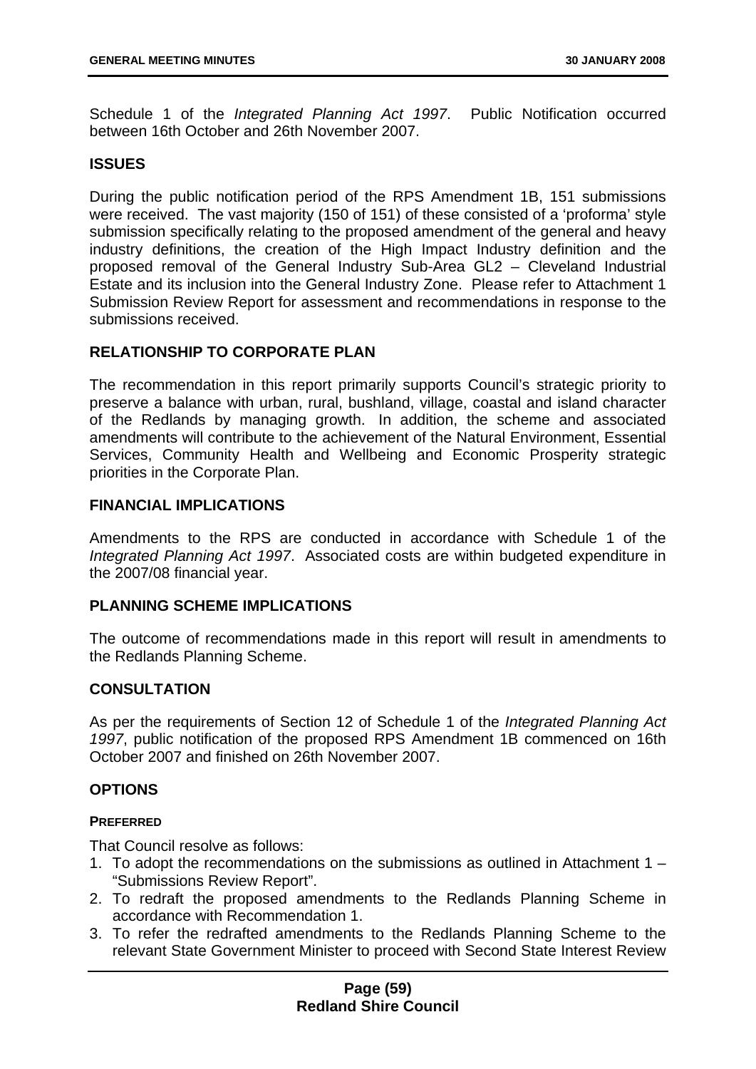Schedule 1 of the *Integrated Planning Act 1997*. Public Notification occurred between 16th October and 26th November 2007.

## ISSUES

During the public notification period of the RPS Amendment 1B, 151 submissions were received. The vast majority (150 of 151) of these consisted of a 'proforma' style submission specifically relating to the proposed amendment of the general and heavy industry definitions, the creation of the High Impact Industry definition and the proposed removal of the General Industry Sub-Area GL2 – Cleveland Industrial Estate and its inclusion into the General Industry Zone. Please refer to Attachment 1 Submission Review Report for assessment and recommendations in response to the submissions received.

## RELATIONSHIP TO CORPORATE PLAN

The recommendation in this report primarily supports Council's strategic priority to preserve a balance with urban, rural, bushland, village, coastal and island character of the Redlands by managing growth. In addition, the scheme and associated amendments will contribute to the achievement of the Natural Environment, Essential Services, Community Health and Wellbeing and Economic Prosperity strategic priorities in the Corporate Plan.

## FINANCIAL IMPLICATIONS

Amendments to the RPS are conducted in accordance with Schedule 1 of the *Integrated Planning Act 1997*. Associated costs are within budgeted expenditure in the 2007/08 financial year.

## PLANNING SCHEME IMPLICATIONS

The outcome of recommendations made in this report will result in amendments to the Redlands Planning Scheme.

## CONSULTATION

As per the requirements of Section 12 of Schedule 1 of the *Integrated Planning Act 1997*, public notification of the proposed RPS Amendment 1B commenced on 16th October 2007 and finished on 26th November 2007.

## OPTIONS

### PREFERRED

That Council resolve as follows:

1. To adopt the recommendations on the submissions as outlined in Attachment 1 – "Submissions Review Report".
2. To redraft the proposed amendments to the Redlands Planning Scheme in accordance with Recommendation 1.
3. To refer the redrafted amendments to the Redlands Planning Scheme to the relevant State Government Minister to proceed with Second State Interest Review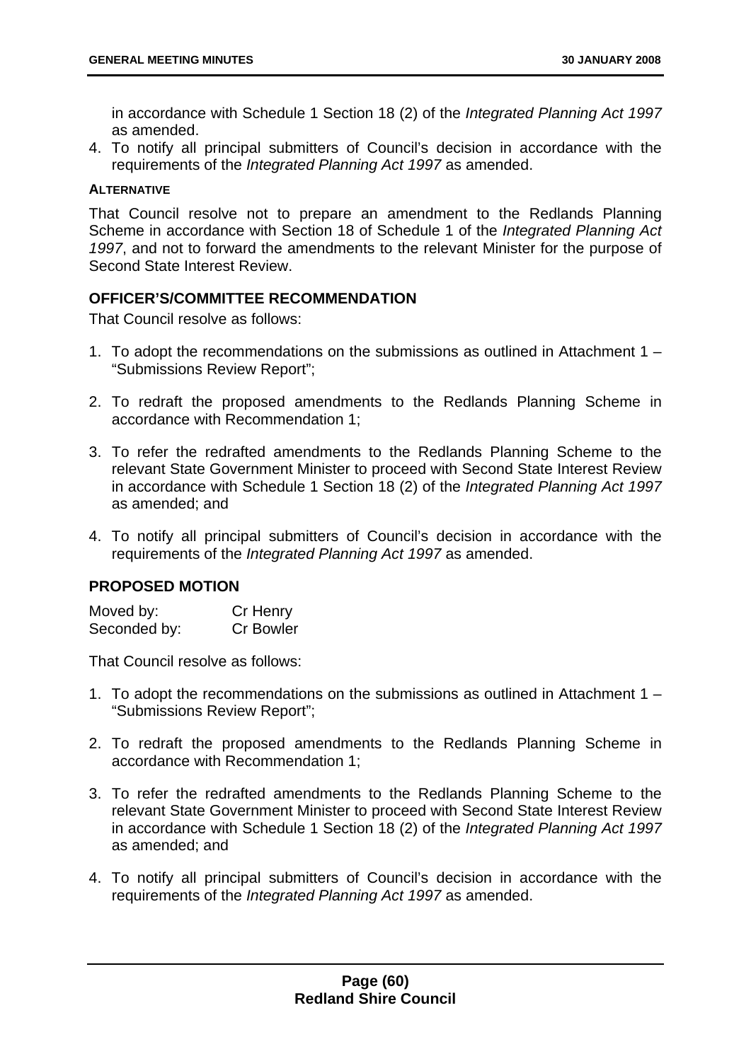in accordance with Schedule 1 Section 18 (2) of the *Integrated Planning Act 1997* as amended.

4. To notify all principal submitters of Council's decision in accordance with the requirements of the *Integrated Planning Act 1997* as amended.

**ALTERNATIVE**

That Council resolve not to prepare an amendment to the Redlands Planning Scheme in accordance with Section 18 of Schedule 1 of the *Integrated Planning Act 1997*, and not to forward the amendments to the relevant Minister for the purpose of Second State Interest Review.

### OFFICER'S/COMMITTEE RECOMMENDATION

That Council resolve as follows:

1. To adopt the recommendations on the submissions as outlined in Attachment 1 – "Submissions Review Report";

2. To redraft the proposed amendments to the Redlands Planning Scheme in accordance with Recommendation 1;

3. To refer the redrafted amendments to the Redlands Planning Scheme to the relevant State Government Minister to proceed with Second State Interest Review in accordance with Schedule 1 Section 18 (2) of the *Integrated Planning Act 1997* as amended; and

4. To notify all principal submitters of Council's decision in accordance with the requirements of the *Integrated Planning Act 1997* as amended.

### PROPOSED MOTION

Moved by: Cr Henry
Seconded by: Cr Bowler

That Council resolve as follows:

1. To adopt the recommendations on the submissions as outlined in Attachment 1 – "Submissions Review Report";

2. To redraft the proposed amendments to the Redlands Planning Scheme in accordance with Recommendation 1;

3. To refer the redrafted amendments to the Redlands Planning Scheme to the relevant State Government Minister to proceed with Second State Interest Review in accordance with Schedule 1 Section 18 (2) of the *Integrated Planning Act 1997* as amended; and

4. To notify all principal submitters of Council's decision in accordance with the requirements of the *Integrated Planning Act 1997* as amended.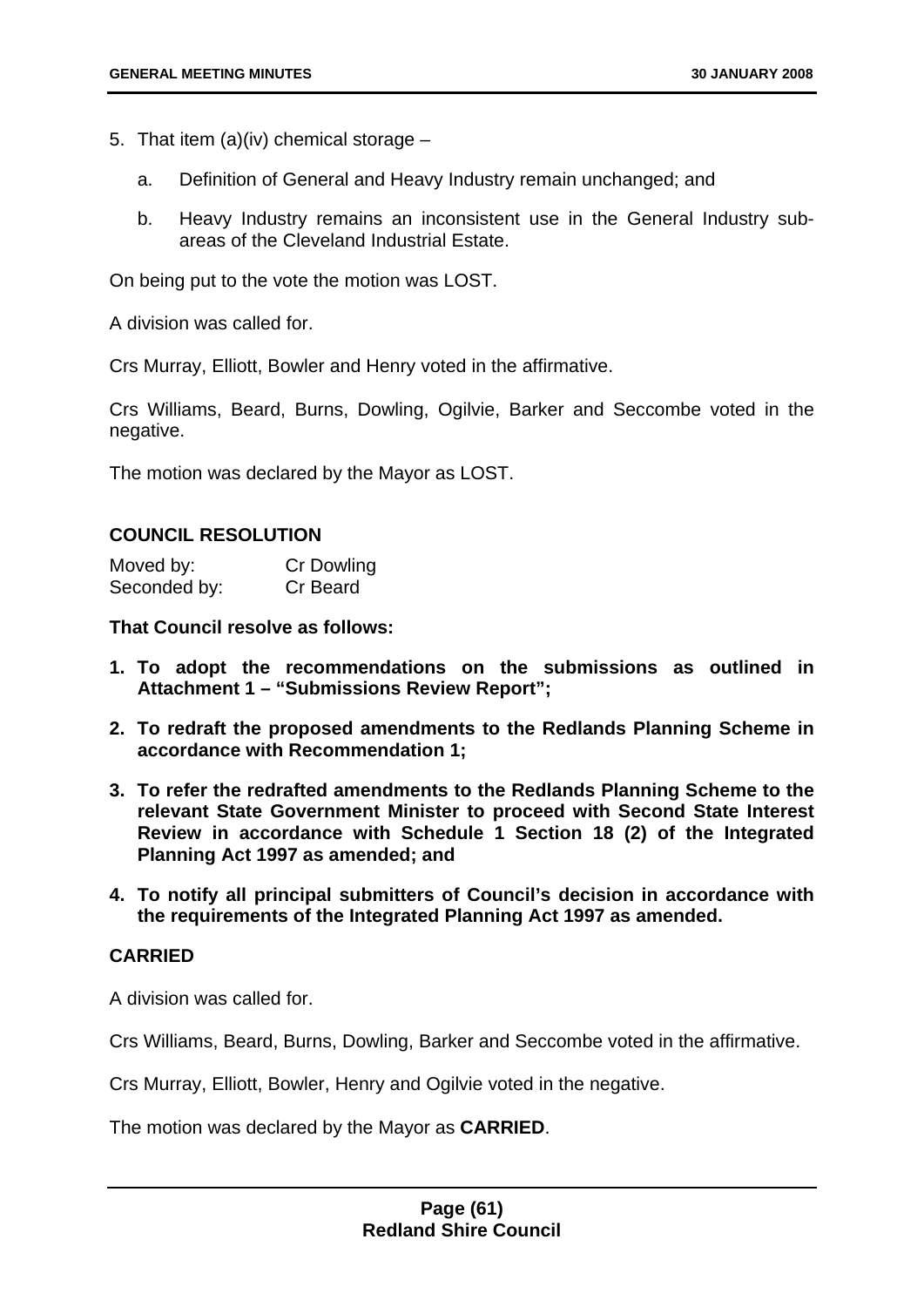5. That item (a)(iv) chemical storage –

   a. Definition of General and Heavy Industry remain unchanged; and

   b. Heavy Industry remains an inconsistent use in the General Industry sub-areas of the Cleveland Industrial Estate.

On being put to the vote the motion was LOST.

A division was called for.

Crs Murray, Elliott, Bowler and Henry voted in the affirmative.

Crs Williams, Beard, Burns, Dowling, Ogilvie, Barker and Seccombe voted in the negative.

The motion was declared by the Mayor as LOST.

**COUNCIL RESOLUTION**

Moved by: Cr Dowling
Seconded by: Cr Beard

**That Council resolve as follows:**

1. **To adopt the recommendations on the submissions as outlined in Attachment 1 – "Submissions Review Report";**

2. **To redraft the proposed amendments to the Redlands Planning Scheme in accordance with Recommendation 1;**

3. **To refer the redrafted amendments to the Redlands Planning Scheme to the relevant State Government Minister to proceed with Second State Interest Review in accordance with Schedule 1 Section 18 (2) of the Integrated Planning Act 1997 as amended; and**

4. **To notify all principal submitters of Council's decision in accordance with the requirements of the Integrated Planning Act 1997 as amended.**

**CARRIED**

A division was called for.

Crs Williams, Beard, Burns, Dowling, Barker and Seccombe voted in the affirmative.

Crs Murray, Elliott, Bowler, Henry and Ogilvie voted in the negative.

The motion was declared by the Mayor as **CARRIED**.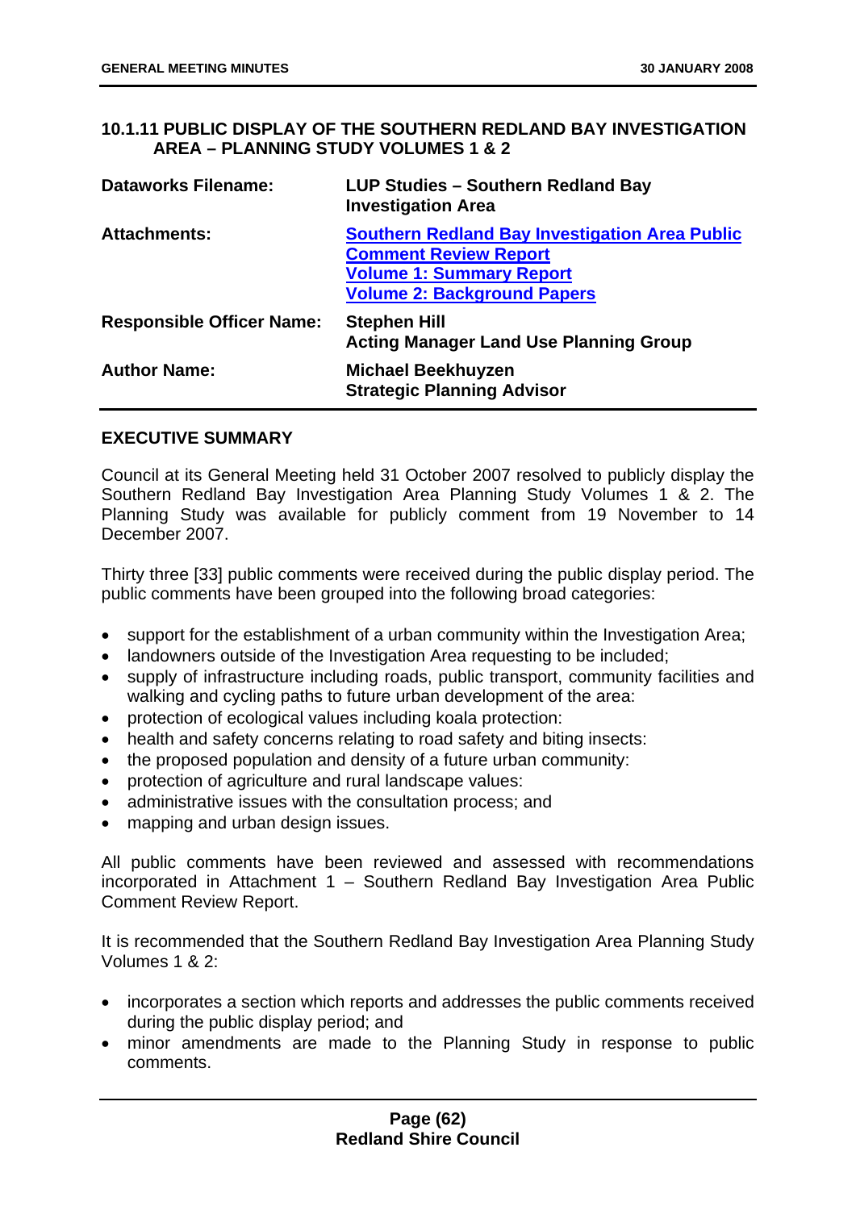## 10.1.11 PUBLIC DISPLAY OF THE SOUTHERN REDLAND BAY INVESTIGATION AREA – PLANNING STUDY VOLUMES 1 & 2

| | |
|---|---|
| **Dataworks Filename:** | **LUP Studies – Southern Redland Bay Investigation Area** |
| **Attachments:** | **Southern Redland Bay Investigation Area Public Comment Review Report**<br>**Volume 1: Summary Report**<br>**Volume 2: Background Papers** |
| **Responsible Officer Name:** | **Stephen Hill**<br>**Acting Manager Land Use Planning Group** |
| **Author Name:** | **Michael Beekhuyzen**<br>**Strategic Planning Advisor** |

### EXECUTIVE SUMMARY

Council at its General Meeting held 31 October 2007 resolved to publicly display the Southern Redland Bay Investigation Area Planning Study Volumes 1 & 2. The Planning Study was available for publicly comment from 19 November to 14 December 2007.

Thirty three [33] public comments were received during the public display period. The public comments have been grouped into the following broad categories:

- support for the establishment of a urban community within the Investigation Area;
- landowners outside of the Investigation Area requesting to be included;
- supply of infrastructure including roads, public transport, community facilities and walking and cycling paths to future urban development of the area:
- protection of ecological values including koala protection:
- health and safety concerns relating to road safety and biting insects:
- the proposed population and density of a future urban community:
- protection of agriculture and rural landscape values:
- administrative issues with the consultation process; and
- mapping and urban design issues.

All public comments have been reviewed and assessed with recommendations incorporated in Attachment 1 – Southern Redland Bay Investigation Area Public Comment Review Report.

It is recommended that the Southern Redland Bay Investigation Area Planning Study Volumes 1 & 2:

- incorporates a section which reports and addresses the public comments received during the public display period; and
- minor amendments are made to the Planning Study in response to public comments.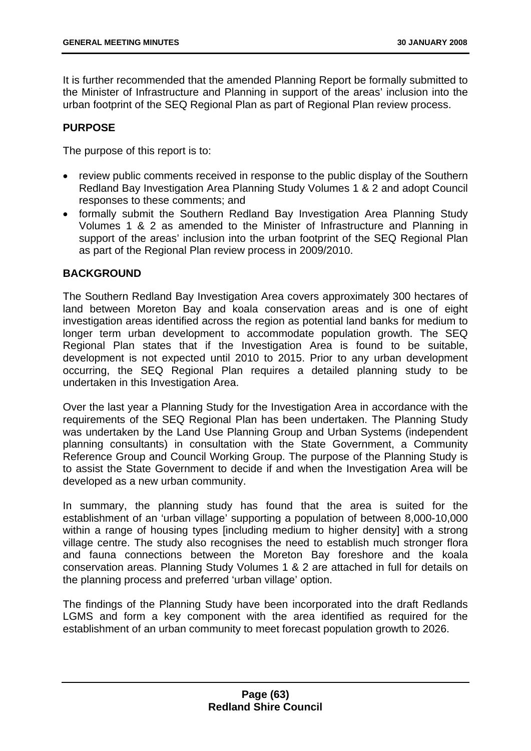It is further recommended that the amended Planning Report be formally submitted to the Minister of Infrastructure and Planning in support of the areas' inclusion into the urban footprint of the SEQ Regional Plan as part of Regional Plan review process.

**PURPOSE**

The purpose of this report is to:

- review public comments received in response to the public display of the Southern Redland Bay Investigation Area Planning Study Volumes 1 & 2 and adopt Council responses to these comments; and
- formally submit the Southern Redland Bay Investigation Area Planning Study Volumes 1 & 2 as amended to the Minister of Infrastructure and Planning in support of the areas' inclusion into the urban footprint of the SEQ Regional Plan as part of the Regional Plan review process in 2009/2010.

**BACKGROUND**

The Southern Redland Bay Investigation Area covers approximately 300 hectares of land between Moreton Bay and koala conservation areas and is one of eight investigation areas identified across the region as potential land banks for medium to longer term urban development to accommodate population growth. The SEQ Regional Plan states that if the Investigation Area is found to be suitable, development is not expected until 2010 to 2015. Prior to any urban development occurring, the SEQ Regional Plan requires a detailed planning study to be undertaken in this Investigation Area.

Over the last year a Planning Study for the Investigation Area in accordance with the requirements of the SEQ Regional Plan has been undertaken. The Planning Study was undertaken by the Land Use Planning Group and Urban Systems (independent planning consultants) in consultation with the State Government, a Community Reference Group and Council Working Group. The purpose of the Planning Study is to assist the State Government to decide if and when the Investigation Area will be developed as a new urban community.

In summary, the planning study has found that the area is suited for the establishment of an 'urban village' supporting a population of between 8,000-10,000 within a range of housing types [including medium to higher density] with a strong village centre. The study also recognises the need to establish much stronger flora and fauna connections between the Moreton Bay foreshore and the koala conservation areas. Planning Study Volumes 1 & 2 are attached in full for details on the planning process and preferred 'urban village' option.

The findings of the Planning Study have been incorporated into the draft Redlands LGMS and form a key component with the area identified as required for the establishment of an urban community to meet forecast population growth to 2026.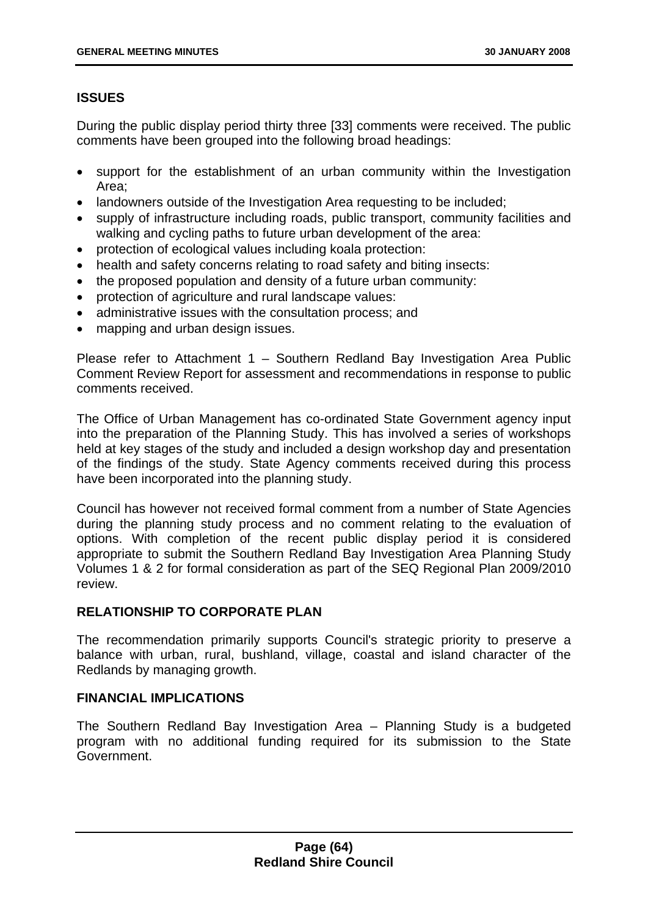## ISSUES

During the public display period thirty three [33] comments were received. The public comments have been grouped into the following broad headings:

- support for the establishment of an urban community within the Investigation Area;
- landowners outside of the Investigation Area requesting to be included;
- supply of infrastructure including roads, public transport, community facilities and walking and cycling paths to future urban development of the area:
- protection of ecological values including koala protection:
- health and safety concerns relating to road safety and biting insects:
- the proposed population and density of a future urban community:
- protection of agriculture and rural landscape values:
- administrative issues with the consultation process; and
- mapping and urban design issues.

Please refer to Attachment 1 – Southern Redland Bay Investigation Area Public Comment Review Report for assessment and recommendations in response to public comments received.

The Office of Urban Management has co-ordinated State Government agency input into the preparation of the Planning Study. This has involved a series of workshops held at key stages of the study and included a design workshop day and presentation of the findings of the study. State Agency comments received during this process have been incorporated into the planning study.

Council has however not received formal comment from a number of State Agencies during the planning study process and no comment relating to the evaluation of options. With completion of the recent public display period it is considered appropriate to submit the Southern Redland Bay Investigation Area Planning Study Volumes 1 & 2 for formal consideration as part of the SEQ Regional Plan 2009/2010 review.

## RELATIONSHIP TO CORPORATE PLAN

The recommendation primarily supports Council's strategic priority to preserve a balance with urban, rural, bushland, village, coastal and island character of the Redlands by managing growth.

## FINANCIAL IMPLICATIONS

The Southern Redland Bay Investigation Area – Planning Study is a budgeted program with no additional funding required for its submission to the State Government.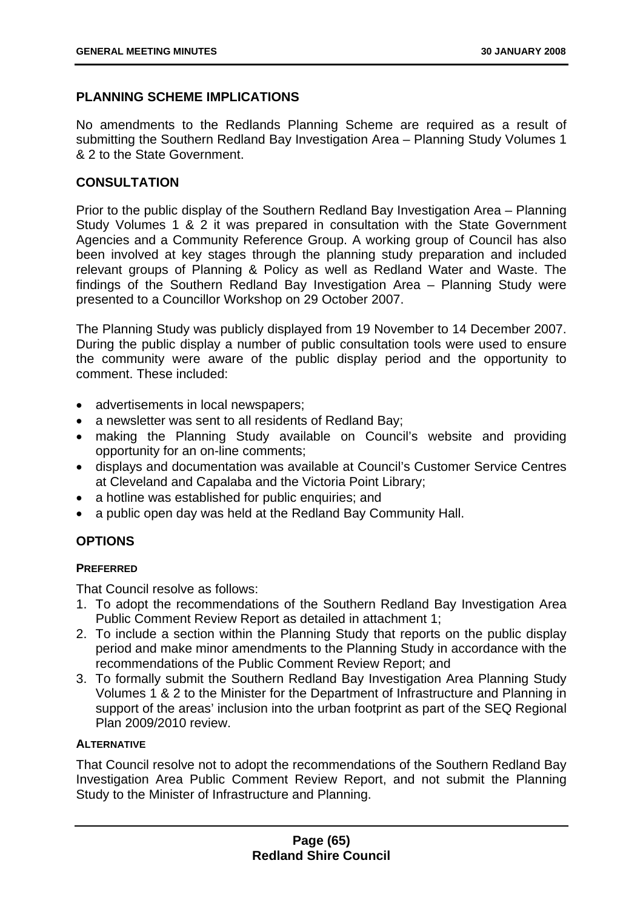## PLANNING SCHEME IMPLICATIONS

No amendments to the Redlands Planning Scheme are required as a result of submitting the Southern Redland Bay Investigation Area – Planning Study Volumes 1 & 2 to the State Government.

## CONSULTATION

Prior to the public display of the Southern Redland Bay Investigation Area – Planning Study Volumes 1 & 2 it was prepared in consultation with the State Government Agencies and a Community Reference Group. A working group of Council has also been involved at key stages through the planning study preparation and included relevant groups of Planning & Policy as well as Redland Water and Waste. The findings of the Southern Redland Bay Investigation Area – Planning Study were presented to a Councillor Workshop on 29 October 2007.

The Planning Study was publicly displayed from 19 November to 14 December 2007. During the public display a number of public consultation tools were used to ensure the community were aware of the public display period and the opportunity to comment. These included:

- advertisements in local newspapers;
- a newsletter was sent to all residents of Redland Bay;
- making the Planning Study available on Council's website and providing opportunity for an on-line comments;
- displays and documentation was available at Council's Customer Service Centres at Cleveland and Capalaba and the Victoria Point Library;
- a hotline was established for public enquiries; and
- a public open day was held at the Redland Bay Community Hall.

## OPTIONS

#### PREFERRED

That Council resolve as follows:

1. To adopt the recommendations of the Southern Redland Bay Investigation Area Public Comment Review Report as detailed in attachment 1;
2. To include a section within the Planning Study that reports on the public display period and make minor amendments to the Planning Study in accordance with the recommendations of the Public Comment Review Report; and
3. To formally submit the Southern Redland Bay Investigation Area Planning Study Volumes 1 & 2 to the Minister for the Department of Infrastructure and Planning in support of the areas' inclusion into the urban footprint as part of the SEQ Regional Plan 2009/2010 review.

#### ALTERNATIVE

That Council resolve not to adopt the recommendations of the Southern Redland Bay Investigation Area Public Comment Review Report, and not submit the Planning Study to the Minister of Infrastructure and Planning.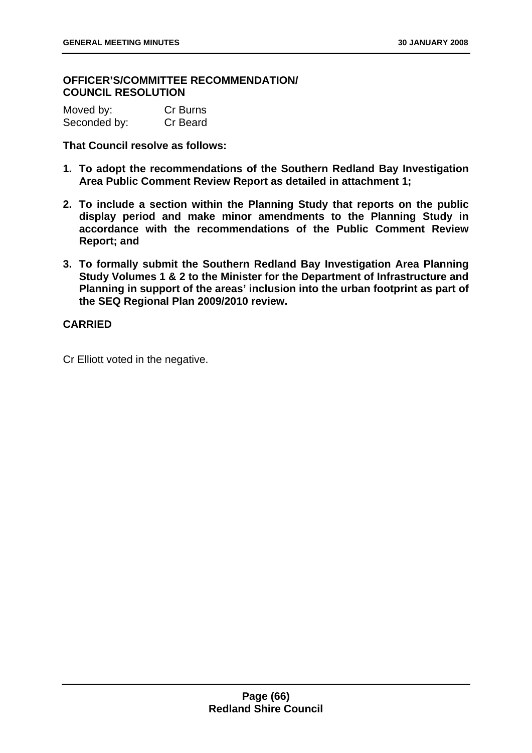**OFFICER'S/COMMITTEE RECOMMENDATION/ COUNCIL RESOLUTION**

| Moved by: | Cr Burns |
|---|---|
| Seconded by: | Cr Beard |

**That Council resolve as follows:**

1. **To adopt the recommendations of the Southern Redland Bay Investigation Area Public Comment Review Report as detailed in attachment 1;**
2. **To include a section within the Planning Study that reports on the public display period and make minor amendments to the Planning Study in accordance with the recommendations of the Public Comment Review Report; and**
3. **To formally submit the Southern Redland Bay Investigation Area Planning Study Volumes 1 & 2 to the Minister for the Department of Infrastructure and Planning in support of the areas' inclusion into the urban footprint as part of the SEQ Regional Plan 2009/2010 review.**

**CARRIED**

Cr Elliott voted in the negative.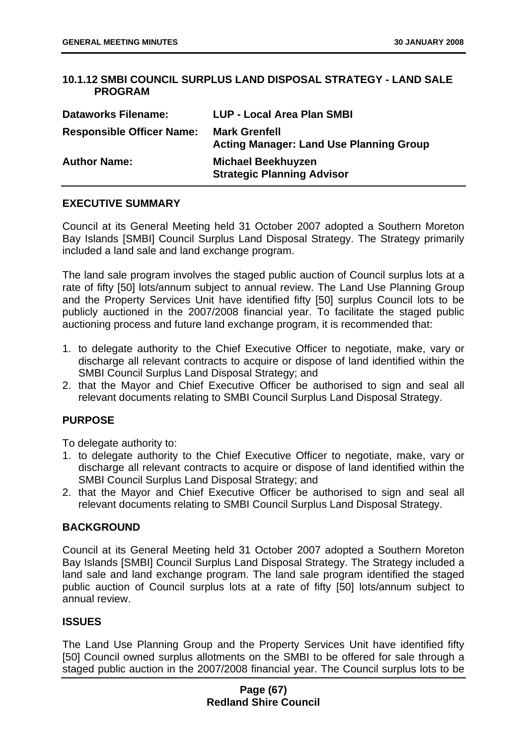## 10.1.12 SMBI COUNCIL SURPLUS LAND DISPOSAL STRATEGY - LAND SALE PROGRAM

| | |
|---|---|
| **Dataworks Filename:** | **LUP - Local Area Plan SMBI** |
| **Responsible Officer Name:** | **Mark Grenfell**<br>**Acting Manager: Land Use Planning Group** |
| **Author Name:** | **Michael Beekhuyzen**<br>**Strategic Planning Advisor** |

### EXECUTIVE SUMMARY

Council at its General Meeting held 31 October 2007 adopted a Southern Moreton Bay Islands [SMBI] Council Surplus Land Disposal Strategy. The Strategy primarily included a land sale and land exchange program.

The land sale program involves the staged public auction of Council surplus lots at a rate of fifty [50] lots/annum subject to annual review. The Land Use Planning Group and the Property Services Unit have identified fifty [50] surplus Council lots to be publicly auctioned in the 2007/2008 financial year. To facilitate the staged public auctioning process and future land exchange program, it is recommended that:

1. to delegate authority to the Chief Executive Officer to negotiate, make, vary or discharge all relevant contracts to acquire or dispose of land identified within the SMBI Council Surplus Land Disposal Strategy; and
2. that the Mayor and Chief Executive Officer be authorised to sign and seal all relevant documents relating to SMBI Council Surplus Land Disposal Strategy.

### PURPOSE

To delegate authority to:

1. to delegate authority to the Chief Executive Officer to negotiate, make, vary or discharge all relevant contracts to acquire or dispose of land identified within the SMBI Council Surplus Land Disposal Strategy; and
2. that the Mayor and Chief Executive Officer be authorised to sign and seal all relevant documents relating to SMBI Council Surplus Land Disposal Strategy.

### BACKGROUND

Council at its General Meeting held 31 October 2007 adopted a Southern Moreton Bay Islands [SMBI] Council Surplus Land Disposal Strategy. The Strategy included a land sale and land exchange program. The land sale program identified the staged public auction of Council surplus lots at a rate of fifty [50] lots/annum subject to annual review.

### ISSUES

The Land Use Planning Group and the Property Services Unit have identified fifty [50] Council owned surplus allotments on the SMBI to be offered for sale through a staged public auction in the 2007/2008 financial year. The Council surplus lots to be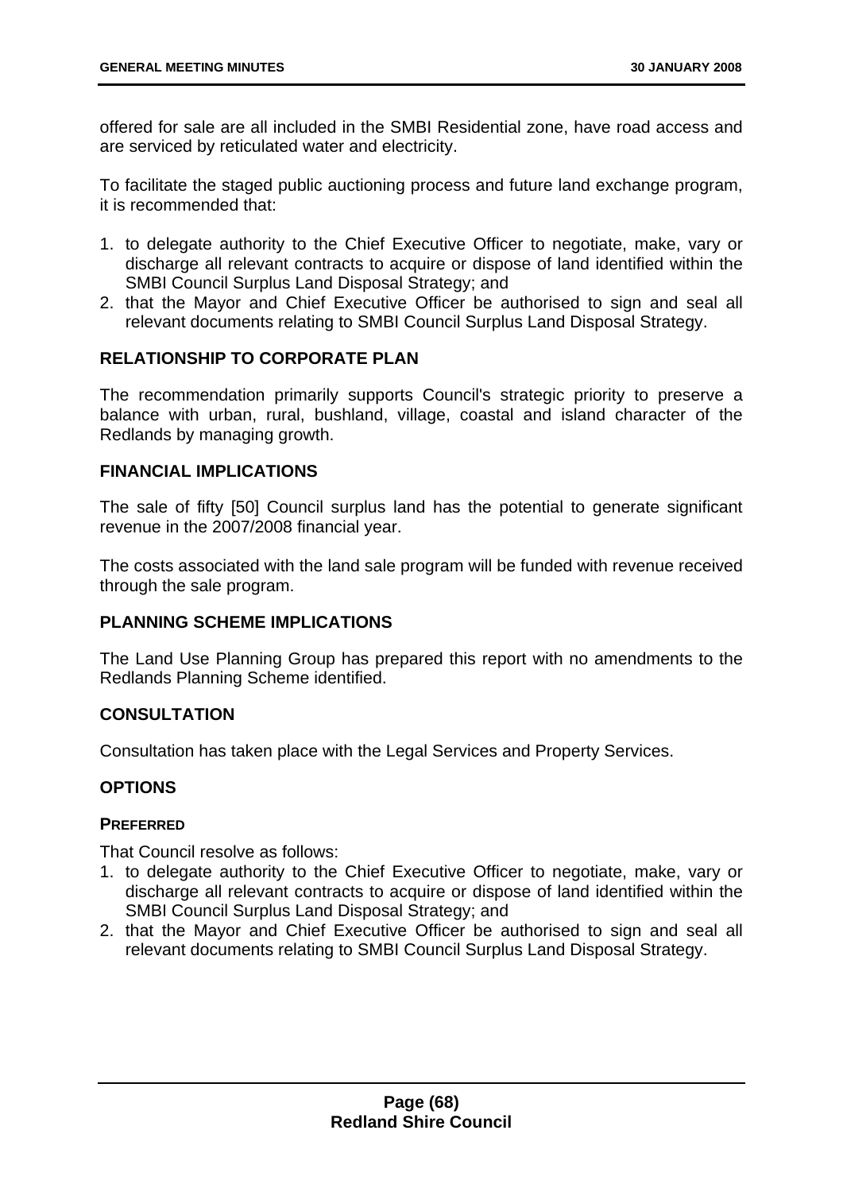offered for sale are all included in the SMBI Residential zone, have road access and are serviced by reticulated water and electricity.

To facilitate the staged public auctioning process and future land exchange program, it is recommended that:

1. to delegate authority to the Chief Executive Officer to negotiate, make, vary or discharge all relevant contracts to acquire or dispose of land identified within the SMBI Council Surplus Land Disposal Strategy; and
2. that the Mayor and Chief Executive Officer be authorised to sign and seal all relevant documents relating to SMBI Council Surplus Land Disposal Strategy.

## RELATIONSHIP TO CORPORATE PLAN

The recommendation primarily supports Council's strategic priority to preserve a balance with urban, rural, bushland, village, coastal and island character of the Redlands by managing growth.

## FINANCIAL IMPLICATIONS

The sale of fifty [50] Council surplus land has the potential to generate significant revenue in the 2007/2008 financial year.

The costs associated with the land sale program will be funded with revenue received through the sale program.

## PLANNING SCHEME IMPLICATIONS

The Land Use Planning Group has prepared this report with no amendments to the Redlands Planning Scheme identified.

## CONSULTATION

Consultation has taken place with the Legal Services and Property Services.

## OPTIONS

### PREFERRED

That Council resolve as follows:

1. to delegate authority to the Chief Executive Officer to negotiate, make, vary or discharge all relevant contracts to acquire or dispose of land identified within the SMBI Council Surplus Land Disposal Strategy; and
2. that the Mayor and Chief Executive Officer be authorised to sign and seal all relevant documents relating to SMBI Council Surplus Land Disposal Strategy.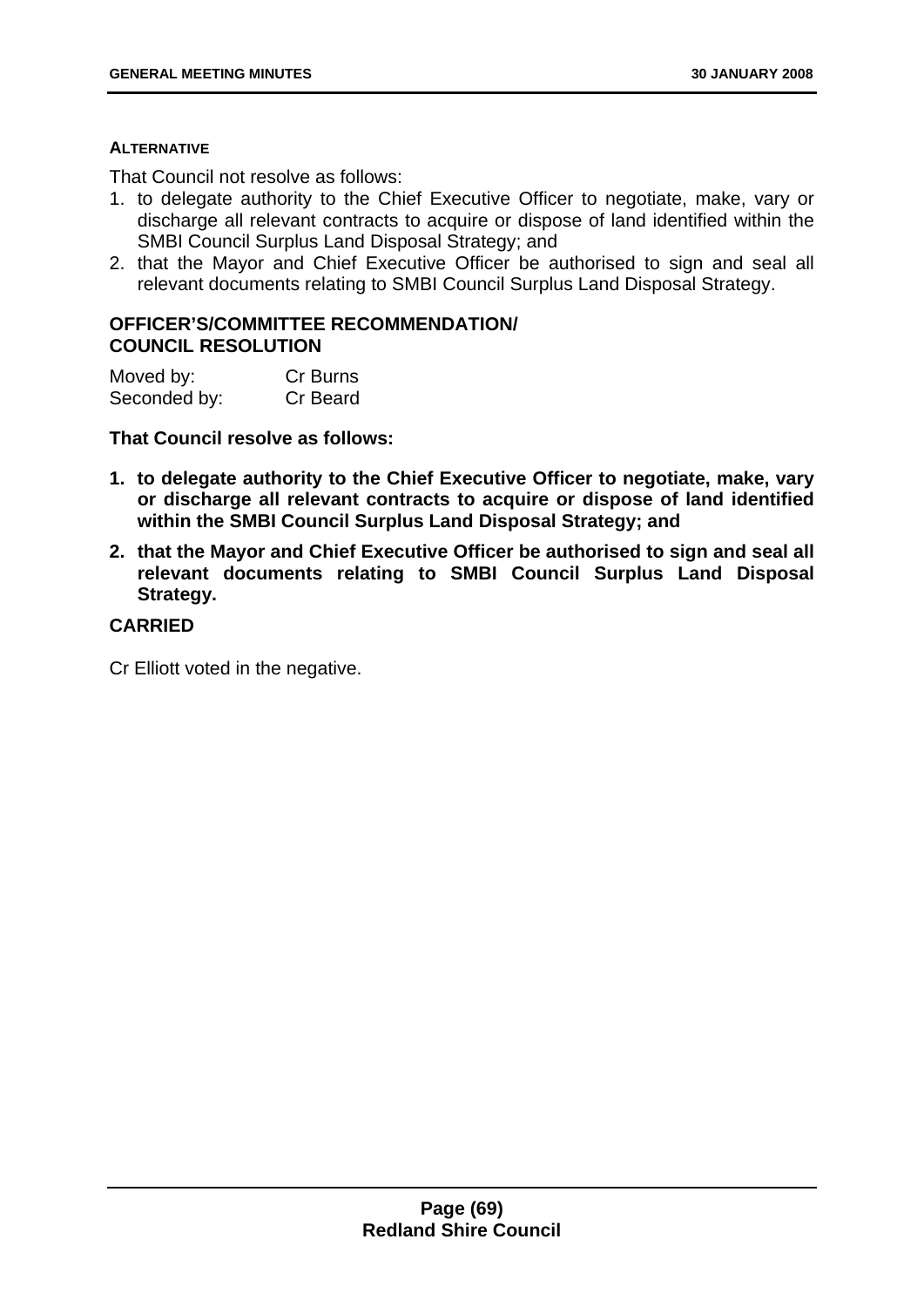#### ALTERNATIVE

That Council not resolve as follows:

1. to delegate authority to the Chief Executive Officer to negotiate, make, vary or discharge all relevant contracts to acquire or dispose of land identified within the SMBI Council Surplus Land Disposal Strategy; and
2. that the Mayor and Chief Executive Officer be authorised to sign and seal all relevant documents relating to SMBI Council Surplus Land Disposal Strategy.

### OFFICER'S/COMMITTEE RECOMMENDATION/ COUNCIL RESOLUTION

| | |
|---|---|
| Moved by: | Cr Burns |
| Seconded by: | Cr Beard |

**That Council resolve as follows:**

1. **to delegate authority to the Chief Executive Officer to negotiate, make, vary or discharge all relevant contracts to acquire or dispose of land identified within the SMBI Council Surplus Land Disposal Strategy; and**
2. **that the Mayor and Chief Executive Officer be authorised to sign and seal all relevant documents relating to SMBI Council Surplus Land Disposal Strategy.**

**CARRIED**

Cr Elliott voted in the negative.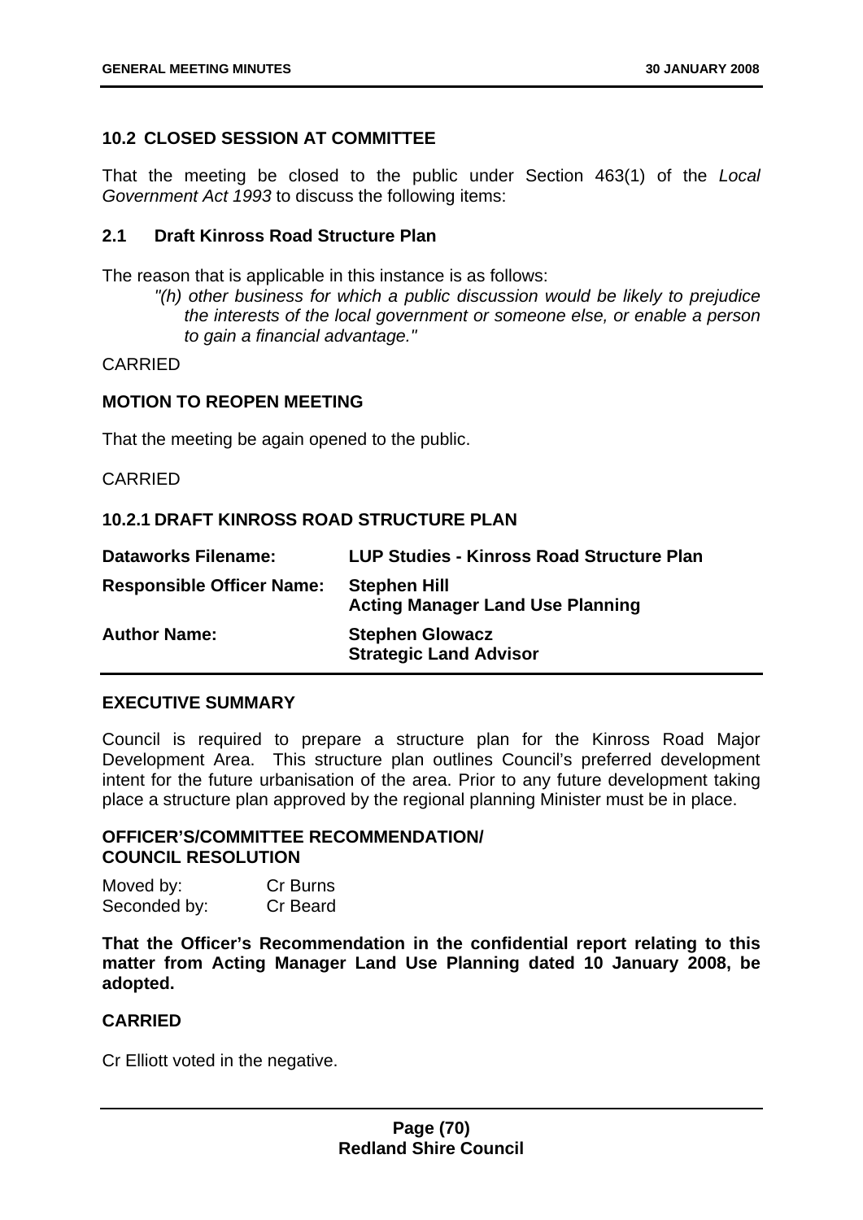## 10.2 CLOSED SESSION AT COMMITTEE

That the meeting be closed to the public under Section 463(1) of the *Local Government Act 1993* to discuss the following items:

### 2.1 Draft Kinross Road Structure Plan

The reason that is applicable in this instance is as follows:

> *"(h) other business for which a public discussion would be likely to prejudice the interests of the local government or someone else, or enable a person to gain a financial advantage."*

CARRIED

### MOTION TO REOPEN MEETING

That the meeting be again opened to the public.

CARRIED

### 10.2.1 DRAFT KINROSS ROAD STRUCTURE PLAN

| | |
|---|---|
| **Dataworks Filename:** | **LUP Studies - Kinross Road Structure Plan** |
| **Responsible Officer Name:** | **Stephen Hill**<br>**Acting Manager Land Use Planning** |
| **Author Name:** | **Stephen Glowacz**<br>**Strategic Land Advisor** |

### EXECUTIVE SUMMARY

Council is required to prepare a structure plan for the Kinross Road Major Development Area. This structure plan outlines Council's preferred development intent for the future urbanisation of the area. Prior to any future development taking place a structure plan approved by the regional planning Minister must be in place.

### OFFICER'S/COMMITTEE RECOMMENDATION/ COUNCIL RESOLUTION

Moved by: Cr Burns
Seconded by: Cr Beard

**That the Officer's Recommendation in the confidential report relating to this matter from Acting Manager Land Use Planning dated 10 January 2008, be adopted.**

**CARRIED**

Cr Elliott voted in the negative.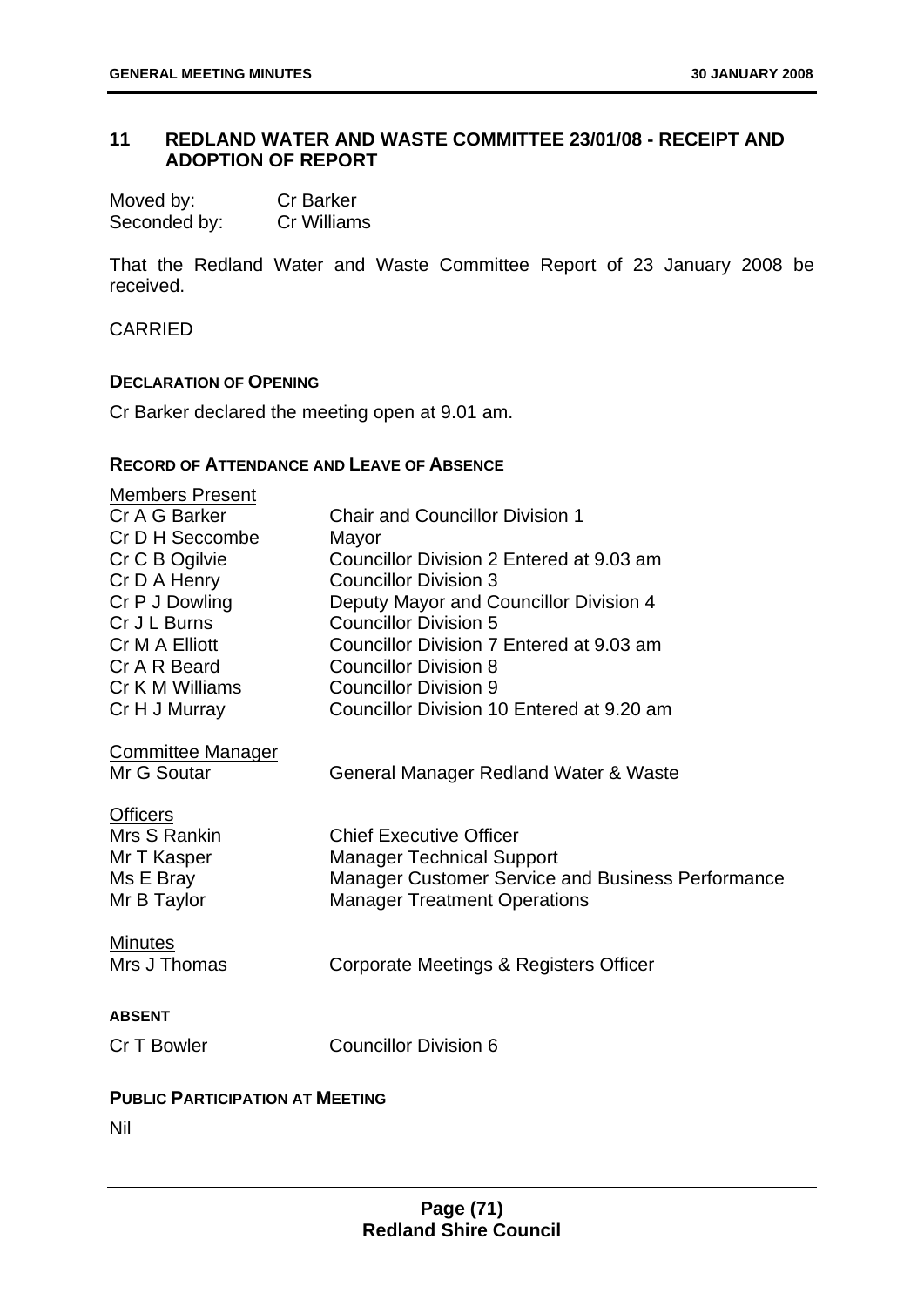## 11 REDLAND WATER AND WASTE COMMITTEE 23/01/08 - RECEIPT AND ADOPTION OF REPORT

| | |
|---|---|
| Moved by: | Cr Barker |
| Seconded by: | Cr Williams |

That the Redland Water and Waste Committee Report of 23 January 2008 be received.

CARRIED

**DECLARATION OF OPENING**

Cr Barker declared the meeting open at 9.01 am.

**RECORD OF ATTENDANCE AND LEAVE OF ABSENCE**

Members Present

| | |
|---|---|
| Cr A G Barker | Chair and Councillor Division 1 |
| Cr D H Seccombe | Mayor |
| Cr C B Ogilvie | Councillor Division 2 Entered at 9.03 am |
| Cr D A Henry | Councillor Division 3 |
| Cr P J Dowling | Deputy Mayor and Councillor Division 4 |
| Cr J L Burns | Councillor Division 5 |
| Cr M A Elliott | Councillor Division 7 Entered at 9.03 am |
| Cr A R Beard | Councillor Division 8 |
| Cr K M Williams | Councillor Division 9 |
| Cr H J Murray | Councillor Division 10 Entered at 9.20 am |

Committee Manager

| | |
|---|---|
| Mr G Soutar | General Manager Redland Water & Waste |

Officers

| | |
|---|---|
| Mrs S Rankin | Chief Executive Officer |
| Mr T Kasper | Manager Technical Support |
| Ms E Bray | Manager Customer Service and Business Performance |
| Mr B Taylor | Manager Treatment Operations |

Minutes

| | |
|---|---|
| Mrs J Thomas | Corporate Meetings & Registers Officer |

**ABSENT**

| | |
|---|---|
| Cr T Bowler | Councillor Division 6 |

**PUBLIC PARTICIPATION AT MEETING**

Nil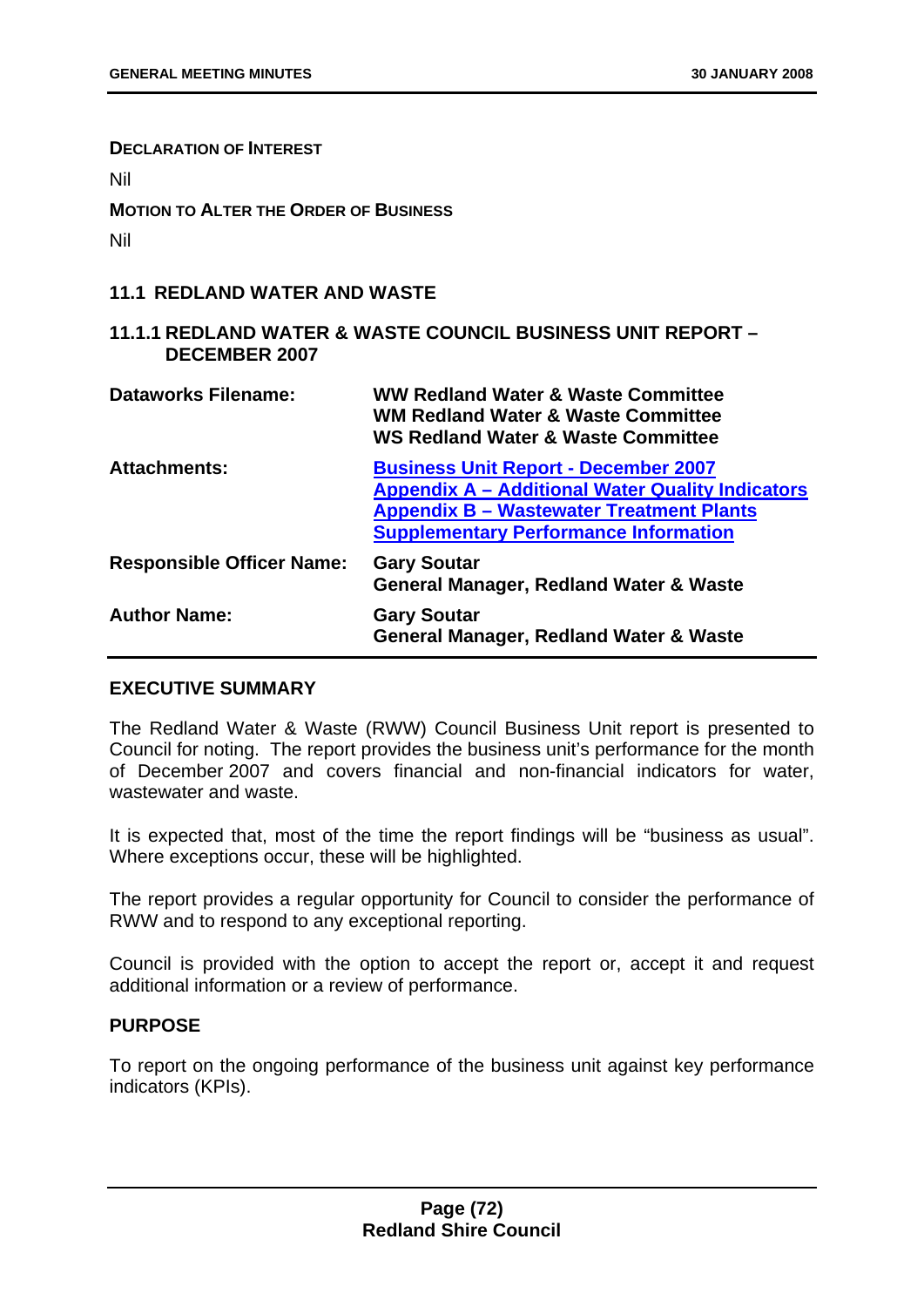**DECLARATION OF INTEREST**

Nil

**MOTION TO ALTER THE ORDER OF BUSINESS**

Nil

## 11.1 REDLAND WATER AND WASTE

### 11.1.1 REDLAND WATER & WASTE COUNCIL BUSINESS UNIT REPORT – DECEMBER 2007

| | |
|---|---|
| **Dataworks Filename:** | **WW Redland Water & Waste Committee**<br>**WM Redland Water & Waste Committee**<br>**WS Redland Water & Waste Committee** |
| **Attachments:** | **Business Unit Report - December 2007**<br>**Appendix A – Additional Water Quality Indicators**<br>**Appendix B – Wastewater Treatment Plants Supplementary Performance Information** |
| **Responsible Officer Name:** | **Gary Soutar**<br>**General Manager, Redland Water & Waste** |
| **Author Name:** | **Gary Soutar**<br>**General Manager, Redland Water & Waste** |

**EXECUTIVE SUMMARY**

The Redland Water & Waste (RWW) Council Business Unit report is presented to Council for noting. The report provides the business unit's performance for the month of December 2007 and covers financial and non-financial indicators for water, wastewater and waste.

It is expected that, most of the time the report findings will be "business as usual". Where exceptions occur, these will be highlighted.

The report provides a regular opportunity for Council to consider the performance of RWW and to respond to any exceptional reporting.

Council is provided with the option to accept the report or, accept it and request additional information or a review of performance.

**PURPOSE**

To report on the ongoing performance of the business unit against key performance indicators (KPIs).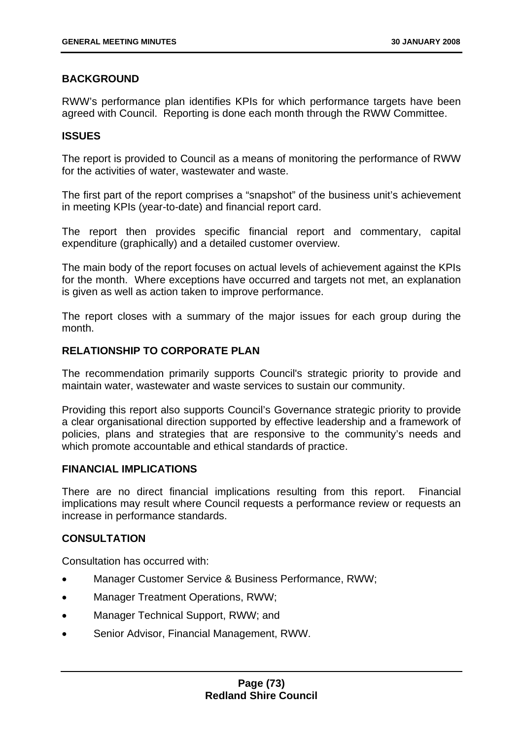### BACKGROUND

RWW's performance plan identifies KPIs for which performance targets have been agreed with Council. Reporting is done each month through the RWW Committee.

### ISSUES

The report is provided to Council as a means of monitoring the performance of RWW for the activities of water, wastewater and waste.

The first part of the report comprises a "snapshot" of the business unit's achievement in meeting KPIs (year-to-date) and financial report card.

The report then provides specific financial report and commentary, capital expenditure (graphically) and a detailed customer overview.

The main body of the report focuses on actual levels of achievement against the KPIs for the month. Where exceptions have occurred and targets not met, an explanation is given as well as action taken to improve performance.

The report closes with a summary of the major issues for each group during the month.

### RELATIONSHIP TO CORPORATE PLAN

The recommendation primarily supports Council's strategic priority to provide and maintain water, wastewater and waste services to sustain our community.

Providing this report also supports Council's Governance strategic priority to provide a clear organisational direction supported by effective leadership and a framework of policies, plans and strategies that are responsive to the community's needs and which promote accountable and ethical standards of practice.

### FINANCIAL IMPLICATIONS

There are no direct financial implications resulting from this report. Financial implications may result where Council requests a performance review or requests an increase in performance standards.

### CONSULTATION

Consultation has occurred with:

- Manager Customer Service & Business Performance, RWW;
- Manager Treatment Operations, RWW;
- Manager Technical Support, RWW; and
- Senior Advisor, Financial Management, RWW.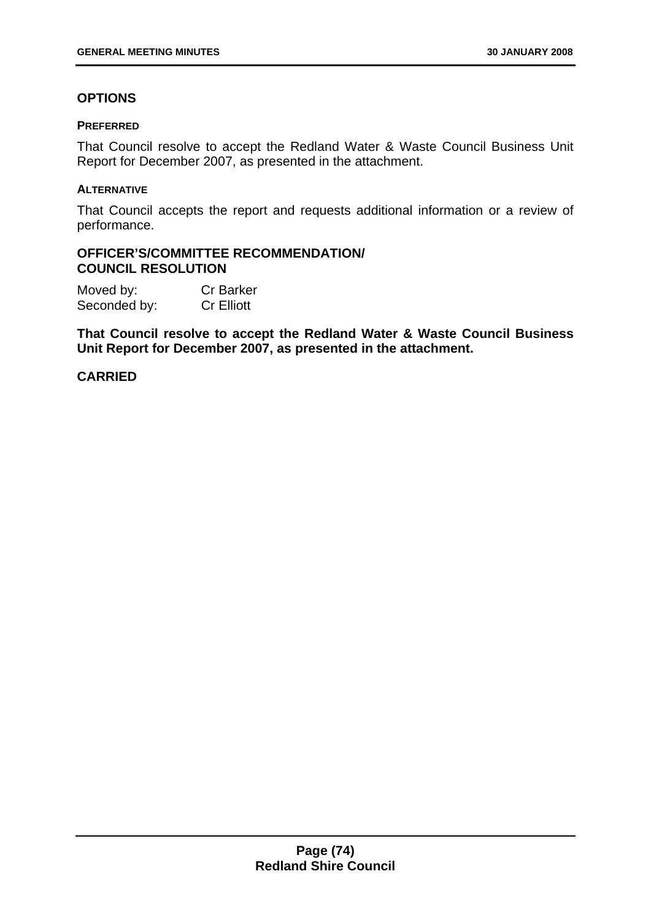## OPTIONS

### PREFERRED

That Council resolve to accept the Redland Water & Waste Council Business Unit Report for December 2007, as presented in the attachment.

### ALTERNATIVE

That Council accepts the report and requests additional information or a review of performance.

## OFFICER'S/COMMITTEE RECOMMENDATION/ COUNCIL RESOLUTION

Moved by: Cr Barker
Seconded by: Cr Elliott

**That Council resolve to accept the Redland Water & Waste Council Business Unit Report for December 2007, as presented in the attachment.**

**CARRIED**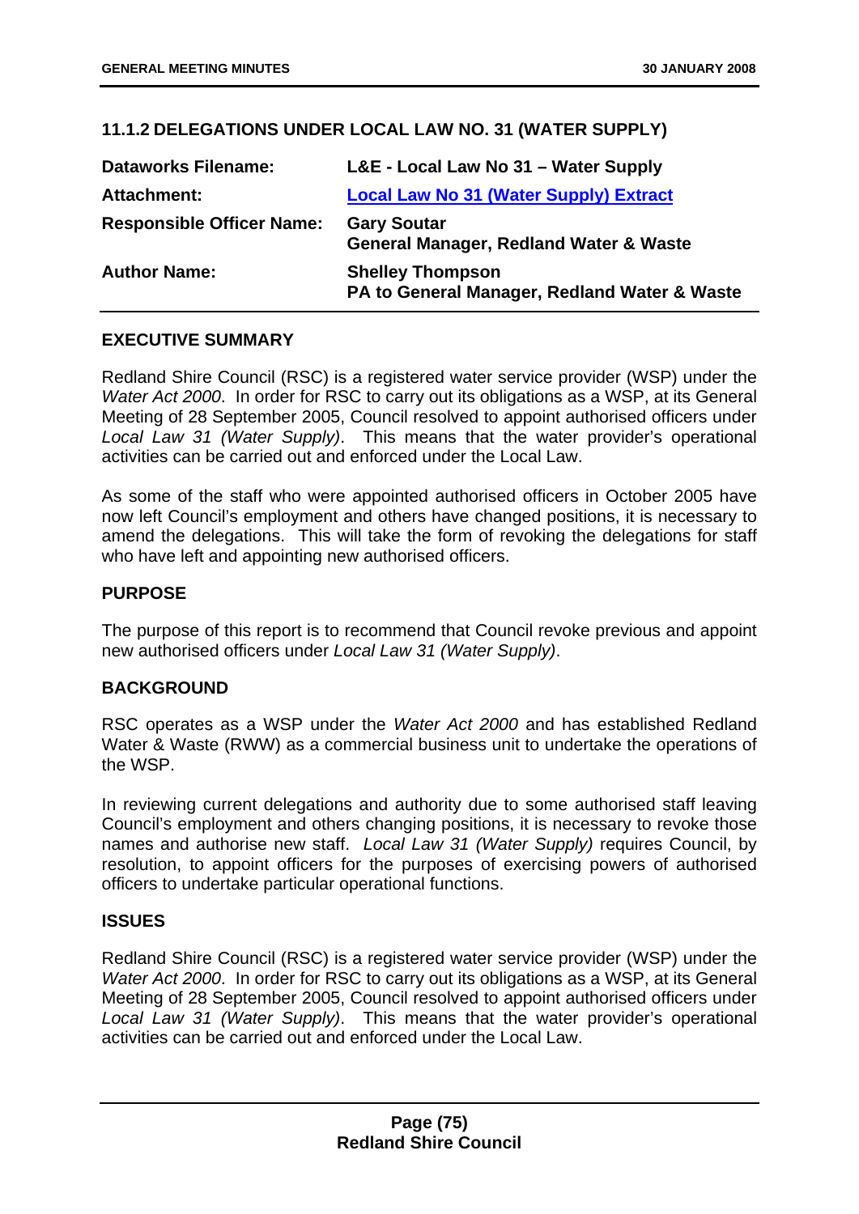## 11.1.2 DELEGATIONS UNDER LOCAL LAW NO. 31 (WATER SUPPLY)

| | |
|---|---|
| **Dataworks Filename:** | **L&E - Local Law No 31 – Water Supply** |
| **Attachment:** | **Local Law No 31 (Water Supply) Extract** |
| **Responsible Officer Name:** | **Gary Soutar**<br>**General Manager, Redland Water & Waste** |
| **Author Name:** | **Shelley Thompson**<br>**PA to General Manager, Redland Water & Waste** |

### EXECUTIVE SUMMARY

Redland Shire Council (RSC) is a registered water service provider (WSP) under the *Water Act 2000*. In order for RSC to carry out its obligations as a WSP, at its General Meeting of 28 September 2005, Council resolved to appoint authorised officers under *Local Law 31 (Water Supply)*. This means that the water provider's operational activities can be carried out and enforced under the Local Law.

As some of the staff who were appointed authorised officers in October 2005 have now left Council's employment and others have changed positions, it is necessary to amend the delegations. This will take the form of revoking the delegations for staff who have left and appointing new authorised officers.

### PURPOSE

The purpose of this report is to recommend that Council revoke previous and appoint new authorised officers under *Local Law 31 (Water Supply)*.

### BACKGROUND

RSC operates as a WSP under the *Water Act 2000* and has established Redland Water & Waste (RWW) as a commercial business unit to undertake the operations of the WSP.

In reviewing current delegations and authority due to some authorised staff leaving Council's employment and others changing positions, it is necessary to revoke those names and authorise new staff. *Local Law 31 (Water Supply)* requires Council, by resolution, to appoint officers for the purposes of exercising powers of authorised officers to undertake particular operational functions.

### ISSUES

Redland Shire Council (RSC) is a registered water service provider (WSP) under the *Water Act 2000*. In order for RSC to carry out its obligations as a WSP, at its General Meeting of 28 September 2005, Council resolved to appoint authorised officers under *Local Law 31 (Water Supply)*. This means that the water provider's operational activities can be carried out and enforced under the Local Law.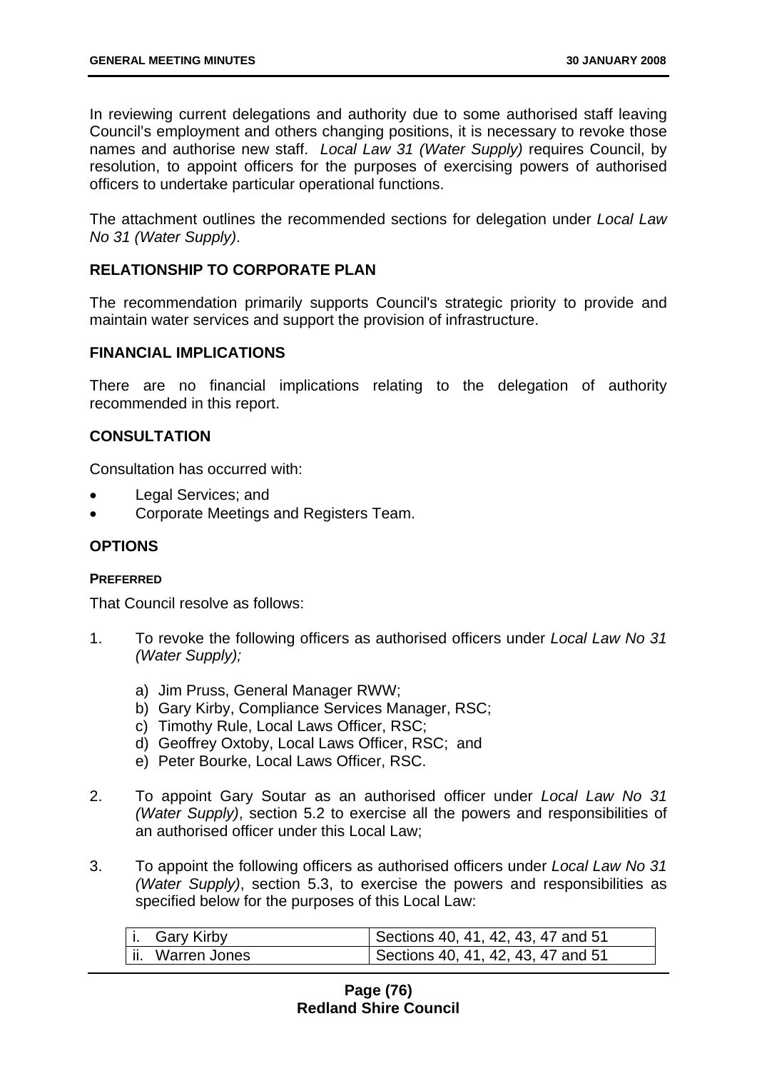In reviewing current delegations and authority due to some authorised staff leaving Council's employment and others changing positions, it is necessary to revoke those names and authorise new staff. *Local Law 31 (Water Supply)* requires Council, by resolution, to appoint officers for the purposes of exercising powers of authorised officers to undertake particular operational functions.

The attachment outlines the recommended sections for delegation under *Local Law No 31 (Water Supply)*.

## RELATIONSHIP TO CORPORATE PLAN

The recommendation primarily supports Council's strategic priority to provide and maintain water services and support the provision of infrastructure.

## FINANCIAL IMPLICATIONS

There are no financial implications relating to the delegation of authority recommended in this report.

## CONSULTATION

Consultation has occurred with:

- Legal Services; and
- Corporate Meetings and Registers Team.

## OPTIONS

### PREFERRED

That Council resolve as follows:

1. To revoke the following officers as authorised officers under *Local Law No 31 (Water Supply);*

   a) Jim Pruss, General Manager RWW;
   b) Gary Kirby, Compliance Services Manager, RSC;
   c) Timothy Rule, Local Laws Officer, RSC;
   d) Geoffrey Oxtoby, Local Laws Officer, RSC; and
   e) Peter Bourke, Local Laws Officer, RSC.

2. To appoint Gary Soutar as an authorised officer under *Local Law No 31 (Water Supply)*, section 5.2 to exercise all the powers and responsibilities of an authorised officer under this Local Law;

3. To appoint the following officers as authorised officers under *Local Law No 31 (Water Supply)*, section 5.3, to exercise the powers and responsibilities as specified below for the purposes of this Local Law:

| | |
|---|---|
| i. Gary Kirby | Sections 40, 41, 42, 43, 47 and 51 |
| ii. Warren Jones | Sections 40, 41, 42, 43, 47 and 51 |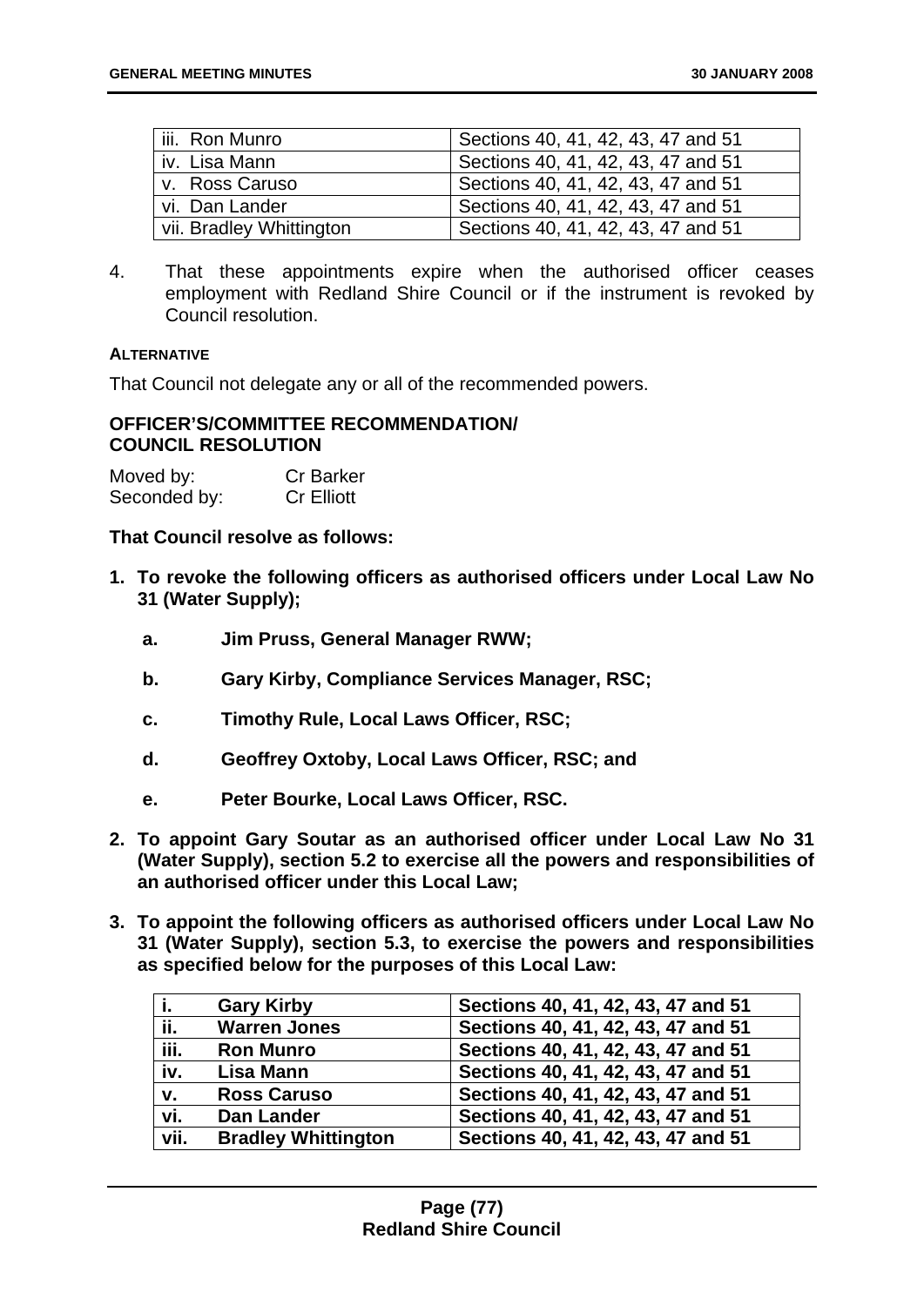| iii. Ron Munro | Sections 40, 41, 42, 43, 47 and 51 |
|---|---|
| iv. Lisa Mann | Sections 40, 41, 42, 43, 47 and 51 |
| v. Ross Caruso | Sections 40, 41, 42, 43, 47 and 51 |
| vi. Dan Lander | Sections 40, 41, 42, 43, 47 and 51 |
| vii. Bradley Whittington | Sections 40, 41, 42, 43, 47 and 51 |

4. That these appointments expire when the authorised officer ceases employment with Redland Shire Council or if the instrument is revoked by Council resolution.

**ALTERNATIVE**

That Council not delegate any or all of the recommended powers.

**OFFICER'S/COMMITTEE RECOMMENDATION/ COUNCIL RESOLUTION**

Moved by: Cr Barker
Seconded by: Cr Elliott

**That Council resolve as follows:**

**1. To revoke the following officers as authorised officers under Local Law No 31 (Water Supply);**

   **a. Jim Pruss, General Manager RWW;**

   **b. Gary Kirby, Compliance Services Manager, RSC;**

   **c. Timothy Rule, Local Laws Officer, RSC;**

   **d. Geoffrey Oxtoby, Local Laws Officer, RSC; and**

   **e. Peter Bourke, Local Laws Officer, RSC.**

**2. To appoint Gary Soutar as an authorised officer under Local Law No 31 (Water Supply), section 5.2 to exercise all the powers and responsibilities of an authorised officer under this Local Law;**

**3. To appoint the following officers as authorised officers under Local Law No 31 (Water Supply), section 5.3, to exercise the powers and responsibilities as specified below for the purposes of this Local Law:**

| | | |
|---|---|---|
| **i.** | **Gary Kirby** | **Sections 40, 41, 42, 43, 47 and 51** |
| **ii.** | **Warren Jones** | **Sections 40, 41, 42, 43, 47 and 51** |
| **iii.** | **Ron Munro** | **Sections 40, 41, 42, 43, 47 and 51** |
| **iv.** | **Lisa Mann** | **Sections 40, 41, 42, 43, 47 and 51** |
| **v.** | **Ross Caruso** | **Sections 40, 41, 42, 43, 47 and 51** |
| **vi.** | **Dan Lander** | **Sections 40, 41, 42, 43, 47 and 51** |
| **vii.** | **Bradley Whittington** | **Sections 40, 41, 42, 43, 47 and 51** |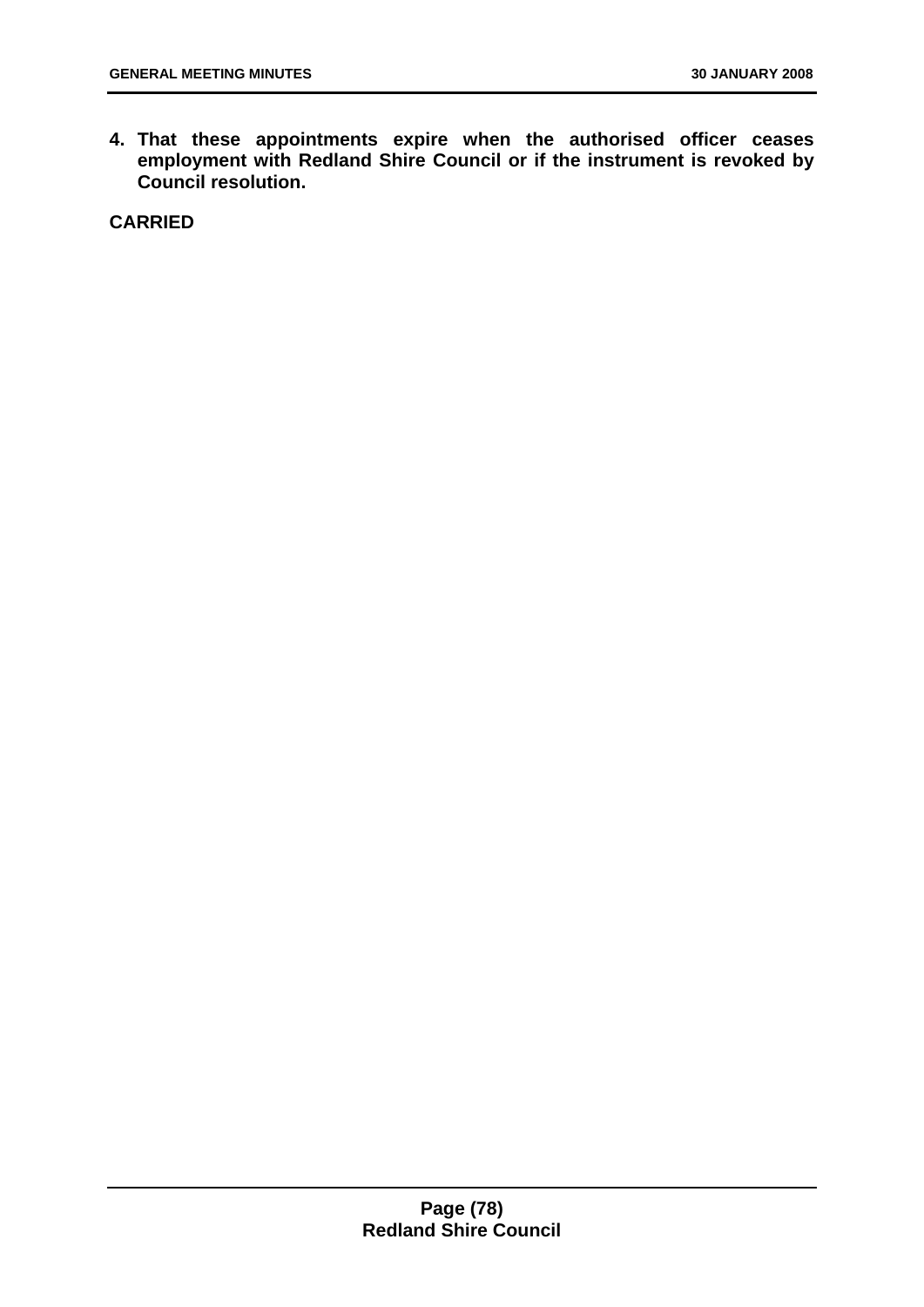**4. That these appointments expire when the authorised officer ceases employment with Redland Shire Council or if the instrument is revoked by Council resolution.**

**CARRIED**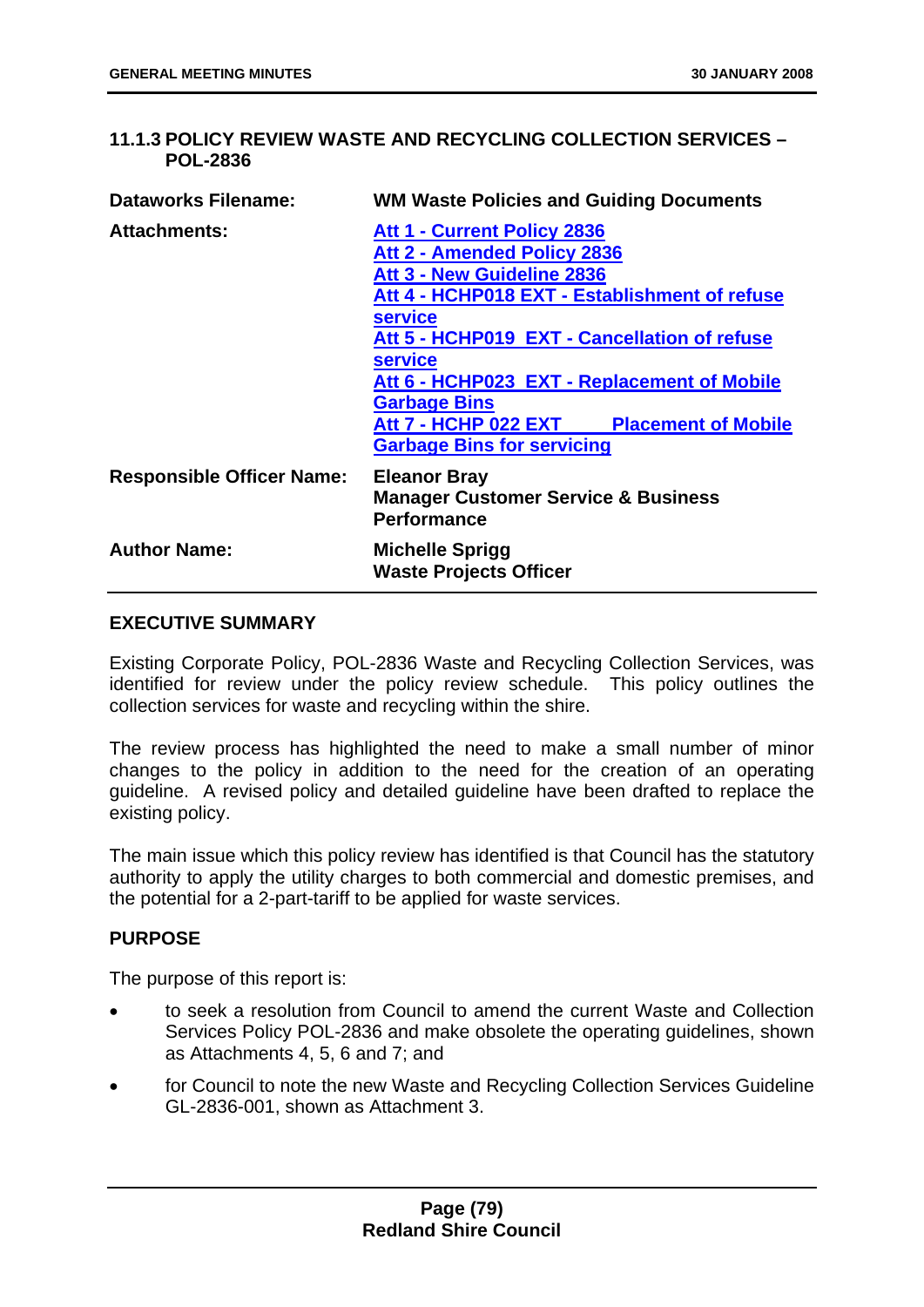### 11.1.3 POLICY REVIEW WASTE AND RECYCLING COLLECTION SERVICES – POL-2836

| | |
|---|---|
| **Dataworks Filename:** | **WM Waste Policies and Guiding Documents** |
| **Attachments:** | **Att 1 - Current Policy 2836**<br>**Att 2 - Amended Policy 2836**<br>**Att 3 - New Guideline 2836**<br>**Att 4 - HCHP018 EXT - Establishment of refuse service**<br>**Att 5 - HCHP019 EXT - Cancellation of refuse service**<br>**Att 6 - HCHP023 EXT - Replacement of Mobile Garbage Bins**<br>**Att 7 - HCHP 022 EXT Placement of Mobile Garbage Bins for servicing** |
| **Responsible Officer Name:** | **Eleanor Bray**<br>**Manager Customer Service & Business Performance** |
| **Author Name:** | **Michelle Sprigg**<br>**Waste Projects Officer** |

**EXECUTIVE SUMMARY**

Existing Corporate Policy, POL-2836 Waste and Recycling Collection Services, was identified for review under the policy review schedule. This policy outlines the collection services for waste and recycling within the shire.

The review process has highlighted the need to make a small number of minor changes to the policy in addition to the need for the creation of an operating guideline. A revised policy and detailed guideline have been drafted to replace the existing policy.

The main issue which this policy review has identified is that Council has the statutory authority to apply the utility charges to both commercial and domestic premises, and the potential for a 2-part-tariff to be applied for waste services.

**PURPOSE**

The purpose of this report is:

- to seek a resolution from Council to amend the current Waste and Collection Services Policy POL-2836 and make obsolete the operating guidelines, shown as Attachments 4, 5, 6 and 7; and
- for Council to note the new Waste and Recycling Collection Services Guideline GL-2836-001, shown as Attachment 3.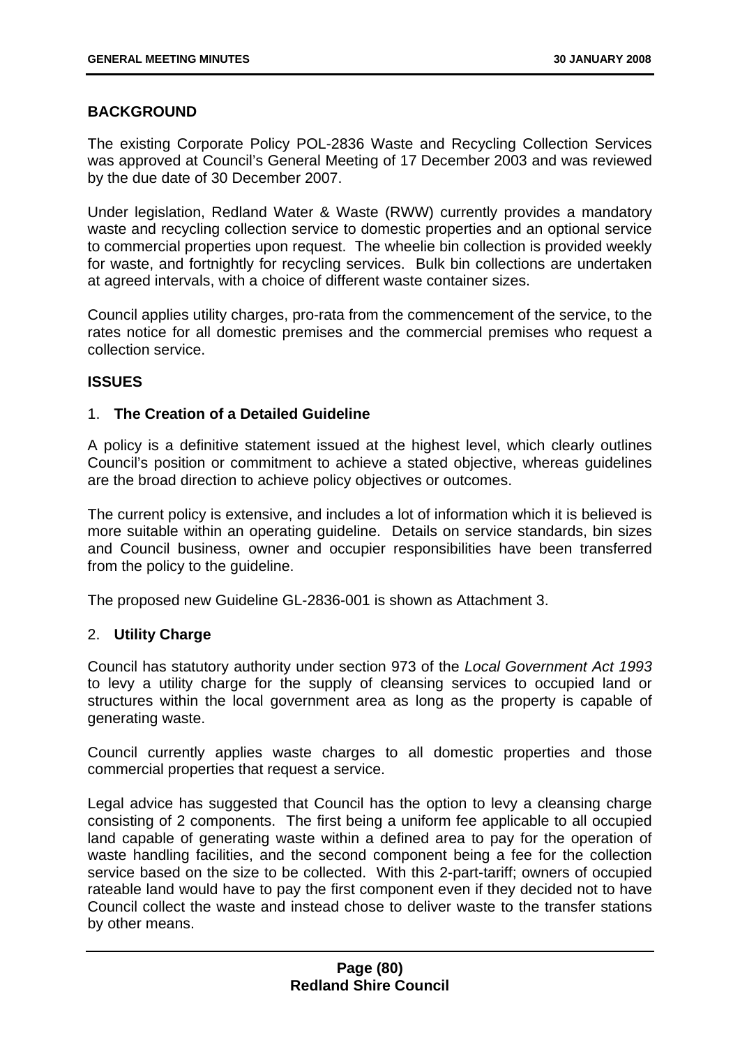**BACKGROUND**

The existing Corporate Policy POL-2836 Waste and Recycling Collection Services was approved at Council's General Meeting of 17 December 2003 and was reviewed by the due date of 30 December 2007.

Under legislation, Redland Water & Waste (RWW) currently provides a mandatory waste and recycling collection service to domestic properties and an optional service to commercial properties upon request. The wheelie bin collection is provided weekly for waste, and fortnightly for recycling services. Bulk bin collections are undertaken at agreed intervals, with a choice of different waste container sizes.

Council applies utility charges, pro-rata from the commencement of the service, to the rates notice for all domestic premises and the commercial premises who request a collection service.

**ISSUES**

1. **The Creation of a Detailed Guideline**

A policy is a definitive statement issued at the highest level, which clearly outlines Council's position or commitment to achieve a stated objective, whereas guidelines are the broad direction to achieve policy objectives or outcomes.

The current policy is extensive, and includes a lot of information which it is believed is more suitable within an operating guideline. Details on service standards, bin sizes and Council business, owner and occupier responsibilities have been transferred from the policy to the guideline.

The proposed new Guideline GL-2836-001 is shown as Attachment 3.

2. **Utility Charge**

Council has statutory authority under section 973 of the *Local Government Act 1993* to levy a utility charge for the supply of cleansing services to occupied land or structures within the local government area as long as the property is capable of generating waste.

Council currently applies waste charges to all domestic properties and those commercial properties that request a service.

Legal advice has suggested that Council has the option to levy a cleansing charge consisting of 2 components. The first being a uniform fee applicable to all occupied land capable of generating waste within a defined area to pay for the operation of waste handling facilities, and the second component being a fee for the collection service based on the size to be collected. With this 2-part-tariff; owners of occupied rateable land would have to pay the first component even if they decided not to have Council collect the waste and instead chose to deliver waste to the transfer stations by other means.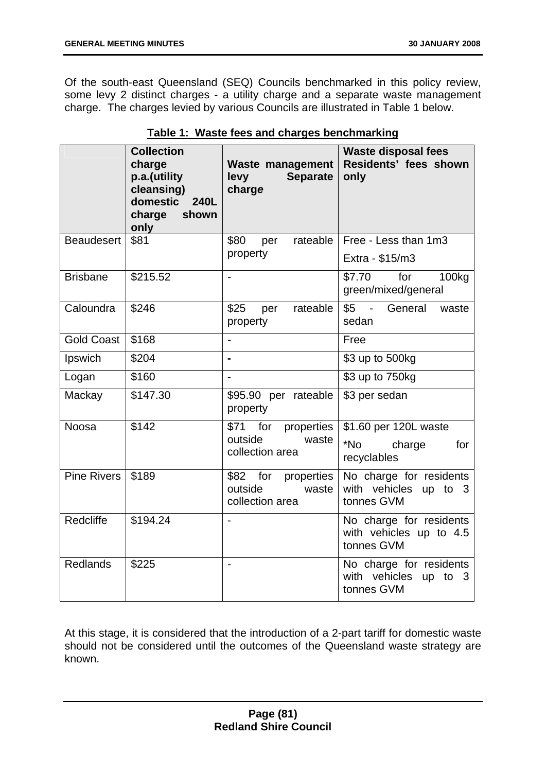Of the south-east Queensland (SEQ) Councils benchmarked in this policy review, some levy 2 distinct charges - a utility charge and a separate waste management charge. The charges levied by various Councils are illustrated in Table 1 below.

**Table 1: Waste fees and charges benchmarking**

| | **Collection charge p.a.(utility cleansing) domestic 240L charge shown only** | **Waste management levy Separate charge** | **Waste disposal fees Residents' fees shown only** |
|---|---|---|---|
| Beaudesert | $81 | $80 per rateable property | Free - Less than 1m3<br>Extra - $15/m3 |
| Brisbane | $215.52 | - | $7.70 for 100kg green/mixed/general |
| Caloundra | $246 | $25 per rateable property | $5 - General waste sedan |
| Gold Coast | $168 | - | Free |
| Ipswich | $204 | - | $3 up to 500kg |
| Logan | $160 | - | $3 up to 750kg |
| Mackay | $147.30 | $95.90 per rateable property | $3 per sedan |
| Noosa | $142 | $71 for properties outside waste collection area | $1.60 per 120L waste<br>*No charge for recyclables |
| Pine Rivers | $189 | $82 for properties outside waste collection area | No charge for residents with vehicles up to 3 tonnes GVM |
| Redcliffe | $194.24 | - | No charge for residents with vehicles up to 4.5 tonnes GVM |
| Redlands | $225 | - | No charge for residents with vehicles up to 3 tonnes GVM |

At this stage, it is considered that the introduction of a 2-part tariff for domestic waste should not be considered until the outcomes of the Queensland waste strategy are known.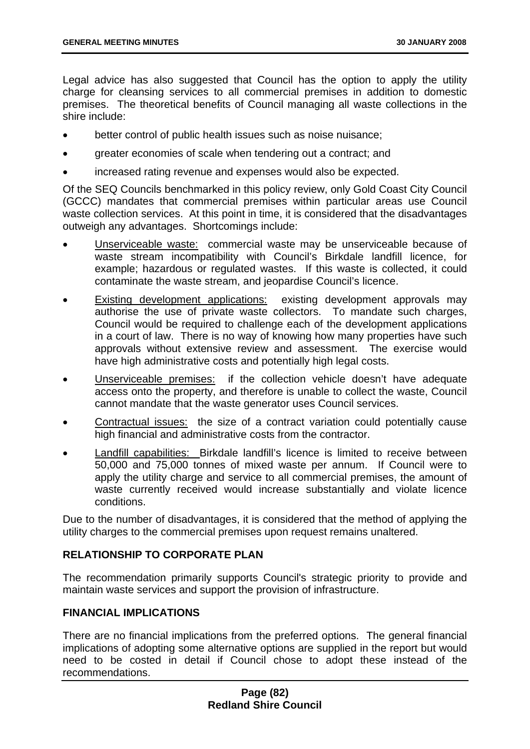Legal advice has also suggested that Council has the option to apply the utility charge for cleansing services to all commercial premises in addition to domestic premises. The theoretical benefits of Council managing all waste collections in the shire include:

- better control of public health issues such as noise nuisance;
- greater economies of scale when tendering out a contract; and
- increased rating revenue and expenses would also be expected.

Of the SEQ Councils benchmarked in this policy review, only Gold Coast City Council (GCCC) mandates that commercial premises within particular areas use Council waste collection services. At this point in time, it is considered that the disadvantages outweigh any advantages. Shortcomings include:

- Unserviceable waste: commercial waste may be unserviceable because of waste stream incompatibility with Council's Birkdale landfill licence, for example; hazardous or regulated wastes. If this waste is collected, it could contaminate the waste stream, and jeopardise Council's licence.
- Existing development applications: existing development approvals may authorise the use of private waste collectors. To mandate such charges, Council would be required to challenge each of the development applications in a court of law. There is no way of knowing how many properties have such approvals without extensive review and assessment. The exercise would have high administrative costs and potentially high legal costs.
- Unserviceable premises: if the collection vehicle doesn't have adequate access onto the property, and therefore is unable to collect the waste, Council cannot mandate that the waste generator uses Council services.
- Contractual issues: the size of a contract variation could potentially cause high financial and administrative costs from the contractor.
- Landfill capabilities: Birkdale landfill's licence is limited to receive between 50,000 and 75,000 tonnes of mixed waste per annum. If Council were to apply the utility charge and service to all commercial premises, the amount of waste currently received would increase substantially and violate licence conditions.

Due to the number of disadvantages, it is considered that the method of applying the utility charges to the commercial premises upon request remains unaltered.

## RELATIONSHIP TO CORPORATE PLAN

The recommendation primarily supports Council's strategic priority to provide and maintain waste services and support the provision of infrastructure.

## FINANCIAL IMPLICATIONS

There are no financial implications from the preferred options. The general financial implications of adopting some alternative options are supplied in the report but would need to be costed in detail if Council chose to adopt these instead of the recommendations.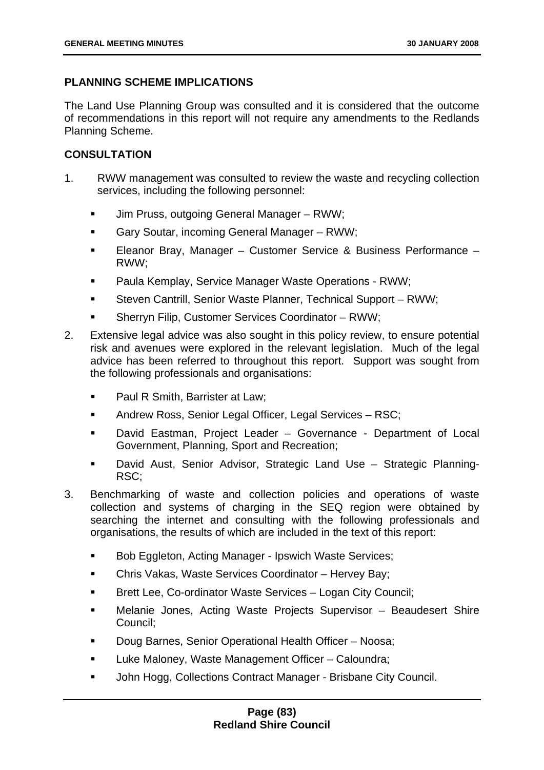**PLANNING SCHEME IMPLICATIONS**

The Land Use Planning Group was consulted and it is considered that the outcome of recommendations in this report will not require any amendments to the Redlands Planning Scheme.

**CONSULTATION**

1. RWW management was consulted to review the waste and recycling collection services, including the following personnel:

   - Jim Pruss, outgoing General Manager – RWW;
   - Gary Soutar, incoming General Manager – RWW;
   - Eleanor Bray, Manager – Customer Service & Business Performance – RWW;
   - Paula Kemplay, Service Manager Waste Operations - RWW;
   - Steven Cantrill, Senior Waste Planner, Technical Support – RWW;
   - Sherryn Filip, Customer Services Coordinator – RWW;

2. Extensive legal advice was also sought in this policy review, to ensure potential risk and avenues were explored in the relevant legislation. Much of the legal advice has been referred to throughout this report. Support was sought from the following professionals and organisations:

   - Paul R Smith, Barrister at Law;
   - Andrew Ross, Senior Legal Officer, Legal Services – RSC;
   - David Eastman, Project Leader – Governance - Department of Local Government, Planning, Sport and Recreation;
   - David Aust, Senior Advisor, Strategic Land Use – Strategic Planning-RSC;

3. Benchmarking of waste and collection policies and operations of waste collection and systems of charging in the SEQ region were obtained by searching the internet and consulting with the following professionals and organisations, the results of which are included in the text of this report:

   - Bob Eggleton, Acting Manager - Ipswich Waste Services;
   - Chris Vakas, Waste Services Coordinator – Hervey Bay;
   - Brett Lee, Co-ordinator Waste Services – Logan City Council;
   - Melanie Jones, Acting Waste Projects Supervisor – Beaudesert Shire Council;
   - Doug Barnes, Senior Operational Health Officer – Noosa;
   - Luke Maloney, Waste Management Officer – Caloundra;
   - John Hogg, Collections Contract Manager - Brisbane City Council.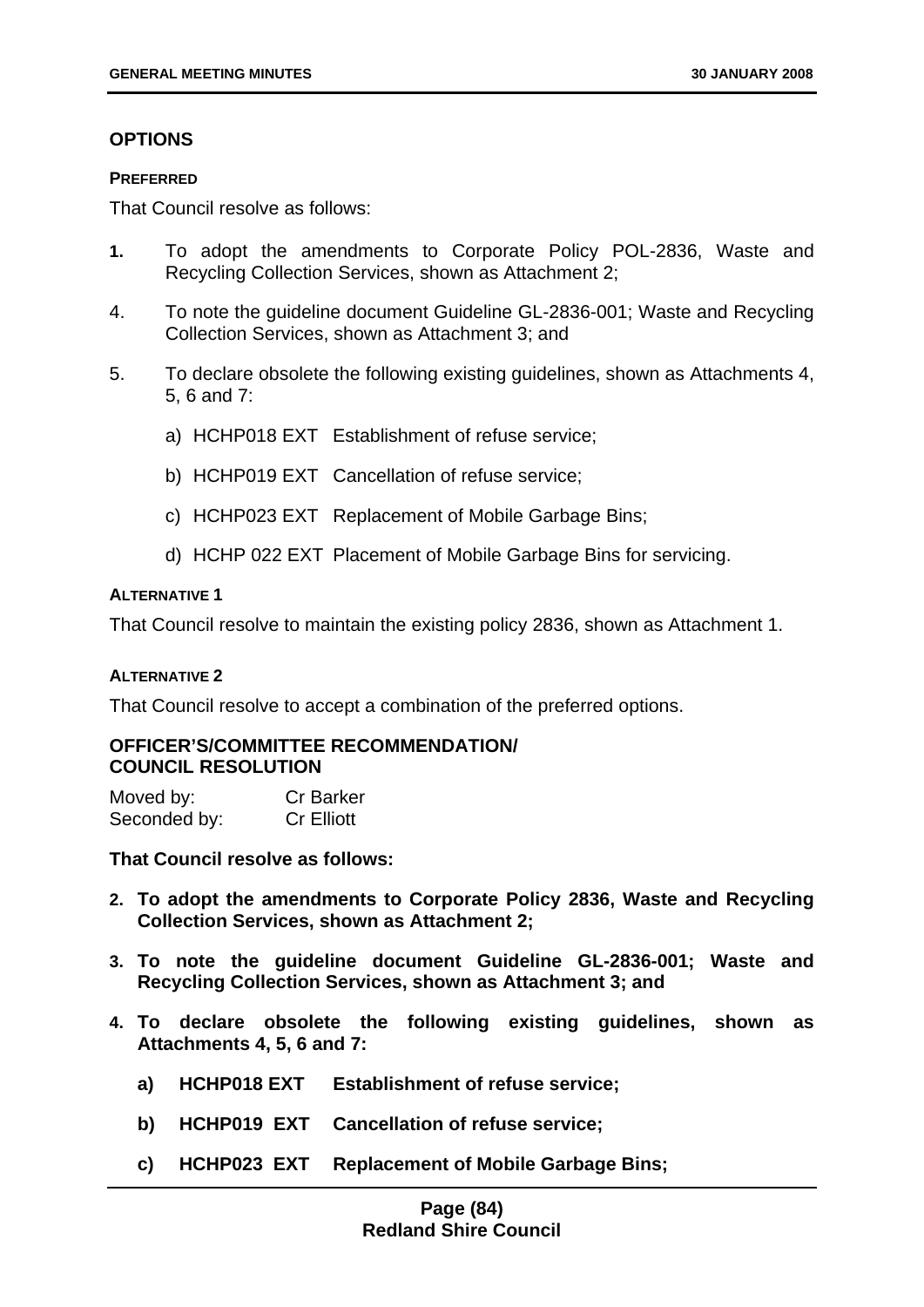## OPTIONS

### PREFERRED

That Council resolve as follows:

1. To adopt the amendments to Corporate Policy POL-2836, Waste and Recycling Collection Services, shown as Attachment 2;

4. To note the guideline document Guideline GL-2836-001; Waste and Recycling Collection Services, shown as Attachment 3; and

5. To declare obsolete the following existing guidelines, shown as Attachments 4, 5, 6 and 7:

   a) HCHP018 EXT Establishment of refuse service;

   b) HCHP019 EXT Cancellation of refuse service;

   c) HCHP023 EXT Replacement of Mobile Garbage Bins;

   d) HCHP 022 EXT Placement of Mobile Garbage Bins for servicing.

### ALTERNATIVE 1

That Council resolve to maintain the existing policy 2836, shown as Attachment 1.

### ALTERNATIVE 2

That Council resolve to accept a combination of the preferred options.

## OFFICER'S/COMMITTEE RECOMMENDATION/ COUNCIL RESOLUTION

Moved by: Cr Barker
Seconded by: Cr Elliott

**That Council resolve as follows:**

2. **To adopt the amendments to Corporate Policy 2836, Waste and Recycling Collection Services, shown as Attachment 2;**

3. **To note the guideline document Guideline GL-2836-001; Waste and Recycling Collection Services, shown as Attachment 3; and**

4. **To declare obsolete the following existing guidelines, shown as Attachments 4, 5, 6 and 7:**

   **a) HCHP018 EXT Establishment of refuse service;**

   **b) HCHP019 EXT Cancellation of refuse service;**

   **c) HCHP023 EXT Replacement of Mobile Garbage Bins;**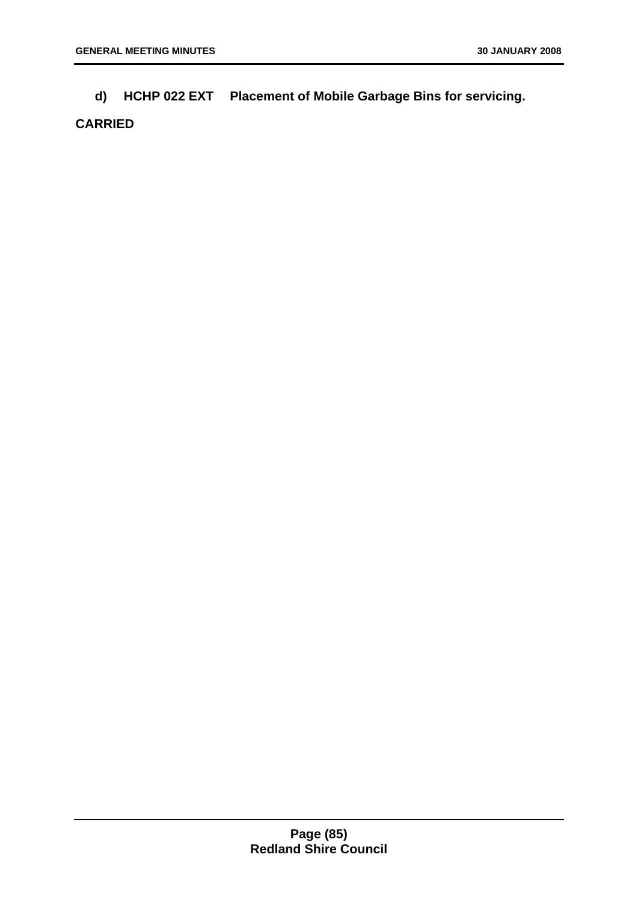d) **HCHP 022 EXT Placement of Mobile Garbage Bins for servicing.**

**CARRIED**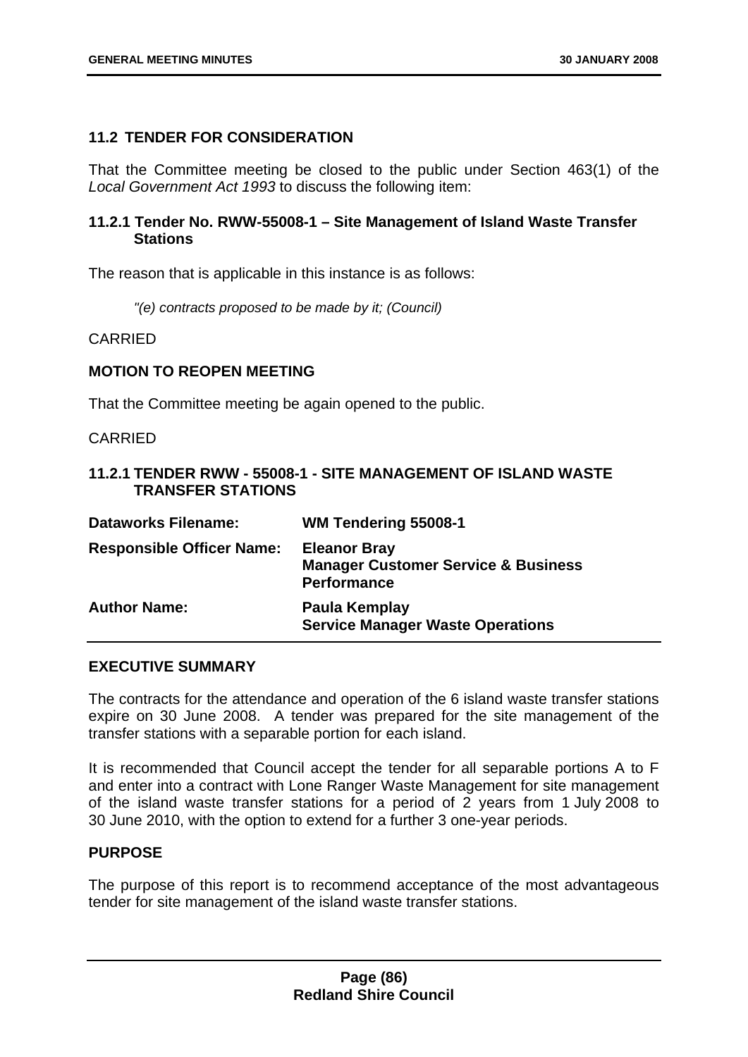### 11.2 TENDER FOR CONSIDERATION

That the Committee meeting be closed to the public under Section 463(1) of the *Local Government Act 1993* to discuss the following item:

#### 11.2.1 Tender No. RWW-55008-1 – Site Management of Island Waste Transfer Stations

The reason that is applicable in this instance is as follows:

*"(e) contracts proposed to be made by it; (Council)*

CARRIED

**MOTION TO REOPEN MEETING**

That the Committee meeting be again opened to the public.

CARRIED

#### 11.2.1 TENDER RWW - 55008-1 - SITE MANAGEMENT OF ISLAND WASTE TRANSFER STATIONS

| | |
|---|---|
| **Dataworks Filename:** | **WM Tendering 55008-1** |
| **Responsible Officer Name:** | **Eleanor Bray**<br>**Manager Customer Service & Business Performance** |
| **Author Name:** | **Paula Kemplay**<br>**Service Manager Waste Operations** |

**EXECUTIVE SUMMARY**

The contracts for the attendance and operation of the 6 island waste transfer stations expire on 30 June 2008. A tender was prepared for the site management of the transfer stations with a separable portion for each island.

It is recommended that Council accept the tender for all separable portions A to F and enter into a contract with Lone Ranger Waste Management for site management of the island waste transfer stations for a period of 2 years from 1 July 2008 to 30 June 2010, with the option to extend for a further 3 one-year periods.

**PURPOSE**

The purpose of this report is to recommend acceptance of the most advantageous tender for site management of the island waste transfer stations.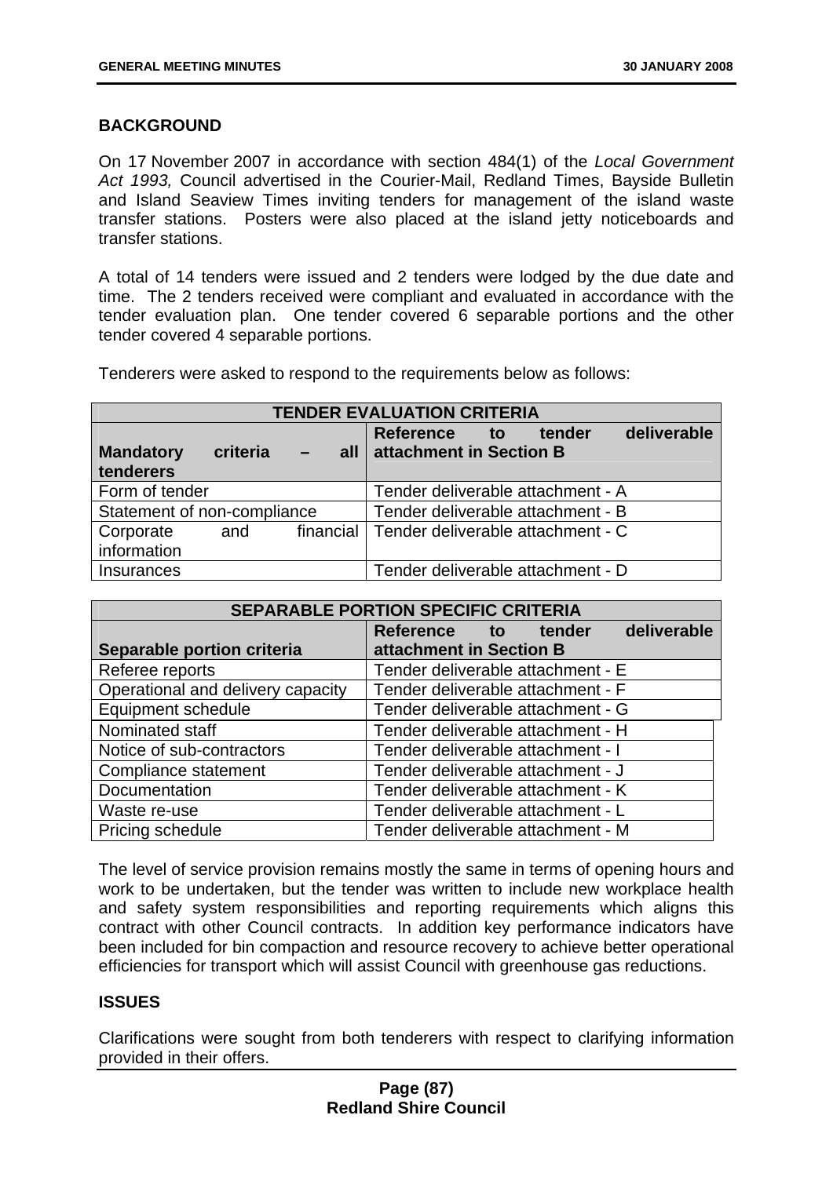## BACKGROUND

On 17 November 2007 in accordance with section 484(1) of the *Local Government Act 1993,* Council advertised in the Courier-Mail, Redland Times, Bayside Bulletin and Island Seaview Times inviting tenders for management of the island waste transfer stations. Posters were also placed at the island jetty noticeboards and transfer stations.

A total of 14 tenders were issued and 2 tenders were lodged by the due date and time. The 2 tenders received were compliant and evaluated in accordance with the tender evaluation plan. One tender covered 6 separable portions and the other tender covered 4 separable portions.

Tenderers were asked to respond to the requirements below as follows:

| TENDER EVALUATION CRITERIA | |
|---|---|
| **Mandatory criteria – all tenderers** | **Reference to tender deliverable attachment in Section B** |
| Form of tender | Tender deliverable attachment - A |
| Statement of non-compliance | Tender deliverable attachment - B |
| Corporate and financial information | Tender deliverable attachment - C |
| Insurances | Tender deliverable attachment - D |

| SEPARABLE PORTION SPECIFIC CRITERIA | |
|---|---|
| **Separable portion criteria** | **Reference to tender deliverable attachment in Section B** |
| Referee reports | Tender deliverable attachment - E |
| Operational and delivery capacity | Tender deliverable attachment - F |
| Equipment schedule | Tender deliverable attachment - G |
| Nominated staff | Tender deliverable attachment - H |
| Notice of sub-contractors | Tender deliverable attachment - I |
| Compliance statement | Tender deliverable attachment - J |
| Documentation | Tender deliverable attachment - K |
| Waste re-use | Tender deliverable attachment - L |
| Pricing schedule | Tender deliverable attachment - M |

The level of service provision remains mostly the same in terms of opening hours and work to be undertaken, but the tender was written to include new workplace health and safety system responsibilities and reporting requirements which aligns this contract with other Council contracts. In addition key performance indicators have been included for bin compaction and resource recovery to achieve better operational efficiencies for transport which will assist Council with greenhouse gas reductions.

## ISSUES

Clarifications were sought from both tenderers with respect to clarifying information provided in their offers.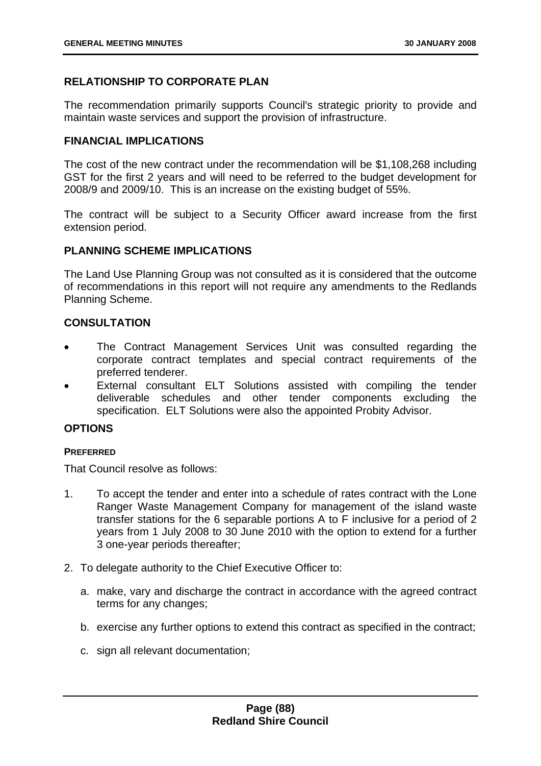## RELATIONSHIP TO CORPORATE PLAN

The recommendation primarily supports Council's strategic priority to provide and maintain waste services and support the provision of infrastructure.

## FINANCIAL IMPLICATIONS

The cost of the new contract under the recommendation will be $1,108,268 including GST for the first 2 years and will need to be referred to the budget development for 2008/9 and 2009/10. This is an increase on the existing budget of 55%.

The contract will be subject to a Security Officer award increase from the first extension period.

## PLANNING SCHEME IMPLICATIONS

The Land Use Planning Group was not consulted as it is considered that the outcome of recommendations in this report will not require any amendments to the Redlands Planning Scheme.

## CONSULTATION

- The Contract Management Services Unit was consulted regarding the corporate contract templates and special contract requirements of the preferred tenderer.
- External consultant ELT Solutions assisted with compiling the tender deliverable schedules and other tender components excluding the specification. ELT Solutions were also the appointed Probity Advisor.

## OPTIONS

### PREFERRED

That Council resolve as follows:

1. To accept the tender and enter into a schedule of rates contract with the Lone Ranger Waste Management Company for management of the island waste transfer stations for the 6 separable portions A to F inclusive for a period of 2 years from 1 July 2008 to 30 June 2010 with the option to extend for a further 3 one-year periods thereafter;

2. To delegate authority to the Chief Executive Officer to:

   a. make, vary and discharge the contract in accordance with the agreed contract terms for any changes;

   b. exercise any further options to extend this contract as specified in the contract;

   c. sign all relevant documentation;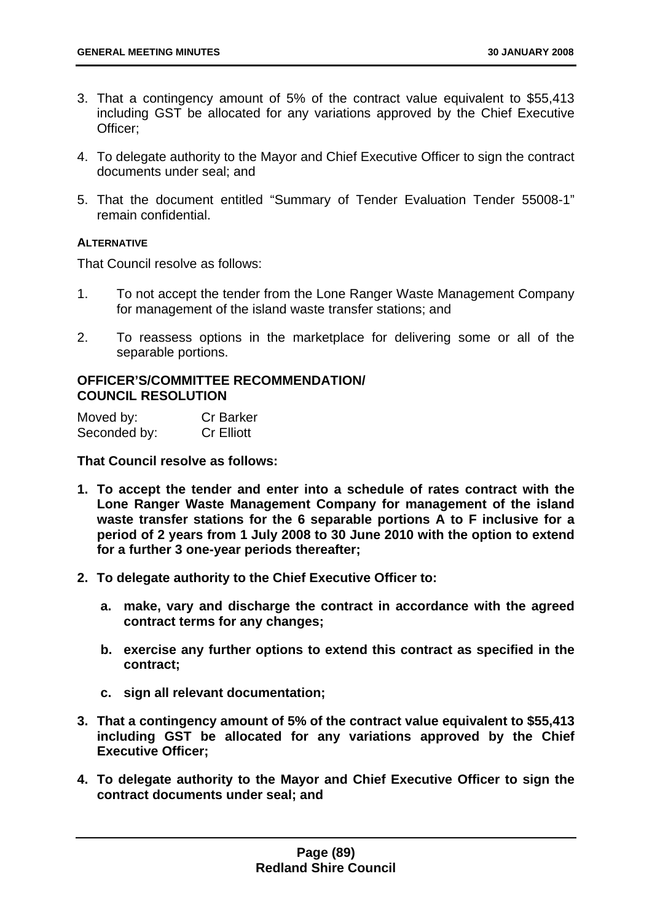3. That a contingency amount of 5% of the contract value equivalent to $55,413 including GST be allocated for any variations approved by the Chief Executive Officer;

4. To delegate authority to the Mayor and Chief Executive Officer to sign the contract documents under seal; and

5. That the document entitled "Summary of Tender Evaluation Tender 55008-1" remain confidential.

**ALTERNATIVE**

That Council resolve as follows:

1. To not accept the tender from the Lone Ranger Waste Management Company for management of the island waste transfer stations; and

2. To reassess options in the marketplace for delivering some or all of the separable portions.

**OFFICER'S/COMMITTEE RECOMMENDATION/ COUNCIL RESOLUTION**

Moved by: Cr Barker
Seconded by: Cr Elliott

**That Council resolve as follows:**

1. **To accept the tender and enter into a schedule of rates contract with the Lone Ranger Waste Management Company for management of the island waste transfer stations for the 6 separable portions A to F inclusive for a period of 2 years from 1 July 2008 to 30 June 2010 with the option to extend for a further 3 one-year periods thereafter;**

2. **To delegate authority to the Chief Executive Officer to:**

   a. **make, vary and discharge the contract in accordance with the agreed contract terms for any changes;**

   b. **exercise any further options to extend this contract as specified in the contract;**

   c. **sign all relevant documentation;**

3. **That a contingency amount of 5% of the contract value equivalent to $55,413 including GST be allocated for any variations approved by the Chief Executive Officer;**

4. **To delegate authority to the Mayor and Chief Executive Officer to sign the contract documents under seal; and**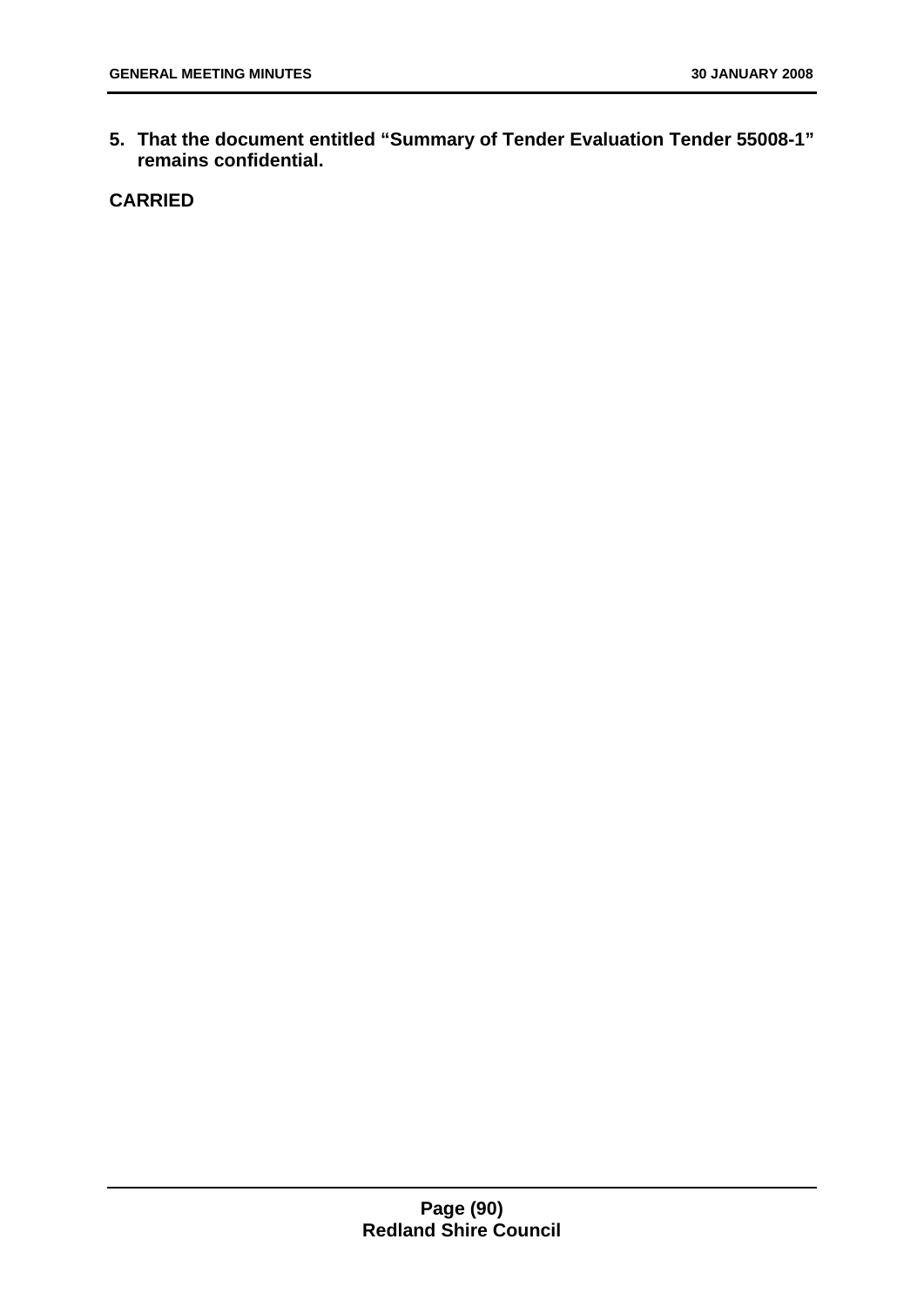**5. That the document entitled "Summary of Tender Evaluation Tender 55008-1" remains confidential.**

**CARRIED**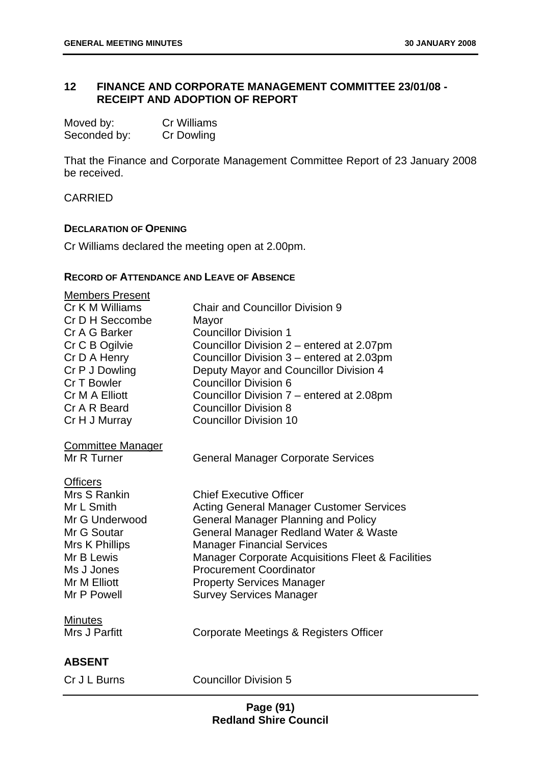## 12 FINANCE AND CORPORATE MANAGEMENT COMMITTEE 23/01/08 - RECEIPT AND ADOPTION OF REPORT

| | |
|---|---|
| Moved by: | Cr Williams |
| Seconded by: | Cr Dowling |

That the Finance and Corporate Management Committee Report of 23 January 2008 be received.

CARRIED

**DECLARATION OF OPENING**

Cr Williams declared the meeting open at 2.00pm.

**RECORD OF ATTENDANCE AND LEAVE OF ABSENCE**

| | |
|---|---|
| Members Present | |
| Cr K M Williams | Chair and Councillor Division 9 |
| Cr D H Seccombe | Mayor |
| Cr A G Barker | Councillor Division 1 |
| Cr C B Ogilvie | Councillor Division 2 – entered at 2.07pm |
| Cr D A Henry | Councillor Division 3 – entered at 2.03pm |
| Cr P J Dowling | Deputy Mayor and Councillor Division 4 |
| Cr T Bowler | Councillor Division 6 |
| Cr M A Elliott | Councillor Division 7 – entered at 2.08pm |
| Cr A R Beard | Councillor Division 8 |
| Cr H J Murray | Councillor Division 10 |
| Committee Manager | |
| Mr R Turner | General Manager Corporate Services |
| Officers | |
| Mrs S Rankin | Chief Executive Officer |
| Mr L Smith | Acting General Manager Customer Services |
| Mr G Underwood | General Manager Planning and Policy |
| Mr G Soutar | General Manager Redland Water & Waste |
| Mrs K Phillips | Manager Financial Services |
| Mr B Lewis | Manager Corporate Acquisitions Fleet & Facilities |
| Ms J Jones | Procurement Coordinator |
| Mr M Elliott | Property Services Manager |
| Mr P Powell | Survey Services Manager |
| Minutes | |
| Mrs J Parfitt | Corporate Meetings & Registers Officer |

**ABSENT**

| | |
|---|---|
| Cr J L Burns | Councillor Division 5 |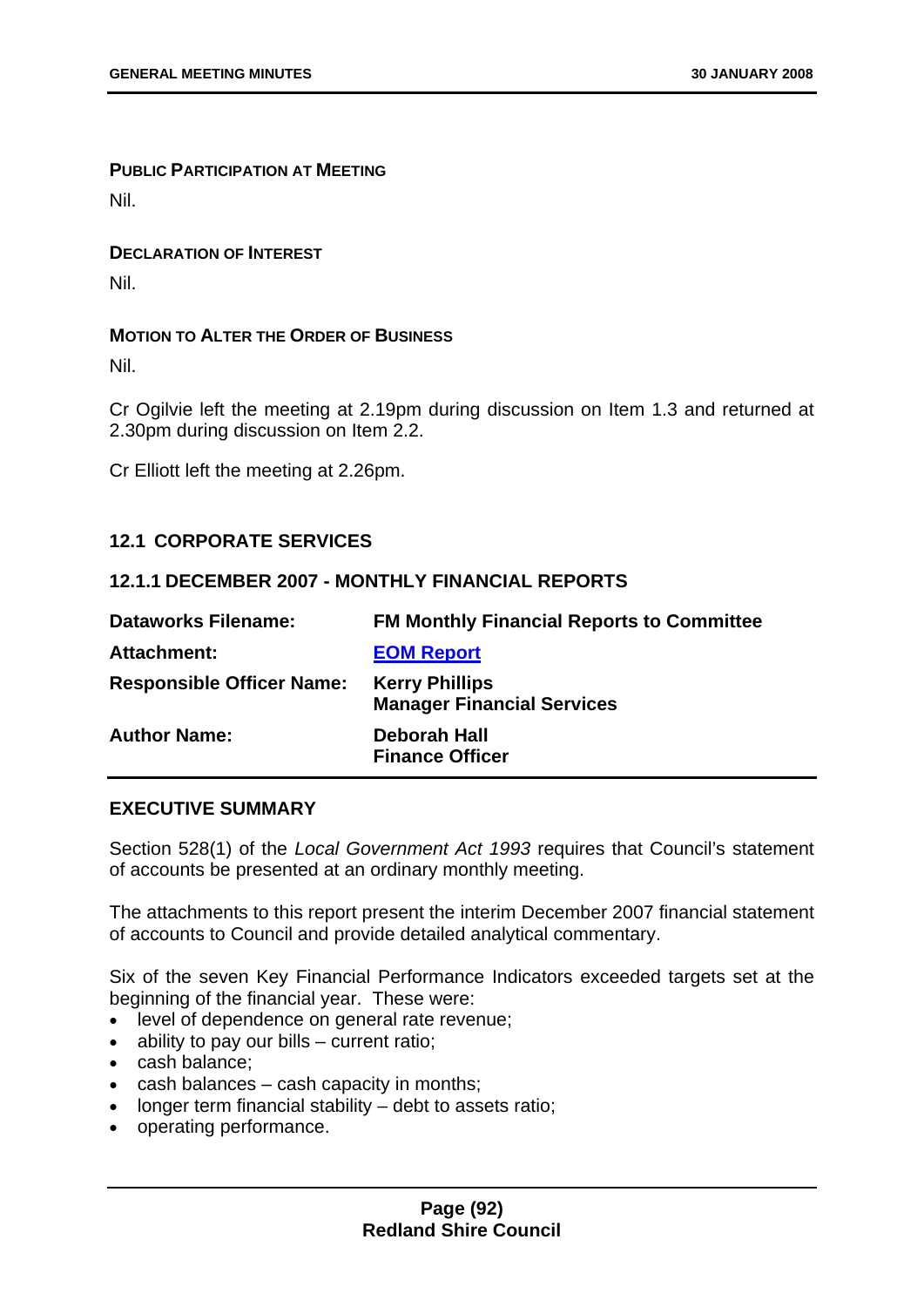**PUBLIC PARTICIPATION AT MEETING**

Nil.

**DECLARATION OF INTEREST**

Nil.

**MOTION TO ALTER THE ORDER OF BUSINESS**

Nil.

Cr Ogilvie left the meeting at 2.19pm during discussion on Item 1.3 and returned at 2.30pm during discussion on Item 2.2.

Cr Elliott left the meeting at 2.26pm.

## 12.1 CORPORATE SERVICES

### 12.1.1 DECEMBER 2007 - MONTHLY FINANCIAL REPORTS

| | |
|---|---|
| **Dataworks Filename:** | **FM Monthly Financial Reports to Committee** |
| **Attachment:** | **EOM Report** |
| **Responsible Officer Name:** | **Kerry Phillips**<br>**Manager Financial Services** |
| **Author Name:** | **Deborah Hall**<br>**Finance Officer** |

**EXECUTIVE SUMMARY**

Section 528(1) of the *Local Government Act 1993* requires that Council's statement of accounts be presented at an ordinary monthly meeting.

The attachments to this report present the interim December 2007 financial statement of accounts to Council and provide detailed analytical commentary.

Six of the seven Key Financial Performance Indicators exceeded targets set at the beginning of the financial year. These were:

- level of dependence on general rate revenue;
- ability to pay our bills – current ratio;
- cash balance;
- cash balances – cash capacity in months;
- longer term financial stability – debt to assets ratio;
- operating performance.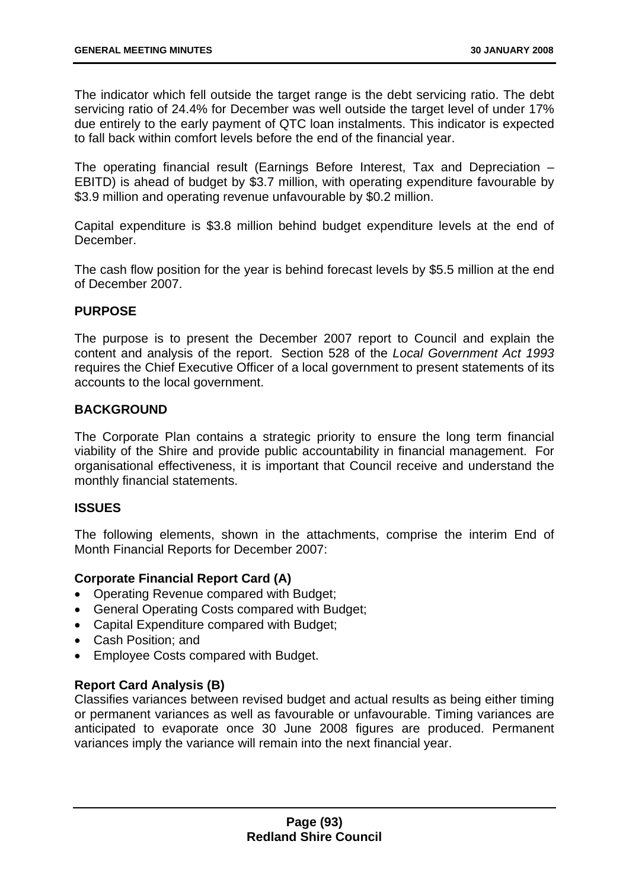The indicator which fell outside the target range is the debt servicing ratio. The debt servicing ratio of 24.4% for December was well outside the target level of under 17% due entirely to the early payment of QTC loan instalments. This indicator is expected to fall back within comfort levels before the end of the financial year.

The operating financial result (Earnings Before Interest, Tax and Depreciation – EBITD) is ahead of budget by $3.7 million, with operating expenditure favourable by $3.9 million and operating revenue unfavourable by $0.2 million.

Capital expenditure is $3.8 million behind budget expenditure levels at the end of December.

The cash flow position for the year is behind forecast levels by $5.5 million at the end of December 2007.

**PURPOSE**

The purpose is to present the December 2007 report to Council and explain the content and analysis of the report. Section 528 of the *Local Government Act 1993* requires the Chief Executive Officer of a local government to present statements of its accounts to the local government.

**BACKGROUND**

The Corporate Plan contains a strategic priority to ensure the long term financial viability of the Shire and provide public accountability in financial management. For organisational effectiveness, it is important that Council receive and understand the monthly financial statements.

**ISSUES**

The following elements, shown in the attachments, comprise the interim End of Month Financial Reports for December 2007:

**Corporate Financial Report Card (A)**

- Operating Revenue compared with Budget;
- General Operating Costs compared with Budget;
- Capital Expenditure compared with Budget;
- Cash Position; and
- Employee Costs compared with Budget.

**Report Card Analysis (B)**

Classifies variances between revised budget and actual results as being either timing or permanent variances as well as favourable or unfavourable. Timing variances are anticipated to evaporate once 30 June 2008 figures are produced. Permanent variances imply the variance will remain into the next financial year.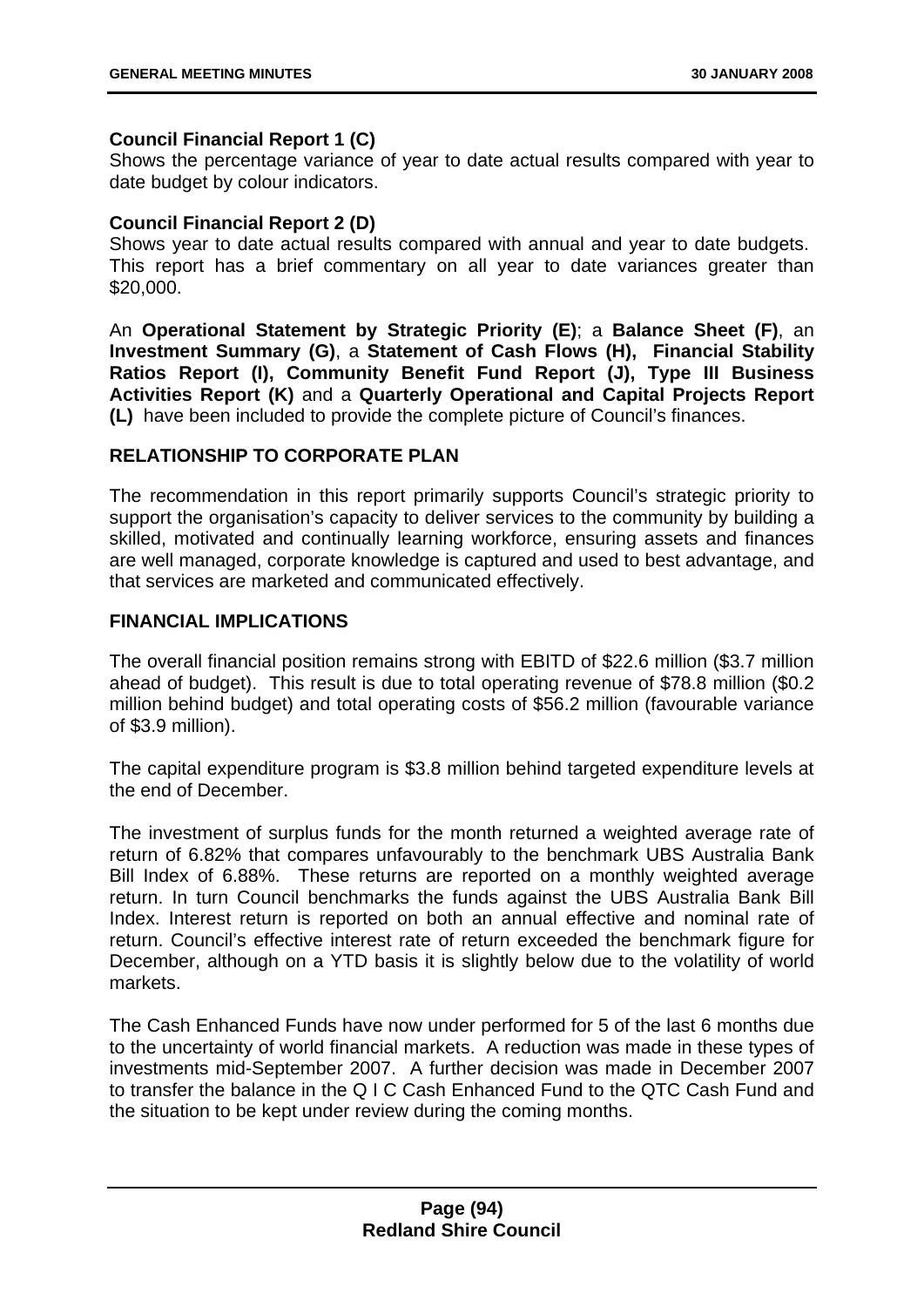**Council Financial Report 1 (C)**
Shows the percentage variance of year to date actual results compared with year to date budget by colour indicators.

**Council Financial Report 2 (D)**
Shows year to date actual results compared with annual and year to date budgets. This report has a brief commentary on all year to date variances greater than $20,000.

An **Operational Statement by Strategic Priority (E)**; a **Balance Sheet (F)**, an **Investment Summary (G)**, a **Statement of Cash Flows (H), Financial Stability Ratios Report (I), Community Benefit Fund Report (J), Type III Business Activities Report (K)** and a **Quarterly Operational and Capital Projects Report (L)** have been included to provide the complete picture of Council's finances.

## RELATIONSHIP TO CORPORATE PLAN

The recommendation in this report primarily supports Council's strategic priority to support the organisation's capacity to deliver services to the community by building a skilled, motivated and continually learning workforce, ensuring assets and finances are well managed, corporate knowledge is captured and used to best advantage, and that services are marketed and communicated effectively.

## FINANCIAL IMPLICATIONS

The overall financial position remains strong with EBITD of $22.6 million ($3.7 million ahead of budget). This result is due to total operating revenue of $78.8 million ($0.2 million behind budget) and total operating costs of $56.2 million (favourable variance of $3.9 million).

The capital expenditure program is $3.8 million behind targeted expenditure levels at the end of December.

The investment of surplus funds for the month returned a weighted average rate of return of 6.82% that compares unfavourably to the benchmark UBS Australia Bank Bill Index of 6.88%. These returns are reported on a monthly weighted average return. In turn Council benchmarks the funds against the UBS Australia Bank Bill Index. Interest return is reported on both an annual effective and nominal rate of return. Council's effective interest rate of return exceeded the benchmark figure for December, although on a YTD basis it is slightly below due to the volatility of world markets.

The Cash Enhanced Funds have now under performed for 5 of the last 6 months due to the uncertainty of world financial markets. A reduction was made in these types of investments mid-September 2007. A further decision was made in December 2007 to transfer the balance in the Q I C Cash Enhanced Fund to the QTC Cash Fund and the situation to be kept under review during the coming months.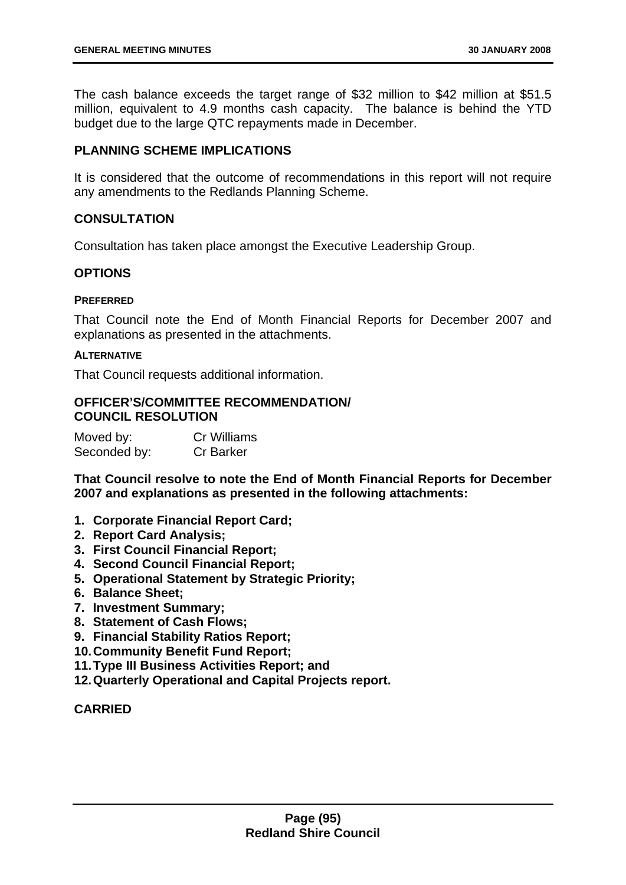The cash balance exceeds the target range of $32 million to $42 million at $51.5 million, equivalent to 4.9 months cash capacity. The balance is behind the YTD budget due to the large QTC repayments made in December.

## PLANNING SCHEME IMPLICATIONS

It is considered that the outcome of recommendations in this report will not require any amendments to the Redlands Planning Scheme.

## CONSULTATION

Consultation has taken place amongst the Executive Leadership Group.

## OPTIONS

### PREFERRED

That Council note the End of Month Financial Reports for December 2007 and explanations as presented in the attachments.

### ALTERNATIVE

That Council requests additional information.

## OFFICER'S/COMMITTEE RECOMMENDATION/ COUNCIL RESOLUTION

Moved by: Cr Williams
Seconded by: Cr Barker

**That Council resolve to note the End of Month Financial Reports for December 2007 and explanations as presented in the following attachments:**

1. **Corporate Financial Report Card;**
2. **Report Card Analysis;**
3. **First Council Financial Report;**
4. **Second Council Financial Report;**
5. **Operational Statement by Strategic Priority;**
6. **Balance Sheet;**
7. **Investment Summary;**
8. **Statement of Cash Flows;**
9. **Financial Stability Ratios Report;**
10. **Community Benefit Fund Report;**
11. **Type III Business Activities Report; and**
12. **Quarterly Operational and Capital Projects report.**

**CARRIED**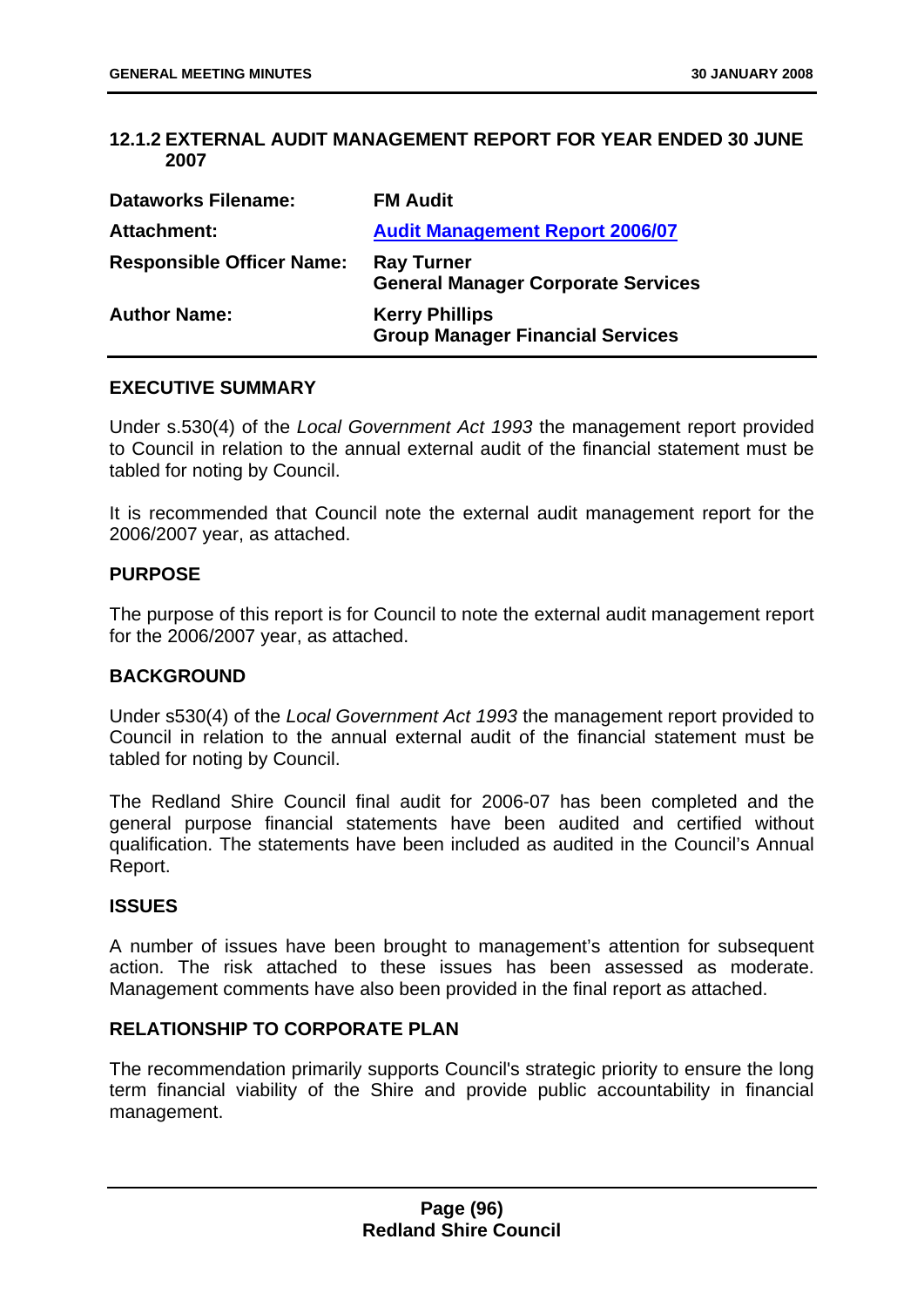## 12.1.2 EXTERNAL AUDIT MANAGEMENT REPORT FOR YEAR ENDED 30 JUNE 2007

| | |
|---|---|
| **Dataworks Filename:** | **FM Audit** |
| **Attachment:** | **Audit Management Report 2006/07** |
| **Responsible Officer Name:** | **Ray Turner**<br>**General Manager Corporate Services** |
| **Author Name:** | **Kerry Phillips**<br>**Group Manager Financial Services** |

### EXECUTIVE SUMMARY

Under s.530(4) of the *Local Government Act 1993* the management report provided to Council in relation to the annual external audit of the financial statement must be tabled for noting by Council.

It is recommended that Council note the external audit management report for the 2006/2007 year, as attached.

### PURPOSE

The purpose of this report is for Council to note the external audit management report for the 2006/2007 year, as attached.

### BACKGROUND

Under s530(4) of the *Local Government Act 1993* the management report provided to Council in relation to the annual external audit of the financial statement must be tabled for noting by Council.

The Redland Shire Council final audit for 2006-07 has been completed and the general purpose financial statements have been audited and certified without qualification. The statements have been included as audited in the Council's Annual Report.

### ISSUES

A number of issues have been brought to management's attention for subsequent action. The risk attached to these issues has been assessed as moderate. Management comments have also been provided in the final report as attached.

### RELATIONSHIP TO CORPORATE PLAN

The recommendation primarily supports Council's strategic priority to ensure the long term financial viability of the Shire and provide public accountability in financial management.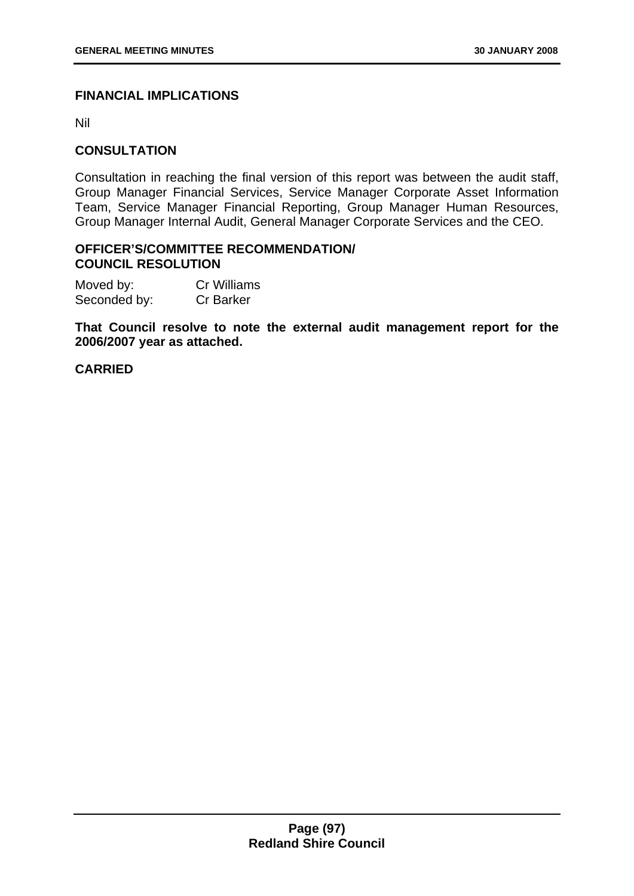## FINANCIAL IMPLICATIONS

Nil

## CONSULTATION

Consultation in reaching the final version of this report was between the audit staff, Group Manager Financial Services, Service Manager Corporate Asset Information Team, Service Manager Financial Reporting, Group Manager Human Resources, Group Manager Internal Audit, General Manager Corporate Services and the CEO.

## OFFICER'S/COMMITTEE RECOMMENDATION/ COUNCIL RESOLUTION

Moved by: Cr Williams
Seconded by: Cr Barker

**That Council resolve to note the external audit management report for the 2006/2007 year as attached.**

**CARRIED**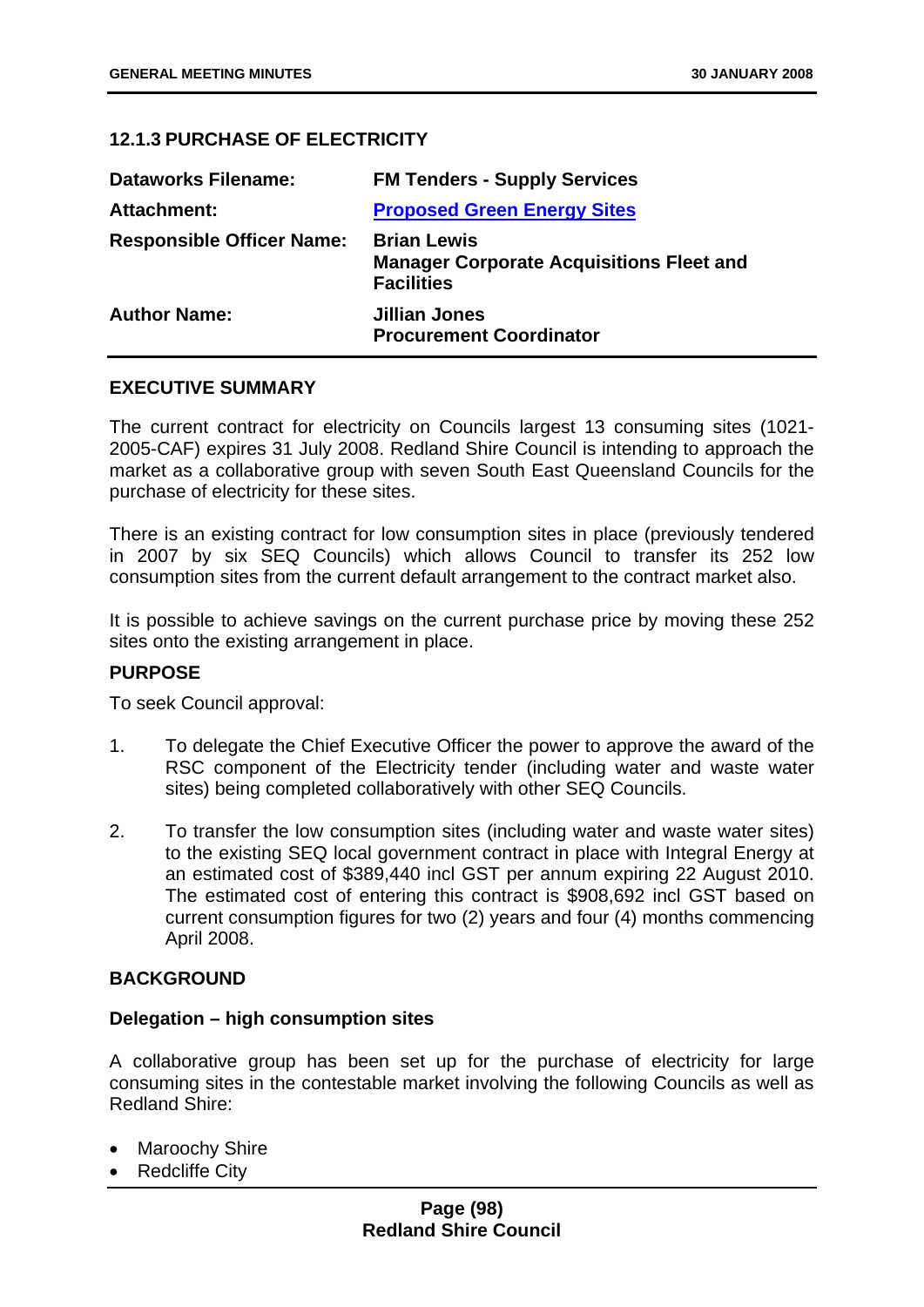### 12.1.3 PURCHASE OF ELECTRICITY

| | |
|---|---|
| **Dataworks Filename:** | **FM Tenders - Supply Services** |
| **Attachment:** | **Proposed Green Energy Sites** |
| **Responsible Officer Name:** | **Brian Lewis**<br>**Manager Corporate Acquisitions Fleet and Facilities** |
| **Author Name:** | **Jillian Jones**<br>**Procurement Coordinator** |

#### EXECUTIVE SUMMARY

The current contract for electricity on Councils largest 13 consuming sites (1021-2005-CAF) expires 31 July 2008. Redland Shire Council is intending to approach the market as a collaborative group with seven South East Queensland Councils for the purchase of electricity for these sites.

There is an existing contract for low consumption sites in place (previously tendered in 2007 by six SEQ Councils) which allows Council to transfer its 252 low consumption sites from the current default arrangement to the contract market also.

It is possible to achieve savings on the current purchase price by moving these 252 sites onto the existing arrangement in place.

#### PURPOSE

To seek Council approval:

1. To delegate the Chief Executive Officer the power to approve the award of the RSC component of the Electricity tender (including water and waste water sites) being completed collaboratively with other SEQ Councils.

2. To transfer the low consumption sites (including water and waste water sites) to the existing SEQ local government contract in place with Integral Energy at an estimated cost of $389,440 incl GST per annum expiring 22 August 2010. The estimated cost of entering this contract is $908,692 incl GST based on current consumption figures for two (2) years and four (4) months commencing April 2008.

#### BACKGROUND

**Delegation – high consumption sites**

A collaborative group has been set up for the purchase of electricity for large consuming sites in the contestable market involving the following Councils as well as Redland Shire:

- Maroochy Shire
- Redcliffe City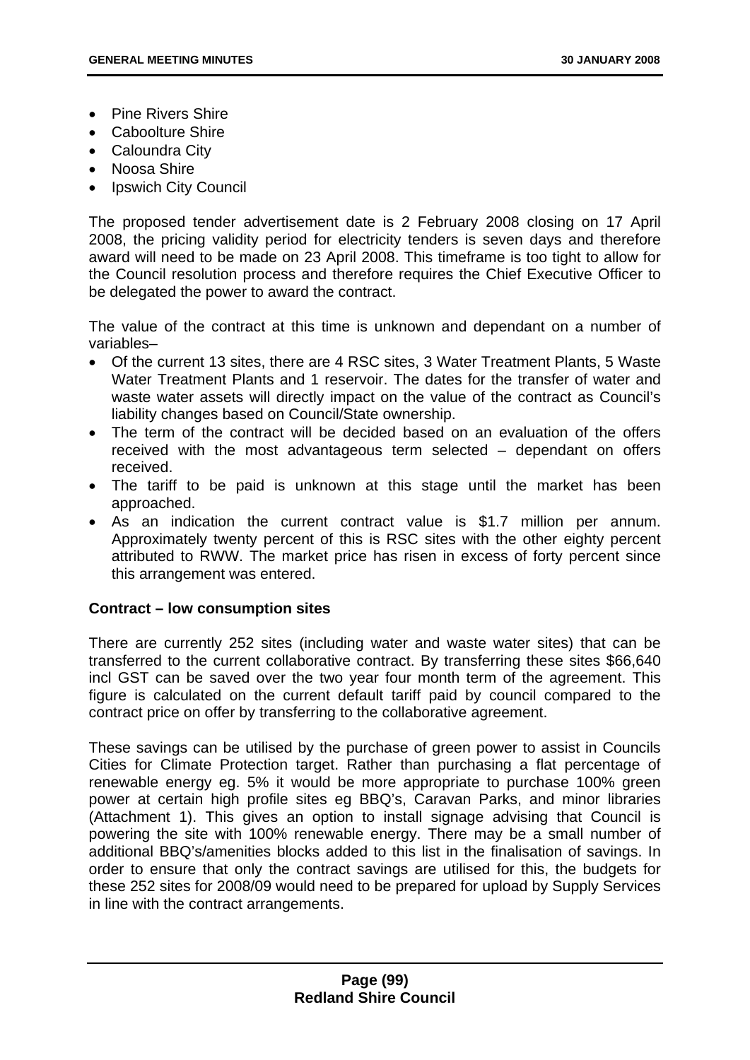- Pine Rivers Shire
- Caboolture Shire
- Caloundra City
- Noosa Shire
- Ipswich City Council

The proposed tender advertisement date is 2 February 2008 closing on 17 April 2008, the pricing validity period for electricity tenders is seven days and therefore award will need to be made on 23 April 2008. This timeframe is too tight to allow for the Council resolution process and therefore requires the Chief Executive Officer to be delegated the power to award the contract.

The value of the contract at this time is unknown and dependant on a number of variables–

- Of the current 13 sites, there are 4 RSC sites, 3 Water Treatment Plants, 5 Waste Water Treatment Plants and 1 reservoir. The dates for the transfer of water and waste water assets will directly impact on the value of the contract as Council's liability changes based on Council/State ownership.
- The term of the contract will be decided based on an evaluation of the offers received with the most advantageous term selected – dependant on offers received.
- The tariff to be paid is unknown at this stage until the market has been approached.
- As an indication the current contract value is $1.7 million per annum. Approximately twenty percent of this is RSC sites with the other eighty percent attributed to RWW. The market price has risen in excess of forty percent since this arrangement was entered.

**Contract – low consumption sites**

There are currently 252 sites (including water and waste water sites) that can be transferred to the current collaborative contract. By transferring these sites $66,640 incl GST can be saved over the two year four month term of the agreement. This figure is calculated on the current default tariff paid by council compared to the contract price on offer by transferring to the collaborative agreement.

These savings can be utilised by the purchase of green power to assist in Councils Cities for Climate Protection target. Rather than purchasing a flat percentage of renewable energy eg. 5% it would be more appropriate to purchase 100% green power at certain high profile sites eg BBQ's, Caravan Parks, and minor libraries (Attachment 1). This gives an option to install signage advising that Council is powering the site with 100% renewable energy. There may be a small number of additional BBQ's/amenities blocks added to this list in the finalisation of savings. In order to ensure that only the contract savings are utilised for this, the budgets for these 252 sites for 2008/09 would need to be prepared for upload by Supply Services in line with the contract arrangements.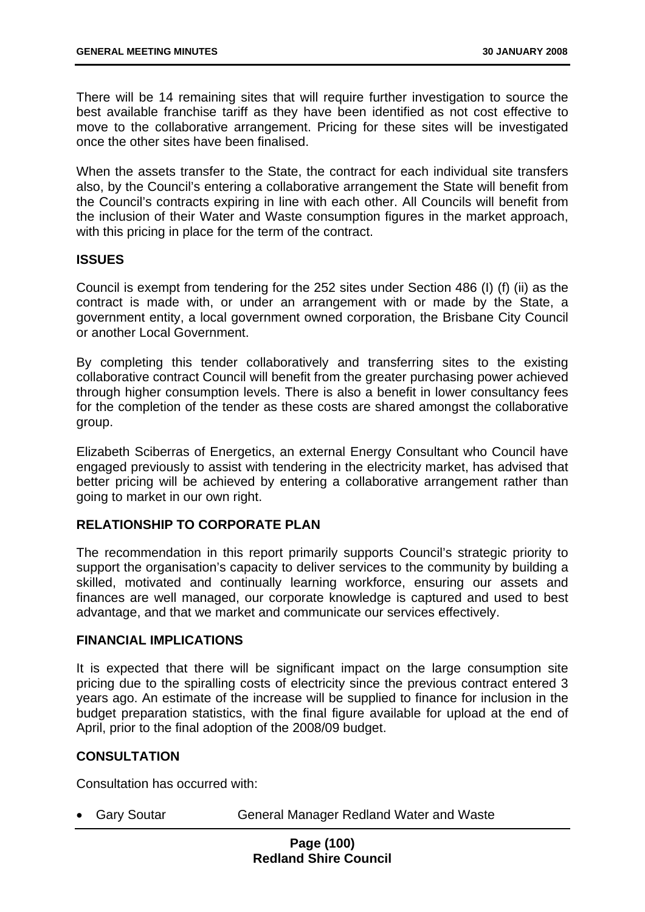There will be 14 remaining sites that will require further investigation to source the best available franchise tariff as they have been identified as not cost effective to move to the collaborative arrangement. Pricing for these sites will be investigated once the other sites have been finalised.

When the assets transfer to the State, the contract for each individual site transfers also, by the Council's entering a collaborative arrangement the State will benefit from the Council's contracts expiring in line with each other. All Councils will benefit from the inclusion of their Water and Waste consumption figures in the market approach, with this pricing in place for the term of the contract.

## ISSUES

Council is exempt from tendering for the 252 sites under Section 486 (I) (f) (ii) as the contract is made with, or under an arrangement with or made by the State, a government entity, a local government owned corporation, the Brisbane City Council or another Local Government.

By completing this tender collaboratively and transferring sites to the existing collaborative contract Council will benefit from the greater purchasing power achieved through higher consumption levels. There is also a benefit in lower consultancy fees for the completion of the tender as these costs are shared amongst the collaborative group.

Elizabeth Sciberras of Energetics, an external Energy Consultant who Council have engaged previously to assist with tendering in the electricity market, has advised that better pricing will be achieved by entering a collaborative arrangement rather than going to market in our own right.

## RELATIONSHIP TO CORPORATE PLAN

The recommendation in this report primarily supports Council's strategic priority to support the organisation's capacity to deliver services to the community by building a skilled, motivated and continually learning workforce, ensuring our assets and finances are well managed, our corporate knowledge is captured and used to best advantage, and that we market and communicate our services effectively.

## FINANCIAL IMPLICATIONS

It is expected that there will be significant impact on the large consumption site pricing due to the spiralling costs of electricity since the previous contract entered 3 years ago. An estimate of the increase will be supplied to finance for inclusion in the budget preparation statistics, with the final figure available for upload at the end of April, prior to the final adoption of the 2008/09 budget.

## CONSULTATION

Consultation has occurred with:

- Gary Soutar General Manager Redland Water and Waste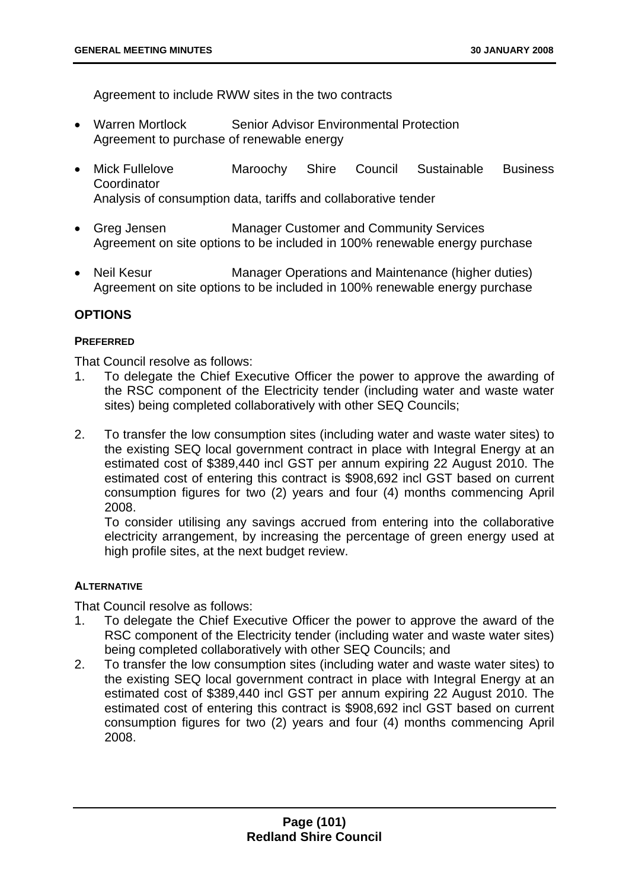Agreement to include RWW sites in the two contracts

- Warren Mortlock Senior Advisor Environmental Protection
  Agreement to purchase of renewable energy

- Mick Fullelove Maroochy Shire Council Sustainable Business Coordinator
  Analysis of consumption data, tariffs and collaborative tender

- Greg Jensen Manager Customer and Community Services
  Agreement on site options to be included in 100% renewable energy purchase

- Neil Kesur Manager Operations and Maintenance (higher duties)
  Agreement on site options to be included in 100% renewable energy purchase

## OPTIONS

### PREFERRED

That Council resolve as follows:

1. To delegate the Chief Executive Officer the power to approve the awarding of the RSC component of the Electricity tender (including water and waste water sites) being completed collaboratively with other SEQ Councils;

2. To transfer the low consumption sites (including water and waste water sites) to the existing SEQ local government contract in place with Integral Energy at an estimated cost of $389,440 incl GST per annum expiring 22 August 2010. The estimated cost of entering this contract is $908,692 incl GST based on current consumption figures for two (2) years and four (4) months commencing April 2008.

   To consider utilising any savings accrued from entering into the collaborative electricity arrangement, by increasing the percentage of green energy used at high profile sites, at the next budget review.

### ALTERNATIVE

That Council resolve as follows:

1. To delegate the Chief Executive Officer the power to approve the award of the RSC component of the Electricity tender (including water and waste water sites) being completed collaboratively with other SEQ Councils; and
2. To transfer the low consumption sites (including water and waste water sites) to the existing SEQ local government contract in place with Integral Energy at an estimated cost of $389,440 incl GST per annum expiring 22 August 2010. The estimated cost of entering this contract is $908,692 incl GST based on current consumption figures for two (2) years and four (4) months commencing April 2008.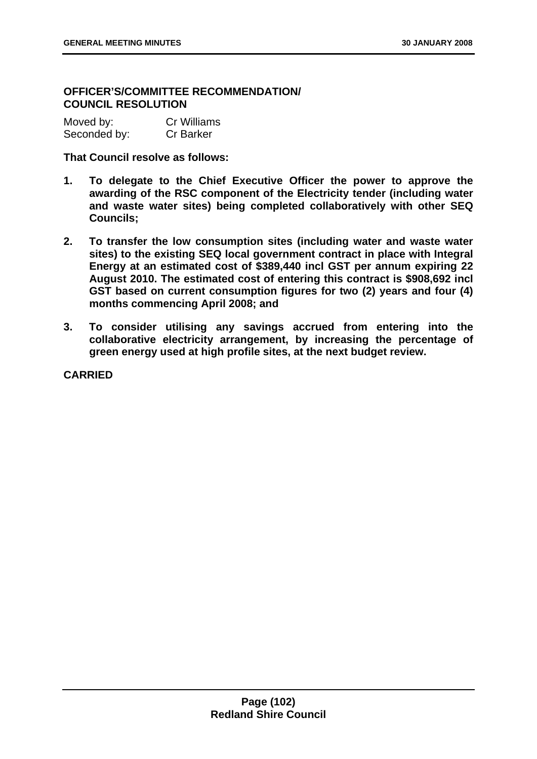**OFFICER'S/COMMITTEE RECOMMENDATION/
COUNCIL RESOLUTION**

| | |
|---|---|
| Moved by: | Cr Williams |
| Seconded by: | Cr Barker |

**That Council resolve as follows:**

1. **To delegate to the Chief Executive Officer the power to approve the awarding of the RSC component of the Electricity tender (including water and waste water sites) being completed collaboratively with other SEQ Councils;**

2. **To transfer the low consumption sites (including water and waste water sites) to the existing SEQ local government contract in place with Integral Energy at an estimated cost of $389,440 incl GST per annum expiring 22 August 2010. The estimated cost of entering this contract is $908,692 incl GST based on current consumption figures for two (2) years and four (4) months commencing April 2008; and**

3. **To consider utilising any savings accrued from entering into the collaborative electricity arrangement, by increasing the percentage of green energy used at high profile sites, at the next budget review.**

**CARRIED**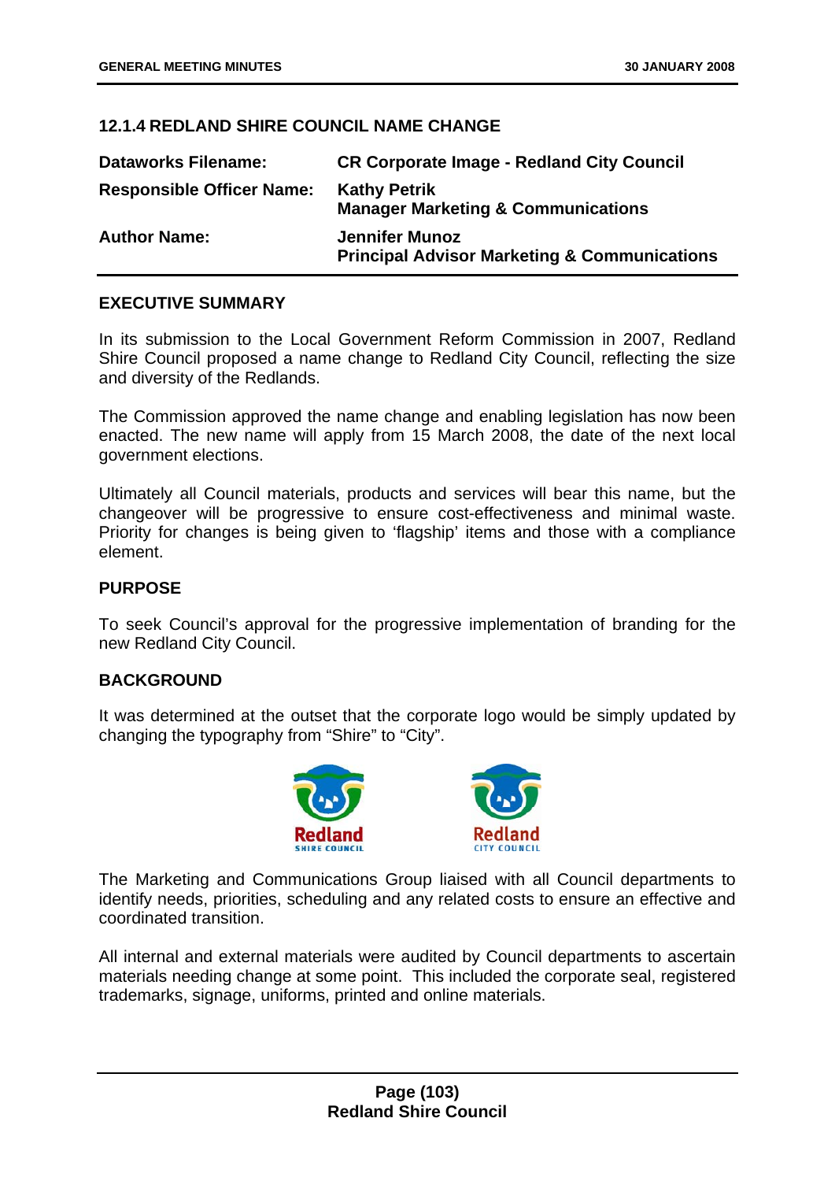## 12.1.4 REDLAND SHIRE COUNCIL NAME CHANGE

| | |
|---|---|
| **Dataworks Filename:** | **CR Corporate Image - Redland City Council** |
| **Responsible Officer Name:** | **Kathy Petrik**<br>**Manager Marketing & Communications** |
| **Author Name:** | **Jennifer Munoz**<br>**Principal Advisor Marketing & Communications** |

### EXECUTIVE SUMMARY

In its submission to the Local Government Reform Commission in 2007, Redland Shire Council proposed a name change to Redland City Council, reflecting the size and diversity of the Redlands.

The Commission approved the name change and enabling legislation has now been enacted. The new name will apply from 15 March 2008, the date of the next local government elections.

Ultimately all Council materials, products and services will bear this name, but the changeover will be progressive to ensure cost-effectiveness and minimal waste. Priority for changes is being given to 'flagship' items and those with a compliance element.

### PURPOSE

To seek Council's approval for the progressive implementation of branding for the new Redland City Council.

### BACKGROUND

It was determined at the outset that the corporate logo would be simply updated by changing the typography from "Shire" to "City".

Redland SHIRE COUNCIL    Redland CITY COUNCIL

The Marketing and Communications Group liaised with all Council departments to identify needs, priorities, scheduling and any related costs to ensure an effective and coordinated transition.

All internal and external materials were audited by Council departments to ascertain materials needing change at some point. This included the corporate seal, registered trademarks, signage, uniforms, printed and online materials.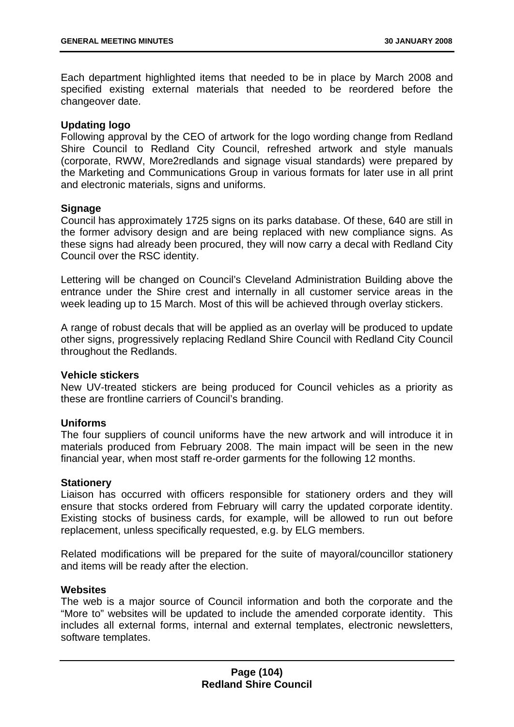Each department highlighted items that needed to be in place by March 2008 and specified existing external materials that needed to be reordered before the changeover date.

**Updating logo**

Following approval by the CEO of artwork for the logo wording change from Redland Shire Council to Redland City Council, refreshed artwork and style manuals (corporate, RWW, More2redlands and signage visual standards) were prepared by the Marketing and Communications Group in various formats for later use in all print and electronic materials, signs and uniforms.

**Signage**

Council has approximately 1725 signs on its parks database. Of these, 640 are still in the former advisory design and are being replaced with new compliance signs. As these signs had already been procured, they will now carry a decal with Redland City Council over the RSC identity.

Lettering will be changed on Council's Cleveland Administration Building above the entrance under the Shire crest and internally in all customer service areas in the week leading up to 15 March. Most of this will be achieved through overlay stickers.

A range of robust decals that will be applied as an overlay will be produced to update other signs, progressively replacing Redland Shire Council with Redland City Council throughout the Redlands.

**Vehicle stickers**

New UV-treated stickers are being produced for Council vehicles as a priority as these are frontline carriers of Council's branding.

**Uniforms**

The four suppliers of council uniforms have the new artwork and will introduce it in materials produced from February 2008. The main impact will be seen in the new financial year, when most staff re-order garments for the following 12 months.

**Stationery**

Liaison has occurred with officers responsible for stationery orders and they will ensure that stocks ordered from February will carry the updated corporate identity. Existing stocks of business cards, for example, will be allowed to run out before replacement, unless specifically requested, e.g. by ELG members.

Related modifications will be prepared for the suite of mayoral/councillor stationery and items will be ready after the election.

**Websites**

The web is a major source of Council information and both the corporate and the "More to" websites will be updated to include the amended corporate identity. This includes all external forms, internal and external templates, electronic newsletters, software templates.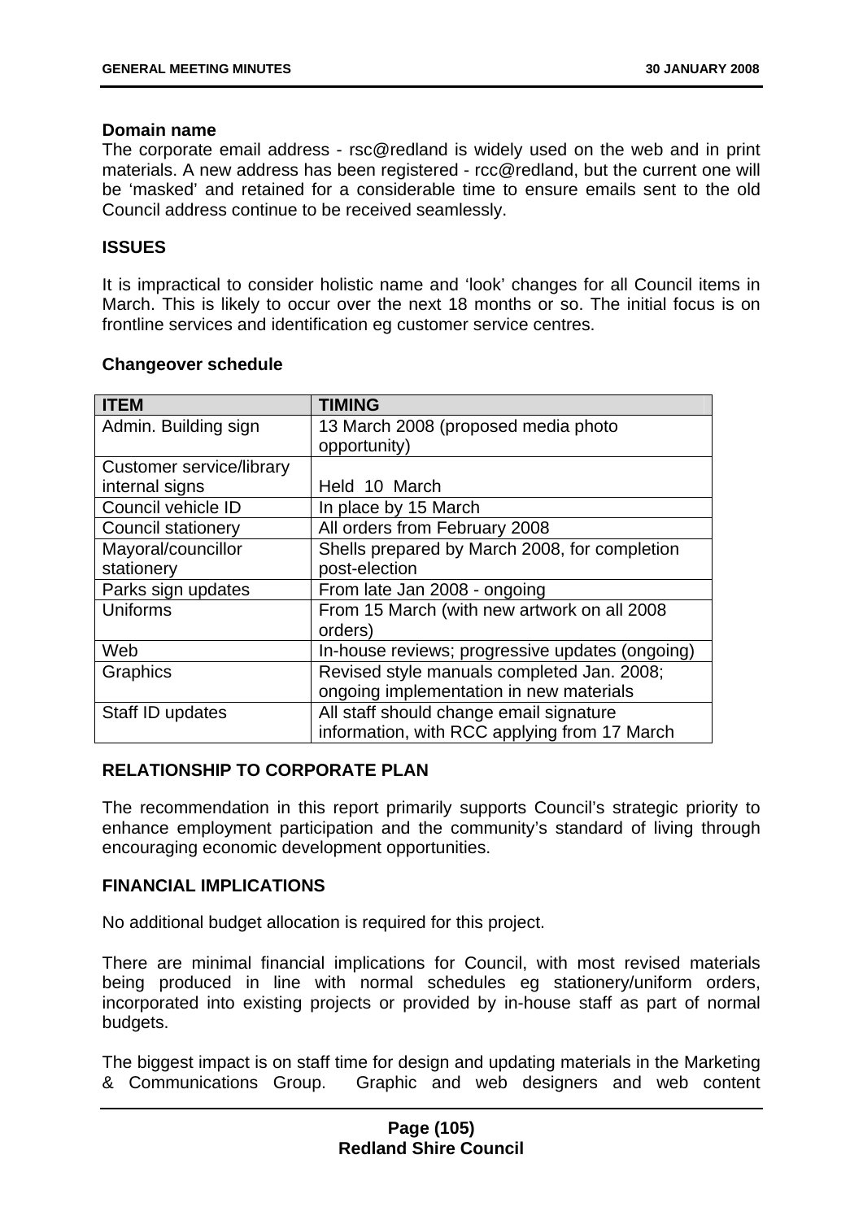**Domain name**

The corporate email address - rsc@redland is widely used on the web and in print materials. A new address has been registered - rcc@redland, but the current one will be 'masked' and retained for a considerable time to ensure emails sent to the old Council address continue to be received seamlessly.

**ISSUES**

It is impractical to consider holistic name and 'look' changes for all Council items in March. This is likely to occur over the next 18 months or so. The initial focus is on frontline services and identification eg customer service centres.

**Changeover schedule**

| ITEM | TIMING |
| --- | --- |
| Admin. Building sign | 13 March 2008 (proposed media photo opportunity) |
| Customer service/library internal signs | Held 10 March |
| Council vehicle ID | In place by 15 March |
| Council stationery | All orders from February 2008 |
| Mayoral/councillor stationery | Shells prepared by March 2008, for completion post-election |
| Parks sign updates | From late Jan 2008 - ongoing |
| Uniforms | From 15 March (with new artwork on all 2008 orders) |
| Web | In-house reviews; progressive updates (ongoing) |
| Graphics | Revised style manuals completed Jan. 2008; ongoing implementation in new materials |
| Staff ID updates | All staff should change email signature information, with RCC applying from 17 March |

**RELATIONSHIP TO CORPORATE PLAN**

The recommendation in this report primarily supports Council's strategic priority to enhance employment participation and the community's standard of living through encouraging economic development opportunities.

**FINANCIAL IMPLICATIONS**

No additional budget allocation is required for this project.

There are minimal financial implications for Council, with most revised materials being produced in line with normal schedules eg stationery/uniform orders, incorporated into existing projects or provided by in-house staff as part of normal budgets.

The biggest impact is on staff time for design and updating materials in the Marketing & Communications Group. Graphic and web designers and web content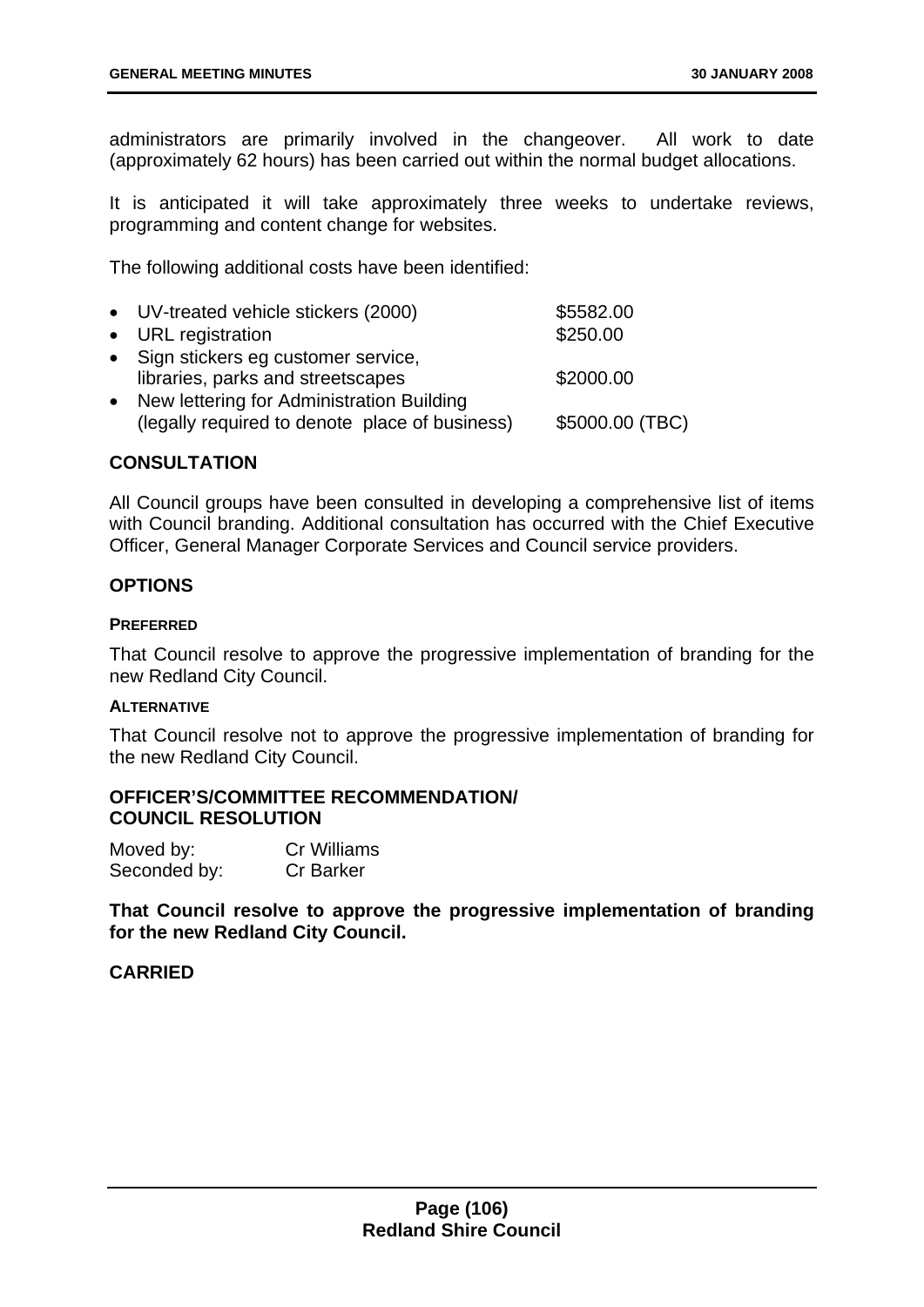administrators are primarily involved in the changeover. All work to date (approximately 62 hours) has been carried out within the normal budget allocations.

It is anticipated it will take approximately three weeks to undertake reviews, programming and content change for websites.

The following additional costs have been identified:

| Item | Cost |
|---|---|
| • UV-treated vehicle stickers (2000) | $5582.00 |
| • URL registration | $250.00 |
| • Sign stickers eg customer service, libraries, parks and streetscapes | $2000.00 |
| • New lettering for Administration Building (legally required to denote place of business) | $5000.00 (TBC) |

## CONSULTATION

All Council groups have been consulted in developing a comprehensive list of items with Council branding. Additional consultation has occurred with the Chief Executive Officer, General Manager Corporate Services and Council service providers.

## OPTIONS

### PREFERRED

That Council resolve to approve the progressive implementation of branding for the new Redland City Council.

### ALTERNATIVE

That Council resolve not to approve the progressive implementation of branding for the new Redland City Council.

## OFFICER'S/COMMITTEE RECOMMENDATION/ COUNCIL RESOLUTION

Moved by: Cr Williams
Seconded by: Cr Barker

**That Council resolve to approve the progressive implementation of branding for the new Redland City Council.**

**CARRIED**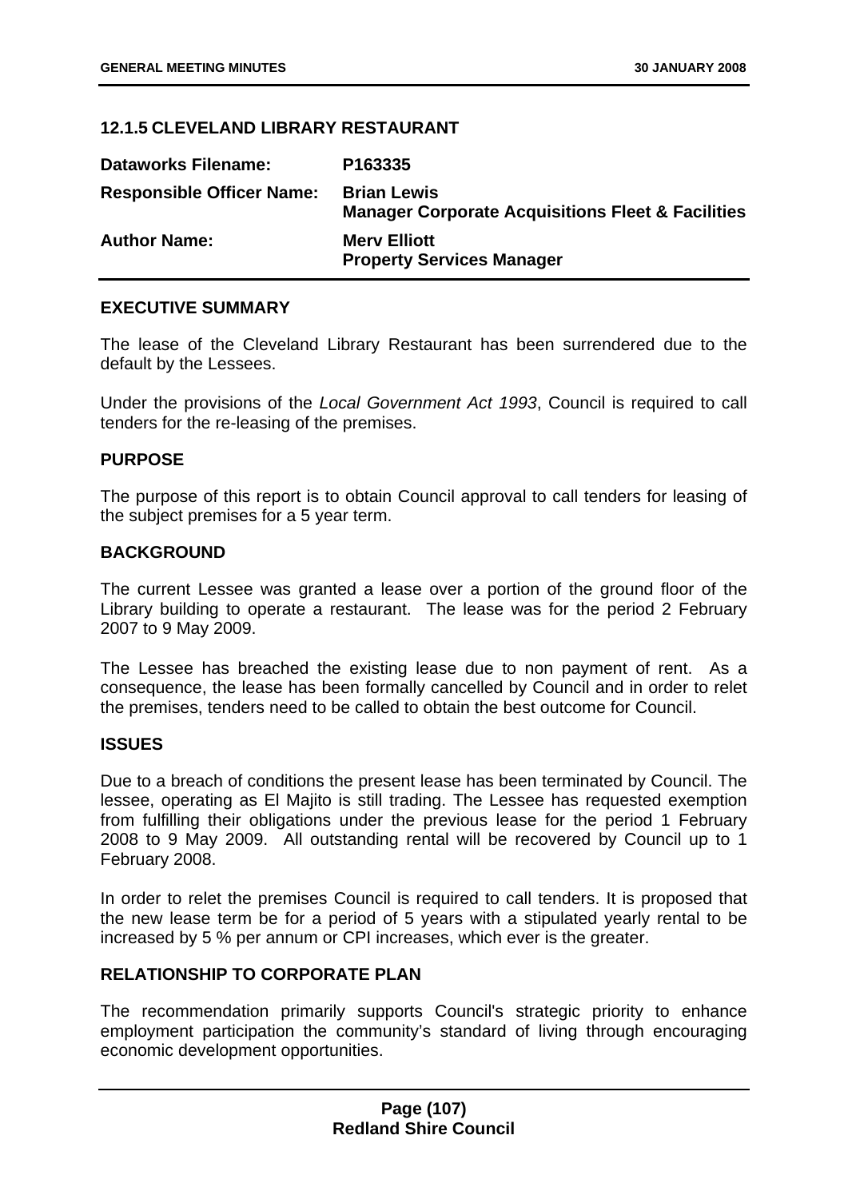## 12.1.5 CLEVELAND LIBRARY RESTAURANT

| | |
|---|---|
| **Dataworks Filename:** | **P163335** |
| **Responsible Officer Name:** | **Brian Lewis**<br>**Manager Corporate Acquisitions Fleet & Facilities** |
| **Author Name:** | **Merv Elliott**<br>**Property Services Manager** |

### EXECUTIVE SUMMARY

The lease of the Cleveland Library Restaurant has been surrendered due to the default by the Lessees.

Under the provisions of the *Local Government Act 1993*, Council is required to call tenders for the re-leasing of the premises.

### PURPOSE

The purpose of this report is to obtain Council approval to call tenders for leasing of the subject premises for a 5 year term.

### BACKGROUND

The current Lessee was granted a lease over a portion of the ground floor of the Library building to operate a restaurant. The lease was for the period 2 February 2007 to 9 May 2009.

The Lessee has breached the existing lease due to non payment of rent. As a consequence, the lease has been formally cancelled by Council and in order to relet the premises, tenders need to be called to obtain the best outcome for Council.

### ISSUES

Due to a breach of conditions the present lease has been terminated by Council. The lessee, operating as El Majito is still trading. The Lessee has requested exemption from fulfilling their obligations under the previous lease for the period 1 February 2008 to 9 May 2009. All outstanding rental will be recovered by Council up to 1 February 2008.

In order to relet the premises Council is required to call tenders. It is proposed that the new lease term be for a period of 5 years with a stipulated yearly rental to be increased by 5 % per annum or CPI increases, which ever is the greater.

### RELATIONSHIP TO CORPORATE PLAN

The recommendation primarily supports Council's strategic priority to enhance employment participation the community's standard of living through encouraging economic development opportunities.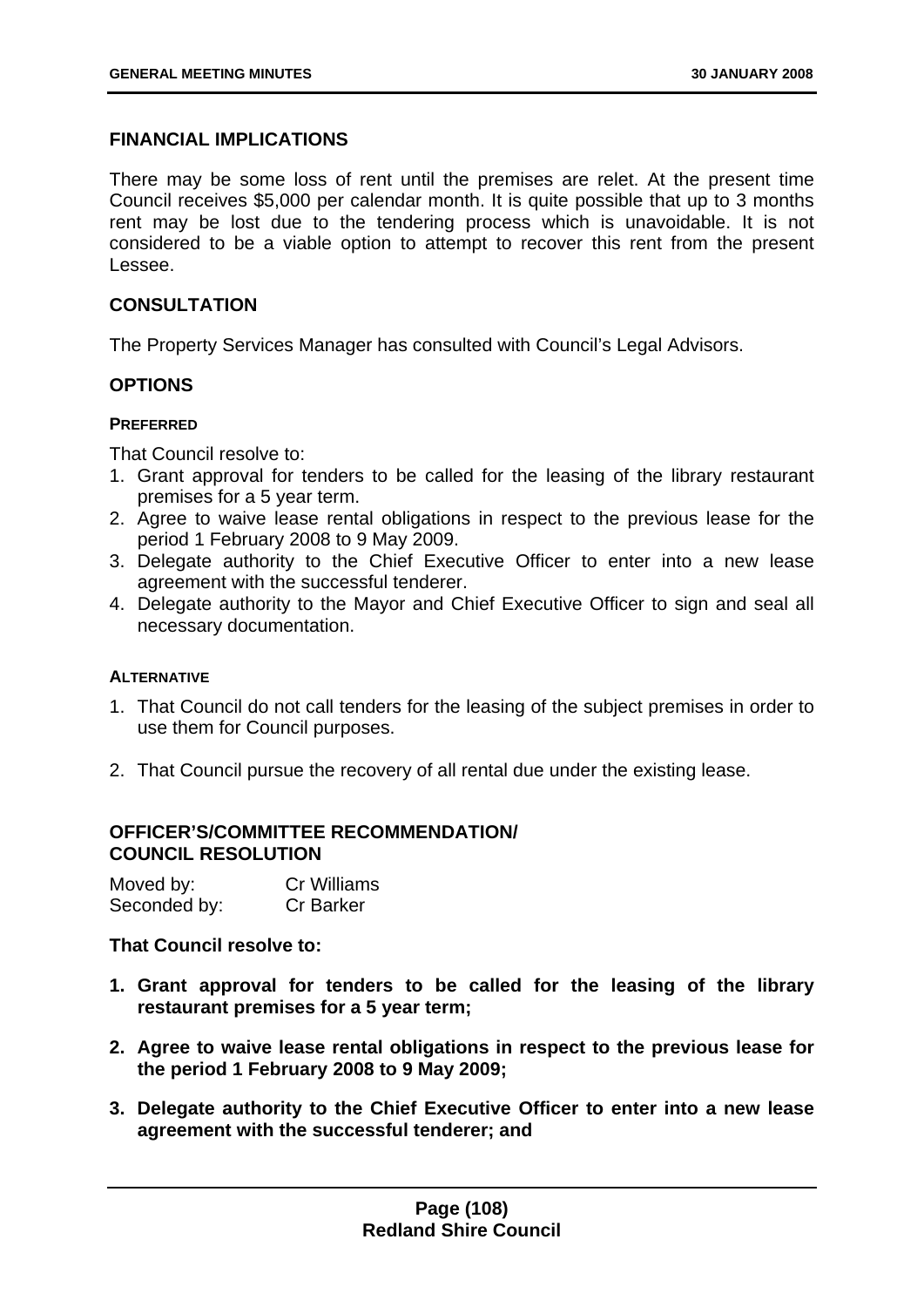## FINANCIAL IMPLICATIONS

There may be some loss of rent until the premises are relet. At the present time Council receives $5,000 per calendar month. It is quite possible that up to 3 months rent may be lost due to the tendering process which is unavoidable. It is not considered to be a viable option to attempt to recover this rent from the present Lessee.

## CONSULTATION

The Property Services Manager has consulted with Council's Legal Advisors.

## OPTIONS

### PREFERRED

That Council resolve to:

1. Grant approval for tenders to be called for the leasing of the library restaurant premises for a 5 year term.
2. Agree to waive lease rental obligations in respect to the previous lease for the period 1 February 2008 to 9 May 2009.
3. Delegate authority to the Chief Executive Officer to enter into a new lease agreement with the successful tenderer.
4. Delegate authority to the Mayor and Chief Executive Officer to sign and seal all necessary documentation.

### ALTERNATIVE

1. That Council do not call tenders for the leasing of the subject premises in order to use them for Council purposes.

2. That Council pursue the recovery of all rental due under the existing lease.

## OFFICER'S/COMMITTEE RECOMMENDATION/ COUNCIL RESOLUTION

Moved by: Cr Williams
Seconded by: Cr Barker

**That Council resolve to:**

1. **Grant approval for tenders to be called for the leasing of the library restaurant premises for a 5 year term;**

2. **Agree to waive lease rental obligations in respect to the previous lease for the period 1 February 2008 to 9 May 2009;**

3. **Delegate authority to the Chief Executive Officer to enter into a new lease agreement with the successful tenderer; and**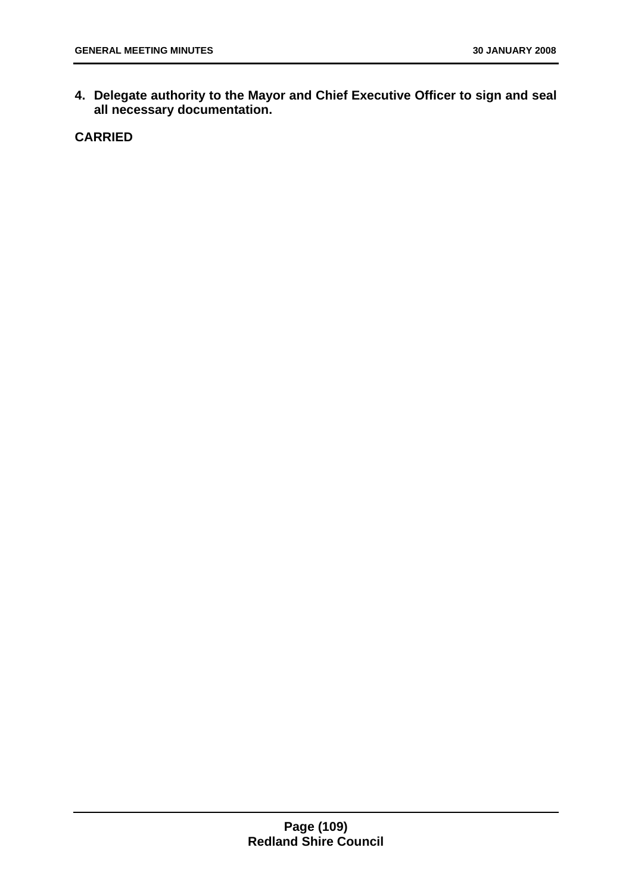4. **Delegate authority to the Mayor and Chief Executive Officer to sign and seal all necessary documentation.**

**CARRIED**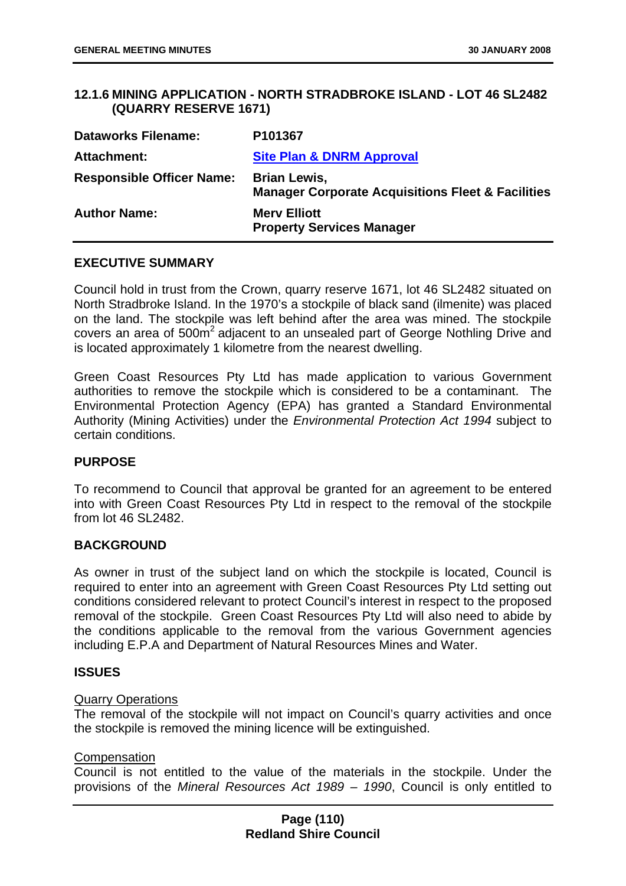## 12.1.6 MINING APPLICATION - NORTH STRADBROKE ISLAND - LOT 46 SL2482 (QUARRY RESERVE 1671)

| | |
|---|---|
| **Dataworks Filename:** | **P101367** |
| **Attachment:** | **Site Plan & DNRM Approval** |
| **Responsible Officer Name:** | **Brian Lewis, Manager Corporate Acquisitions Fleet & Facilities** |
| **Author Name:** | **Merv Elliott Property Services Manager** |

### EXECUTIVE SUMMARY

Council hold in trust from the Crown, quarry reserve 1671, lot 46 SL2482 situated on North Stradbroke Island. In the 1970's a stockpile of black sand (ilmenite) was placed on the land. The stockpile was left behind after the area was mined. The stockpile covers an area of $500m^2$ adjacent to an unsealed part of George Nothling Drive and is located approximately 1 kilometre from the nearest dwelling.

Green Coast Resources Pty Ltd has made application to various Government authorities to remove the stockpile which is considered to be a contaminant. The Environmental Protection Agency (EPA) has granted a Standard Environmental Authority (Mining Activities) under the *Environmental Protection Act 1994* subject to certain conditions.

### PURPOSE

To recommend to Council that approval be granted for an agreement to be entered into with Green Coast Resources Pty Ltd in respect to the removal of the stockpile from lot 46 SL2482.

### BACKGROUND

As owner in trust of the subject land on which the stockpile is located, Council is required to enter into an agreement with Green Coast Resources Pty Ltd setting out conditions considered relevant to protect Council's interest in respect to the proposed removal of the stockpile. Green Coast Resources Pty Ltd will also need to abide by the conditions applicable to the removal from the various Government agencies including E.P.A and Department of Natural Resources Mines and Water.

### ISSUES

Quarry Operations

The removal of the stockpile will not impact on Council's quarry activities and once the stockpile is removed the mining licence will be extinguished.

Compensation

Council is not entitled to the value of the materials in the stockpile. Under the provisions of the *Mineral Resources Act 1989 – 1990*, Council is only entitled to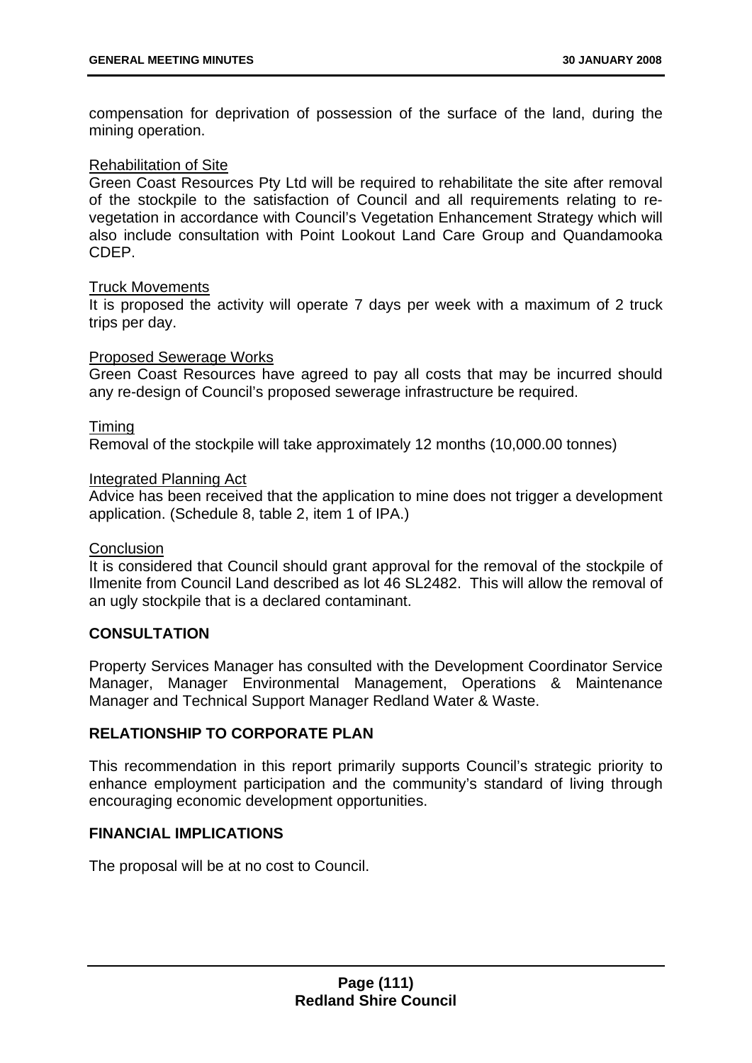compensation for deprivation of possession of the surface of the land, during the mining operation.

Rehabilitation of Site

Green Coast Resources Pty Ltd will be required to rehabilitate the site after removal of the stockpile to the satisfaction of Council and all requirements relating to re-vegetation in accordance with Council's Vegetation Enhancement Strategy which will also include consultation with Point Lookout Land Care Group and Quandamooka CDEP.

Truck Movements

It is proposed the activity will operate 7 days per week with a maximum of 2 truck trips per day.

Proposed Sewerage Works

Green Coast Resources have agreed to pay all costs that may be incurred should any re-design of Council's proposed sewerage infrastructure be required.

Timing

Removal of the stockpile will take approximately 12 months (10,000.00 tonnes)

Integrated Planning Act

Advice has been received that the application to mine does not trigger a development application. (Schedule 8, table 2, item 1 of IPA.)

Conclusion

It is considered that Council should grant approval for the removal of the stockpile of Ilmenite from Council Land described as lot 46 SL2482. This will allow the removal of an ugly stockpile that is a declared contaminant.

## CONSULTATION

Property Services Manager has consulted with the Development Coordinator Service Manager, Manager Environmental Management, Operations & Maintenance Manager and Technical Support Manager Redland Water & Waste.

## RELATIONSHIP TO CORPORATE PLAN

This recommendation in this report primarily supports Council's strategic priority to enhance employment participation and the community's standard of living through encouraging economic development opportunities.

## FINANCIAL IMPLICATIONS

The proposal will be at no cost to Council.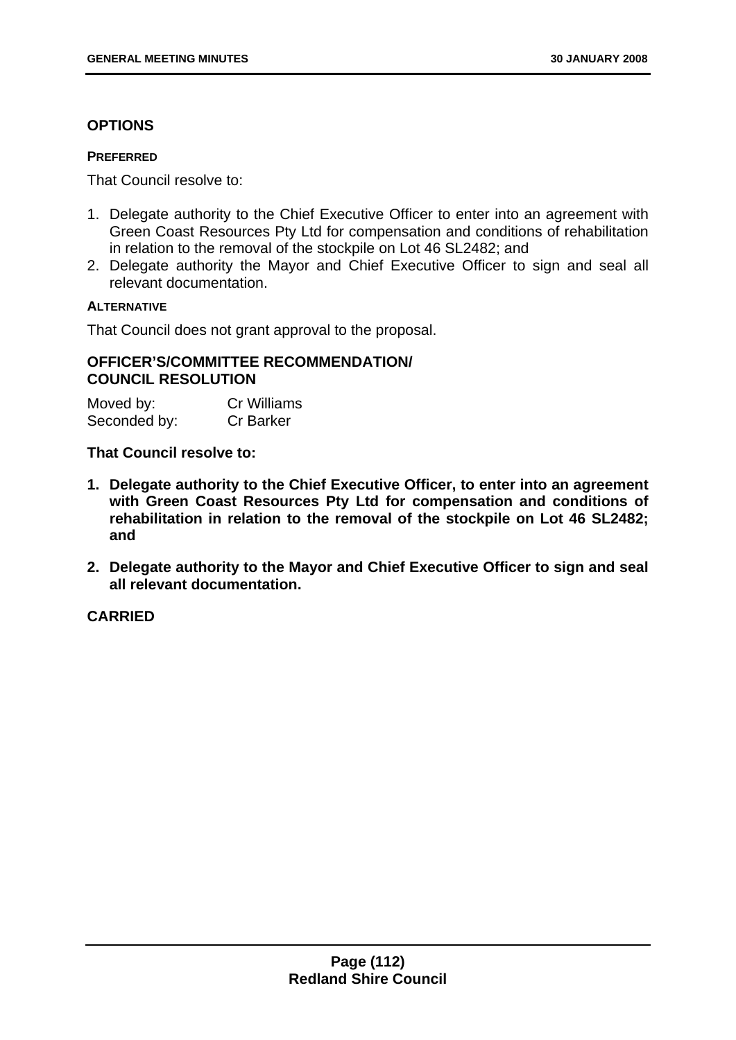## OPTIONS

### PREFERRED

That Council resolve to:

1. Delegate authority to the Chief Executive Officer to enter into an agreement with Green Coast Resources Pty Ltd for compensation and conditions of rehabilitation in relation to the removal of the stockpile on Lot 46 SL2482; and
2. Delegate authority the Mayor and Chief Executive Officer to sign and seal all relevant documentation.

### ALTERNATIVE

That Council does not grant approval to the proposal.

## OFFICER'S/COMMITTEE RECOMMENDATION/ COUNCIL RESOLUTION

Moved by: Cr Williams
Seconded by: Cr Barker

**That Council resolve to:**

1. **Delegate authority to the Chief Executive Officer, to enter into an agreement with Green Coast Resources Pty Ltd for compensation and conditions of rehabilitation in relation to the removal of the stockpile on Lot 46 SL2482; and**

2. **Delegate authority to the Mayor and Chief Executive Officer to sign and seal all relevant documentation.**

**CARRIED**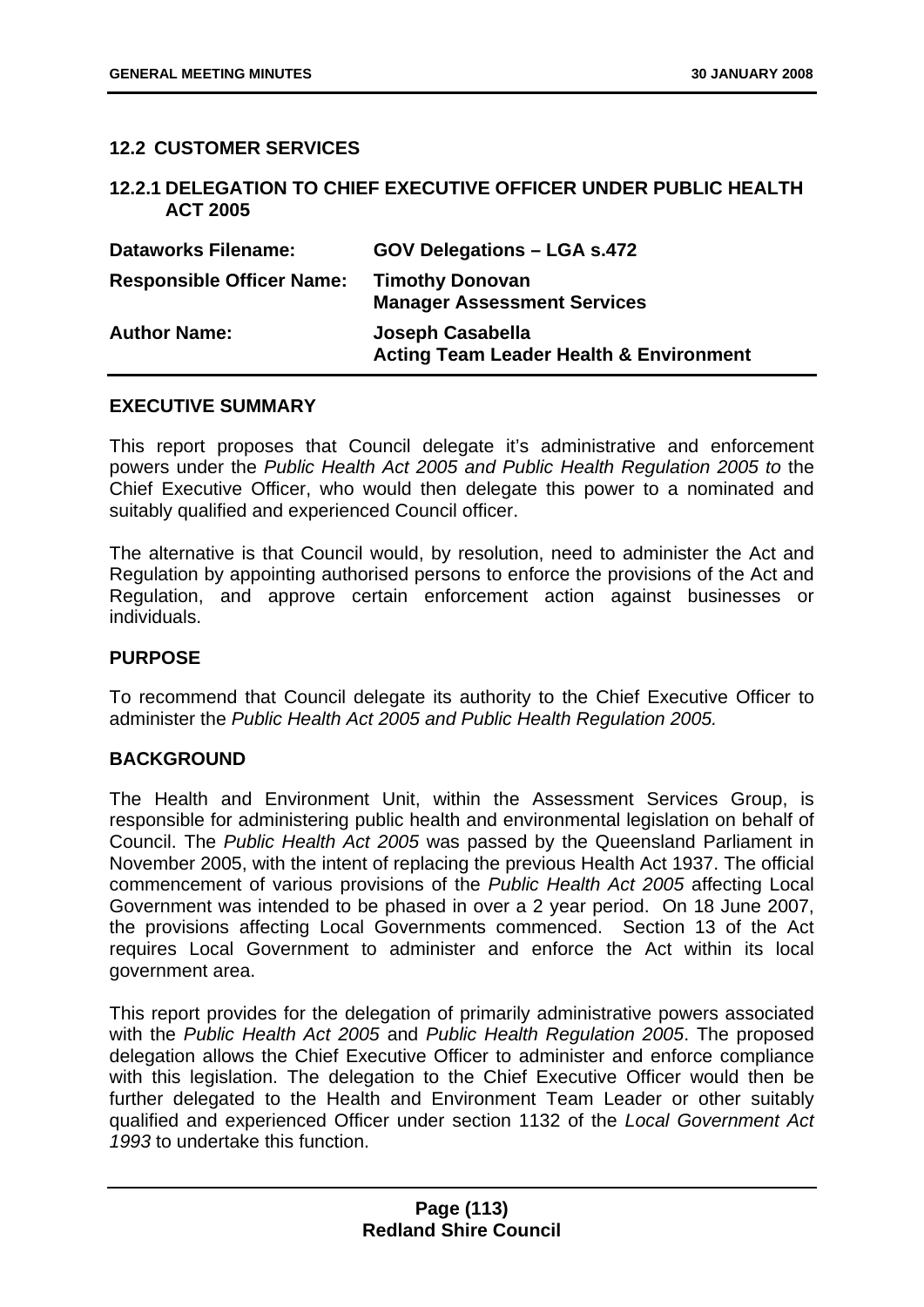## 12.2 CUSTOMER SERVICES

### 12.2.1 DELEGATION TO CHIEF EXECUTIVE OFFICER UNDER PUBLIC HEALTH ACT 2005

| | |
|---|---|
| **Dataworks Filename:** | **GOV Delegations – LGA s.472** |
| **Responsible Officer Name:** | **Timothy Donovan**<br>**Manager Assessment Services** |
| **Author Name:** | **Joseph Casabella**<br>**Acting Team Leader Health & Environment** |

**EXECUTIVE SUMMARY**

This report proposes that Council delegate it's administrative and enforcement powers under the *Public Health Act 2005 and Public Health Regulation 2005 to* the Chief Executive Officer, who would then delegate this power to a nominated and suitably qualified and experienced Council officer.

The alternative is that Council would, by resolution, need to administer the Act and Regulation by appointing authorised persons to enforce the provisions of the Act and Regulation, and approve certain enforcement action against businesses or individuals.

**PURPOSE**

To recommend that Council delegate its authority to the Chief Executive Officer to administer the *Public Health Act 2005 and Public Health Regulation 2005.*

**BACKGROUND**

The Health and Environment Unit, within the Assessment Services Group, is responsible for administering public health and environmental legislation on behalf of Council. The *Public Health Act 2005* was passed by the Queensland Parliament in November 2005, with the intent of replacing the previous Health Act 1937. The official commencement of various provisions of the *Public Health Act 2005* affecting Local Government was intended to be phased in over a 2 year period. On 18 June 2007, the provisions affecting Local Governments commenced. Section 13 of the Act requires Local Government to administer and enforce the Act within its local government area.

This report provides for the delegation of primarily administrative powers associated with the *Public Health Act 2005* and *Public Health Regulation 2005*. The proposed delegation allows the Chief Executive Officer to administer and enforce compliance with this legislation. The delegation to the Chief Executive Officer would then be further delegated to the Health and Environment Team Leader or other suitably qualified and experienced Officer under section 1132 of the *Local Government Act 1993* to undertake this function.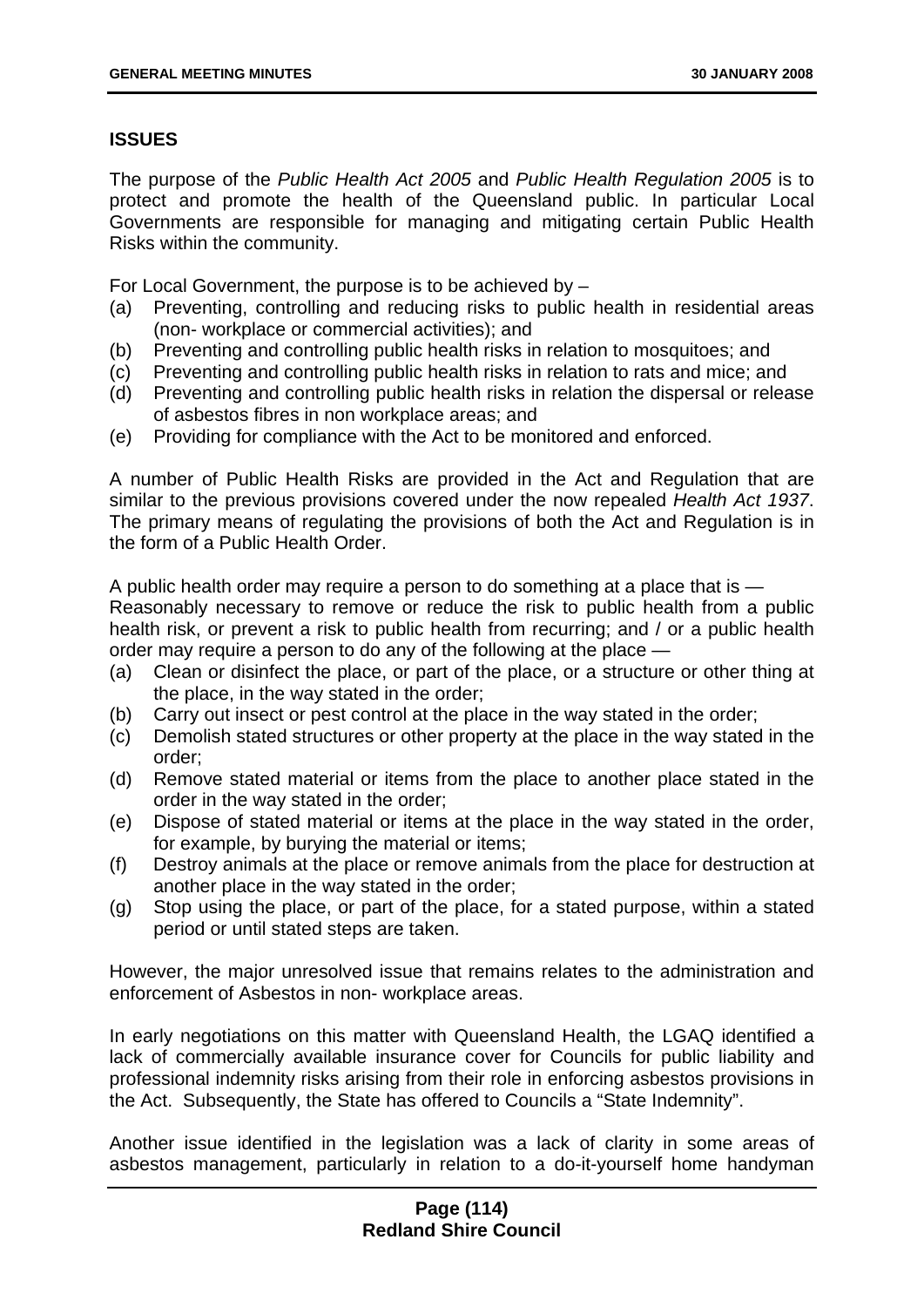## ISSUES

The purpose of the *Public Health Act 2005* and *Public Health Regulation 2005* is to protect and promote the health of the Queensland public. In particular Local Governments are responsible for managing and mitigating certain Public Health Risks within the community.

For Local Government, the purpose is to be achieved by –

(a) Preventing, controlling and reducing risks to public health in residential areas (non- workplace or commercial activities); and
(b) Preventing and controlling public health risks in relation to mosquitoes; and
(c) Preventing and controlling public health risks in relation to rats and mice; and
(d) Preventing and controlling public health risks in relation the dispersal or release of asbestos fibres in non workplace areas; and
(e) Providing for compliance with the Act to be monitored and enforced.

A number of Public Health Risks are provided in the Act and Regulation that are similar to the previous provisions covered under the now repealed *Health Act 1937*. The primary means of regulating the provisions of both the Act and Regulation is in the form of a Public Health Order.

A public health order may require a person to do something at a place that is —
Reasonably necessary to remove or reduce the risk to public health from a public health risk, or prevent a risk to public health from recurring; and / or a public health order may require a person to do any of the following at the place —

(a) Clean or disinfect the place, or part of the place, or a structure or other thing at the place, in the way stated in the order;
(b) Carry out insect or pest control at the place in the way stated in the order;
(c) Demolish stated structures or other property at the place in the way stated in the order;
(d) Remove stated material or items from the place to another place stated in the order in the way stated in the order;
(e) Dispose of stated material or items at the place in the way stated in the order, for example, by burying the material or items;
(f) Destroy animals at the place or remove animals from the place for destruction at another place in the way stated in the order;
(g) Stop using the place, or part of the place, for a stated purpose, within a stated period or until stated steps are taken.

However, the major unresolved issue that remains relates to the administration and enforcement of Asbestos in non- workplace areas.

In early negotiations on this matter with Queensland Health, the LGAQ identified a lack of commercially available insurance cover for Councils for public liability and professional indemnity risks arising from their role in enforcing asbestos provisions in the Act. Subsequently, the State has offered to Councils a "State Indemnity".

Another issue identified in the legislation was a lack of clarity in some areas of asbestos management, particularly in relation to a do-it-yourself home handyman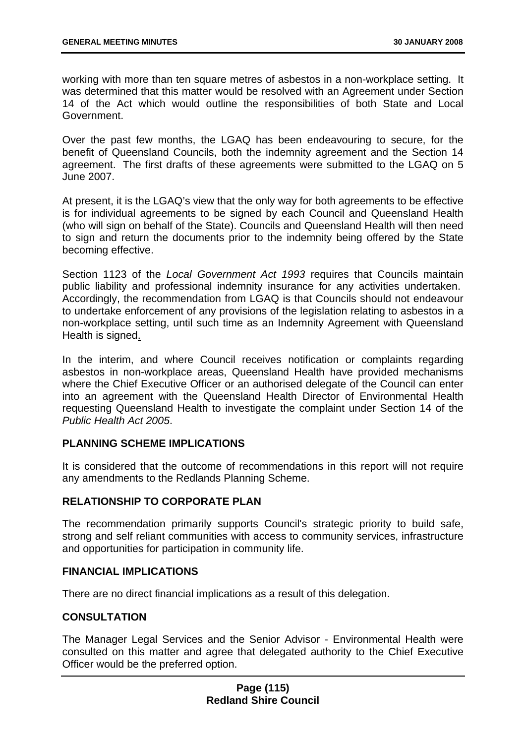working with more than ten square metres of asbestos in a non-workplace setting. It was determined that this matter would be resolved with an Agreement under Section 14 of the Act which would outline the responsibilities of both State and Local Government.

Over the past few months, the LGAQ has been endeavouring to secure, for the benefit of Queensland Councils, both the indemnity agreement and the Section 14 agreement. The first drafts of these agreements were submitted to the LGAQ on 5 June 2007.

At present, it is the LGAQ's view that the only way for both agreements to be effective is for individual agreements to be signed by each Council and Queensland Health (who will sign on behalf of the State). Councils and Queensland Health will then need to sign and return the documents prior to the indemnity being offered by the State becoming effective.

Section 1123 of the *Local Government Act 1993* requires that Councils maintain public liability and professional indemnity insurance for any activities undertaken. Accordingly, the recommendation from LGAQ is that Councils should not endeavour to undertake enforcement of any provisions of the legislation relating to asbestos in a non-workplace setting, until such time as an Indemnity Agreement with Queensland Health is signed.

In the interim, and where Council receives notification or complaints regarding asbestos in non-workplace areas, Queensland Health have provided mechanisms where the Chief Executive Officer or an authorised delegate of the Council can enter into an agreement with the Queensland Health Director of Environmental Health requesting Queensland Health to investigate the complaint under Section 14 of the *Public Health Act 2005*.

**PLANNING SCHEME IMPLICATIONS**

It is considered that the outcome of recommendations in this report will not require any amendments to the Redlands Planning Scheme.

**RELATIONSHIP TO CORPORATE PLAN**

The recommendation primarily supports Council's strategic priority to build safe, strong and self reliant communities with access to community services, infrastructure and opportunities for participation in community life.

**FINANCIAL IMPLICATIONS**

There are no direct financial implications as a result of this delegation.

**CONSULTATION**

The Manager Legal Services and the Senior Advisor - Environmental Health were consulted on this matter and agree that delegated authority to the Chief Executive Officer would be the preferred option.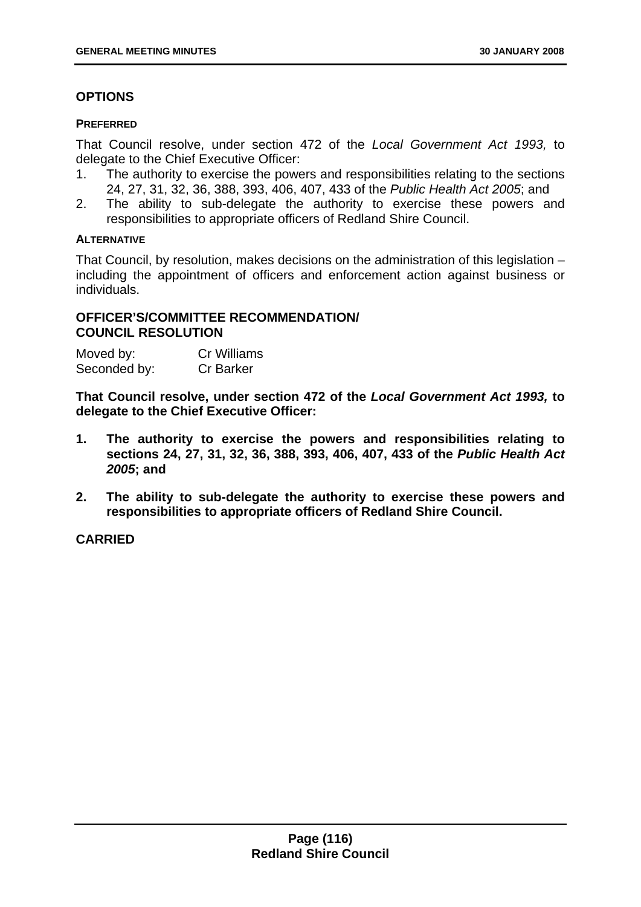## OPTIONS

### PREFERRED

That Council resolve, under section 472 of the *Local Government Act 1993,* to delegate to the Chief Executive Officer:

1. The authority to exercise the powers and responsibilities relating to the sections 24, 27, 31, 32, 36, 388, 393, 406, 407, 433 of the *Public Health Act 2005*; and
2. The ability to sub-delegate the authority to exercise these powers and responsibilities to appropriate officers of Redland Shire Council.

### ALTERNATIVE

That Council, by resolution, makes decisions on the administration of this legislation – including the appointment of officers and enforcement action against business or individuals.

## OFFICER'S/COMMITTEE RECOMMENDATION/ COUNCIL RESOLUTION

Moved by: Cr Williams
Seconded by: Cr Barker

**That Council resolve, under section 472 of the *Local Government Act 1993,* to delegate to the Chief Executive Officer:**

1. **The authority to exercise the powers and responsibilities relating to sections 24, 27, 31, 32, 36, 388, 393, 406, 407, 433 of the *Public Health Act 2005*; and**

2. **The ability to sub-delegate the authority to exercise these powers and responsibilities to appropriate officers of Redland Shire Council.**

**CARRIED**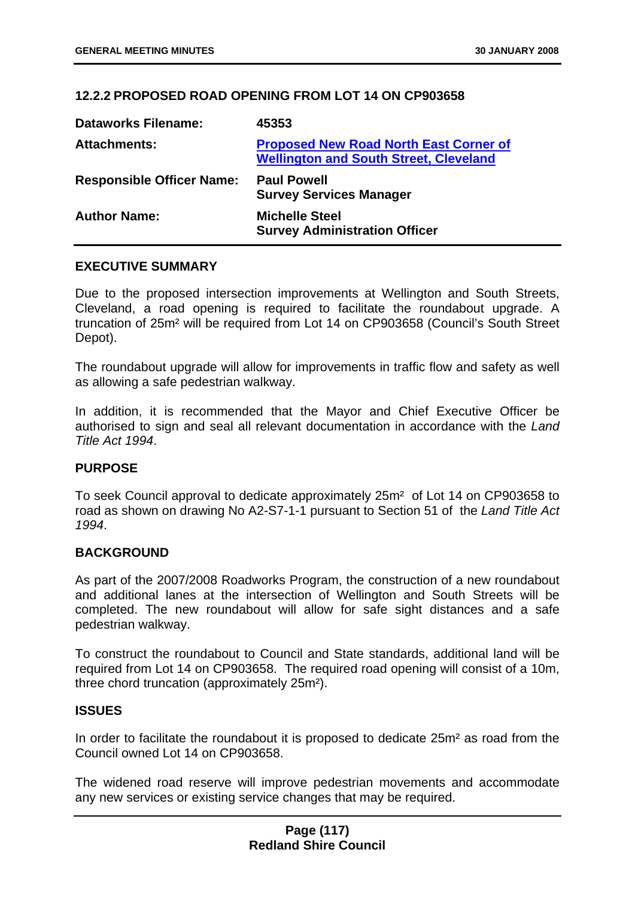## 12.2.2 PROPOSED ROAD OPENING FROM LOT 14 ON CP903658

| | |
|---|---|
| **Dataworks Filename:** | **45353** |
| **Attachments:** | **Proposed New Road North East Corner of Wellington and South Street, Cleveland** |
| **Responsible Officer Name:** | **Paul Powell**<br>**Survey Services Manager** |
| **Author Name:** | **Michelle Steel**<br>**Survey Administration Officer** |

### EXECUTIVE SUMMARY

Due to the proposed intersection improvements at Wellington and South Streets, Cleveland, a road opening is required to facilitate the roundabout upgrade. A truncation of 25m² will be required from Lot 14 on CP903658 (Council's South Street Depot).

The roundabout upgrade will allow for improvements in traffic flow and safety as well as allowing a safe pedestrian walkway.

In addition, it is recommended that the Mayor and Chief Executive Officer be authorised to sign and seal all relevant documentation in accordance with the *Land Title Act 1994*.

### PURPOSE

To seek Council approval to dedicate approximately 25m² of Lot 14 on CP903658 to road as shown on drawing No A2-S7-1-1 pursuant to Section 51 of the *Land Title Act 1994*.

### BACKGROUND

As part of the 2007/2008 Roadworks Program, the construction of a new roundabout and additional lanes at the intersection of Wellington and South Streets will be completed. The new roundabout will allow for safe sight distances and a safe pedestrian walkway.

To construct the roundabout to Council and State standards, additional land will be required from Lot 14 on CP903658. The required road opening will consist of a 10m, three chord truncation (approximately 25m²).

### ISSUES

In order to facilitate the roundabout it is proposed to dedicate 25m² as road from the Council owned Lot 14 on CP903658.

The widened road reserve will improve pedestrian movements and accommodate any new services or existing service changes that may be required.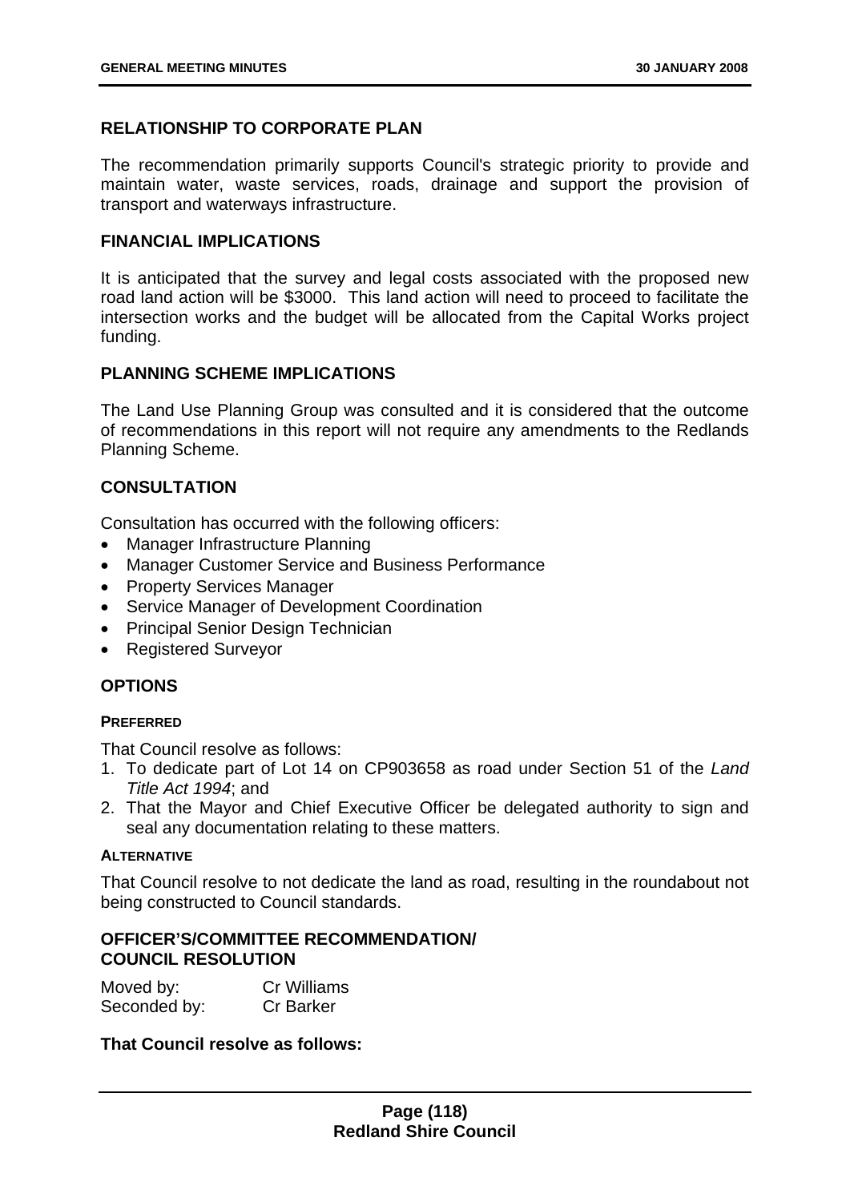## RELATIONSHIP TO CORPORATE PLAN

The recommendation primarily supports Council's strategic priority to provide and maintain water, waste services, roads, drainage and support the provision of transport and waterways infrastructure.

## FINANCIAL IMPLICATIONS

It is anticipated that the survey and legal costs associated with the proposed new road land action will be $3000. This land action will need to proceed to facilitate the intersection works and the budget will be allocated from the Capital Works project funding.

## PLANNING SCHEME IMPLICATIONS

The Land Use Planning Group was consulted and it is considered that the outcome of recommendations in this report will not require any amendments to the Redlands Planning Scheme.

## CONSULTATION

Consultation has occurred with the following officers:

- Manager Infrastructure Planning
- Manager Customer Service and Business Performance
- Property Services Manager
- Service Manager of Development Coordination
- Principal Senior Design Technician
- Registered Surveyor

## OPTIONS

### PREFERRED

That Council resolve as follows:

1. To dedicate part of Lot 14 on CP903658 as road under Section 51 of the *Land Title Act 1994*; and
2. That the Mayor and Chief Executive Officer be delegated authority to sign and seal any documentation relating to these matters.

### ALTERNATIVE

That Council resolve to not dedicate the land as road, resulting in the roundabout not being constructed to Council standards.

## OFFICER'S/COMMITTEE RECOMMENDATION/ COUNCIL RESOLUTION

Moved by: Cr Williams
Seconded by: Cr Barker

**That Council resolve as follows:**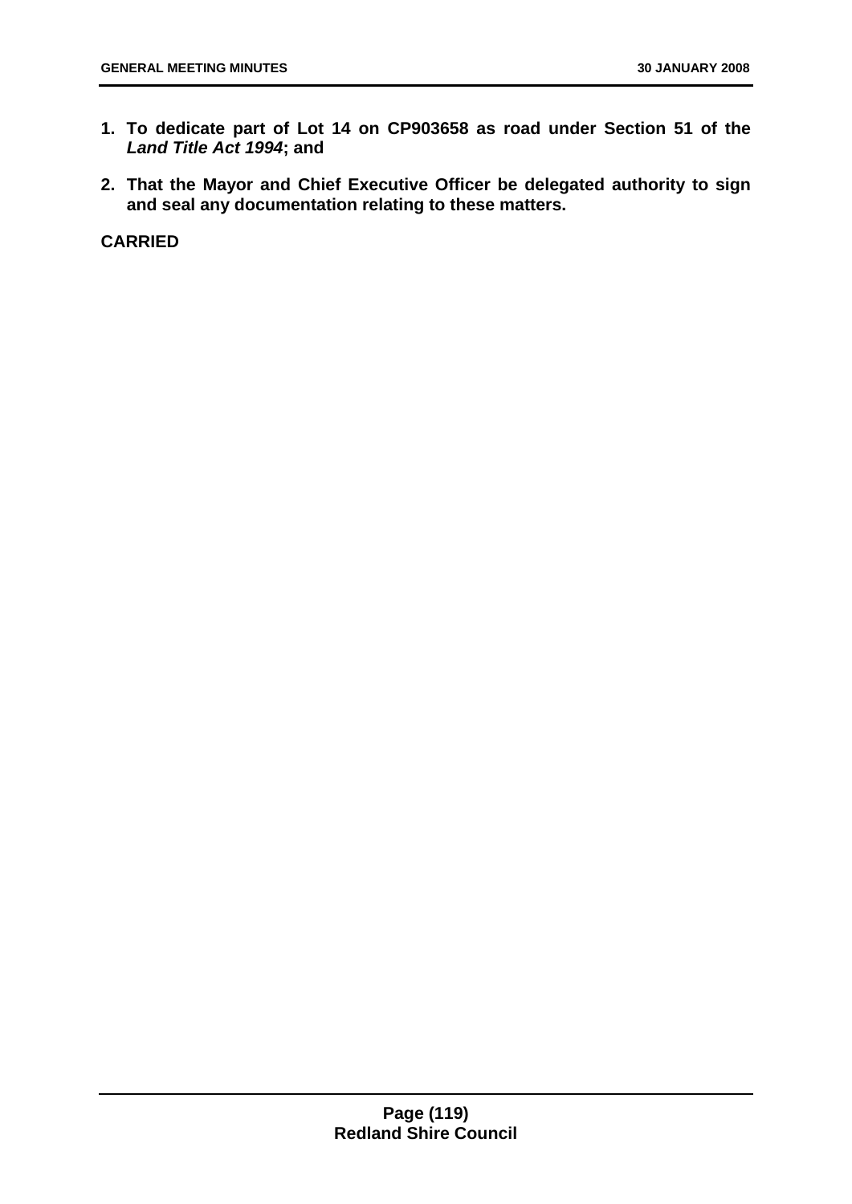1. **To dedicate part of Lot 14 on CP903658 as road under Section 51 of the *Land Title Act 1994*; and**

2. **That the Mayor and Chief Executive Officer be delegated authority to sign and seal any documentation relating to these matters.**

**CARRIED**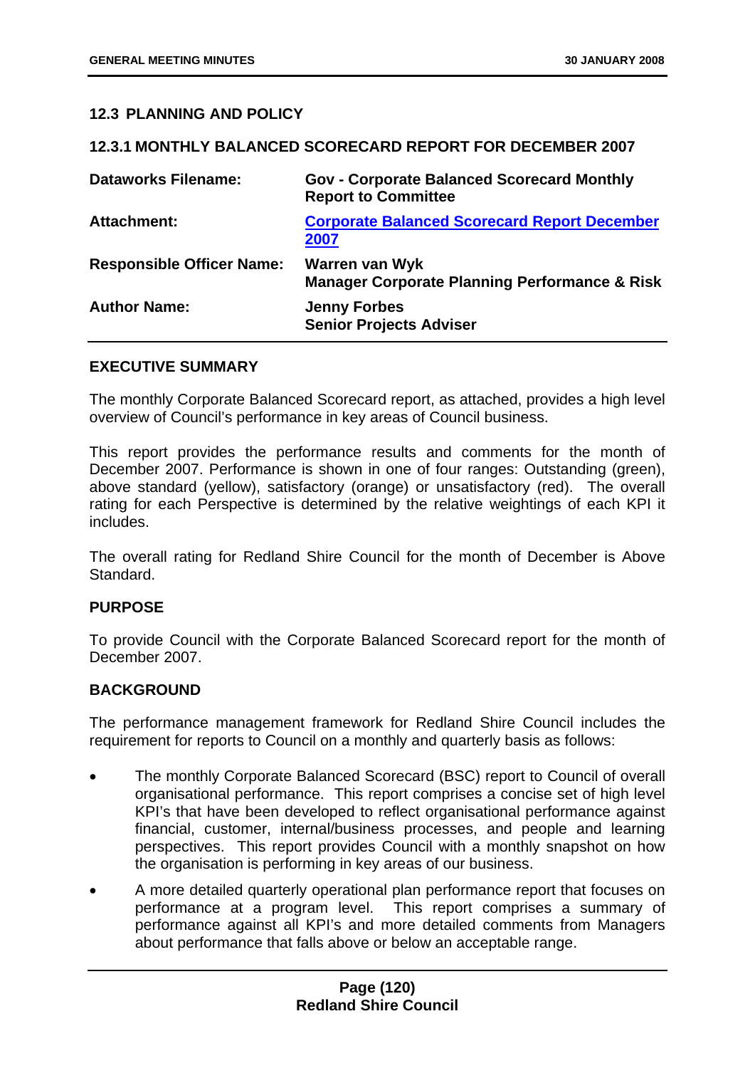## 12.3 PLANNING AND POLICY

### 12.3.1 MONTHLY BALANCED SCORECARD REPORT FOR DECEMBER 2007

| | |
|---|---|
| **Dataworks Filename:** | **Gov - Corporate Balanced Scorecard Monthly Report to Committee** |
| **Attachment:** | **Corporate Balanced Scorecard Report December 2007** |
| **Responsible Officer Name:** | **Warren van Wyk**<br>**Manager Corporate Planning Performance & Risk** |
| **Author Name:** | **Jenny Forbes**<br>**Senior Projects Adviser** |

**EXECUTIVE SUMMARY**

The monthly Corporate Balanced Scorecard report, as attached, provides a high level overview of Council's performance in key areas of Council business.

This report provides the performance results and comments for the month of December 2007. Performance is shown in one of four ranges: Outstanding (green), above standard (yellow), satisfactory (orange) or unsatisfactory (red). The overall rating for each Perspective is determined by the relative weightings of each KPI it includes.

The overall rating for Redland Shire Council for the month of December is Above Standard.

**PURPOSE**

To provide Council with the Corporate Balanced Scorecard report for the month of December 2007.

**BACKGROUND**

The performance management framework for Redland Shire Council includes the requirement for reports to Council on a monthly and quarterly basis as follows:

- The monthly Corporate Balanced Scorecard (BSC) report to Council of overall organisational performance. This report comprises a concise set of high level KPI's that have been developed to reflect organisational performance against financial, customer, internal/business processes, and people and learning perspectives. This report provides Council with a monthly snapshot on how the organisation is performing in key areas of our business.
- A more detailed quarterly operational plan performance report that focuses on performance at a program level. This report comprises a summary of performance against all KPI's and more detailed comments from Managers about performance that falls above or below an acceptable range.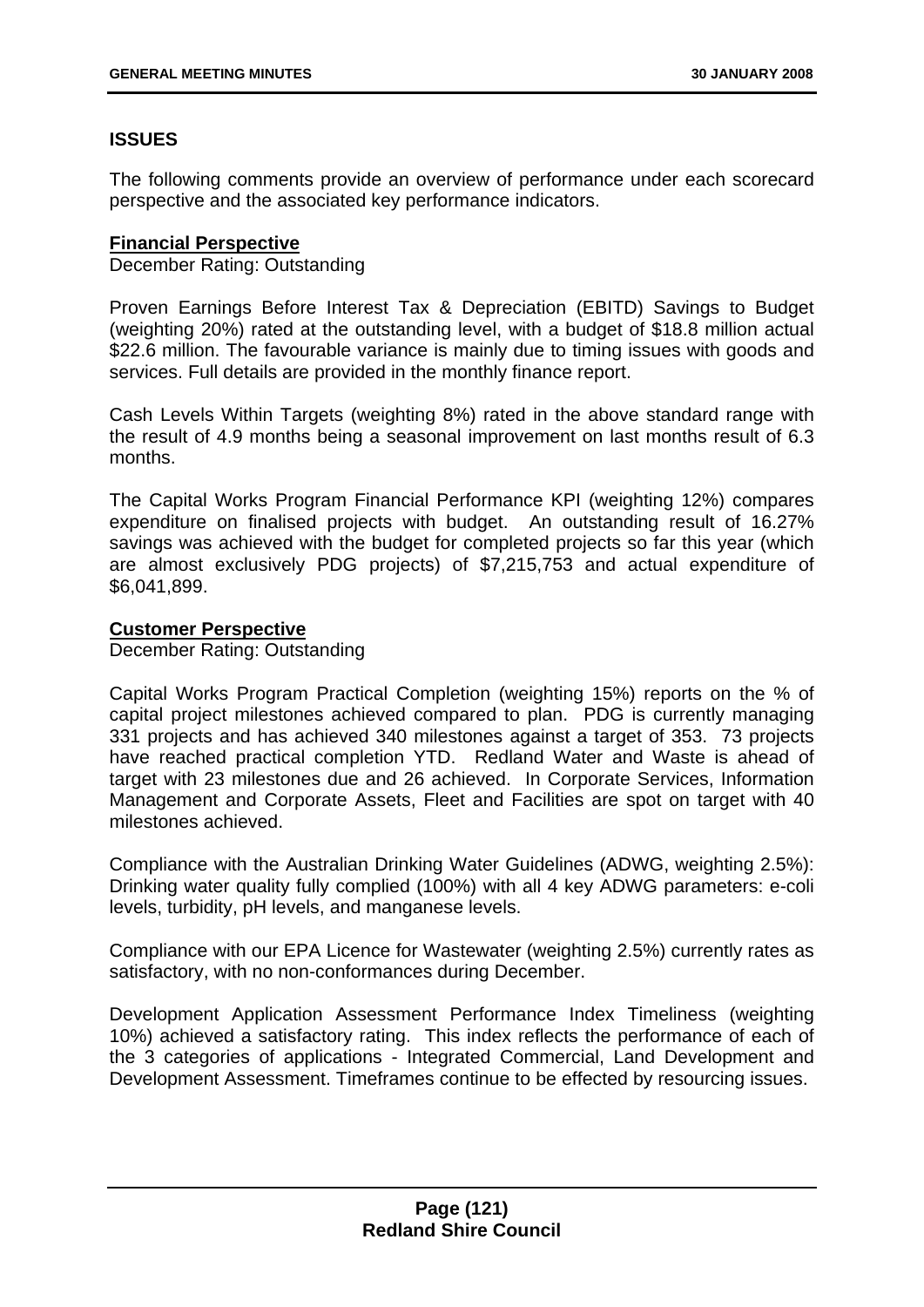## ISSUES

The following comments provide an overview of performance under each scorecard perspective and the associated key performance indicators.

**Financial Perspective**

December Rating: Outstanding

Proven Earnings Before Interest Tax & Depreciation (EBITD) Savings to Budget (weighting 20%) rated at the outstanding level, with a budget of $18.8 million actual $22.6 million. The favourable variance is mainly due to timing issues with goods and services. Full details are provided in the monthly finance report.

Cash Levels Within Targets (weighting 8%) rated in the above standard range with the result of 4.9 months being a seasonal improvement on last months result of 6.3 months.

The Capital Works Program Financial Performance KPI (weighting 12%) compares expenditure on finalised projects with budget. An outstanding result of 16.27% savings was achieved with the budget for completed projects so far this year (which are almost exclusively PDG projects) of $7,215,753 and actual expenditure of $6,041,899.

**Customer Perspective**

December Rating: Outstanding

Capital Works Program Practical Completion (weighting 15%) reports on the % of capital project milestones achieved compared to plan. PDG is currently managing 331 projects and has achieved 340 milestones against a target of 353. 73 projects have reached practical completion YTD. Redland Water and Waste is ahead of target with 23 milestones due and 26 achieved. In Corporate Services, Information Management and Corporate Assets, Fleet and Facilities are spot on target with 40 milestones achieved.

Compliance with the Australian Drinking Water Guidelines (ADWG, weighting 2.5%): Drinking water quality fully complied (100%) with all 4 key ADWG parameters: e-coli levels, turbidity, pH levels, and manganese levels.

Compliance with our EPA Licence for Wastewater (weighting 2.5%) currently rates as satisfactory, with no non-conformances during December.

Development Application Assessment Performance Index Timeliness (weighting 10%) achieved a satisfactory rating. This index reflects the performance of each of the 3 categories of applications - Integrated Commercial, Land Development and Development Assessment. Timeframes continue to be effected by resourcing issues.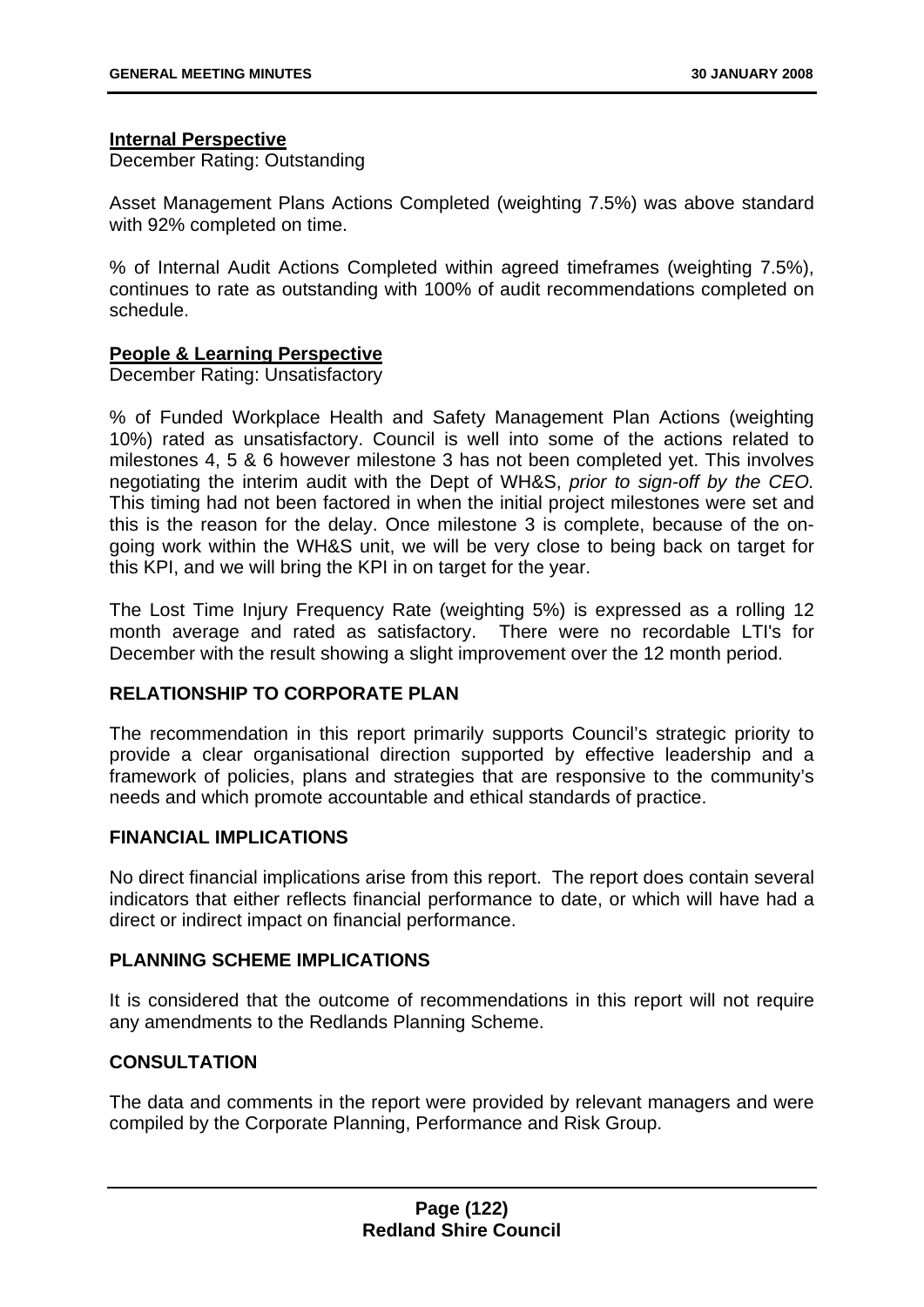**<u>Internal Perspective</u>**
December Rating: Outstanding

Asset Management Plans Actions Completed (weighting 7.5%) was above standard with 92% completed on time.

% of Internal Audit Actions Completed within agreed timeframes (weighting 7.5%), continues to rate as outstanding with 100% of audit recommendations completed on schedule.

**<u>People & Learning Perspective</u>**
December Rating: Unsatisfactory

% of Funded Workplace Health and Safety Management Plan Actions (weighting 10%) rated as unsatisfactory. Council is well into some of the actions related to milestones 4, 5 & 6 however milestone 3 has not been completed yet. This involves negotiating the interim audit with the Dept of WH&S, *prior to sign-off by the CEO.* This timing had not been factored in when the initial project milestones were set and this is the reason for the delay. Once milestone 3 is complete, because of the on-going work within the WH&S unit, we will be very close to being back on target for this KPI, and we will bring the KPI in on target for the year.

The Lost Time Injury Frequency Rate (weighting 5%) is expressed as a rolling 12 month average and rated as satisfactory. There were no recordable LTI's for December with the result showing a slight improvement over the 12 month period.

## RELATIONSHIP TO CORPORATE PLAN

The recommendation in this report primarily supports Council's strategic priority to provide a clear organisational direction supported by effective leadership and a framework of policies, plans and strategies that are responsive to the community's needs and which promote accountable and ethical standards of practice.

## FINANCIAL IMPLICATIONS

No direct financial implications arise from this report. The report does contain several indicators that either reflects financial performance to date, or which will have had a direct or indirect impact on financial performance.

## PLANNING SCHEME IMPLICATIONS

It is considered that the outcome of recommendations in this report will not require any amendments to the Redlands Planning Scheme.

## CONSULTATION

The data and comments in the report were provided by relevant managers and were compiled by the Corporate Planning, Performance and Risk Group.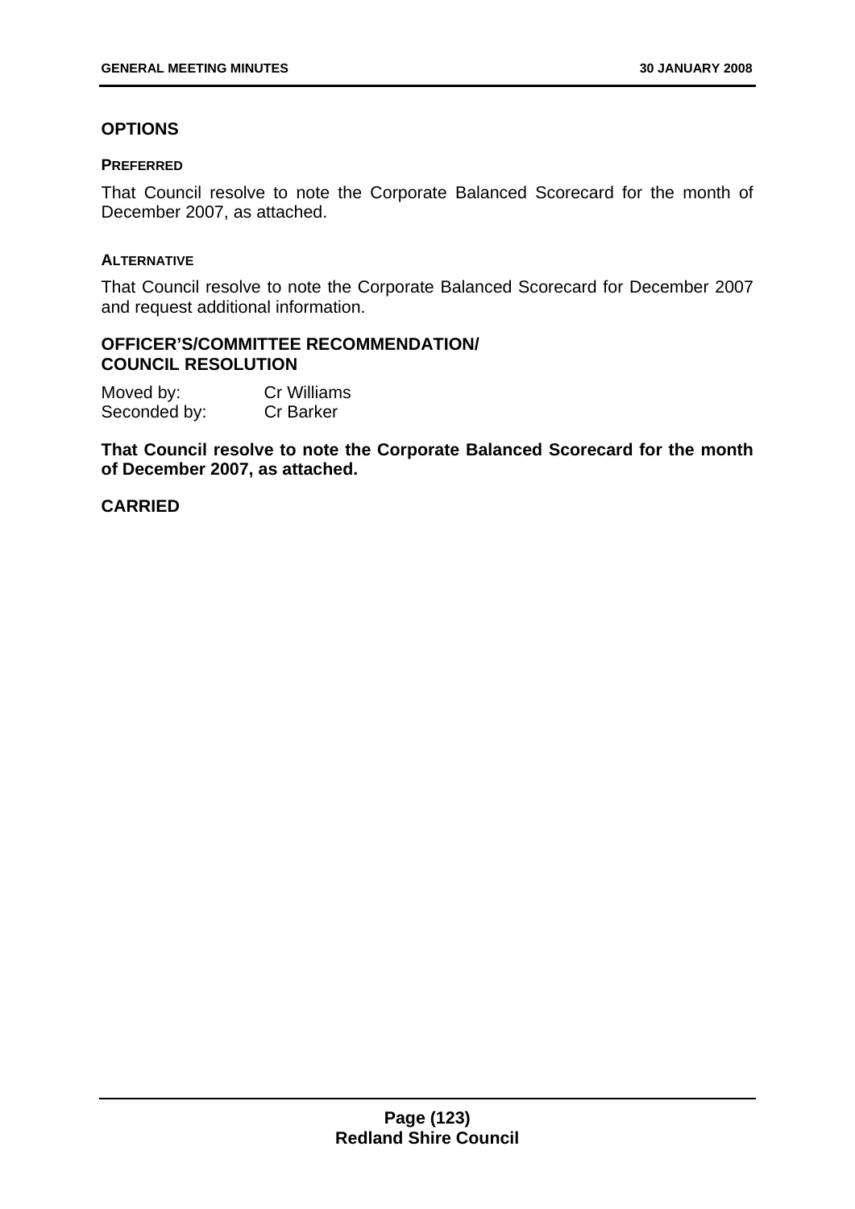## OPTIONS

### PREFERRED

That Council resolve to note the Corporate Balanced Scorecard for the month of December 2007, as attached.

### ALTERNATIVE

That Council resolve to note the Corporate Balanced Scorecard for December 2007 and request additional information.

## OFFICER'S/COMMITTEE RECOMMENDATION/ COUNCIL RESOLUTION

Moved by: Cr Williams
Seconded by: Cr Barker

**That Council resolve to note the Corporate Balanced Scorecard for the month of December 2007, as attached.**

**CARRIED**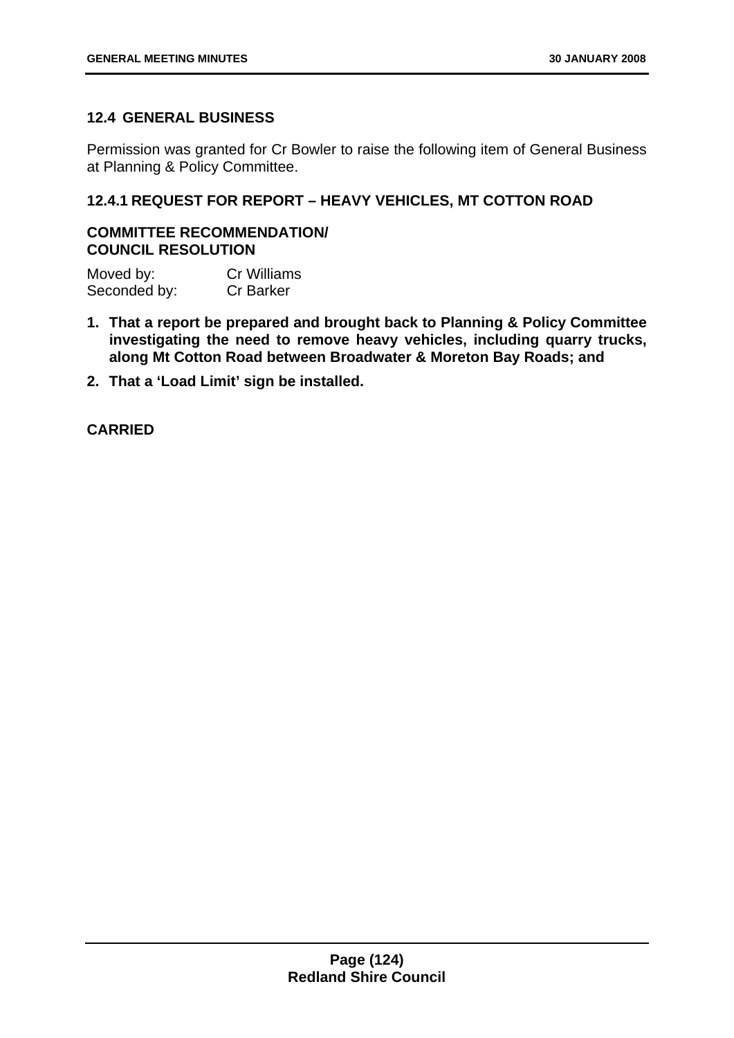## 12.4 GENERAL BUSINESS

Permission was granted for Cr Bowler to raise the following item of General Business at Planning & Policy Committee.

### 12.4.1 REQUEST FOR REPORT – HEAVY VEHICLES, MT COTTON ROAD

**COMMITTEE RECOMMENDATION/**
**COUNCIL RESOLUTION**

Moved by: Cr Williams
Seconded by: Cr Barker

1. **That a report be prepared and brought back to Planning & Policy Committee investigating the need to remove heavy vehicles, including quarry trucks, along Mt Cotton Road between Broadwater & Moreton Bay Roads; and**
2. **That a 'Load Limit' sign be installed.**

**CARRIED**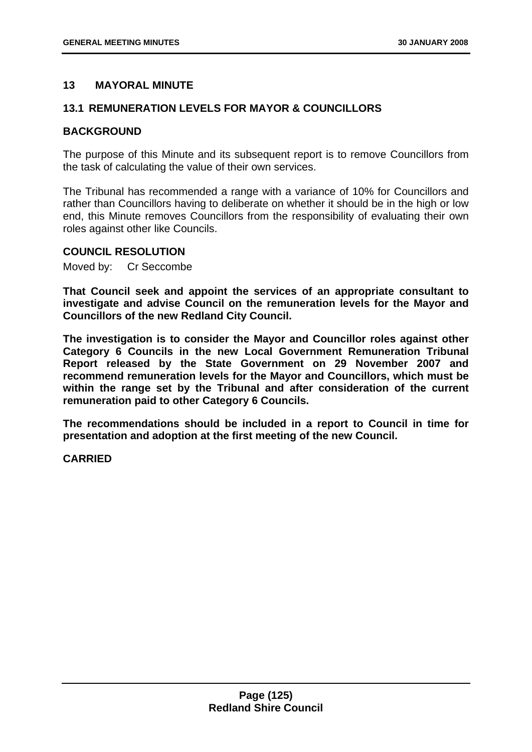## 13 MAYORAL MINUTE

### 13.1 REMUNERATION LEVELS FOR MAYOR & COUNCILLORS

#### BACKGROUND

The purpose of this Minute and its subsequent report is to remove Councillors from the task of calculating the value of their own services.

The Tribunal has recommended a range with a variance of 10% for Councillors and rather than Councillors having to deliberate on whether it should be in the high or low end, this Minute removes Councillors from the responsibility of evaluating their own roles against other like Councils.

#### COUNCIL RESOLUTION

Moved by: Cr Seccombe

**That Council seek and appoint the services of an appropriate consultant to investigate and advise Council on the remuneration levels for the Mayor and Councillors of the new Redland City Council.**

**The investigation is to consider the Mayor and Councillor roles against other Category 6 Councils in the new Local Government Remuneration Tribunal Report released by the State Government on 29 November 2007 and recommend remuneration levels for the Mayor and Councillors, which must be within the range set by the Tribunal and after consideration of the current remuneration paid to other Category 6 Councils.**

**The recommendations should be included in a report to Council in time for presentation and adoption at the first meeting of the new Council.**

**CARRIED**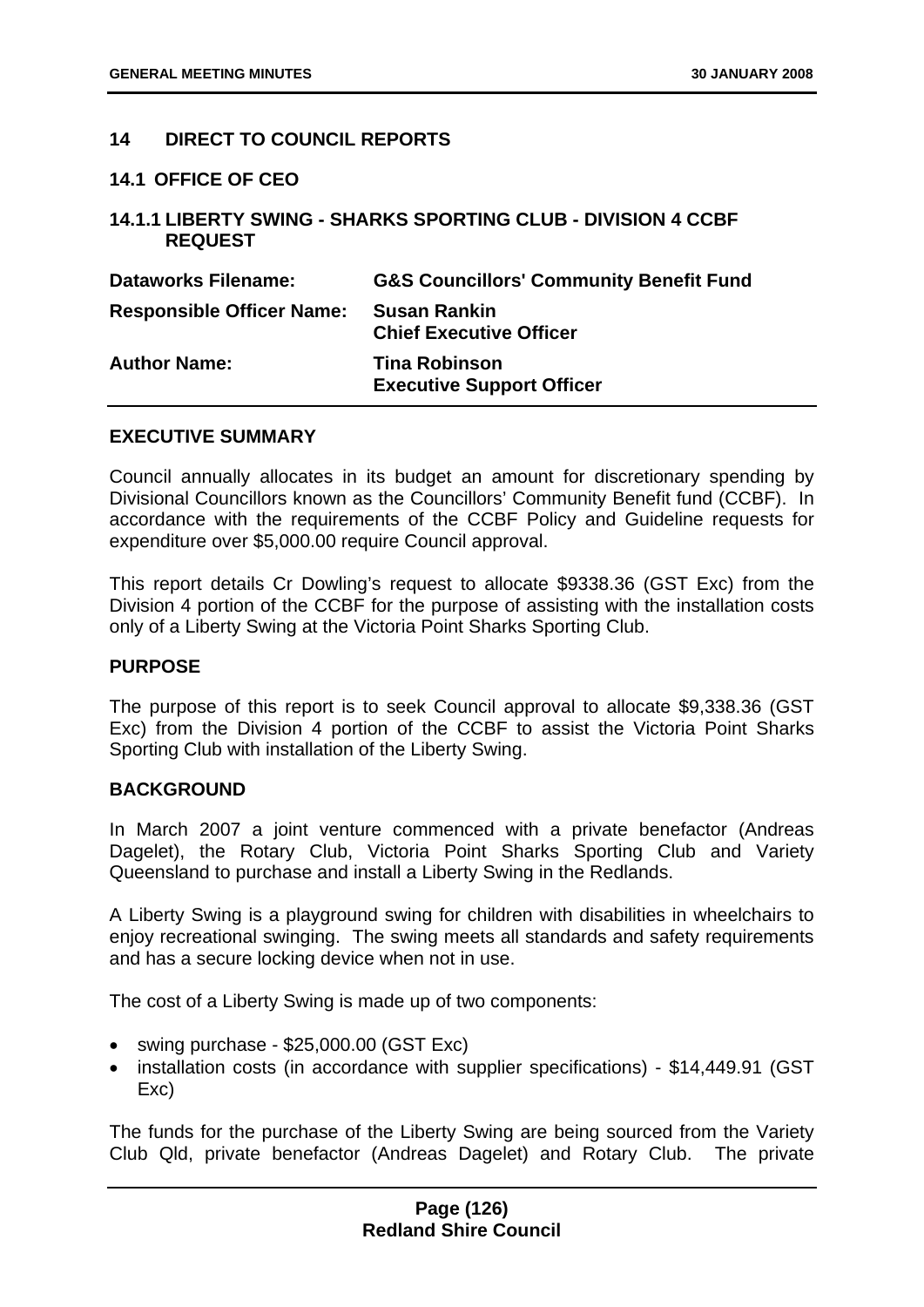## 14 DIRECT TO COUNCIL REPORTS

### 14.1 OFFICE OF CEO

### 14.1.1 LIBERTY SWING - SHARKS SPORTING CLUB - DIVISION 4 CCBF REQUEST

| | |
|---|---|
| **Dataworks Filename:** | **G&S Councillors' Community Benefit Fund** |
| **Responsible Officer Name:** | **Susan Rankin**<br>**Chief Executive Officer** |
| **Author Name:** | **Tina Robinson**<br>**Executive Support Officer** |

**EXECUTIVE SUMMARY**

Council annually allocates in its budget an amount for discretionary spending by Divisional Councillors known as the Councillors' Community Benefit fund (CCBF). In accordance with the requirements of the CCBF Policy and Guideline requests for expenditure over $5,000.00 require Council approval.

This report details Cr Dowling's request to allocate $9338.36 (GST Exc) from the Division 4 portion of the CCBF for the purpose of assisting with the installation costs only of a Liberty Swing at the Victoria Point Sharks Sporting Club.

**PURPOSE**

The purpose of this report is to seek Council approval to allocate $9,338.36 (GST Exc) from the Division 4 portion of the CCBF to assist the Victoria Point Sharks Sporting Club with installation of the Liberty Swing.

**BACKGROUND**

In March 2007 a joint venture commenced with a private benefactor (Andreas Dagelet), the Rotary Club, Victoria Point Sharks Sporting Club and Variety Queensland to purchase and install a Liberty Swing in the Redlands.

A Liberty Swing is a playground swing for children with disabilities in wheelchairs to enjoy recreational swinging. The swing meets all standards and safety requirements and has a secure locking device when not in use.

The cost of a Liberty Swing is made up of two components:

- swing purchase - $25,000.00 (GST Exc)
- installation costs (in accordance with supplier specifications) - $14,449.91 (GST Exc)

The funds for the purchase of the Liberty Swing are being sourced from the Variety Club Qld, private benefactor (Andreas Dagelet) and Rotary Club. The private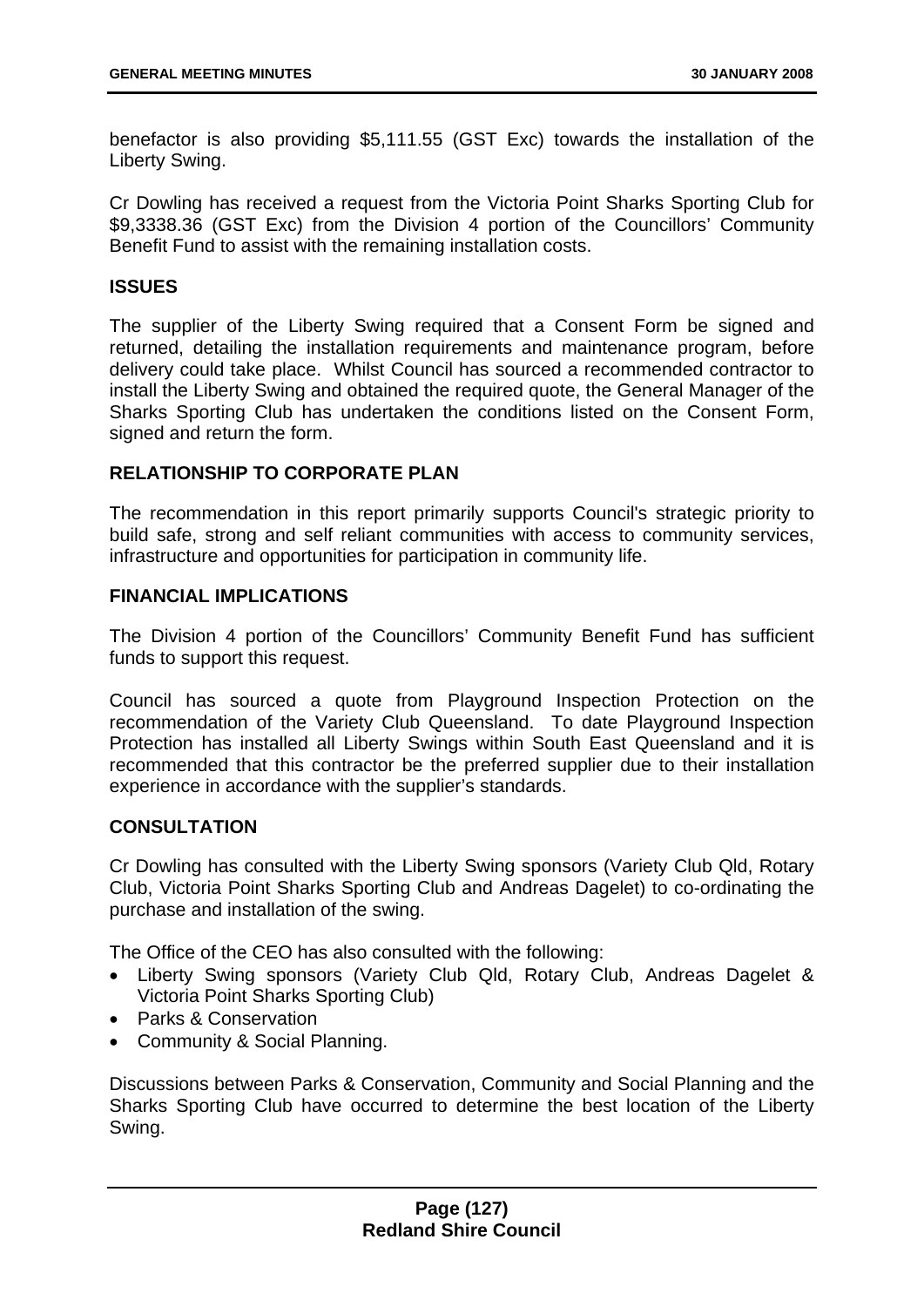benefactor is also providing $5,111.55 (GST Exc) towards the installation of the Liberty Swing.

Cr Dowling has received a request from the Victoria Point Sharks Sporting Club for $9,3338.36 (GST Exc) from the Division 4 portion of the Councillors' Community Benefit Fund to assist with the remaining installation costs.

## ISSUES

The supplier of the Liberty Swing required that a Consent Form be signed and returned, detailing the installation requirements and maintenance program, before delivery could take place. Whilst Council has sourced a recommended contractor to install the Liberty Swing and obtained the required quote, the General Manager of the Sharks Sporting Club has undertaken the conditions listed on the Consent Form, signed and return the form.

## RELATIONSHIP TO CORPORATE PLAN

The recommendation in this report primarily supports Council's strategic priority to build safe, strong and self reliant communities with access to community services, infrastructure and opportunities for participation in community life.

## FINANCIAL IMPLICATIONS

The Division 4 portion of the Councillors' Community Benefit Fund has sufficient funds to support this request.

Council has sourced a quote from Playground Inspection Protection on the recommendation of the Variety Club Queensland. To date Playground Inspection Protection has installed all Liberty Swings within South East Queensland and it is recommended that this contractor be the preferred supplier due to their installation experience in accordance with the supplier's standards.

## CONSULTATION

Cr Dowling has consulted with the Liberty Swing sponsors (Variety Club Qld, Rotary Club, Victoria Point Sharks Sporting Club and Andreas Dagelet) to co-ordinating the purchase and installation of the swing.

The Office of the CEO has also consulted with the following:

- Liberty Swing sponsors (Variety Club Qld, Rotary Club, Andreas Dagelet & Victoria Point Sharks Sporting Club)
- Parks & Conservation
- Community & Social Planning.

Discussions between Parks & Conservation, Community and Social Planning and the Sharks Sporting Club have occurred to determine the best location of the Liberty Swing.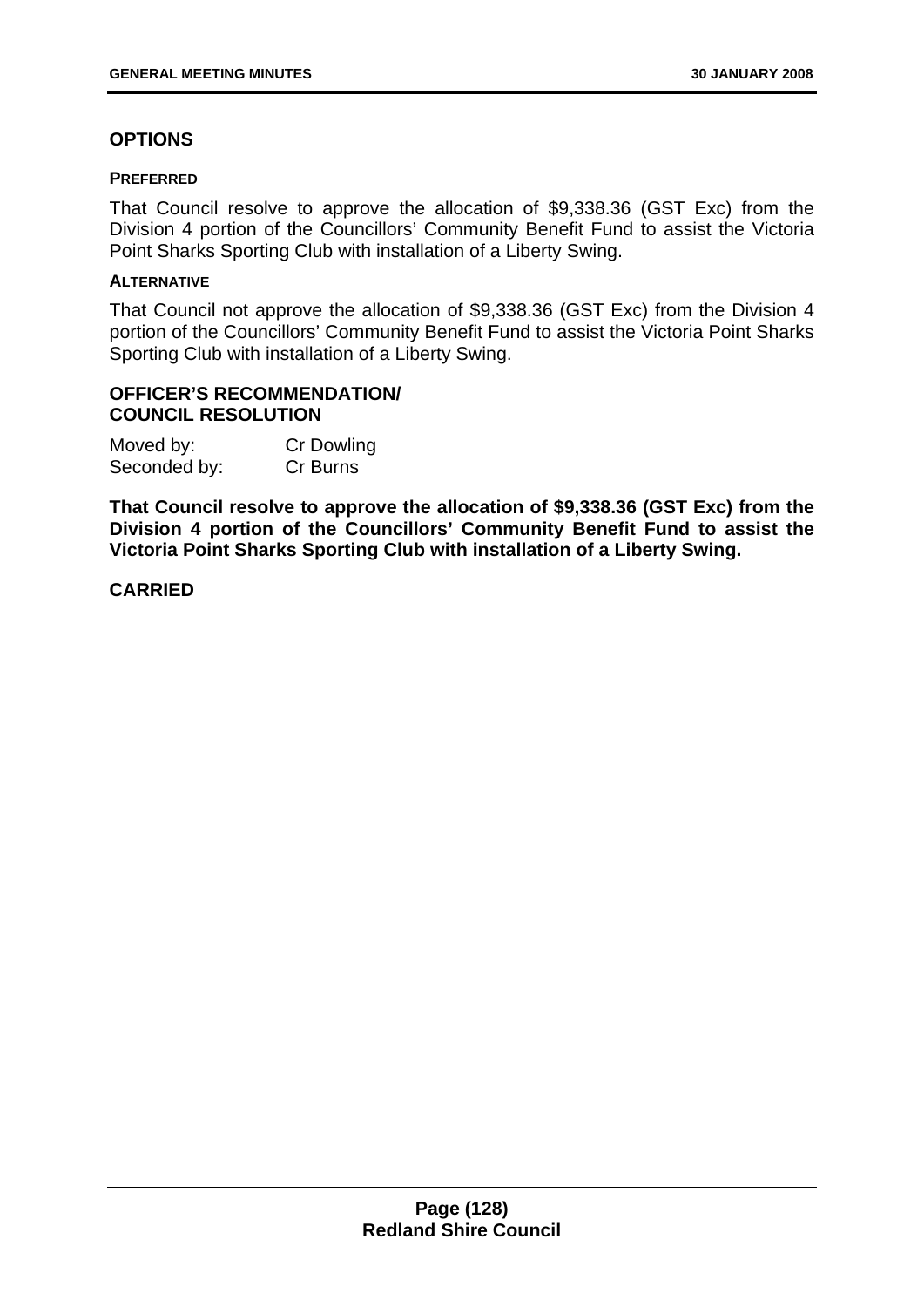## OPTIONS

### PREFERRED

That Council resolve to approve the allocation of $9,338.36 (GST Exc) from the Division 4 portion of the Councillors' Community Benefit Fund to assist the Victoria Point Sharks Sporting Club with installation of a Liberty Swing.

### ALTERNATIVE

That Council not approve the allocation of $9,338.36 (GST Exc) from the Division 4 portion of the Councillors' Community Benefit Fund to assist the Victoria Point Sharks Sporting Club with installation of a Liberty Swing.

## OFFICER'S RECOMMENDATION/ COUNCIL RESOLUTION

Moved by: Cr Dowling
Seconded by: Cr Burns

**That Council resolve to approve the allocation of $9,338.36 (GST Exc) from the Division 4 portion of the Councillors' Community Benefit Fund to assist the Victoria Point Sharks Sporting Club with installation of a Liberty Swing.**

**CARRIED**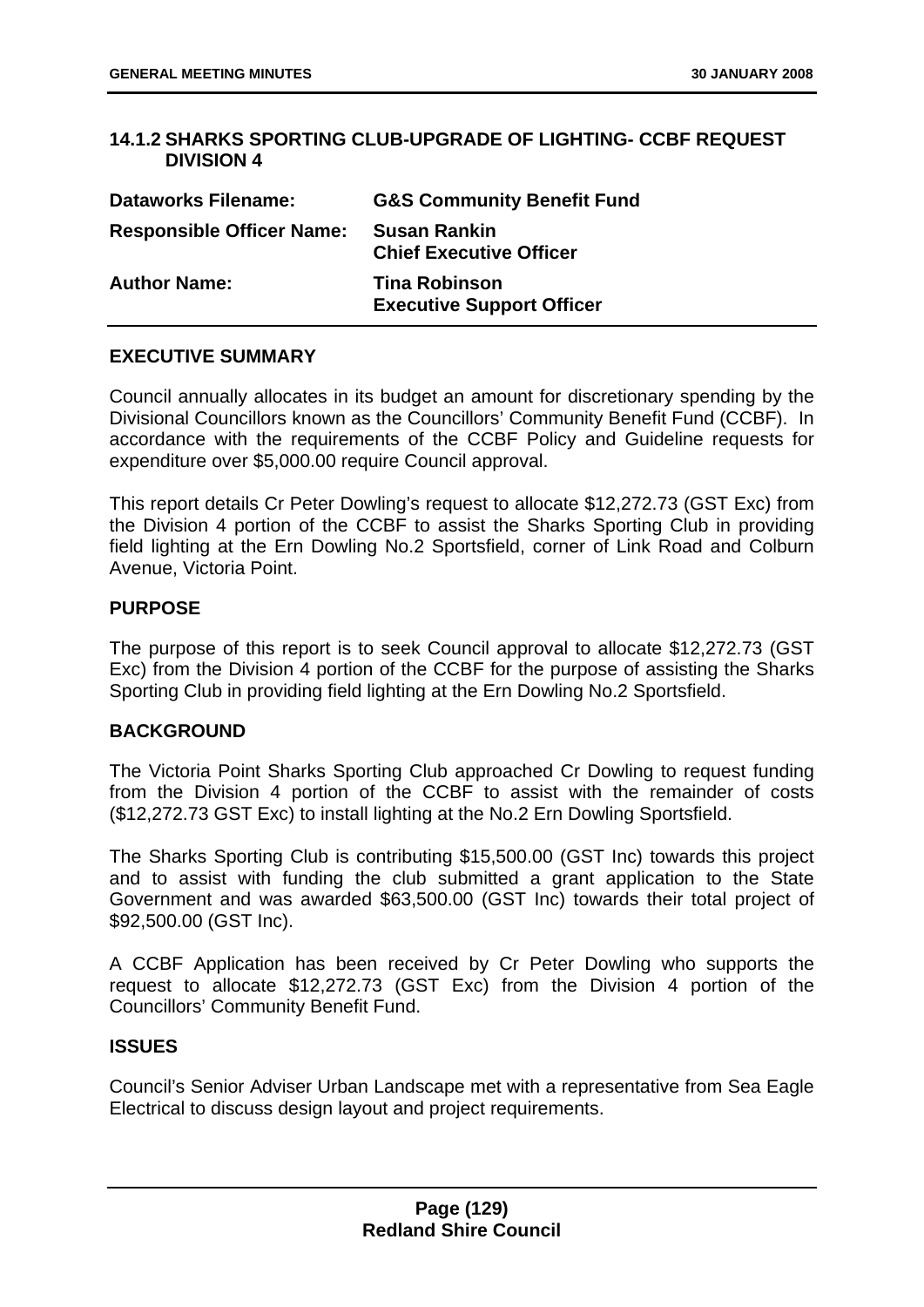### 14.1.2 SHARKS SPORTING CLUB-UPGRADE OF LIGHTING- CCBF REQUEST DIVISION 4

| | |
|---|---|
| **Dataworks Filename:** | **G&S Community Benefit Fund** |
| **Responsible Officer Name:** | **Susan Rankin**<br>**Chief Executive Officer** |
| **Author Name:** | **Tina Robinson**<br>**Executive Support Officer** |

#### EXECUTIVE SUMMARY

Council annually allocates in its budget an amount for discretionary spending by the Divisional Councillors known as the Councillors' Community Benefit Fund (CCBF). In accordance with the requirements of the CCBF Policy and Guideline requests for expenditure over $5,000.00 require Council approval.

This report details Cr Peter Dowling's request to allocate $12,272.73 (GST Exc) from the Division 4 portion of the CCBF to assist the Sharks Sporting Club in providing field lighting at the Ern Dowling No.2 Sportsfield, corner of Link Road and Colburn Avenue, Victoria Point.

#### PURPOSE

The purpose of this report is to seek Council approval to allocate $12,272.73 (GST Exc) from the Division 4 portion of the CCBF for the purpose of assisting the Sharks Sporting Club in providing field lighting at the Ern Dowling No.2 Sportsfield.

#### BACKGROUND

The Victoria Point Sharks Sporting Club approached Cr Dowling to request funding from the Division 4 portion of the CCBF to assist with the remainder of costs ($12,272.73 GST Exc) to install lighting at the No.2 Ern Dowling Sportsfield.

The Sharks Sporting Club is contributing $15,500.00 (GST Inc) towards this project and to assist with funding the club submitted a grant application to the State Government and was awarded $63,500.00 (GST Inc) towards their total project of $92,500.00 (GST Inc).

A CCBF Application has been received by Cr Peter Dowling who supports the request to allocate $12,272.73 (GST Exc) from the Division 4 portion of the Councillors' Community Benefit Fund.

#### ISSUES

Council's Senior Adviser Urban Landscape met with a representative from Sea Eagle Electrical to discuss design layout and project requirements.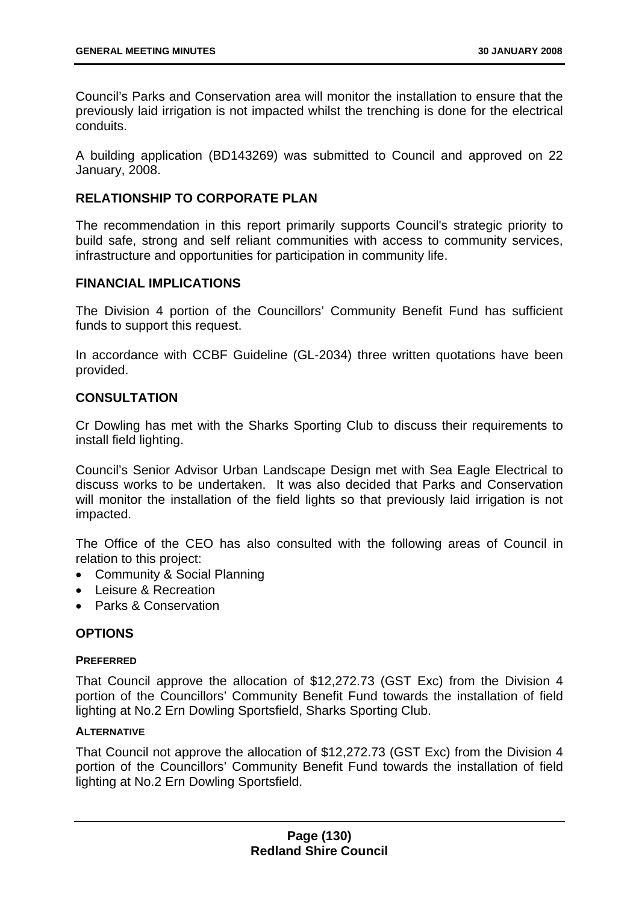Council's Parks and Conservation area will monitor the installation to ensure that the previously laid irrigation is not impacted whilst the trenching is done for the electrical conduits.

A building application (BD143269) was submitted to Council and approved on 22 January, 2008.

## RELATIONSHIP TO CORPORATE PLAN

The recommendation in this report primarily supports Council's strategic priority to build safe, strong and self reliant communities with access to community services, infrastructure and opportunities for participation in community life.

## FINANCIAL IMPLICATIONS

The Division 4 portion of the Councillors' Community Benefit Fund has sufficient funds to support this request.

In accordance with CCBF Guideline (GL-2034) three written quotations have been provided.

## CONSULTATION

Cr Dowling has met with the Sharks Sporting Club to discuss their requirements to install field lighting.

Council's Senior Advisor Urban Landscape Design met with Sea Eagle Electrical to discuss works to be undertaken. It was also decided that Parks and Conservation will monitor the installation of the field lights so that previously laid irrigation is not impacted.

The Office of the CEO has also consulted with the following areas of Council in relation to this project:

- Community & Social Planning
- Leisure & Recreation
- Parks & Conservation

## OPTIONS

### PREFERRED

That Council approve the allocation of $12,272.73 (GST Exc) from the Division 4 portion of the Councillors' Community Benefit Fund towards the installation of field lighting at No.2 Ern Dowling Sportsfield, Sharks Sporting Club.

### ALTERNATIVE

That Council not approve the allocation of $12,272.73 (GST Exc) from the Division 4 portion of the Councillors' Community Benefit Fund towards the installation of field lighting at No.2 Ern Dowling Sportsfield.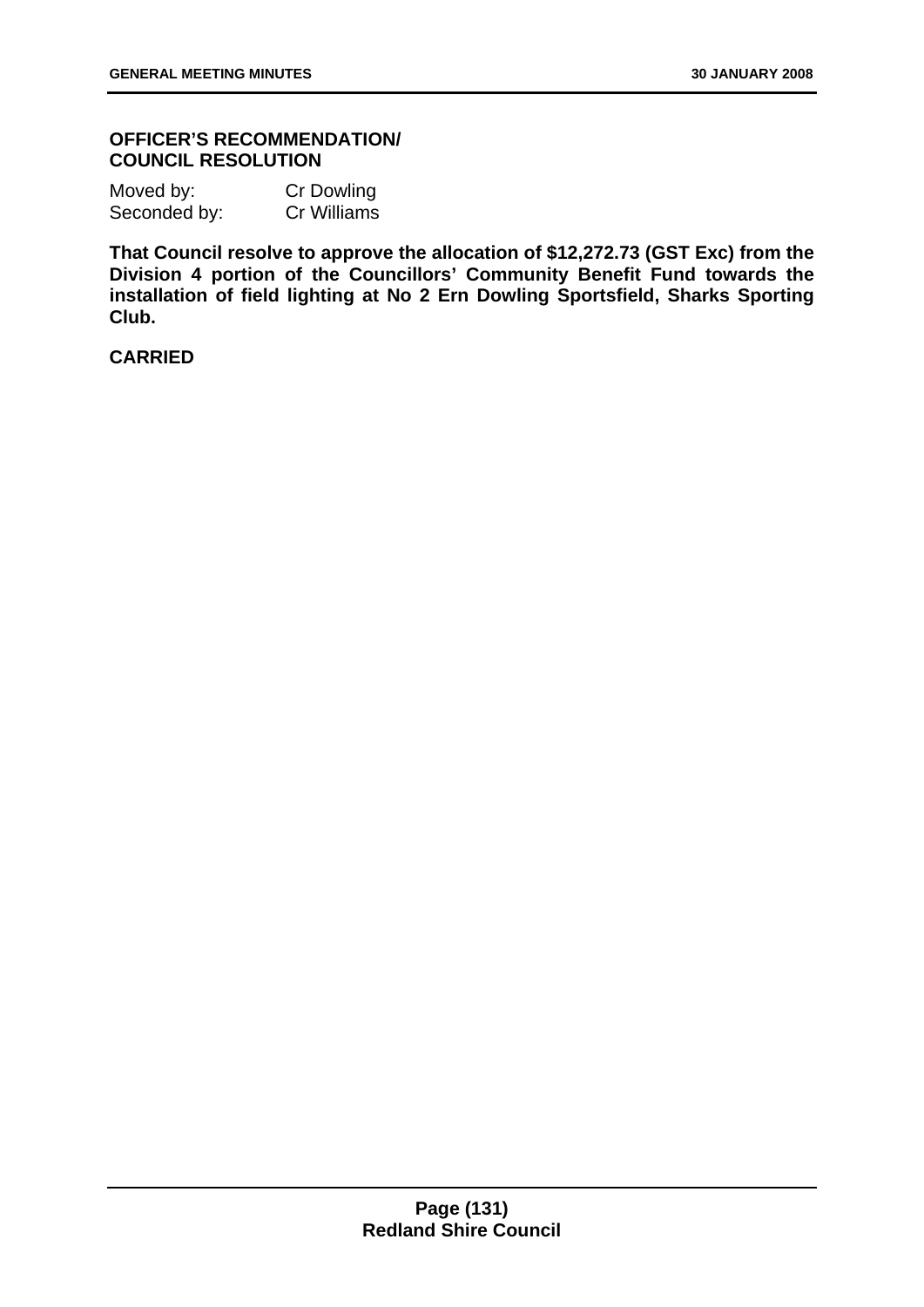**OFFICER'S RECOMMENDATION/ COUNCIL RESOLUTION**

Moved by: Cr Dowling
Seconded by: Cr Williams

**That Council resolve to approve the allocation of $12,272.73 (GST Exc) from the Division 4 portion of the Councillors' Community Benefit Fund towards the installation of field lighting at No 2 Ern Dowling Sportsfield, Sharks Sporting Club.**

**CARRIED**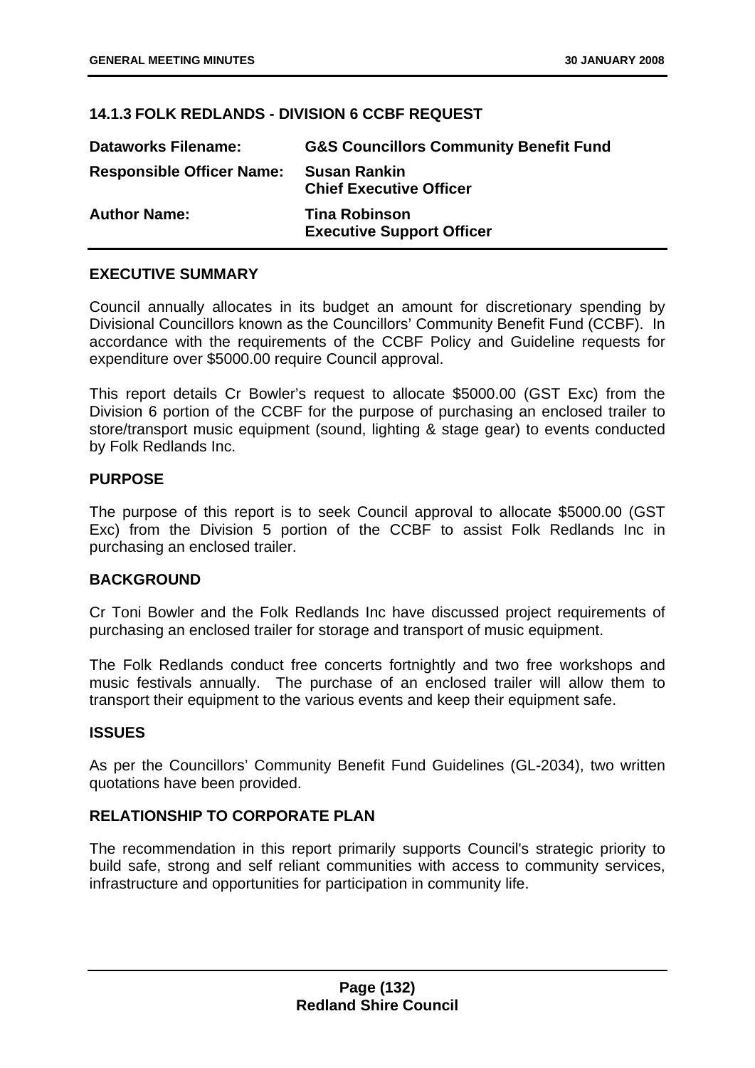### 14.1.3 FOLK REDLANDS - DIVISION 6 CCBF REQUEST

| | |
|---|---|
| **Dataworks Filename:** | **G&S Councillors Community Benefit Fund** |
| **Responsible Officer Name:** | **Susan Rankin**<br>**Chief Executive Officer** |
| **Author Name:** | **Tina Robinson**<br>**Executive Support Officer** |

#### EXECUTIVE SUMMARY

Council annually allocates in its budget an amount for discretionary spending by Divisional Councillors known as the Councillors' Community Benefit Fund (CCBF). In accordance with the requirements of the CCBF Policy and Guideline requests for expenditure over $5000.00 require Council approval.

This report details Cr Bowler's request to allocate $5000.00 (GST Exc) from the Division 6 portion of the CCBF for the purpose of purchasing an enclosed trailer to store/transport music equipment (sound, lighting & stage gear) to events conducted by Folk Redlands Inc.

#### PURPOSE

The purpose of this report is to seek Council approval to allocate $5000.00 (GST Exc) from the Division 5 portion of the CCBF to assist Folk Redlands Inc in purchasing an enclosed trailer.

#### BACKGROUND

Cr Toni Bowler and the Folk Redlands Inc have discussed project requirements of purchasing an enclosed trailer for storage and transport of music equipment.

The Folk Redlands conduct free concerts fortnightly and two free workshops and music festivals annually. The purchase of an enclosed trailer will allow them to transport their equipment to the various events and keep their equipment safe.

#### ISSUES

As per the Councillors' Community Benefit Fund Guidelines (GL-2034), two written quotations have been provided.

#### RELATIONSHIP TO CORPORATE PLAN

The recommendation in this report primarily supports Council's strategic priority to build safe, strong and self reliant communities with access to community services, infrastructure and opportunities for participation in community life.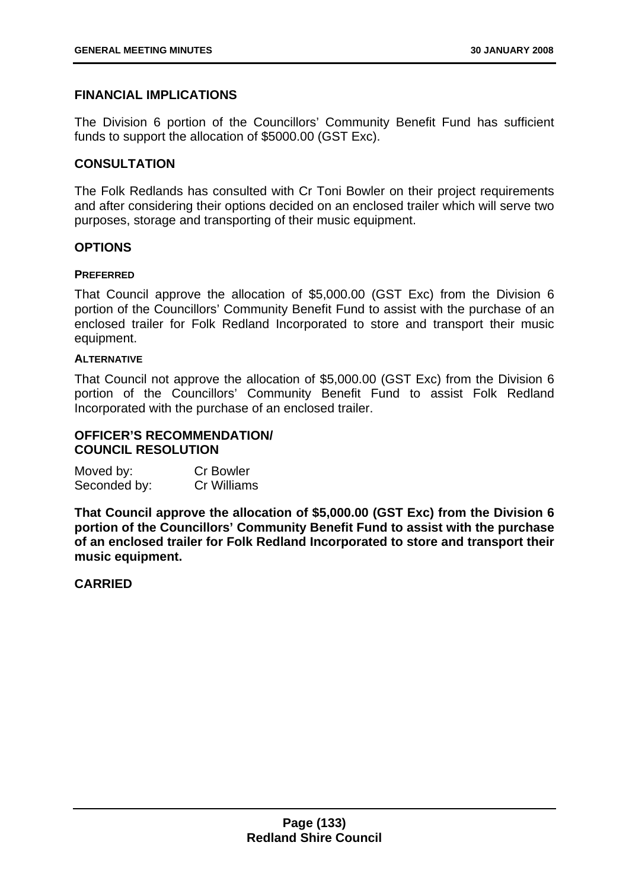## FINANCIAL IMPLICATIONS

The Division 6 portion of the Councillors' Community Benefit Fund has sufficient funds to support the allocation of $5000.00 (GST Exc).

## CONSULTATION

The Folk Redlands has consulted with Cr Toni Bowler on their project requirements and after considering their options decided on an enclosed trailer which will serve two purposes, storage and transporting of their music equipment.

## OPTIONS

### PREFERRED

That Council approve the allocation of $5,000.00 (GST Exc) from the Division 6 portion of the Councillors' Community Benefit Fund to assist with the purchase of an enclosed trailer for Folk Redland Incorporated to store and transport their music equipment.

### ALTERNATIVE

That Council not approve the allocation of $5,000.00 (GST Exc) from the Division 6 portion of the Councillors' Community Benefit Fund to assist Folk Redland Incorporated with the purchase of an enclosed trailer.

## OFFICER'S RECOMMENDATION/ COUNCIL RESOLUTION

Moved by: Cr Bowler
Seconded by: Cr Williams

**That Council approve the allocation of $5,000.00 (GST Exc) from the Division 6 portion of the Councillors' Community Benefit Fund to assist with the purchase of an enclosed trailer for Folk Redland Incorporated to store and transport their music equipment.**

**CARRIED**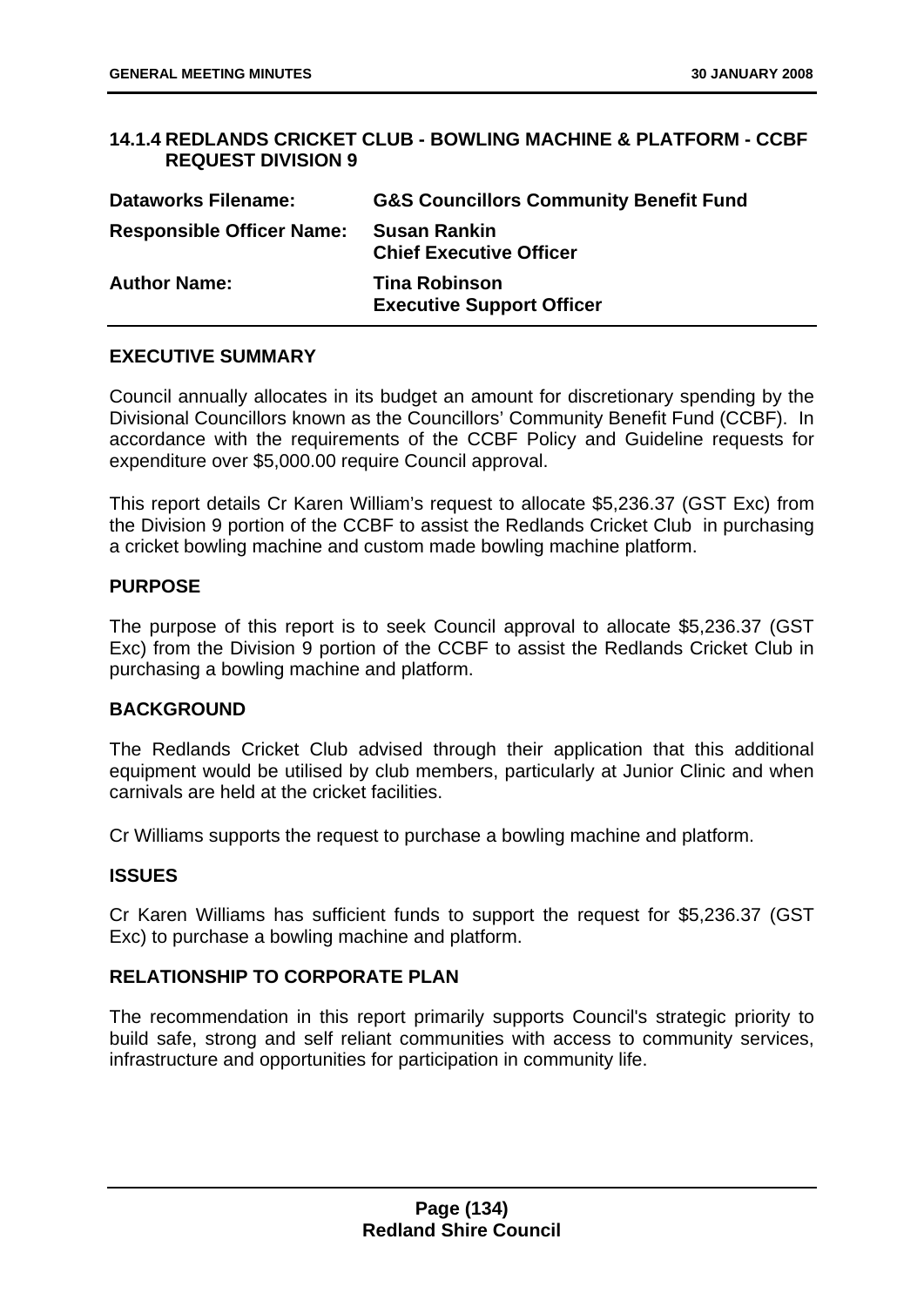## 14.1.4 REDLANDS CRICKET CLUB - BOWLING MACHINE & PLATFORM - CCBF REQUEST DIVISION 9

| | |
|---|---|
| **Dataworks Filename:** | **G&S Councillors Community Benefit Fund** |
| **Responsible Officer Name:** | **Susan Rankin**<br>**Chief Executive Officer** |
| **Author Name:** | **Tina Robinson**<br>**Executive Support Officer** |

### EXECUTIVE SUMMARY

Council annually allocates in its budget an amount for discretionary spending by the Divisional Councillors known as the Councillors' Community Benefit Fund (CCBF). In accordance with the requirements of the CCBF Policy and Guideline requests for expenditure over $5,000.00 require Council approval.

This report details Cr Karen William's request to allocate $5,236.37 (GST Exc) from the Division 9 portion of the CCBF to assist the Redlands Cricket Club in purchasing a cricket bowling machine and custom made bowling machine platform.

### PURPOSE

The purpose of this report is to seek Council approval to allocate $5,236.37 (GST Exc) from the Division 9 portion of the CCBF to assist the Redlands Cricket Club in purchasing a bowling machine and platform.

### BACKGROUND

The Redlands Cricket Club advised through their application that this additional equipment would be utilised by club members, particularly at Junior Clinic and when carnivals are held at the cricket facilities.

Cr Williams supports the request to purchase a bowling machine and platform.

### ISSUES

Cr Karen Williams has sufficient funds to support the request for $5,236.37 (GST Exc) to purchase a bowling machine and platform.

### RELATIONSHIP TO CORPORATE PLAN

The recommendation in this report primarily supports Council's strategic priority to build safe, strong and self reliant communities with access to community services, infrastructure and opportunities for participation in community life.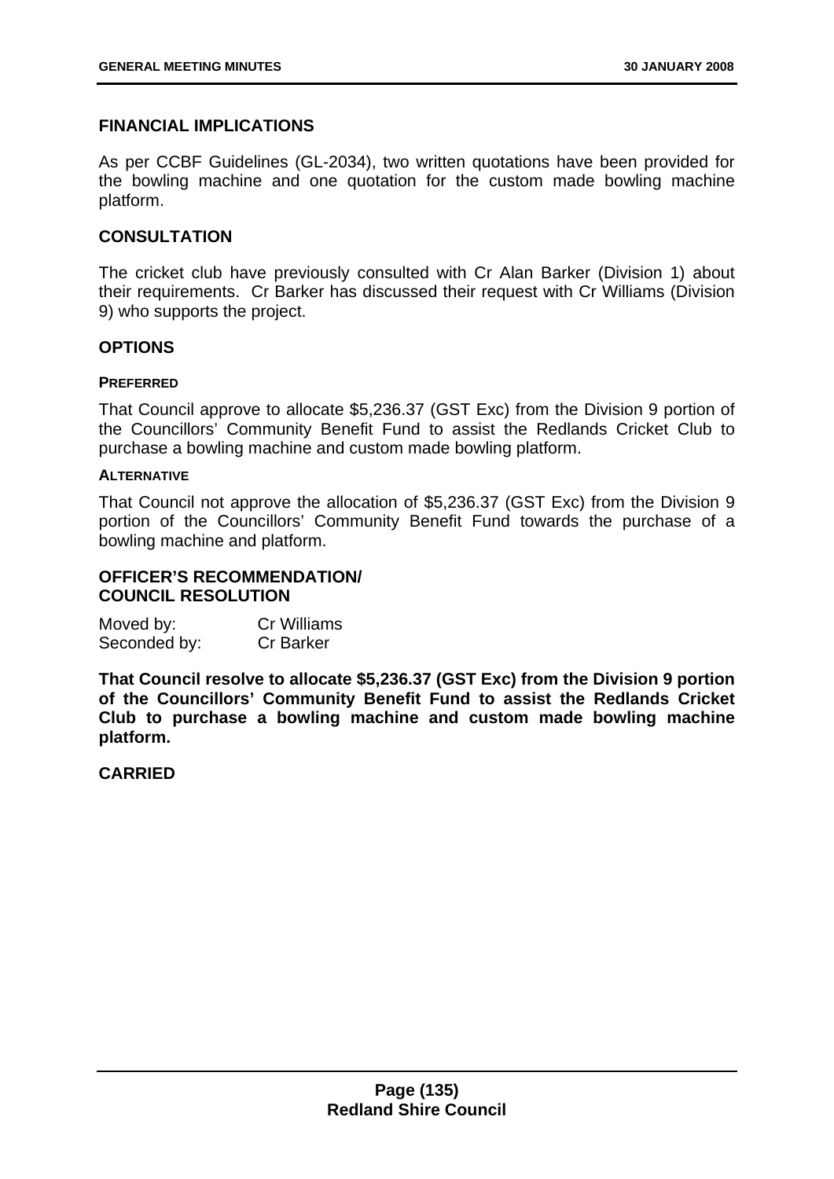## FINANCIAL IMPLICATIONS

As per CCBF Guidelines (GL-2034), two written quotations have been provided for the bowling machine and one quotation for the custom made bowling machine platform.

## CONSULTATION

The cricket club have previously consulted with Cr Alan Barker (Division 1) about their requirements. Cr Barker has discussed their request with Cr Williams (Division 9) who supports the project.

## OPTIONS

### PREFERRED

That Council approve to allocate $5,236.37 (GST Exc) from the Division 9 portion of the Councillors' Community Benefit Fund to assist the Redlands Cricket Club to purchase a bowling machine and custom made bowling platform.

### ALTERNATIVE

That Council not approve the allocation of $5,236.37 (GST Exc) from the Division 9 portion of the Councillors' Community Benefit Fund towards the purchase of a bowling machine and platform.

## OFFICER'S RECOMMENDATION/ COUNCIL RESOLUTION

Moved by: Cr Williams
Seconded by: Cr Barker

**That Council resolve to allocate $5,236.37 (GST Exc) from the Division 9 portion of the Councillors' Community Benefit Fund to assist the Redlands Cricket Club to purchase a bowling machine and custom made bowling machine platform.**

**CARRIED**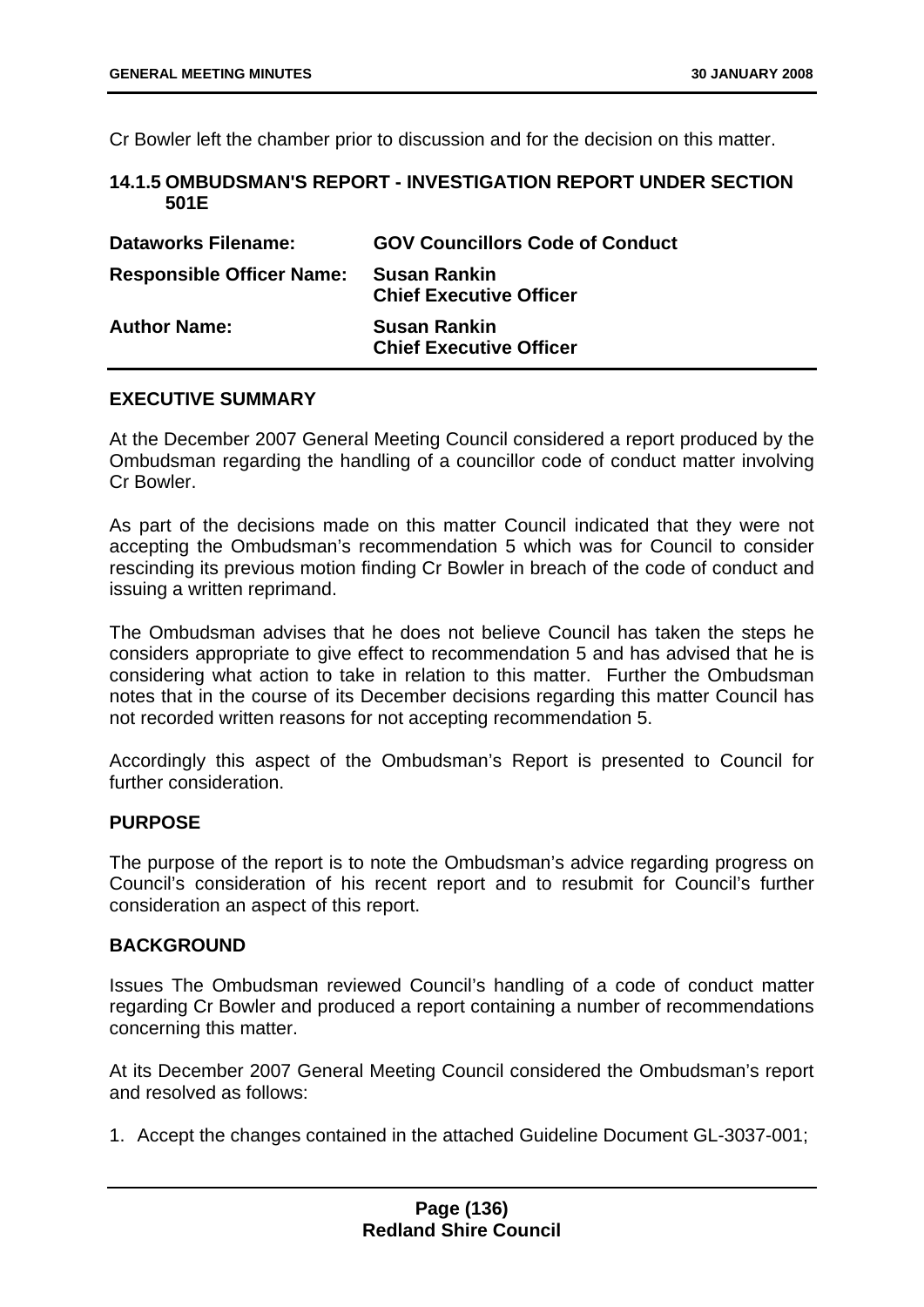Cr Bowler left the chamber prior to discussion and for the decision on this matter.

### 14.1.5 OMBUDSMAN'S REPORT - INVESTIGATION REPORT UNDER SECTION 501E

| | |
|---|---|
| **Dataworks Filename:** | **GOV Councillors Code of Conduct** |
| **Responsible Officer Name:** | **Susan Rankin**<br>**Chief Executive Officer** |
| **Author Name:** | **Susan Rankin**<br>**Chief Executive Officer** |

#### EXECUTIVE SUMMARY

At the December 2007 General Meeting Council considered a report produced by the Ombudsman regarding the handling of a councillor code of conduct matter involving Cr Bowler.

As part of the decisions made on this matter Council indicated that they were not accepting the Ombudsman's recommendation 5 which was for Council to consider rescinding its previous motion finding Cr Bowler in breach of the code of conduct and issuing a written reprimand.

The Ombudsman advises that he does not believe Council has taken the steps he considers appropriate to give effect to recommendation 5 and has advised that he is considering what action to take in relation to this matter. Further the Ombudsman notes that in the course of its December decisions regarding this matter Council has not recorded written reasons for not accepting recommendation 5.

Accordingly this aspect of the Ombudsman's Report is presented to Council for further consideration.

#### PURPOSE

The purpose of the report is to note the Ombudsman's advice regarding progress on Council's consideration of his recent report and to resubmit for Council's further consideration an aspect of this report.

#### BACKGROUND

Issues The Ombudsman reviewed Council's handling of a code of conduct matter regarding Cr Bowler and produced a report containing a number of recommendations concerning this matter.

At its December 2007 General Meeting Council considered the Ombudsman's report and resolved as follows:

1. Accept the changes contained in the attached Guideline Document GL-3037-001;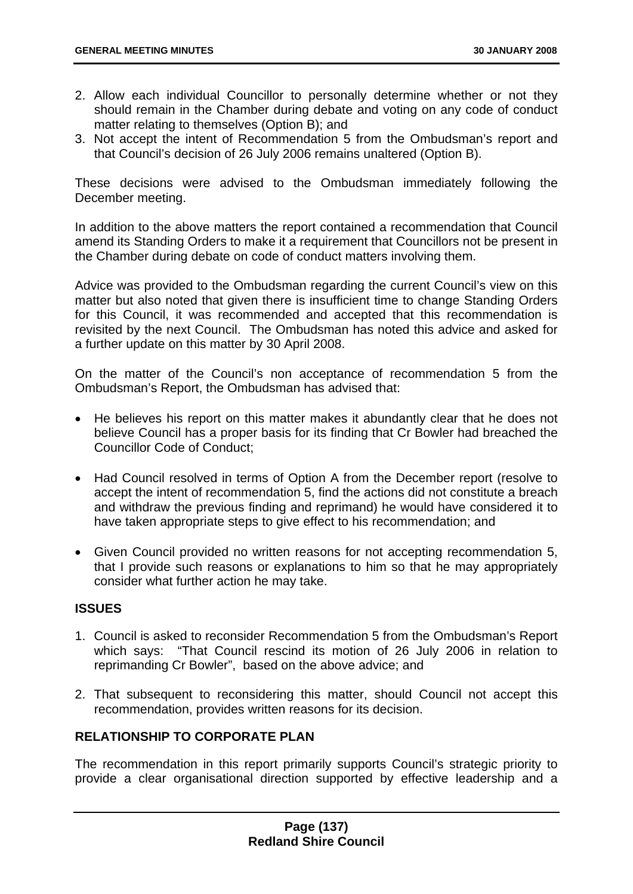2. Allow each individual Councillor to personally determine whether or not they should remain in the Chamber during debate and voting on any code of conduct matter relating to themselves (Option B); and
3. Not accept the intent of Recommendation 5 from the Ombudsman's report and that Council's decision of 26 July 2006 remains unaltered (Option B).

These decisions were advised to the Ombudsman immediately following the December meeting.

In addition to the above matters the report contained a recommendation that Council amend its Standing Orders to make it a requirement that Councillors not be present in the Chamber during debate on code of conduct matters involving them.

Advice was provided to the Ombudsman regarding the current Council's view on this matter but also noted that given there is insufficient time to change Standing Orders for this Council, it was recommended and accepted that this recommendation is revisited by the next Council. The Ombudsman has noted this advice and asked for a further update on this matter by 30 April 2008.

On the matter of the Council's non acceptance of recommendation 5 from the Ombudsman's Report, the Ombudsman has advised that:

- He believes his report on this matter makes it abundantly clear that he does not believe Council has a proper basis for its finding that Cr Bowler had breached the Councillor Code of Conduct;
- Had Council resolved in terms of Option A from the December report (resolve to accept the intent of recommendation 5, find the actions did not constitute a breach and withdraw the previous finding and reprimand) he would have considered it to have taken appropriate steps to give effect to his recommendation; and
- Given Council provided no written reasons for not accepting recommendation 5, that I provide such reasons or explanations to him so that he may appropriately consider what further action he may take.

## ISSUES

1. Council is asked to reconsider Recommendation 5 from the Ombudsman's Report which says: "That Council rescind its motion of 26 July 2006 in relation to reprimanding Cr Bowler", based on the above advice; and
2. That subsequent to reconsidering this matter, should Council not accept this recommendation, provides written reasons for its decision.

## RELATIONSHIP TO CORPORATE PLAN

The recommendation in this report primarily supports Council's strategic priority to provide a clear organisational direction supported by effective leadership and a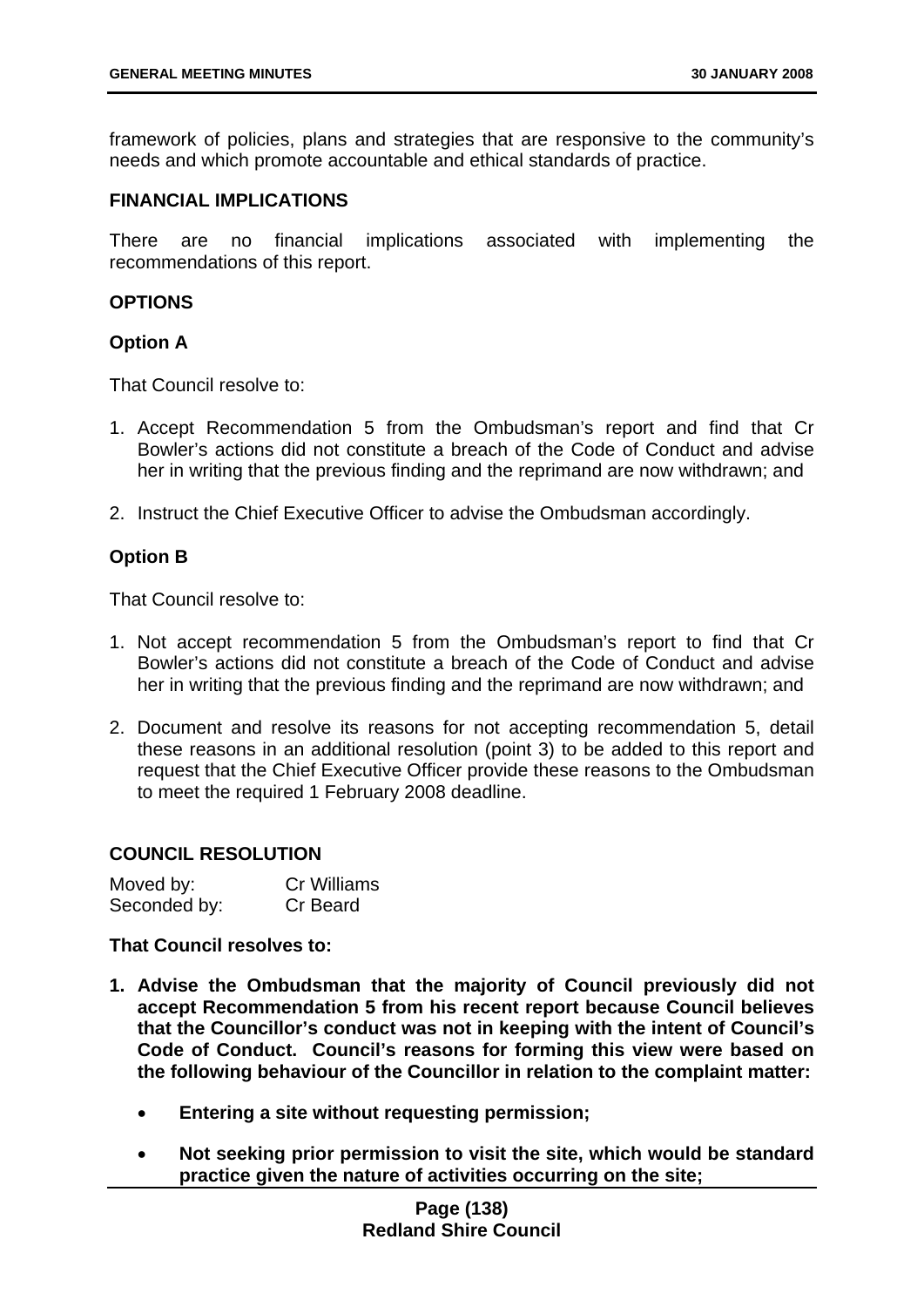framework of policies, plans and strategies that are responsive to the community's needs and which promote accountable and ethical standards of practice.

## FINANCIAL IMPLICATIONS

There are no financial implications associated with implementing the recommendations of this report.

## OPTIONS

### Option A

That Council resolve to:

1. Accept Recommendation 5 from the Ombudsman's report and find that Cr Bowler's actions did not constitute a breach of the Code of Conduct and advise her in writing that the previous finding and the reprimand are now withdrawn; and
2. Instruct the Chief Executive Officer to advise the Ombudsman accordingly.

### Option B

That Council resolve to:

1. Not accept recommendation 5 from the Ombudsman's report to find that Cr Bowler's actions did not constitute a breach of the Code of Conduct and advise her in writing that the previous finding and the reprimand are now withdrawn; and
2. Document and resolve its reasons for not accepting recommendation 5, detail these reasons in an additional resolution (point 3) to be added to this report and request that the Chief Executive Officer provide these reasons to the Ombudsman to meet the required 1 February 2008 deadline.

## COUNCIL RESOLUTION

Moved by: Cr Williams
Seconded by: Cr Beard

**That Council resolves to:**

1. **Advise the Ombudsman that the majority of Council previously did not accept Recommendation 5 from his recent report because Council believes that the Councillor's conduct was not in keeping with the intent of Council's Code of Conduct. Council's reasons for forming this view were based on the following behaviour of the Councillor in relation to the complaint matter:**
   - **Entering a site without requesting permission;**
   - **Not seeking prior permission to visit the site, which would be standard practice given the nature of activities occurring on the site;**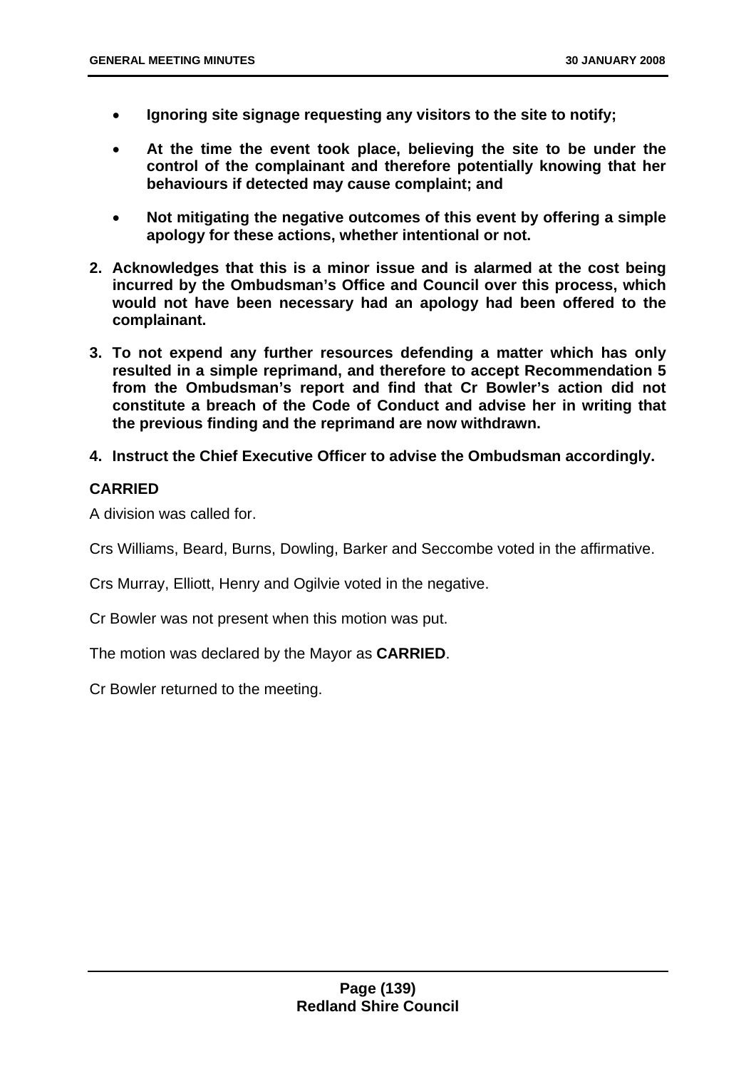- **Ignoring site signage requesting any visitors to the site to notify;**

- **At the time the event took place, believing the site to be under the control of the complainant and therefore potentially knowing that her behaviours if detected may cause complaint; and**

- **Not mitigating the negative outcomes of this event by offering a simple apology for these actions, whether intentional or not.**

2. **Acknowledges that this is a minor issue and is alarmed at the cost being incurred by the Ombudsman's Office and Council over this process, which would not have been necessary had an apology had been offered to the complainant.**

3. **To not expend any further resources defending a matter which has only resulted in a simple reprimand, and therefore to accept Recommendation 5 from the Ombudsman's report and find that Cr Bowler's action did not constitute a breach of the Code of Conduct and advise her in writing that the previous finding and the reprimand are now withdrawn.**

4. **Instruct the Chief Executive Officer to advise the Ombudsman accordingly.**

**CARRIED**

A division was called for.

Crs Williams, Beard, Burns, Dowling, Barker and Seccombe voted in the affirmative.

Crs Murray, Elliott, Henry and Ogilvie voted in the negative.

Cr Bowler was not present when this motion was put.

The motion was declared by the Mayor as **CARRIED**.

Cr Bowler returned to the meeting.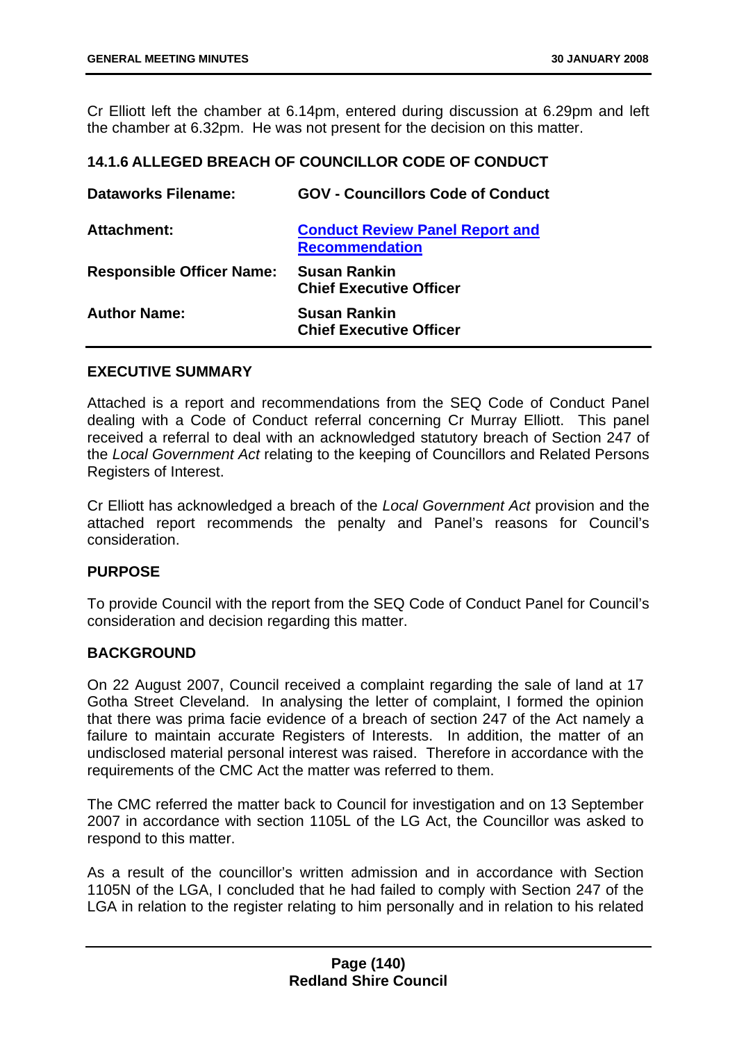Cr Elliott left the chamber at 6.14pm, entered during discussion at 6.29pm and left the chamber at 6.32pm. He was not present for the decision on this matter.

### 14.1.6 ALLEGED BREACH OF COUNCILLOR CODE OF CONDUCT

| | |
|---|---|
| **Dataworks Filename:** | **GOV - Councillors Code of Conduct** |
| **Attachment:** | **Conduct Review Panel Report and Recommendation** |
| **Responsible Officer Name:** | **Susan Rankin**<br>**Chief Executive Officer** |
| **Author Name:** | **Susan Rankin**<br>**Chief Executive Officer** |

#### EXECUTIVE SUMMARY

Attached is a report and recommendations from the SEQ Code of Conduct Panel dealing with a Code of Conduct referral concerning Cr Murray Elliott. This panel received a referral to deal with an acknowledged statutory breach of Section 247 of the *Local Government Act* relating to the keeping of Councillors and Related Persons Registers of Interest.

Cr Elliott has acknowledged a breach of the *Local Government Act* provision and the attached report recommends the penalty and Panel's reasons for Council's consideration.

#### PURPOSE

To provide Council with the report from the SEQ Code of Conduct Panel for Council's consideration and decision regarding this matter.

#### BACKGROUND

On 22 August 2007, Council received a complaint regarding the sale of land at 17 Gotha Street Cleveland. In analysing the letter of complaint, I formed the opinion that there was prima facie evidence of a breach of section 247 of the Act namely a failure to maintain accurate Registers of Interests. In addition, the matter of an undisclosed material personal interest was raised. Therefore in accordance with the requirements of the CMC Act the matter was referred to them.

The CMC referred the matter back to Council for investigation and on 13 September 2007 in accordance with section 1105L of the LG Act, the Councillor was asked to respond to this matter.

As a result of the councillor's written admission and in accordance with Section 1105N of the LGA, I concluded that he had failed to comply with Section 247 of the LGA in relation to the register relating to him personally and in relation to his related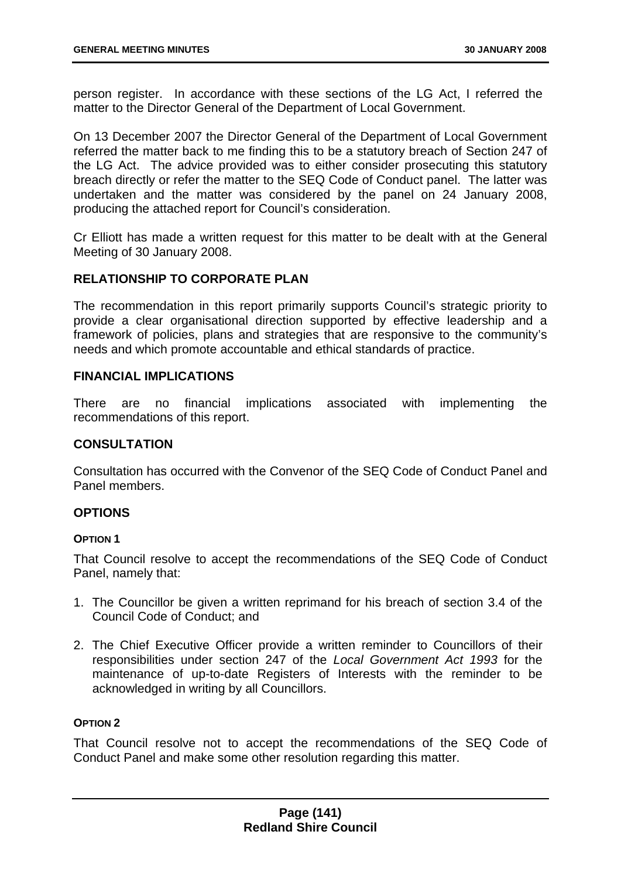person register. In accordance with these sections of the LG Act, I referred the matter to the Director General of the Department of Local Government.

On 13 December 2007 the Director General of the Department of Local Government referred the matter back to me finding this to be a statutory breach of Section 247 of the LG Act. The advice provided was to either consider prosecuting this statutory breach directly or refer the matter to the SEQ Code of Conduct panel. The latter was undertaken and the matter was considered by the panel on 24 January 2008, producing the attached report for Council's consideration.

Cr Elliott has made a written request for this matter to be dealt with at the General Meeting of 30 January 2008.

## RELATIONSHIP TO CORPORATE PLAN

The recommendation in this report primarily supports Council's strategic priority to provide a clear organisational direction supported by effective leadership and a framework of policies, plans and strategies that are responsive to the community's needs and which promote accountable and ethical standards of practice.

## FINANCIAL IMPLICATIONS

There are no financial implications associated with implementing the recommendations of this report.

## CONSULTATION

Consultation has occurred with the Convenor of the SEQ Code of Conduct Panel and Panel members.

## OPTIONS

#### OPTION 1

That Council resolve to accept the recommendations of the SEQ Code of Conduct Panel, namely that:

1. The Councillor be given a written reprimand for his breach of section 3.4 of the Council Code of Conduct; and
2. The Chief Executive Officer provide a written reminder to Councillors of their responsibilities under section 247 of the *Local Government Act 1993* for the maintenance of up-to-date Registers of Interests with the reminder to be acknowledged in writing by all Councillors.

#### OPTION 2

That Council resolve not to accept the recommendations of the SEQ Code of Conduct Panel and make some other resolution regarding this matter.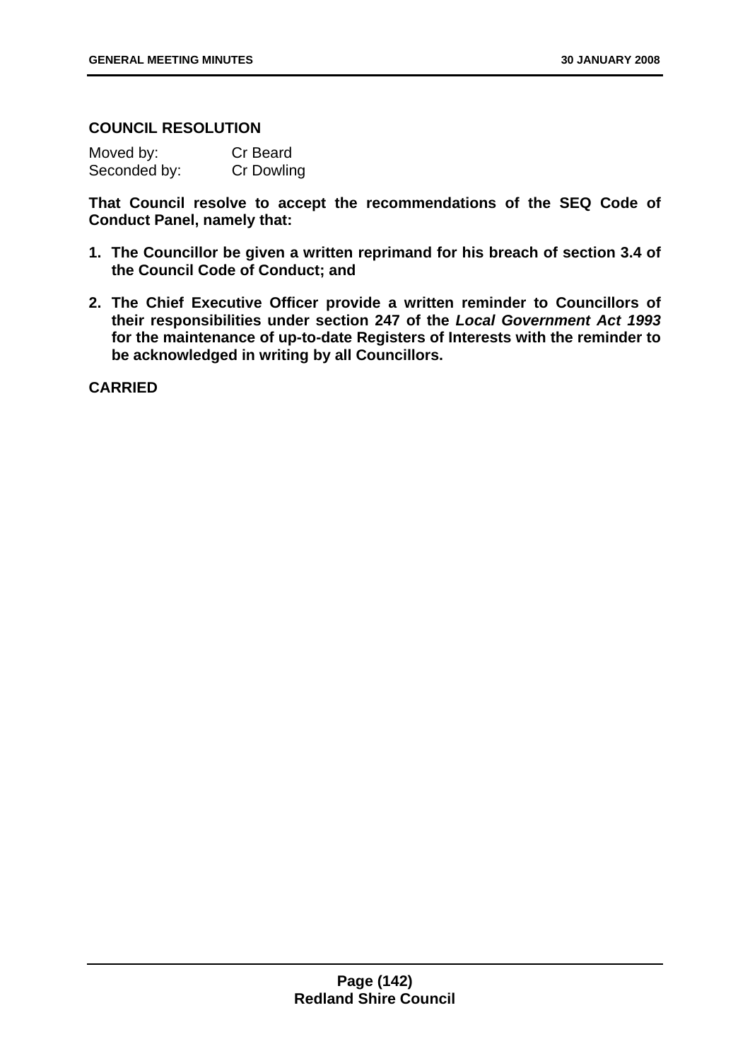**COUNCIL RESOLUTION**

| Moved by: | Cr Beard |
|---|---|
| Seconded by: | Cr Dowling |

**That Council resolve to accept the recommendations of the SEQ Code of Conduct Panel, namely that:**

1. **The Councillor be given a written reprimand for his breach of section 3.4 of the Council Code of Conduct; and**
2. **The Chief Executive Officer provide a written reminder to Councillors of their responsibilities under section 247 of the *Local Government Act 1993* for the maintenance of up-to-date Registers of Interests with the reminder to be acknowledged in writing by all Councillors.**

**CARRIED**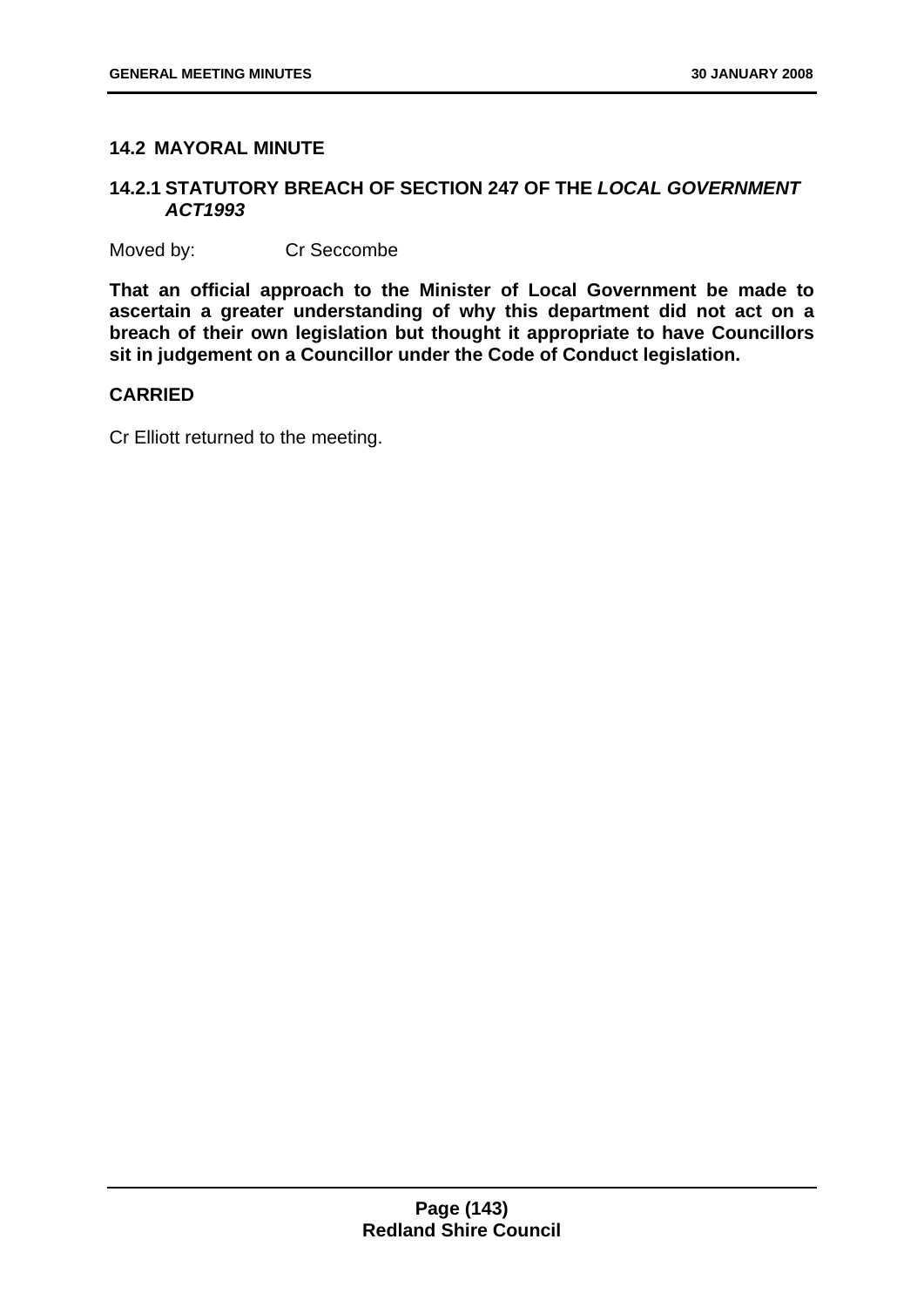## 14.2 MAYORAL MINUTE

### 14.2.1 STATUTORY BREACH OF SECTION 247 OF THE *LOCAL GOVERNMENT ACT1993*

Moved by: Cr Seccombe

**That an official approach to the Minister of Local Government be made to ascertain a greater understanding of why this department did not act on a breach of their own legislation but thought it appropriate to have Councillors sit in judgement on a Councillor under the Code of Conduct legislation.**

**CARRIED**

Cr Elliott returned to the meeting.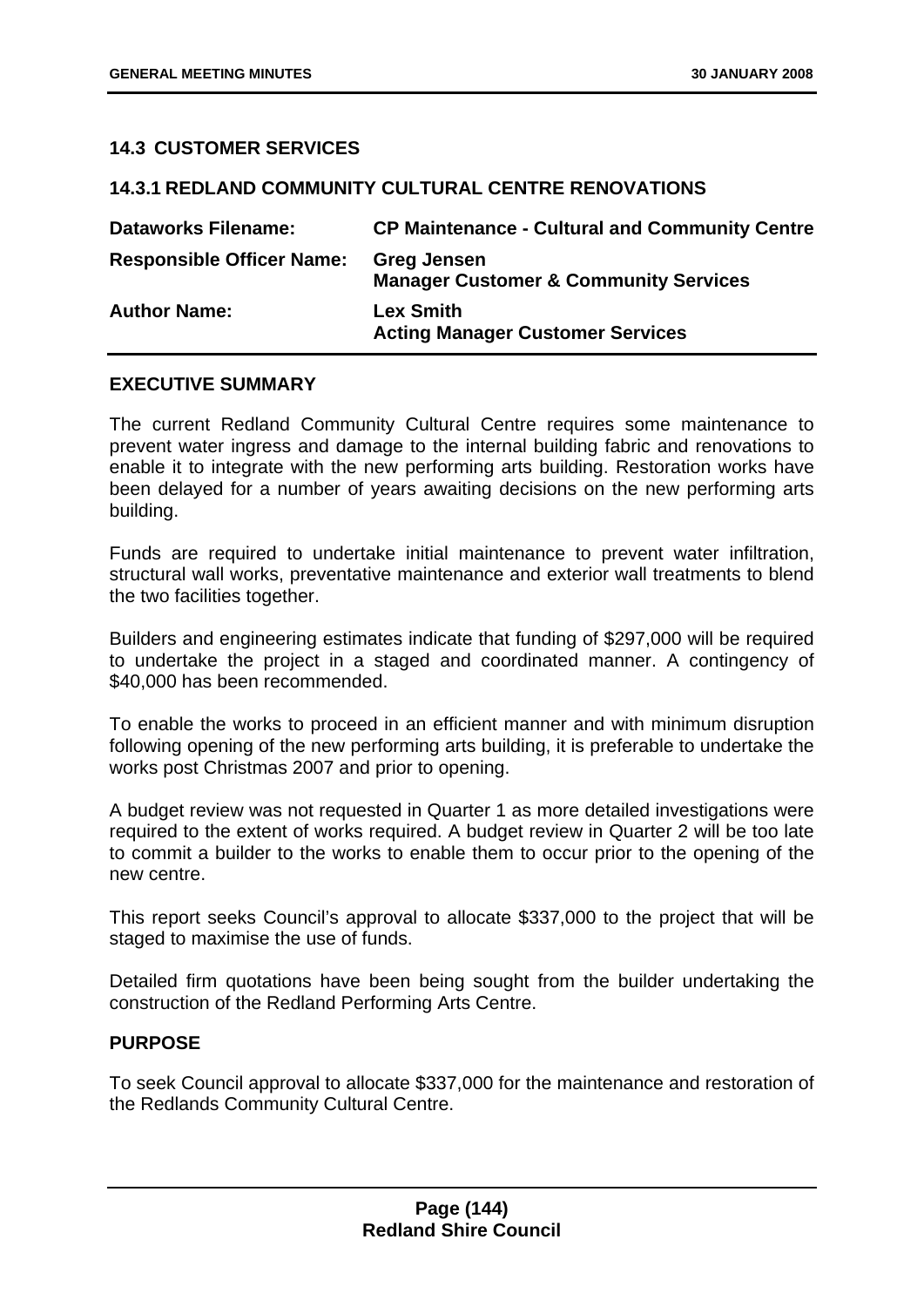## 14.3 CUSTOMER SERVICES

### 14.3.1 REDLAND COMMUNITY CULTURAL CENTRE RENOVATIONS

| | |
|---|---|
| **Dataworks Filename:** | **CP Maintenance - Cultural and Community Centre** |
| **Responsible Officer Name:** | **Greg Jensen**<br>**Manager Customer & Community Services** |
| **Author Name:** | **Lex Smith**<br>**Acting Manager Customer Services** |

**EXECUTIVE SUMMARY**

The current Redland Community Cultural Centre requires some maintenance to prevent water ingress and damage to the internal building fabric and renovations to enable it to integrate with the new performing arts building. Restoration works have been delayed for a number of years awaiting decisions on the new performing arts building.

Funds are required to undertake initial maintenance to prevent water infiltration, structural wall works, preventative maintenance and exterior wall treatments to blend the two facilities together.

Builders and engineering estimates indicate that funding of $297,000 will be required to undertake the project in a staged and coordinated manner. A contingency of $40,000 has been recommended.

To enable the works to proceed in an efficient manner and with minimum disruption following opening of the new performing arts building, it is preferable to undertake the works post Christmas 2007 and prior to opening.

A budget review was not requested in Quarter 1 as more detailed investigations were required to the extent of works required. A budget review in Quarter 2 will be too late to commit a builder to the works to enable them to occur prior to the opening of the new centre.

This report seeks Council's approval to allocate $337,000 to the project that will be staged to maximise the use of funds.

Detailed firm quotations have been being sought from the builder undertaking the construction of the Redland Performing Arts Centre.

**PURPOSE**

To seek Council approval to allocate $337,000 for the maintenance and restoration of the Redlands Community Cultural Centre.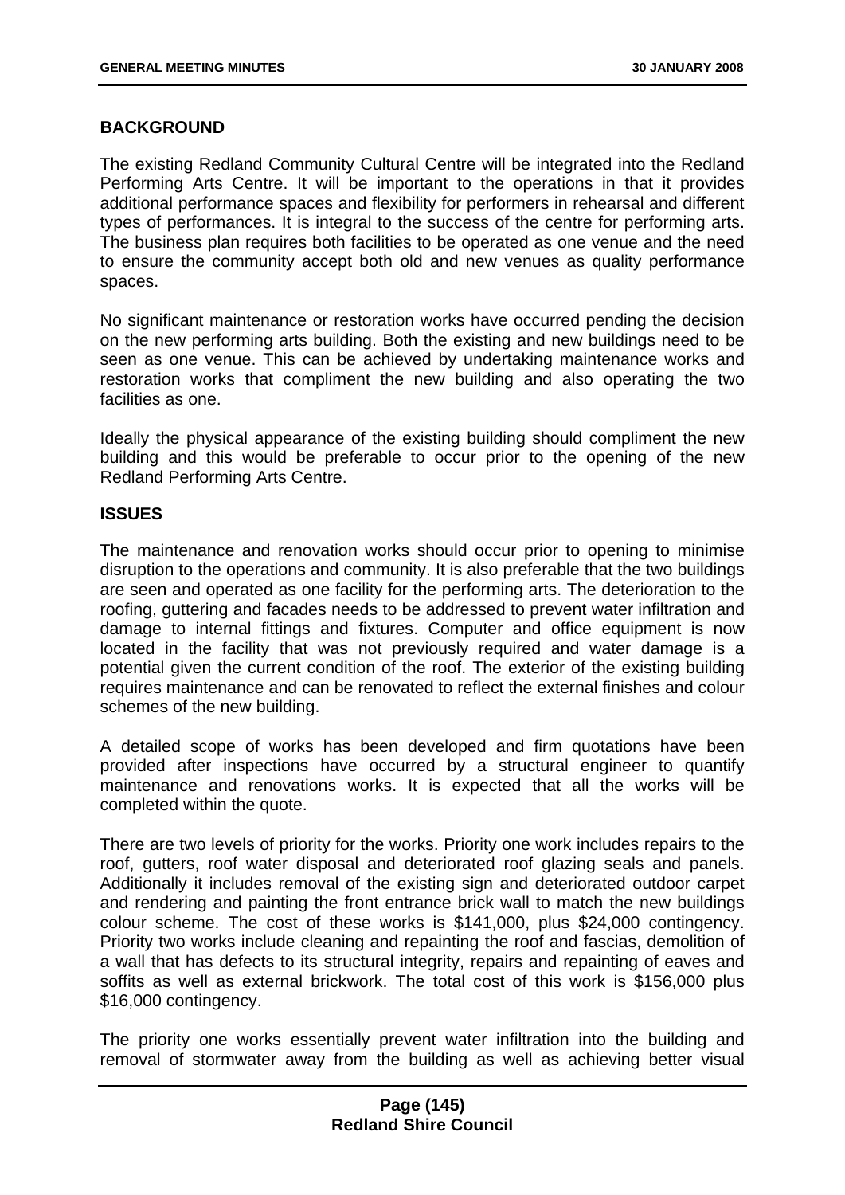## BACKGROUND

The existing Redland Community Cultural Centre will be integrated into the Redland Performing Arts Centre. It will be important to the operations in that it provides additional performance spaces and flexibility for performers in rehearsal and different types of performances. It is integral to the success of the centre for performing arts. The business plan requires both facilities to be operated as one venue and the need to ensure the community accept both old and new venues as quality performance spaces.

No significant maintenance or restoration works have occurred pending the decision on the new performing arts building. Both the existing and new buildings need to be seen as one venue. This can be achieved by undertaking maintenance works and restoration works that compliment the new building and also operating the two facilities as one.

Ideally the physical appearance of the existing building should compliment the new building and this would be preferable to occur prior to the opening of the new Redland Performing Arts Centre.

## ISSUES

The maintenance and renovation works should occur prior to opening to minimise disruption to the operations and community. It is also preferable that the two buildings are seen and operated as one facility for the performing arts. The deterioration to the roofing, guttering and facades needs to be addressed to prevent water infiltration and damage to internal fittings and fixtures. Computer and office equipment is now located in the facility that was not previously required and water damage is a potential given the current condition of the roof. The exterior of the existing building requires maintenance and can be renovated to reflect the external finishes and colour schemes of the new building.

A detailed scope of works has been developed and firm quotations have been provided after inspections have occurred by a structural engineer to quantify maintenance and renovations works. It is expected that all the works will be completed within the quote.

There are two levels of priority for the works. Priority one work includes repairs to the roof, gutters, roof water disposal and deteriorated roof glazing seals and panels. Additionally it includes removal of the existing sign and deteriorated outdoor carpet and rendering and painting the front entrance brick wall to match the new buildings colour scheme. The cost of these works is $141,000, plus $24,000 contingency. Priority two works include cleaning and repainting the roof and fascias, demolition of a wall that has defects to its structural integrity, repairs and repainting of eaves and soffits as well as external brickwork. The total cost of this work is $156,000 plus $16,000 contingency.

The priority one works essentially prevent water infiltration into the building and removal of stormwater away from the building as well as achieving better visual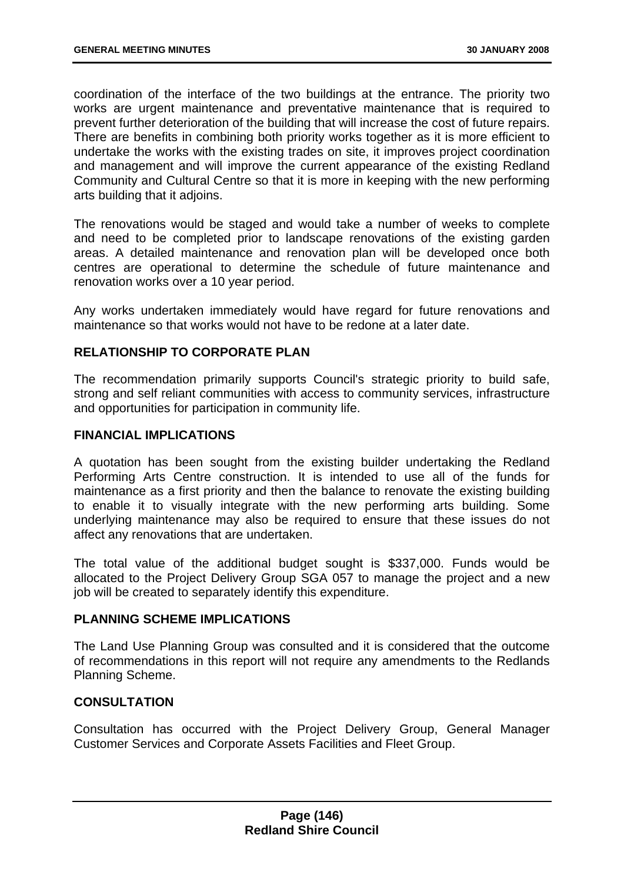coordination of the interface of the two buildings at the entrance. The priority two works are urgent maintenance and preventative maintenance that is required to prevent further deterioration of the building that will increase the cost of future repairs. There are benefits in combining both priority works together as it is more efficient to undertake the works with the existing trades on site, it improves project coordination and management and will improve the current appearance of the existing Redland Community and Cultural Centre so that it is more in keeping with the new performing arts building that it adjoins.

The renovations would be staged and would take a number of weeks to complete and need to be completed prior to landscape renovations of the existing garden areas. A detailed maintenance and renovation plan will be developed once both centres are operational to determine the schedule of future maintenance and renovation works over a 10 year period.

Any works undertaken immediately would have regard for future renovations and maintenance so that works would not have to be redone at a later date.

## RELATIONSHIP TO CORPORATE PLAN

The recommendation primarily supports Council's strategic priority to build safe, strong and self reliant communities with access to community services, infrastructure and opportunities for participation in community life.

## FINANCIAL IMPLICATIONS

A quotation has been sought from the existing builder undertaking the Redland Performing Arts Centre construction. It is intended to use all of the funds for maintenance as a first priority and then the balance to renovate the existing building to enable it to visually integrate with the new performing arts building. Some underlying maintenance may also be required to ensure that these issues do not affect any renovations that are undertaken.

The total value of the additional budget sought is $337,000. Funds would be allocated to the Project Delivery Group SGA 057 to manage the project and a new job will be created to separately identify this expenditure.

## PLANNING SCHEME IMPLICATIONS

The Land Use Planning Group was consulted and it is considered that the outcome of recommendations in this report will not require any amendments to the Redlands Planning Scheme.

## CONSULTATION

Consultation has occurred with the Project Delivery Group, General Manager Customer Services and Corporate Assets Facilities and Fleet Group.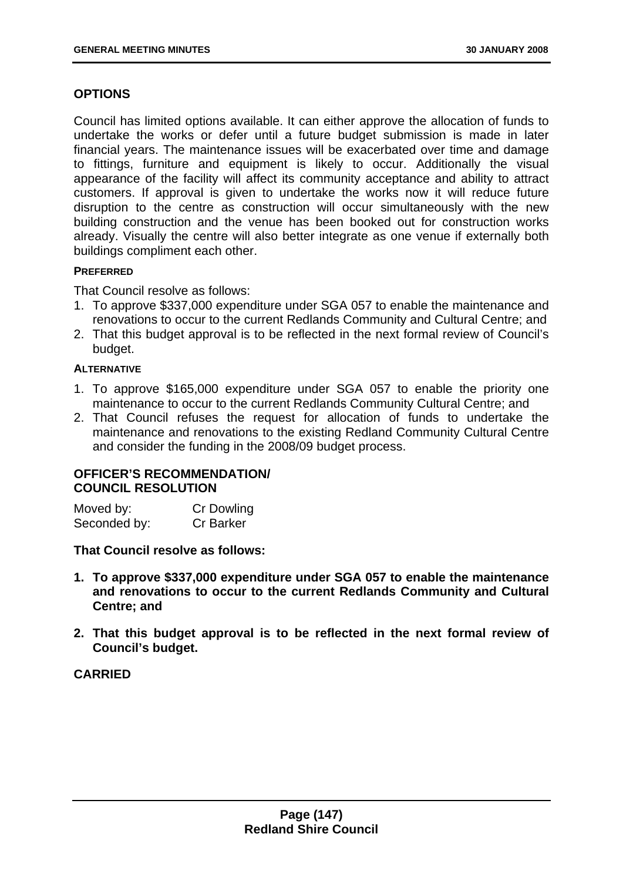## OPTIONS

Council has limited options available. It can either approve the allocation of funds to undertake the works or defer until a future budget submission is made in later financial years. The maintenance issues will be exacerbated over time and damage to fittings, furniture and equipment is likely to occur. Additionally the visual appearance of the facility will affect its community acceptance and ability to attract customers. If approval is given to undertake the works now it will reduce future disruption to the centre as construction will occur simultaneously with the new building construction and the venue has been booked out for construction works already. Visually the centre will also better integrate as one venue if externally both buildings compliment each other.

#### PREFERRED

That Council resolve as follows:

1. To approve $337,000 expenditure under SGA 057 to enable the maintenance and renovations to occur to the current Redlands Community and Cultural Centre; and
2. That this budget approval is to be reflected in the next formal review of Council's budget.

#### ALTERNATIVE

1. To approve $165,000 expenditure under SGA 057 to enable the priority one maintenance to occur to the current Redlands Community Cultural Centre; and
2. That Council refuses the request for allocation of funds to undertake the maintenance and renovations to the existing Redland Community Cultural Centre and consider the funding in the 2008/09 budget process.

### OFFICER'S RECOMMENDATION/ COUNCIL RESOLUTION

Moved by: Cr Dowling
Seconded by: Cr Barker

**That Council resolve as follows:**

1. **To approve $337,000 expenditure under SGA 057 to enable the maintenance and renovations to occur to the current Redlands Community and Cultural Centre; and**

2. **That this budget approval is to be reflected in the next formal review of Council's budget.**

**CARRIED**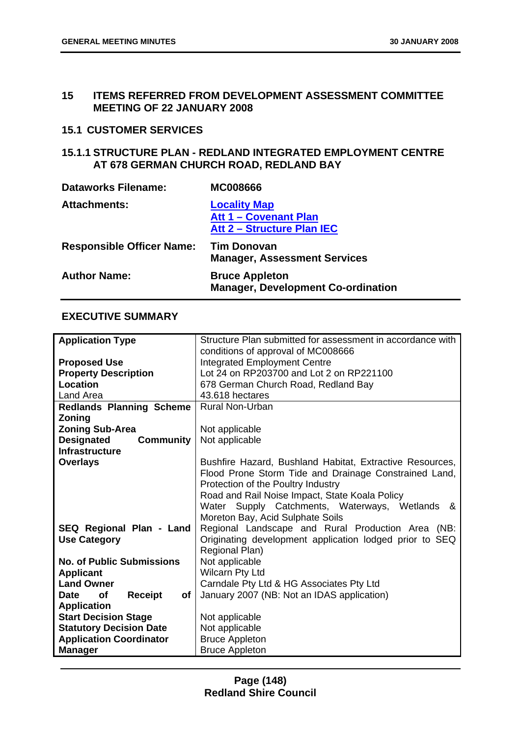## 15 ITEMS REFERRED FROM DEVELOPMENT ASSESSMENT COMMITTEE MEETING OF 22 JANUARY 2008

### 15.1 CUSTOMER SERVICES

#### 15.1.1 STRUCTURE PLAN - REDLAND INTEGRATED EMPLOYMENT CENTRE AT 678 GERMAN CHURCH ROAD, REDLAND BAY

| | |
|---|---|
| **Dataworks Filename:** | **MC008666** |
| **Attachments:** | **Locality Map**<br>**Att 1 – Covenant Plan**<br>**Att 2 – Structure Plan IEC** |
| **Responsible Officer Name:** | **Tim Donovan**<br>**Manager, Assessment Services** |
| **Author Name:** | **Bruce Appleton**<br>**Manager, Development Co-ordination** |

**EXECUTIVE SUMMARY**

| | |
|---|---|
| **Application Type** | Structure Plan submitted for assessment in accordance with conditions of approval of MC008666 |
| **Proposed Use** | Integrated Employment Centre |
| **Property Description** | Lot 24 on RP203700 and Lot 2 on RP221100 |
| **Location** | 678 German Church Road, Redland Bay |
| Land Area | 43.618 hectares |
| **Redlands Planning Scheme Zoning** | Rural Non-Urban |
| **Zoning Sub-Area** | Not applicable |
| **Designated Community Infrastructure** | Not applicable |
| **Overlays** | Bushfire Hazard, Bushland Habitat, Extractive Resources, Flood Prone Storm Tide and Drainage Constrained Land, Protection of the Poultry Industry<br>Road and Rail Noise Impact, State Koala Policy<br>Water Supply Catchments, Waterways, Wetlands & Moreton Bay, Acid Sulphate Soils |
| **SEQ Regional Plan - Land Use Category** | Regional Landscape and Rural Production Area (NB: Originating development application lodged prior to SEQ Regional Plan) |
| **No. of Public Submissions** | Not applicable |
| **Applicant** | Wilcarn Pty Ltd |
| **Land Owner** | Carndale Pty Ltd & HG Associates Pty Ltd |
| **Date of Receipt of Application** | January 2007 (NB: Not an IDAS application) |
| **Start Decision Stage** | Not applicable |
| **Statutory Decision Date** | Not applicable |
| **Application Coordinator** | Bruce Appleton |
| **Manager** | Bruce Appleton |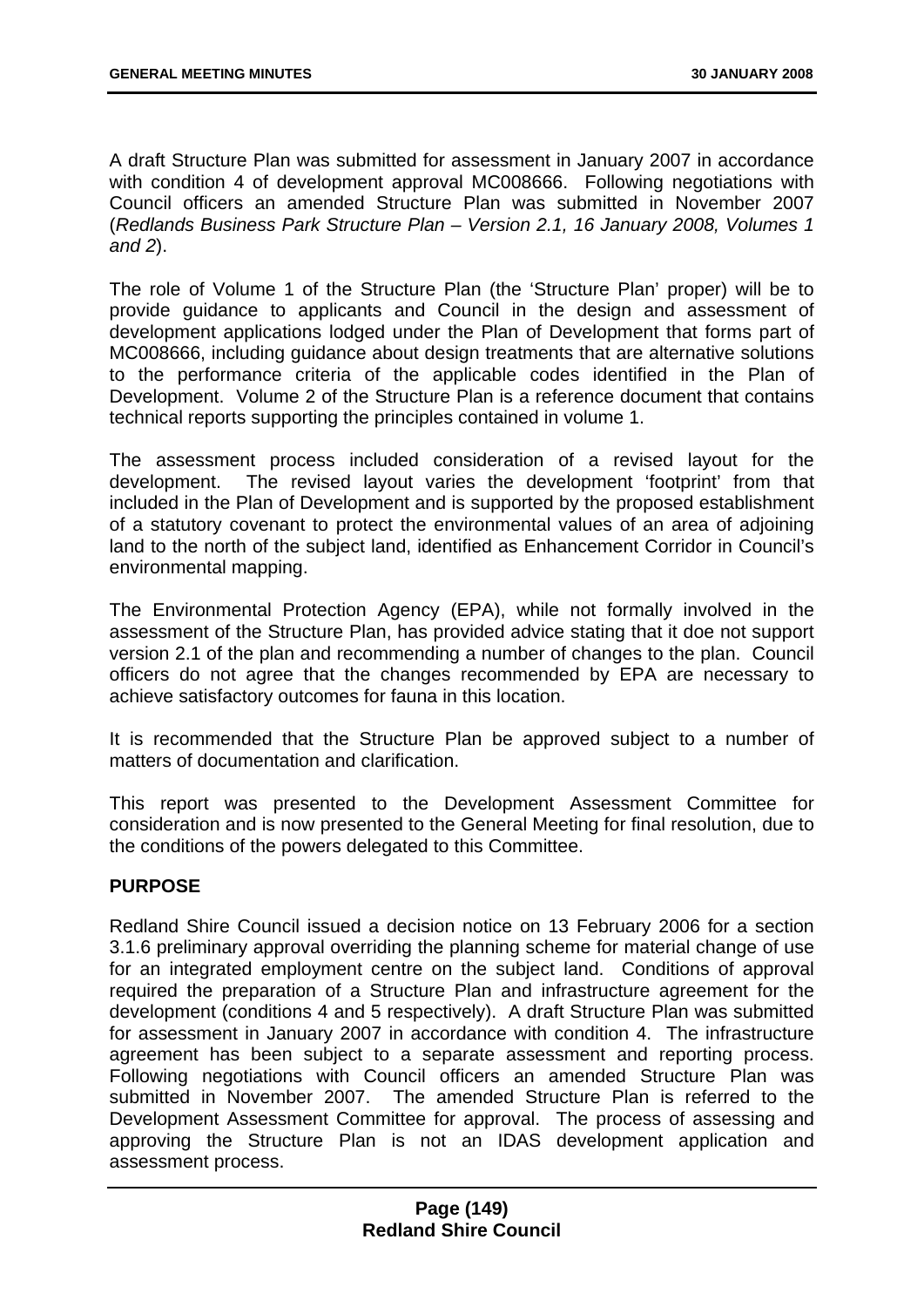A draft Structure Plan was submitted for assessment in January 2007 in accordance with condition 4 of development approval MC008666. Following negotiations with Council officers an amended Structure Plan was submitted in November 2007 (*Redlands Business Park Structure Plan – Version 2.1, 16 January 2008, Volumes 1 and 2*).

The role of Volume 1 of the Structure Plan (the 'Structure Plan' proper) will be to provide guidance to applicants and Council in the design and assessment of development applications lodged under the Plan of Development that forms part of MC008666, including guidance about design treatments that are alternative solutions to the performance criteria of the applicable codes identified in the Plan of Development. Volume 2 of the Structure Plan is a reference document that contains technical reports supporting the principles contained in volume 1.

The assessment process included consideration of a revised layout for the development. The revised layout varies the development 'footprint' from that included in the Plan of Development and is supported by the proposed establishment of a statutory covenant to protect the environmental values of an area of adjoining land to the north of the subject land, identified as Enhancement Corridor in Council's environmental mapping.

The Environmental Protection Agency (EPA), while not formally involved in the assessment of the Structure Plan, has provided advice stating that it doe not support version 2.1 of the plan and recommending a number of changes to the plan. Council officers do not agree that the changes recommended by EPA are necessary to achieve satisfactory outcomes for fauna in this location.

It is recommended that the Structure Plan be approved subject to a number of matters of documentation and clarification.

This report was presented to the Development Assessment Committee for consideration and is now presented to the General Meeting for final resolution, due to the conditions of the powers delegated to this Committee.

## PURPOSE

Redland Shire Council issued a decision notice on 13 February 2006 for a section 3.1.6 preliminary approval overriding the planning scheme for material change of use for an integrated employment centre on the subject land. Conditions of approval required the preparation of a Structure Plan and infrastructure agreement for the development (conditions 4 and 5 respectively). A draft Structure Plan was submitted for assessment in January 2007 in accordance with condition 4. The infrastructure agreement has been subject to a separate assessment and reporting process. Following negotiations with Council officers an amended Structure Plan was submitted in November 2007. The amended Structure Plan is referred to the Development Assessment Committee for approval. The process of assessing and approving the Structure Plan is not an IDAS development application and assessment process.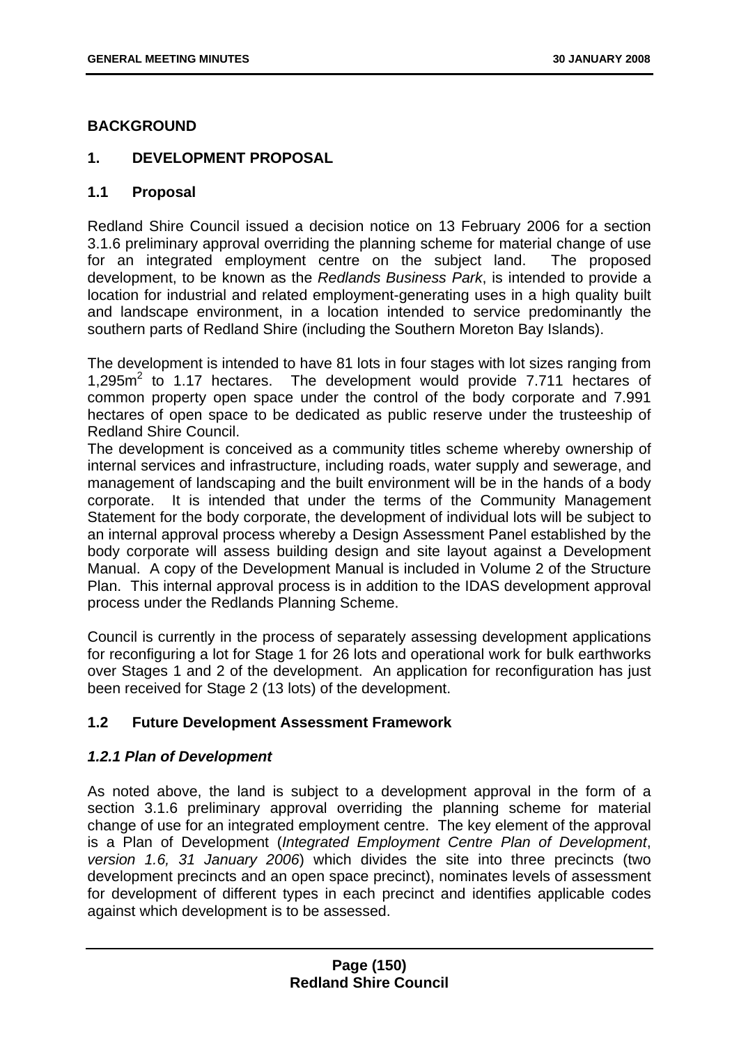## BACKGROUND

### 1. DEVELOPMENT PROPOSAL

#### 1.1 Proposal

Redland Shire Council issued a decision notice on 13 February 2006 for a section 3.1.6 preliminary approval overriding the planning scheme for material change of use for an integrated employment centre on the subject land. The proposed development, to be known as the *Redlands Business Park*, is intended to provide a location for industrial and related employment-generating uses in a high quality built and landscape environment, in a location intended to service predominantly the southern parts of Redland Shire (including the Southern Moreton Bay Islands).

The development is intended to have 81 lots in four stages with lot sizes ranging from 1,295m$^2$ to 1.17 hectares. The development would provide 7.711 hectares of common property open space under the control of the body corporate and 7.991 hectares of open space to be dedicated as public reserve under the trusteeship of Redland Shire Council.

The development is conceived as a community titles scheme whereby ownership of internal services and infrastructure, including roads, water supply and sewerage, and management of landscaping and the built environment will be in the hands of a body corporate. It is intended that under the terms of the Community Management Statement for the body corporate, the development of individual lots will be subject to an internal approval process whereby a Design Assessment Panel established by the body corporate will assess building design and site layout against a Development Manual. A copy of the Development Manual is included in Volume 2 of the Structure Plan. This internal approval process is in addition to the IDAS development approval process under the Redlands Planning Scheme.

Council is currently in the process of separately assessing development applications for reconfiguring a lot for Stage 1 for 26 lots and operational work for bulk earthworks over Stages 1 and 2 of the development. An application for reconfiguration has just been received for Stage 2 (13 lots) of the development.

#### 1.2 Future Development Assessment Framework

##### *1.2.1 Plan of Development*

As noted above, the land is subject to a development approval in the form of a section 3.1.6 preliminary approval overriding the planning scheme for material change of use for an integrated employment centre. The key element of the approval is a Plan of Development (*Integrated Employment Centre Plan of Development, version 1.6, 31 January 2006*) which divides the site into three precincts (two development precincts and an open space precinct), nominates levels of assessment for development of different types in each precinct and identifies applicable codes against which development is to be assessed.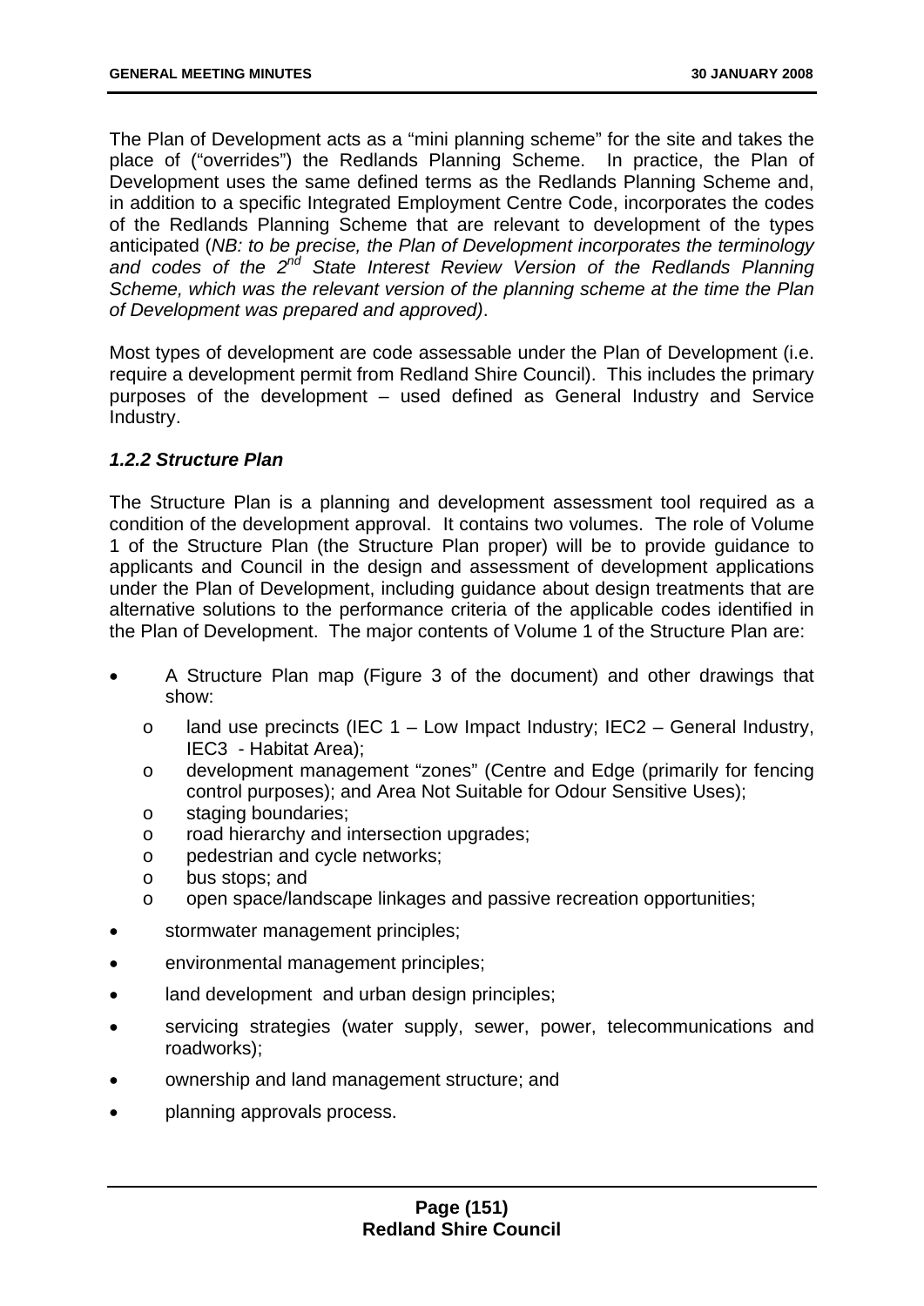The Plan of Development acts as a "mini planning scheme" for the site and takes the place of ("overrides") the Redlands Planning Scheme. In practice, the Plan of Development uses the same defined terms as the Redlands Planning Scheme and, in addition to a specific Integrated Employment Centre Code, incorporates the codes of the Redlands Planning Scheme that are relevant to development of the types anticipated (*NB: to be precise, the Plan of Development incorporates the terminology and codes of the 2nd State Interest Review Version of the Redlands Planning Scheme, which was the relevant version of the planning scheme at the time the Plan of Development was prepared and approved)*.

Most types of development are code assessable under the Plan of Development (i.e. require a development permit from Redland Shire Council). This includes the primary purposes of the development – used defined as General Industry and Service Industry.

### *1.2.2 Structure Plan*

The Structure Plan is a planning and development assessment tool required as a condition of the development approval. It contains two volumes. The role of Volume 1 of the Structure Plan (the Structure Plan proper) will be to provide guidance to applicants and Council in the design and assessment of development applications under the Plan of Development, including guidance about design treatments that are alternative solutions to the performance criteria of the applicable codes identified in the Plan of Development. The major contents of Volume 1 of the Structure Plan are:

- A Structure Plan map (Figure 3 of the document) and other drawings that show:
  - land use precincts (IEC 1 – Low Impact Industry; IEC2 – General Industry, IEC3 - Habitat Area);
  - development management "zones" (Centre and Edge (primarily for fencing control purposes); and Area Not Suitable for Odour Sensitive Uses);
  - staging boundaries;
  - road hierarchy and intersection upgrades;
  - pedestrian and cycle networks;
  - bus stops; and
  - open space/landscape linkages and passive recreation opportunities;
- stormwater management principles;
- environmental management principles;
- land development and urban design principles;
- servicing strategies (water supply, sewer, power, telecommunications and roadworks);
- ownership and land management structure; and
- planning approvals process.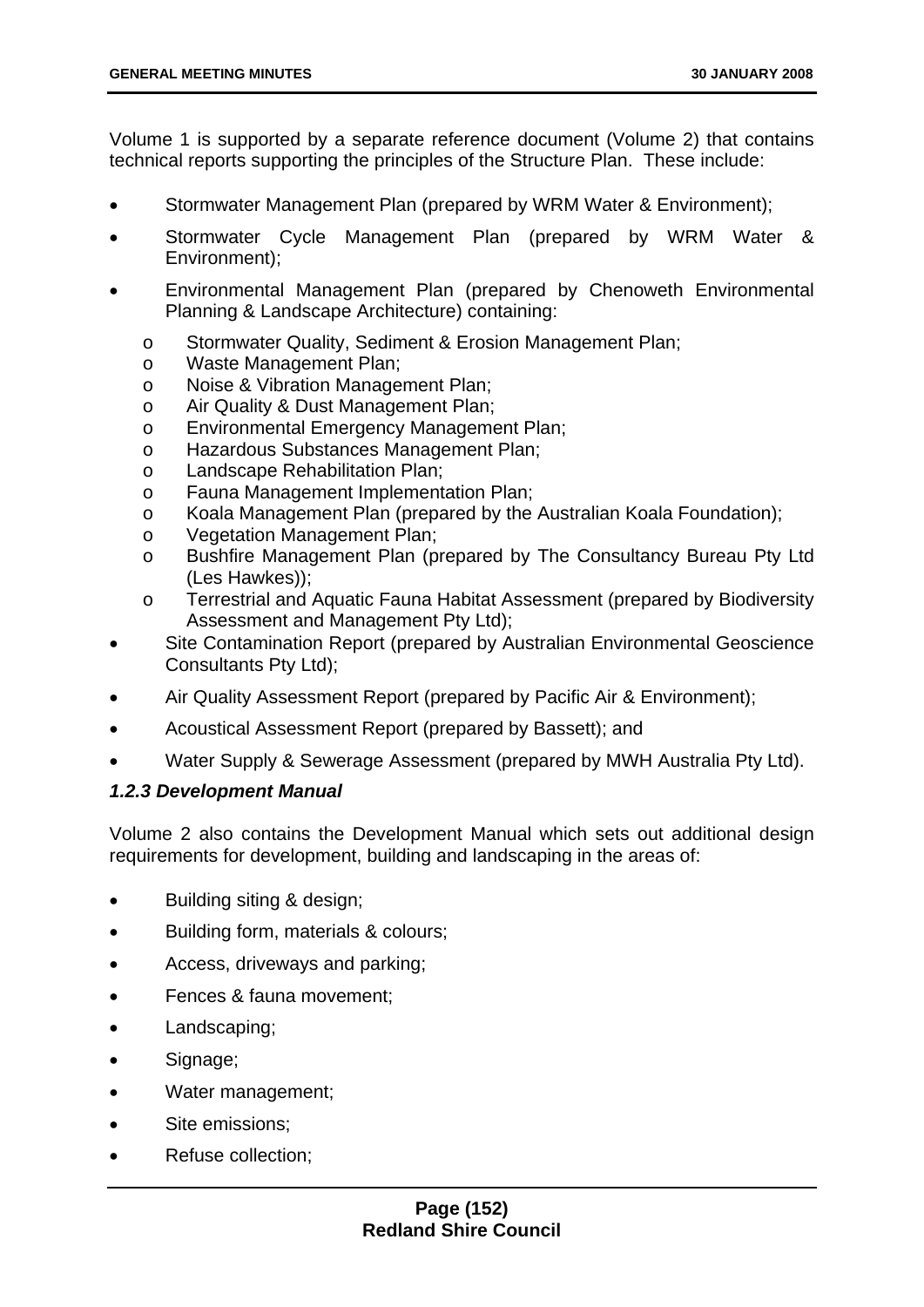Volume 1 is supported by a separate reference document (Volume 2) that contains technical reports supporting the principles of the Structure Plan. These include:

- Stormwater Management Plan (prepared by WRM Water & Environment);
- Stormwater Cycle Management Plan (prepared by WRM Water & Environment);
- Environmental Management Plan (prepared by Chenoweth Environmental Planning & Landscape Architecture) containing:
  - Stormwater Quality, Sediment & Erosion Management Plan;
  - Waste Management Plan;
  - Noise & Vibration Management Plan;
  - Air Quality & Dust Management Plan;
  - Environmental Emergency Management Plan;
  - Hazardous Substances Management Plan;
  - Landscape Rehabilitation Plan;
  - Fauna Management Implementation Plan;
  - Koala Management Plan (prepared by the Australian Koala Foundation);
  - Vegetation Management Plan;
  - Bushfire Management Plan (prepared by The Consultancy Bureau Pty Ltd (Les Hawkes));
  - Terrestrial and Aquatic Fauna Habitat Assessment (prepared by Biodiversity Assessment and Management Pty Ltd);
- Site Contamination Report (prepared by Australian Environmental Geoscience Consultants Pty Ltd);
- Air Quality Assessment Report (prepared by Pacific Air & Environment);
- Acoustical Assessment Report (prepared by Bassett); and
- Water Supply & Sewerage Assessment (prepared by MWH Australia Pty Ltd).

### *1.2.3 Development Manual*

Volume 2 also contains the Development Manual which sets out additional design requirements for development, building and landscaping in the areas of:

- Building siting & design;
- Building form, materials & colours;
- Access, driveways and parking;
- Fences & fauna movement;
- Landscaping;
- Signage;
- Water management;
- Site emissions;
- Refuse collection;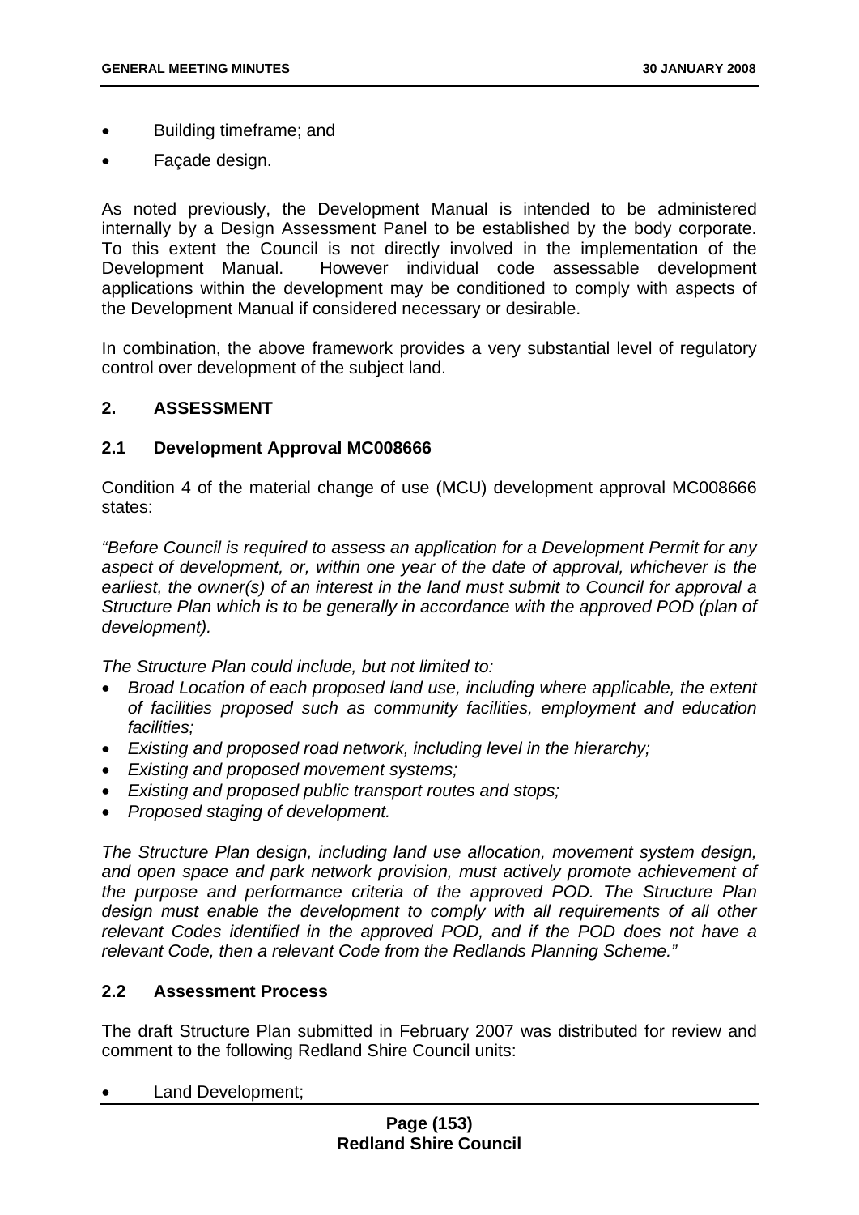- Building timeframe; and
- Façade design.

As noted previously, the Development Manual is intended to be administered internally by a Design Assessment Panel to be established by the body corporate. To this extent the Council is not directly involved in the implementation of the Development Manual. However individual code assessable development applications within the development may be conditioned to comply with aspects of the Development Manual if considered necessary or desirable.

In combination, the above framework provides a very substantial level of regulatory control over development of the subject land.

## 2. ASSESSMENT

### 2.1 Development Approval MC008666

Condition 4 of the material change of use (MCU) development approval MC008666 states:

*"Before Council is required to assess an application for a Development Permit for any aspect of development, or, within one year of the date of approval, whichever is the earliest, the owner(s) of an interest in the land must submit to Council for approval a Structure Plan which is to be generally in accordance with the approved POD (plan of development).*

*The Structure Plan could include, but not limited to:*

- *Broad Location of each proposed land use, including where applicable, the extent of facilities proposed such as community facilities, employment and education facilities;*
- *Existing and proposed road network, including level in the hierarchy;*
- *Existing and proposed movement systems;*
- *Existing and proposed public transport routes and stops;*
- *Proposed staging of development.*

*The Structure Plan design, including land use allocation, movement system design, and open space and park network provision, must actively promote achievement of the purpose and performance criteria of the approved POD. The Structure Plan design must enable the development to comply with all requirements of all other relevant Codes identified in the approved POD, and if the POD does not have a relevant Code, then a relevant Code from the Redlands Planning Scheme."*

### 2.2 Assessment Process

The draft Structure Plan submitted in February 2007 was distributed for review and comment to the following Redland Shire Council units:

- Land Development;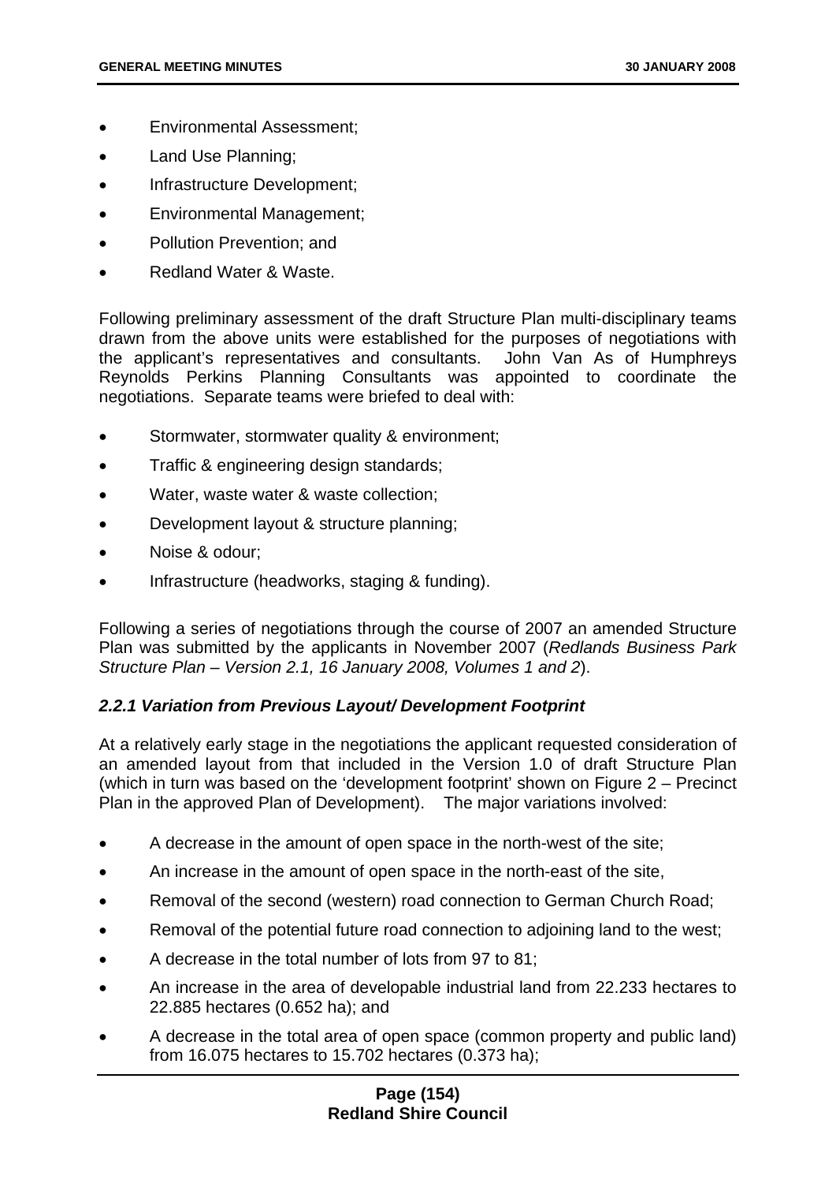- Environmental Assessment;
- Land Use Planning;
- Infrastructure Development;
- Environmental Management;
- Pollution Prevention; and
- Redland Water & Waste.

Following preliminary assessment of the draft Structure Plan multi-disciplinary teams drawn from the above units were established for the purposes of negotiations with the applicant's representatives and consultants. John Van As of Humphreys Reynolds Perkins Planning Consultants was appointed to coordinate the negotiations. Separate teams were briefed to deal with:

- Stormwater, stormwater quality & environment;
- Traffic & engineering design standards;
- Water, waste water & waste collection;
- Development layout & structure planning;
- Noise & odour;
- Infrastructure (headworks, staging & funding).

Following a series of negotiations through the course of 2007 an amended Structure Plan was submitted by the applicants in November 2007 (*Redlands Business Park Structure Plan – Version 2.1, 16 January 2008, Volumes 1 and 2*).

#### *2.2.1 Variation from Previous Layout/ Development Footprint*

At a relatively early stage in the negotiations the applicant requested consideration of an amended layout from that included in the Version 1.0 of draft Structure Plan (which in turn was based on the 'development footprint' shown on Figure 2 – Precinct Plan in the approved Plan of Development). The major variations involved:

- A decrease in the amount of open space in the north-west of the site;
- An increase in the amount of open space in the north-east of the site,
- Removal of the second (western) road connection to German Church Road;
- Removal of the potential future road connection to adjoining land to the west;
- A decrease in the total number of lots from 97 to 81;
- An increase in the area of developable industrial land from 22.233 hectares to 22.885 hectares (0.652 ha); and
- A decrease in the total area of open space (common property and public land) from 16.075 hectares to 15.702 hectares (0.373 ha);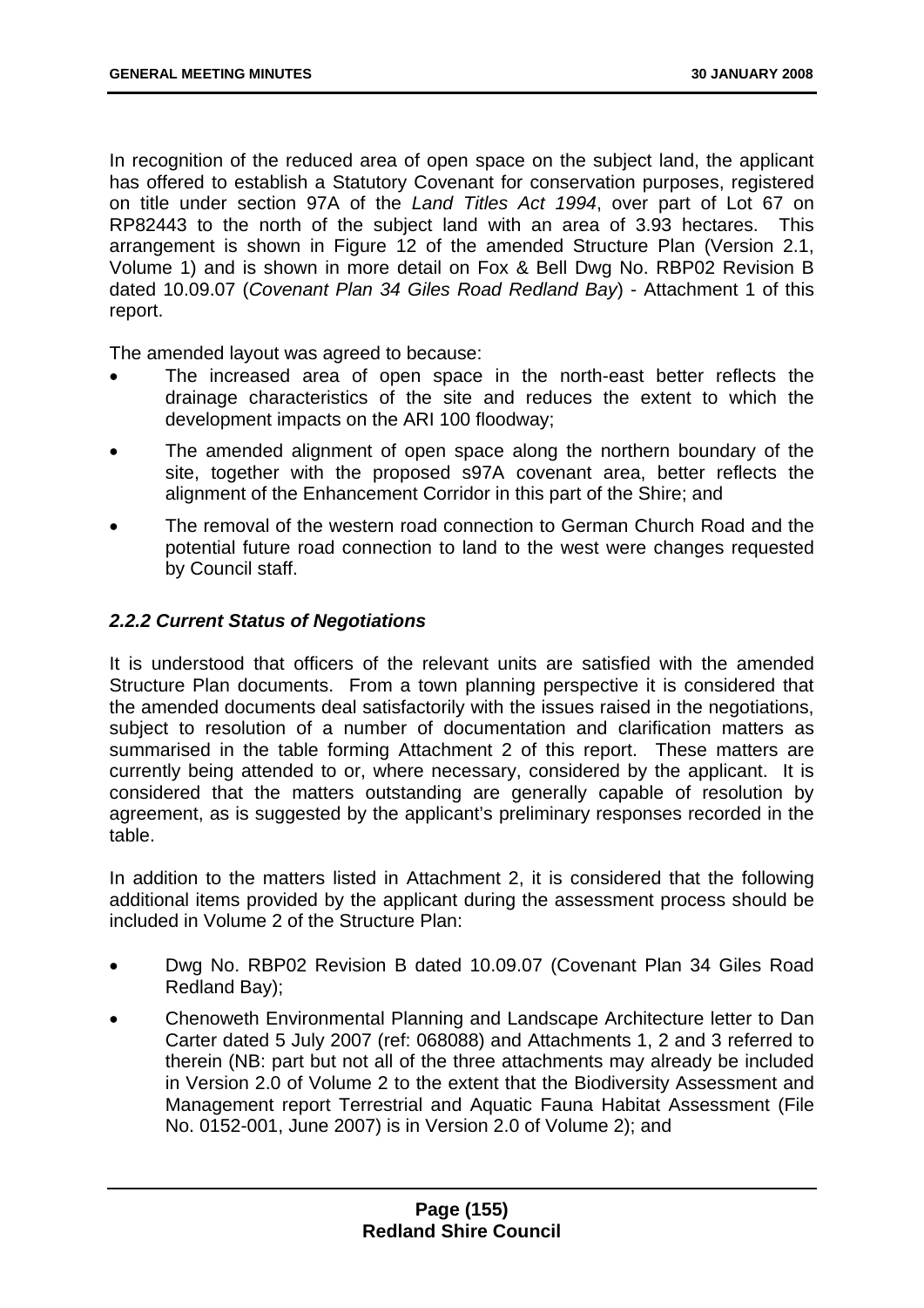In recognition of the reduced area of open space on the subject land, the applicant has offered to establish a Statutory Covenant for conservation purposes, registered on title under section 97A of the *Land Titles Act 1994*, over part of Lot 67 on RP82443 to the north of the subject land with an area of 3.93 hectares. This arrangement is shown in Figure 12 of the amended Structure Plan (Version 2.1, Volume 1) and is shown in more detail on Fox & Bell Dwg No. RBP02 Revision B dated 10.09.07 (*Covenant Plan 34 Giles Road Redland Bay*) - Attachment 1 of this report.

The amended layout was agreed to because:

- The increased area of open space in the north-east better reflects the drainage characteristics of the site and reduces the extent to which the development impacts on the ARI 100 floodway;
- The amended alignment of open space along the northern boundary of the site, together with the proposed s97A covenant area, better reflects the alignment of the Enhancement Corridor in this part of the Shire; and
- The removal of the western road connection to German Church Road and the potential future road connection to land to the west were changes requested by Council staff.

### *2.2.2 Current Status of Negotiations*

It is understood that officers of the relevant units are satisfied with the amended Structure Plan documents. From a town planning perspective it is considered that the amended documents deal satisfactorily with the issues raised in the negotiations, subject to resolution of a number of documentation and clarification matters as summarised in the table forming Attachment 2 of this report. These matters are currently being attended to or, where necessary, considered by the applicant. It is considered that the matters outstanding are generally capable of resolution by agreement, as is suggested by the applicant's preliminary responses recorded in the table.

In addition to the matters listed in Attachment 2, it is considered that the following additional items provided by the applicant during the assessment process should be included in Volume 2 of the Structure Plan:

- Dwg No. RBP02 Revision B dated 10.09.07 (Covenant Plan 34 Giles Road Redland Bay);
- Chenoweth Environmental Planning and Landscape Architecture letter to Dan Carter dated 5 July 2007 (ref: 068088) and Attachments 1, 2 and 3 referred to therein (NB: part but not all of the three attachments may already be included in Version 2.0 of Volume 2 to the extent that the Biodiversity Assessment and Management report Terrestrial and Aquatic Fauna Habitat Assessment (File No. 0152-001, June 2007) is in Version 2.0 of Volume 2); and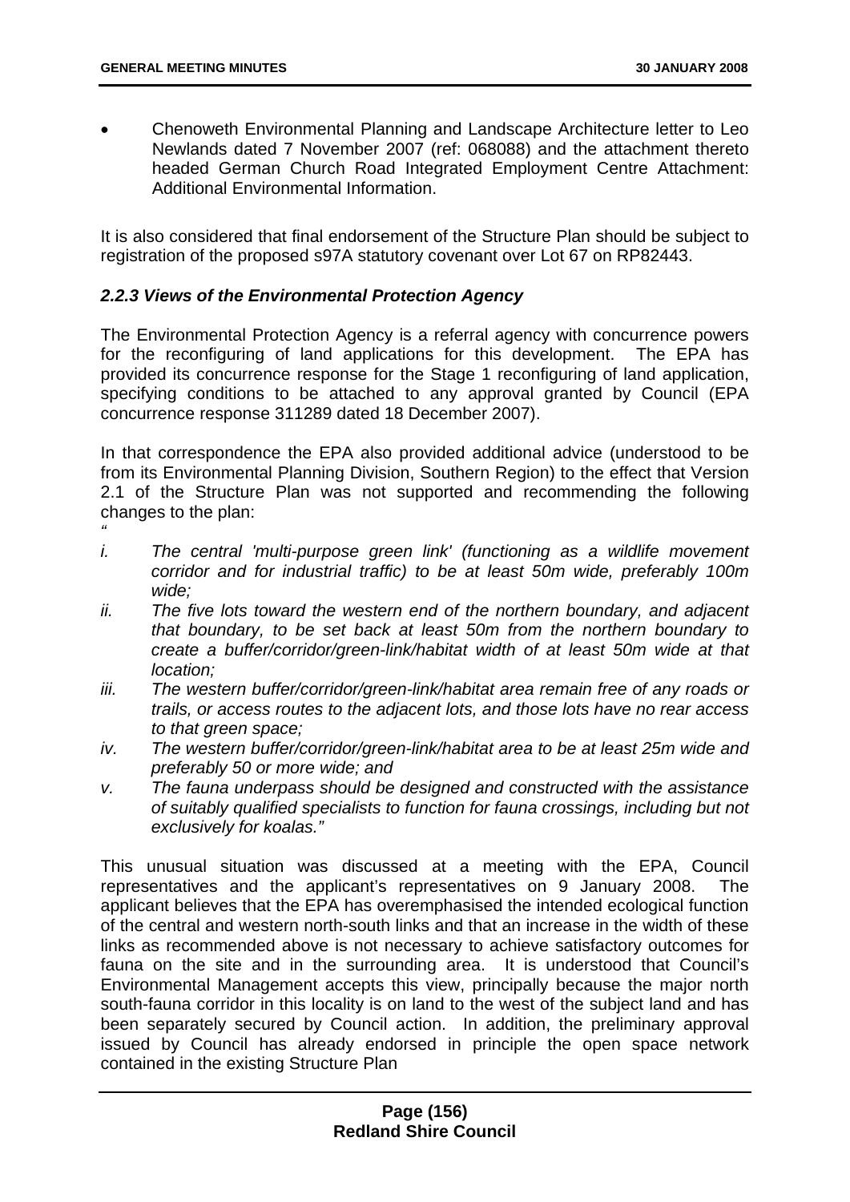- Chenoweth Environmental Planning and Landscape Architecture letter to Leo Newlands dated 7 November 2007 (ref: 068088) and the attachment thereto headed German Church Road Integrated Employment Centre Attachment: Additional Environmental Information.

It is also considered that final endorsement of the Structure Plan should be subject to registration of the proposed s97A statutory covenant over Lot 67 on RP82443.

### *2.2.3 Views of the Environmental Protection Agency*

The Environmental Protection Agency is a referral agency with concurrence powers for the reconfiguring of land applications for this development. The EPA has provided its concurrence response for the Stage 1 reconfiguring of land application, specifying conditions to be attached to any approval granted by Council (EPA concurrence response 311289 dated 18 December 2007).

In that correspondence the EPA also provided additional advice (understood to be from its Environmental Planning Division, Southern Region) to the effect that Version 2.1 of the Structure Plan was not supported and recommending the following changes to the plan:

*"*

*i. The central 'multi-purpose green link' (functioning as a wildlife movement corridor and for industrial traffic) to be at least 50m wide, preferably 100m wide;*

*ii. The five lots toward the western end of the northern boundary, and adjacent that boundary, to be set back at least 50m from the northern boundary to create a buffer/corridor/green-link/habitat width of at least 50m wide at that location;*

*iii. The western buffer/corridor/green-link/habitat area remain free of any roads or trails, or access routes to the adjacent lots, and those lots have no rear access to that green space;*

*iv. The western buffer/corridor/green-link/habitat area to be at least 25m wide and preferably 50 or more wide; and*

*v. The fauna underpass should be designed and constructed with the assistance of suitably qualified specialists to function for fauna crossings, including but not exclusively for koalas."*

This unusual situation was discussed at a meeting with the EPA, Council representatives and the applicant's representatives on 9 January 2008. The applicant believes that the EPA has overemphasised the intended ecological function of the central and western north-south links and that an increase in the width of these links as recommended above is not necessary to achieve satisfactory outcomes for fauna on the site and in the surrounding area. It is understood that Council's Environmental Management accepts this view, principally because the major north south-fauna corridor in this locality is on land to the west of the subject land and has been separately secured by Council action. In addition, the preliminary approval issued by Council has already endorsed in principle the open space network contained in the existing Structure Plan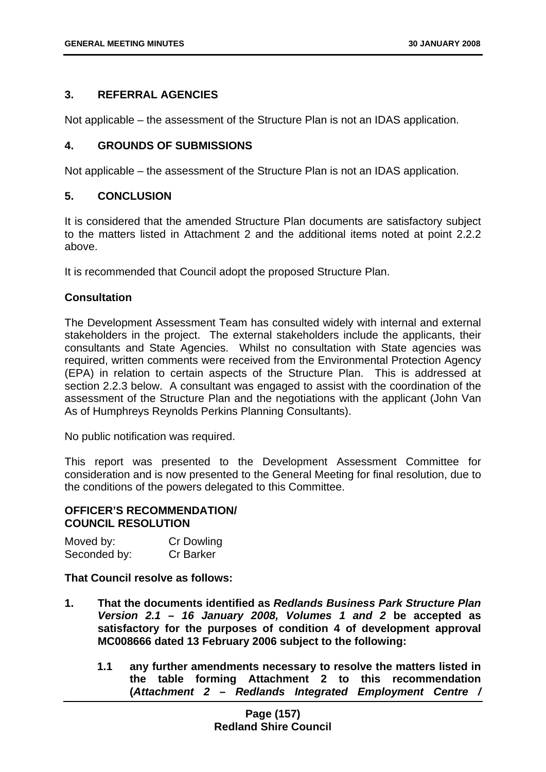## 3. REFERRAL AGENCIES

Not applicable – the assessment of the Structure Plan is not an IDAS application.

## 4. GROUNDS OF SUBMISSIONS

Not applicable – the assessment of the Structure Plan is not an IDAS application.

## 5. CONCLUSION

It is considered that the amended Structure Plan documents are satisfactory subject to the matters listed in Attachment 2 and the additional items noted at point 2.2.2 above.

It is recommended that Council adopt the proposed Structure Plan.

### Consultation

The Development Assessment Team has consulted widely with internal and external stakeholders in the project. The external stakeholders include the applicants, their consultants and State Agencies. Whilst no consultation with State agencies was required, written comments were received from the Environmental Protection Agency (EPA) in relation to certain aspects of the Structure Plan. This is addressed at section 2.2.3 below. A consultant was engaged to assist with the coordination of the assessment of the Structure Plan and the negotiations with the applicant (John Van As of Humphreys Reynolds Perkins Planning Consultants).

No public notification was required.

This report was presented to the Development Assessment Committee for consideration and is now presented to the General Meeting for final resolution, due to the conditions of the powers delegated to this Committee.

**OFFICER'S RECOMMENDATION/**
**COUNCIL RESOLUTION**

| Moved by: | Cr Dowling |
|---|---|
| Seconded by: | Cr Barker |

**That Council resolve as follows:**

1. **That the documents identified as *Redlands Business Park Structure Plan Version 2.1 – 16 January 2008, Volumes 1 and 2* be accepted as satisfactory for the purposes of condition 4 of development approval MC008666 dated 13 February 2006 subject to the following:**

   1.1 **any further amendments necessary to resolve the matters listed in the table forming Attachment 2 to this recommendation (*Attachment 2 – Redlands Integrated Employment Centre /***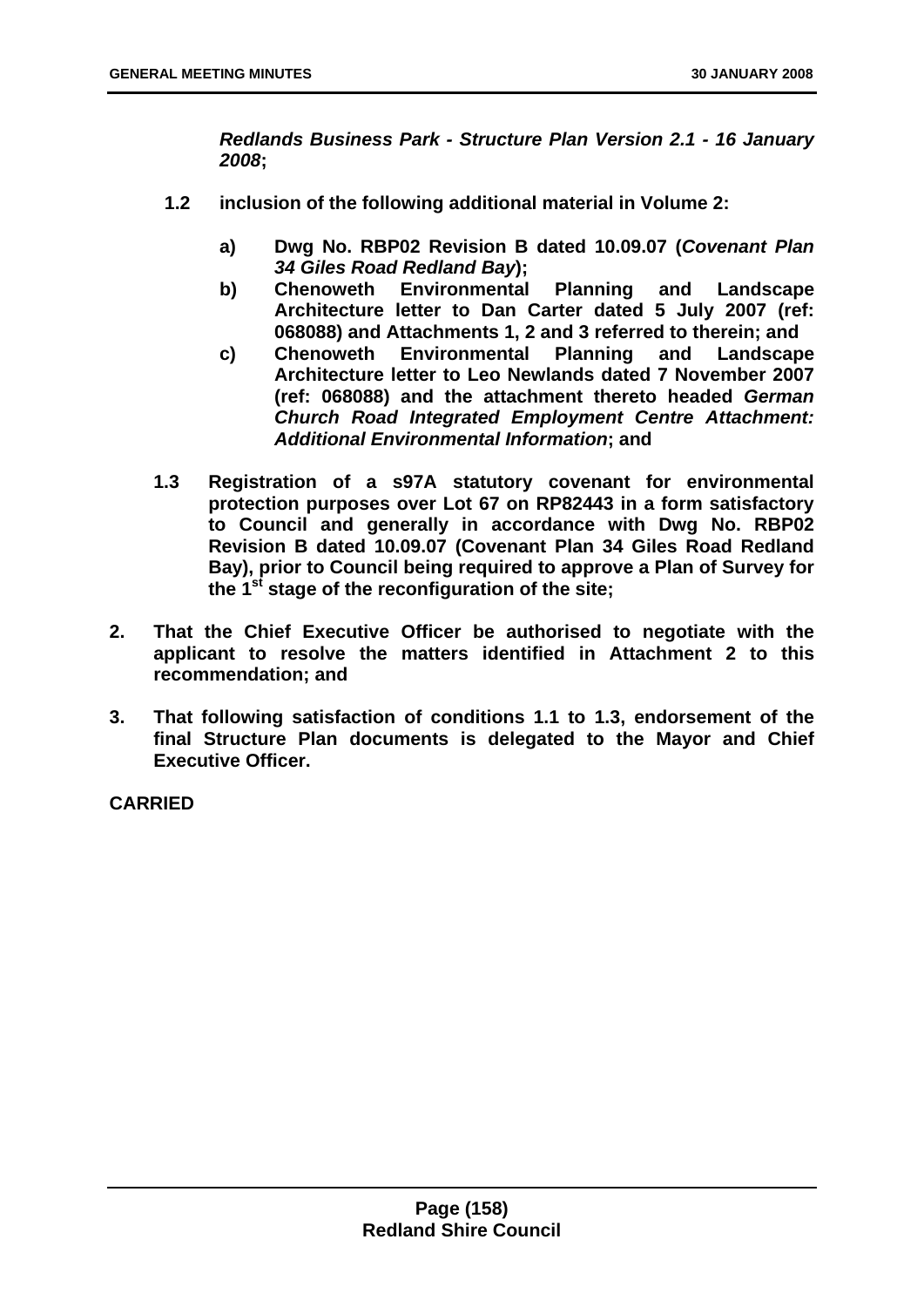***Redlands Business Park - Structure Plan Version 2.1 - 16 January 2008*;**

**1.2 inclusion of the following additional material in Volume 2:**

**a) Dwg No. RBP02 Revision B dated 10.09.07 (*Covenant Plan 34 Giles Road Redland Bay*);**

**b) Chenoweth Environmental Planning and Landscape Architecture letter to Dan Carter dated 5 July 2007 (ref: 068088) and Attachments 1, 2 and 3 referred to therein; and**

**c) Chenoweth Environmental Planning and Landscape Architecture letter to Leo Newlands dated 7 November 2007 (ref: 068088) and the attachment thereto headed *German Church Road Integrated Employment Centre Attachment: Additional Environmental Information*; and**

**1.3 Registration of a s97A statutory covenant for environmental protection purposes over Lot 67 on RP82443 in a form satisfactory to Council and generally in accordance with Dwg No. RBP02 Revision B dated 10.09.07 (Covenant Plan 34 Giles Road Redland Bay), prior to Council being required to approve a Plan of Survey for the 1st stage of the reconfiguration of the site;**

**2. That the Chief Executive Officer be authorised to negotiate with the applicant to resolve the matters identified in Attachment 2 to this recommendation; and**

**3. That following satisfaction of conditions 1.1 to 1.3, endorsement of the final Structure Plan documents is delegated to the Mayor and Chief Executive Officer.**

**CARRIED**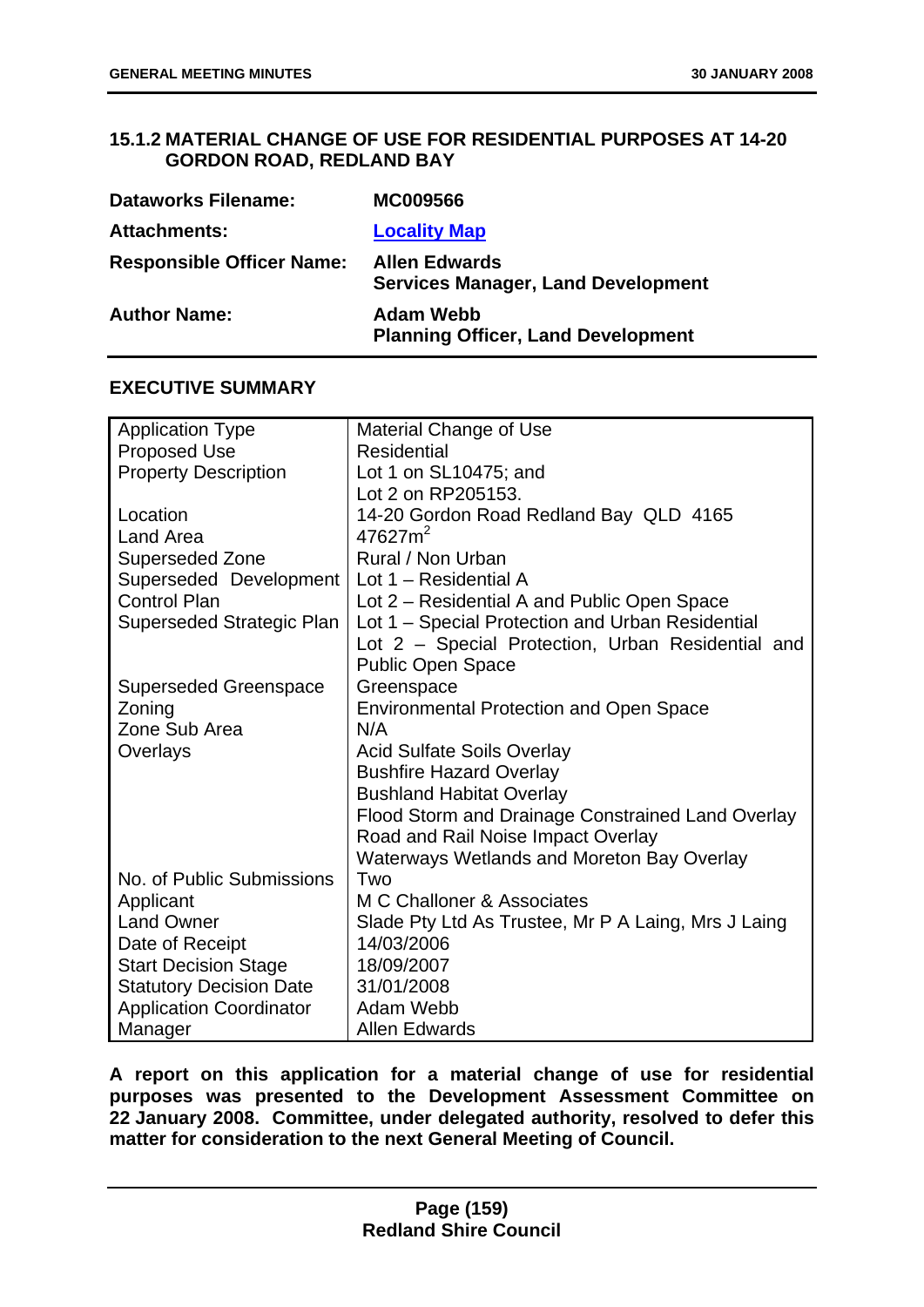### 15.1.2 MATERIAL CHANGE OF USE FOR RESIDENTIAL PURPOSES AT 14-20 GORDON ROAD, REDLAND BAY

| | |
|---|---|
| **Dataworks Filename:** | **MC009566** |
| **Attachments:** | **Locality Map** |
| **Responsible Officer Name:** | **Allen Edwards**<br>**Services Manager, Land Development** |
| **Author Name:** | **Adam Webb**<br>**Planning Officer, Land Development** |

#### EXECUTIVE SUMMARY

| | |
|---|---|
| Application Type | Material Change of Use |
| Proposed Use | Residential |
| Property Description | Lot 1 on SL10475; and<br>Lot 2 on RP205153. |
| Location | 14-20 Gordon Road Redland Bay QLD 4165 |
| Land Area | $47627m^2$ |
| Superseded Zone | Rural / Non Urban |
| Superseded Development Control Plan | Lot 1 – Residential A<br>Lot 2 – Residential A and Public Open Space |
| Superseded Strategic Plan | Lot 1 – Special Protection and Urban Residential<br>Lot 2 – Special Protection, Urban Residential and Public Open Space |
| Superseded Greenspace | Greenspace |
| Zoning | Environmental Protection and Open Space |
| Zone Sub Area | N/A |
| Overlays | Acid Sulfate Soils Overlay<br>Bushfire Hazard Overlay<br>Bushland Habitat Overlay<br>Flood Storm and Drainage Constrained Land Overlay<br>Road and Rail Noise Impact Overlay<br>Waterways Wetlands and Moreton Bay Overlay |
| No. of Public Submissions | Two |
| Applicant | M C Challoner & Associates |
| Land Owner | Slade Pty Ltd As Trustee, Mr P A Laing, Mrs J Laing |
| Date of Receipt | 14/03/2006 |
| Start Decision Stage | 18/09/2007 |
| Statutory Decision Date | 31/01/2008 |
| Application Coordinator | Adam Webb |
| Manager | Allen Edwards |

**A report on this application for a material change of use for residential purposes was presented to the Development Assessment Committee on 22 January 2008. Committee, under delegated authority, resolved to defer this matter for consideration to the next General Meeting of Council.**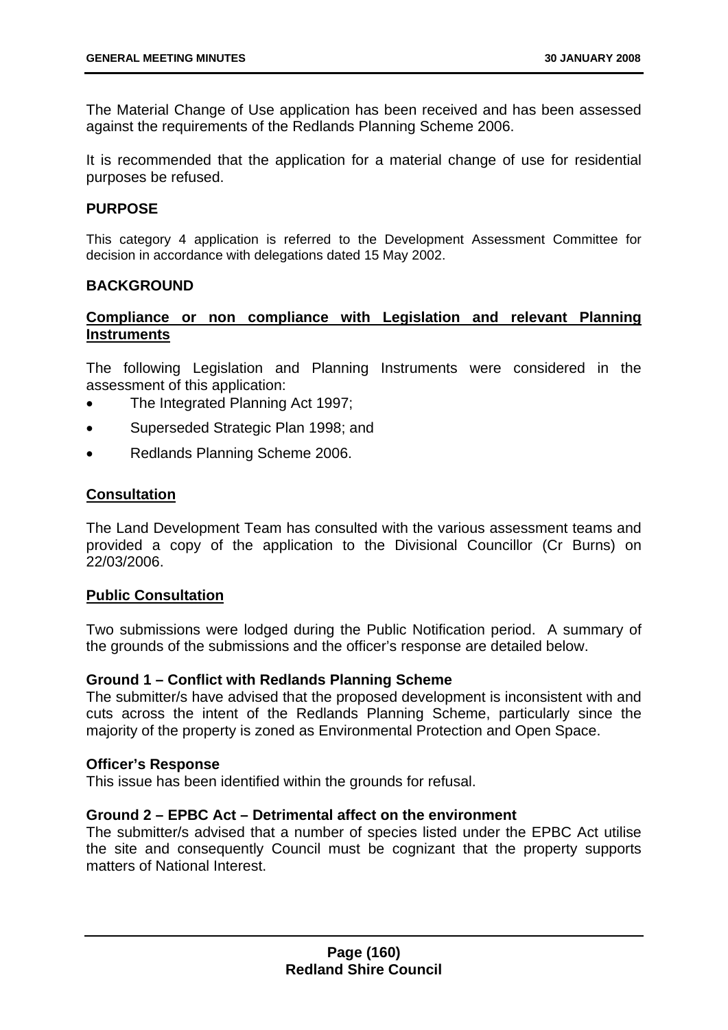The Material Change of Use application has been received and has been assessed against the requirements of the Redlands Planning Scheme 2006.

It is recommended that the application for a material change of use for residential purposes be refused.

## PURPOSE

This category 4 application is referred to the Development Assessment Committee for decision in accordance with delegations dated 15 May 2002.

## BACKGROUND

### Compliance or non compliance with Legislation and relevant Planning Instruments

The following Legislation and Planning Instruments were considered in the assessment of this application:

- The Integrated Planning Act 1997;
- Superseded Strategic Plan 1998; and
- Redlands Planning Scheme 2006.

### Consultation

The Land Development Team has consulted with the various assessment teams and provided a copy of the application to the Divisional Councillor (Cr Burns) on 22/03/2006.

### Public Consultation

Two submissions were lodged during the Public Notification period. A summary of the grounds of the submissions and the officer's response are detailed below.

**Ground 1 – Conflict with Redlands Planning Scheme**

The submitter/s have advised that the proposed development is inconsistent with and cuts across the intent of the Redlands Planning Scheme, particularly since the majority of the property is zoned as Environmental Protection and Open Space.

**Officer's Response**

This issue has been identified within the grounds for refusal.

**Ground 2 – EPBC Act – Detrimental affect on the environment**

The submitter/s advised that a number of species listed under the EPBC Act utilise the site and consequently Council must be cognizant that the property supports matters of National Interest.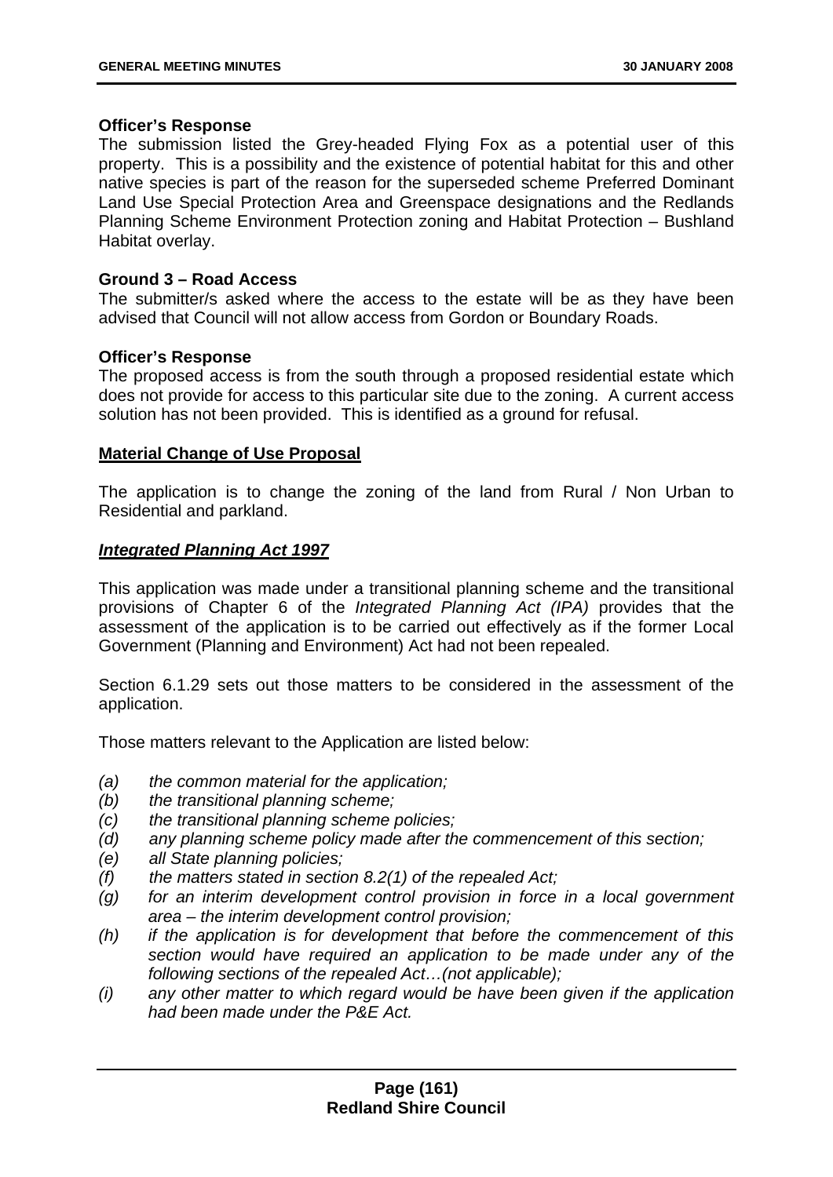**Officer's Response**

The submission listed the Grey-headed Flying Fox as a potential user of this property. This is a possibility and the existence of potential habitat for this and other native species is part of the reason for the superseded scheme Preferred Dominant Land Use Special Protection Area and Greenspace designations and the Redlands Planning Scheme Environment Protection zoning and Habitat Protection – Bushland Habitat overlay.

**Ground 3 – Road Access**

The submitter/s asked where the access to the estate will be as they have been advised that Council will not allow access from Gordon or Boundary Roads.

**Officer's Response**

The proposed access is from the south through a proposed residential estate which does not provide for access to this particular site due to the zoning. A current access solution has not been provided. This is identified as a ground for refusal.

**Material Change of Use Proposal**

The application is to change the zoning of the land from Rural / Non Urban to Residential and parkland.

***Integrated Planning Act 1997***

This application was made under a transitional planning scheme and the transitional provisions of Chapter 6 of the *Integrated Planning Act (IPA)* provides that the assessment of the application is to be carried out effectively as if the former Local Government (Planning and Environment) Act had not been repealed.

Section 6.1.29 sets out those matters to be considered in the assessment of the application.

Those matters relevant to the Application are listed below:

- *(a) the common material for the application;*
- *(b) the transitional planning scheme;*
- *(c) the transitional planning scheme policies;*
- *(d) any planning scheme policy made after the commencement of this section;*
- *(e) all State planning policies;*
- *(f) the matters stated in section 8.2(1) of the repealed Act;*
- *(g) for an interim development control provision in force in a local government area – the interim development control provision;*
- *(h) if the application is for development that before the commencement of this section would have required an application to be made under any of the following sections of the repealed Act…(not applicable);*
- *(i) any other matter to which regard would be have been given if the application had been made under the P&E Act.*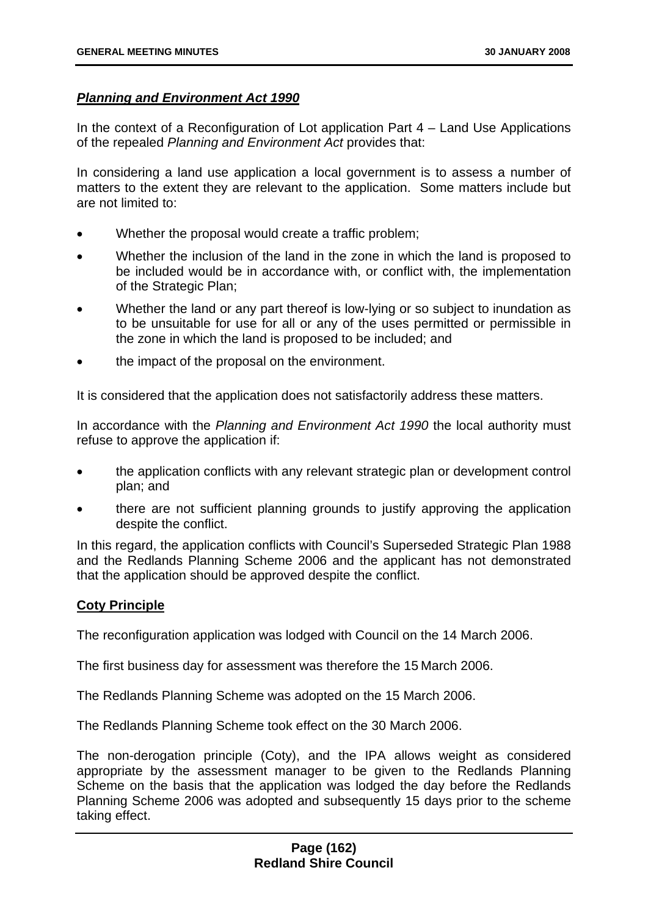***Planning and Environment Act 1990***

In the context of a Reconfiguration of Lot application Part 4 – Land Use Applications of the repealed *Planning and Environment Act* provides that:

In considering a land use application a local government is to assess a number of matters to the extent they are relevant to the application. Some matters include but are not limited to:

- Whether the proposal would create a traffic problem;
- Whether the inclusion of the land in the zone in which the land is proposed to be included would be in accordance with, or conflict with, the implementation of the Strategic Plan;
- Whether the land or any part thereof is low-lying or so subject to inundation as to be unsuitable for use for all or any of the uses permitted or permissible in the zone in which the land is proposed to be included; and
- the impact of the proposal on the environment.

It is considered that the application does not satisfactorily address these matters.

In accordance with the *Planning and Environment Act 1990* the local authority must refuse to approve the application if:

- the application conflicts with any relevant strategic plan or development control plan; and
- there are not sufficient planning grounds to justify approving the application despite the conflict.

In this regard, the application conflicts with Council's Superseded Strategic Plan 1988 and the Redlands Planning Scheme 2006 and the applicant has not demonstrated that the application should be approved despite the conflict.

**Coty Principle**

The reconfiguration application was lodged with Council on the 14 March 2006.

The first business day for assessment was therefore the 15 March 2006.

The Redlands Planning Scheme was adopted on the 15 March 2006.

The Redlands Planning Scheme took effect on the 30 March 2006.

The non-derogation principle (Coty), and the IPA allows weight as considered appropriate by the assessment manager to be given to the Redlands Planning Scheme on the basis that the application was lodged the day before the Redlands Planning Scheme 2006 was adopted and subsequently 15 days prior to the scheme taking effect.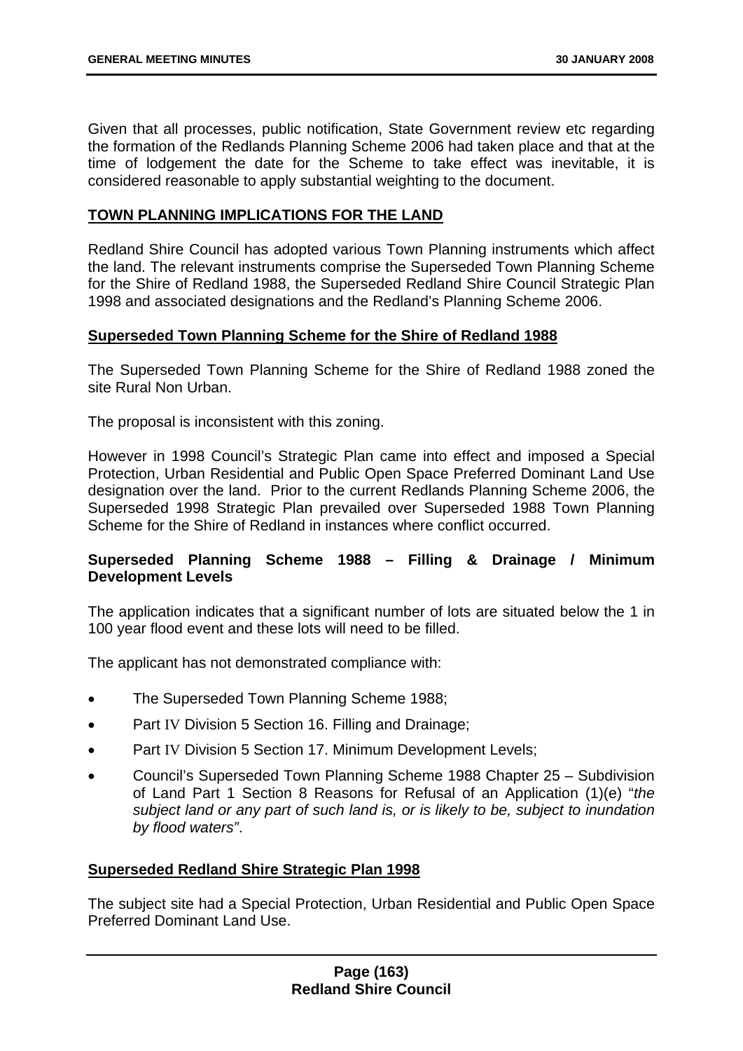Given that all processes, public notification, State Government review etc regarding the formation of the Redlands Planning Scheme 2006 had taken place and that at the time of lodgement the date for the Scheme to take effect was inevitable, it is considered reasonable to apply substantial weighting to the document.

## TOWN PLANNING IMPLICATIONS FOR THE LAND

Redland Shire Council has adopted various Town Planning instruments which affect the land. The relevant instruments comprise the Superseded Town Planning Scheme for the Shire of Redland 1988, the Superseded Redland Shire Council Strategic Plan 1998 and associated designations and the Redland's Planning Scheme 2006.

### Superseded Town Planning Scheme for the Shire of Redland 1988

The Superseded Town Planning Scheme for the Shire of Redland 1988 zoned the site Rural Non Urban.

The proposal is inconsistent with this zoning.

However in 1998 Council's Strategic Plan came into effect and imposed a Special Protection, Urban Residential and Public Open Space Preferred Dominant Land Use designation over the land. Prior to the current Redlands Planning Scheme 2006, the Superseded 1998 Strategic Plan prevailed over Superseded 1988 Town Planning Scheme for the Shire of Redland in instances where conflict occurred.

### Superseded Planning Scheme 1988 – Filling & Drainage / Minimum Development Levels

The application indicates that a significant number of lots are situated below the 1 in 100 year flood event and these lots will need to be filled.

The applicant has not demonstrated compliance with:

- The Superseded Town Planning Scheme 1988;
- Part IV Division 5 Section 16. Filling and Drainage;
- Part IV Division 5 Section 17. Minimum Development Levels;
- Council's Superseded Town Planning Scheme 1988 Chapter 25 – Subdivision of Land Part 1 Section 8 Reasons for Refusal of an Application (1)(e) "*the subject land or any part of such land is, or is likely to be, subject to inundation by flood waters"*.

### Superseded Redland Shire Strategic Plan 1998

The subject site had a Special Protection, Urban Residential and Public Open Space Preferred Dominant Land Use.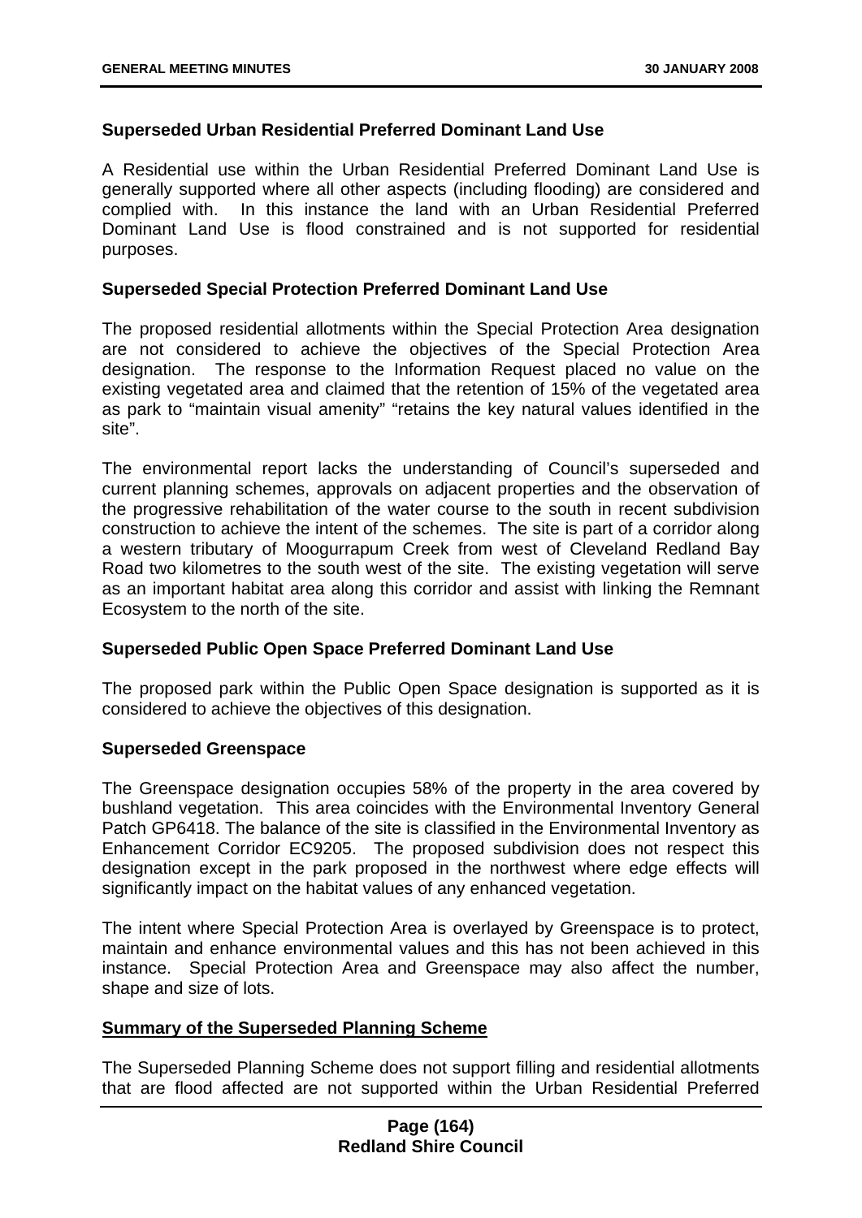**Superseded Urban Residential Preferred Dominant Land Use**

A Residential use within the Urban Residential Preferred Dominant Land Use is generally supported where all other aspects (including flooding) are considered and complied with. In this instance the land with an Urban Residential Preferred Dominant Land Use is flood constrained and is not supported for residential purposes.

**Superseded Special Protection Preferred Dominant Land Use**

The proposed residential allotments within the Special Protection Area designation are not considered to achieve the objectives of the Special Protection Area designation. The response to the Information Request placed no value on the existing vegetated area and claimed that the retention of 15% of the vegetated area as park to "maintain visual amenity" "retains the key natural values identified in the site".

The environmental report lacks the understanding of Council's superseded and current planning schemes, approvals on adjacent properties and the observation of the progressive rehabilitation of the water course to the south in recent subdivision construction to achieve the intent of the schemes. The site is part of a corridor along a western tributary of Moogurrapum Creek from west of Cleveland Redland Bay Road two kilometres to the south west of the site. The existing vegetation will serve as an important habitat area along this corridor and assist with linking the Remnant Ecosystem to the north of the site.

**Superseded Public Open Space Preferred Dominant Land Use**

The proposed park within the Public Open Space designation is supported as it is considered to achieve the objectives of this designation.

**Superseded Greenspace**

The Greenspace designation occupies 58% of the property in the area covered by bushland vegetation. This area coincides with the Environmental Inventory General Patch GP6418. The balance of the site is classified in the Environmental Inventory as Enhancement Corridor EC9205. The proposed subdivision does not respect this designation except in the park proposed in the northwest where edge effects will significantly impact on the habitat values of any enhanced vegetation.

The intent where Special Protection Area is overlayed by Greenspace is to protect, maintain and enhance environmental values and this has not been achieved in this instance. Special Protection Area and Greenspace may also affect the number, shape and size of lots.

**Summary of the Superseded Planning Scheme**

The Superseded Planning Scheme does not support filling and residential allotments that are flood affected are not supported within the Urban Residential Preferred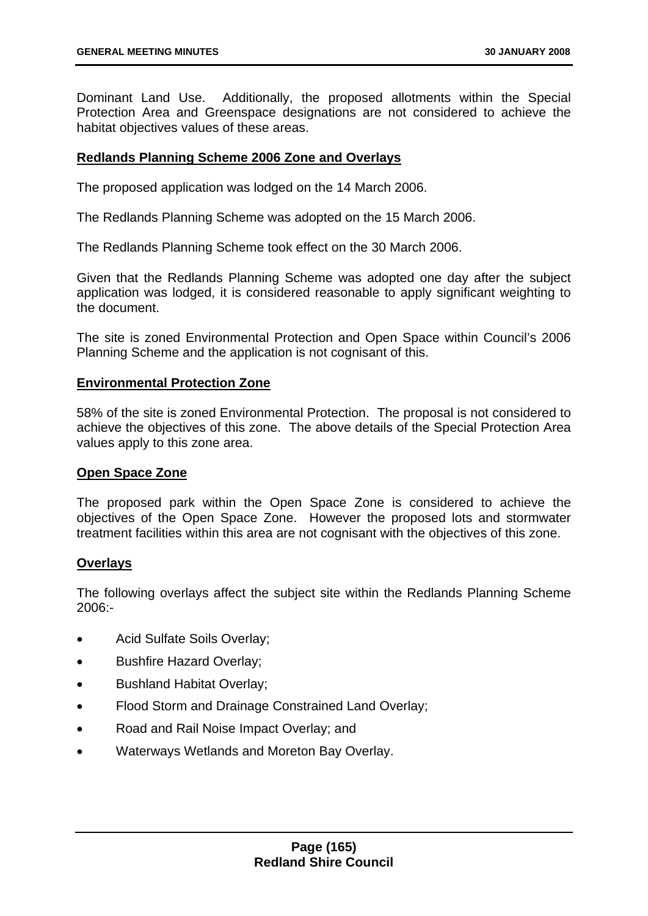Dominant Land Use. Additionally, the proposed allotments within the Special Protection Area and Greenspace designations are not considered to achieve the habitat objectives values of these areas.

**Redlands Planning Scheme 2006 Zone and Overlays**

The proposed application was lodged on the 14 March 2006.

The Redlands Planning Scheme was adopted on the 15 March 2006.

The Redlands Planning Scheme took effect on the 30 March 2006.

Given that the Redlands Planning Scheme was adopted one day after the subject application was lodged, it is considered reasonable to apply significant weighting to the document.

The site is zoned Environmental Protection and Open Space within Council's 2006 Planning Scheme and the application is not cognisant of this.

**Environmental Protection Zone**

58% of the site is zoned Environmental Protection. The proposal is not considered to achieve the objectives of this zone. The above details of the Special Protection Area values apply to this zone area.

**Open Space Zone**

The proposed park within the Open Space Zone is considered to achieve the objectives of the Open Space Zone. However the proposed lots and stormwater treatment facilities within this area are not cognisant with the objectives of this zone.

**Overlays**

The following overlays affect the subject site within the Redlands Planning Scheme 2006:-

- Acid Sulfate Soils Overlay;
- Bushfire Hazard Overlay;
- Bushland Habitat Overlay;
- Flood Storm and Drainage Constrained Land Overlay;
- Road and Rail Noise Impact Overlay; and
- Waterways Wetlands and Moreton Bay Overlay.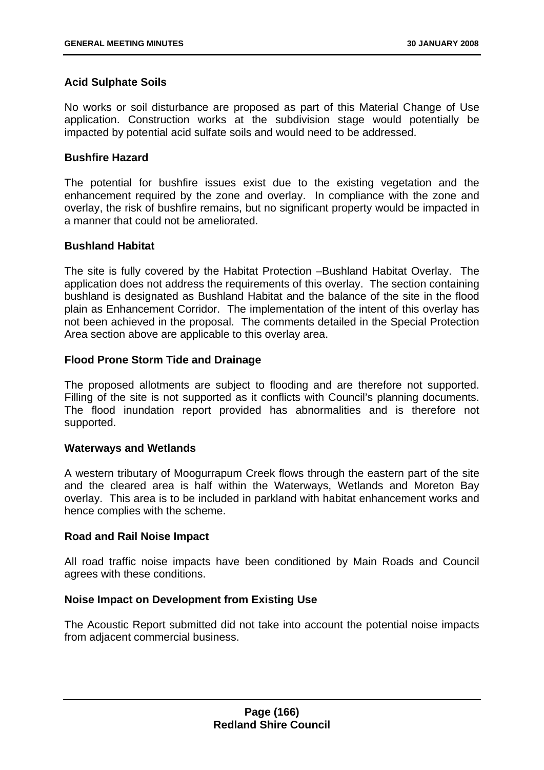**Acid Sulphate Soils**

No works or soil disturbance are proposed as part of this Material Change of Use application. Construction works at the subdivision stage would potentially be impacted by potential acid sulfate soils and would need to be addressed.

**Bushfire Hazard**

The potential for bushfire issues exist due to the existing vegetation and the enhancement required by the zone and overlay. In compliance with the zone and overlay, the risk of bushfire remains, but no significant property would be impacted in a manner that could not be ameliorated.

**Bushland Habitat**

The site is fully covered by the Habitat Protection –Bushland Habitat Overlay. The application does not address the requirements of this overlay. The section containing bushland is designated as Bushland Habitat and the balance of the site in the flood plain as Enhancement Corridor. The implementation of the intent of this overlay has not been achieved in the proposal. The comments detailed in the Special Protection Area section above are applicable to this overlay area.

**Flood Prone Storm Tide and Drainage**

The proposed allotments are subject to flooding and are therefore not supported. Filling of the site is not supported as it conflicts with Council's planning documents. The flood inundation report provided has abnormalities and is therefore not supported.

**Waterways and Wetlands**

A western tributary of Moogurrapum Creek flows through the eastern part of the site and the cleared area is half within the Waterways, Wetlands and Moreton Bay overlay. This area is to be included in parkland with habitat enhancement works and hence complies with the scheme.

**Road and Rail Noise Impact**

All road traffic noise impacts have been conditioned by Main Roads and Council agrees with these conditions.

**Noise Impact on Development from Existing Use**

The Acoustic Report submitted did not take into account the potential noise impacts from adjacent commercial business.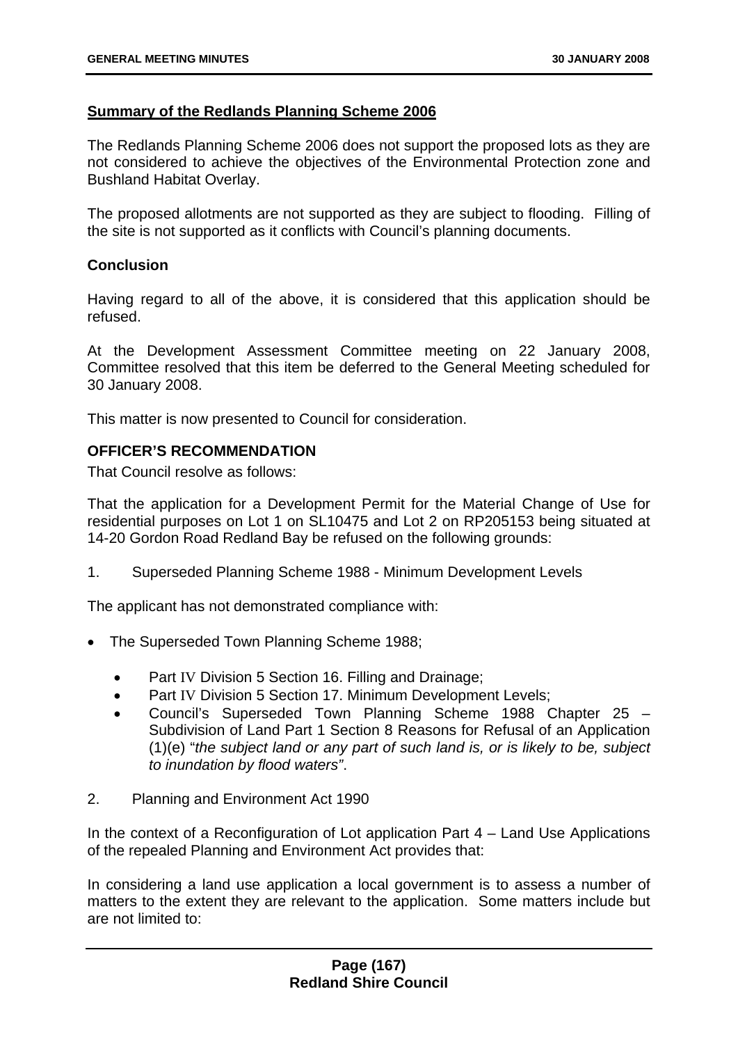**Summary of the Redlands Planning Scheme 2006**

The Redlands Planning Scheme 2006 does not support the proposed lots as they are not considered to achieve the objectives of the Environmental Protection zone and Bushland Habitat Overlay.

The proposed allotments are not supported as they are subject to flooding. Filling of the site is not supported as it conflicts with Council's planning documents.

**Conclusion**

Having regard to all of the above, it is considered that this application should be refused.

At the Development Assessment Committee meeting on 22 January 2008, Committee resolved that this item be deferred to the General Meeting scheduled for 30 January 2008.

This matter is now presented to Council for consideration.

**OFFICER'S RECOMMENDATION**

That Council resolve as follows:

That the application for a Development Permit for the Material Change of Use for residential purposes on Lot 1 on SL10475 and Lot 2 on RP205153 being situated at 14-20 Gordon Road Redland Bay be refused on the following grounds:

1. Superseded Planning Scheme 1988 - Minimum Development Levels

The applicant has not demonstrated compliance with:

- The Superseded Town Planning Scheme 1988;
  - Part IV Division 5 Section 16. Filling and Drainage;
  - Part IV Division 5 Section 17. Minimum Development Levels;
  - Council's Superseded Town Planning Scheme 1988 Chapter 25 – Subdivision of Land Part 1 Section 8 Reasons for Refusal of an Application (1)(e) "*the subject land or any part of such land is, or is likely to be, subject to inundation by flood waters"*.

2. Planning and Environment Act 1990

In the context of a Reconfiguration of Lot application Part 4 – Land Use Applications of the repealed Planning and Environment Act provides that:

In considering a land use application a local government is to assess a number of matters to the extent they are relevant to the application. Some matters include but are not limited to: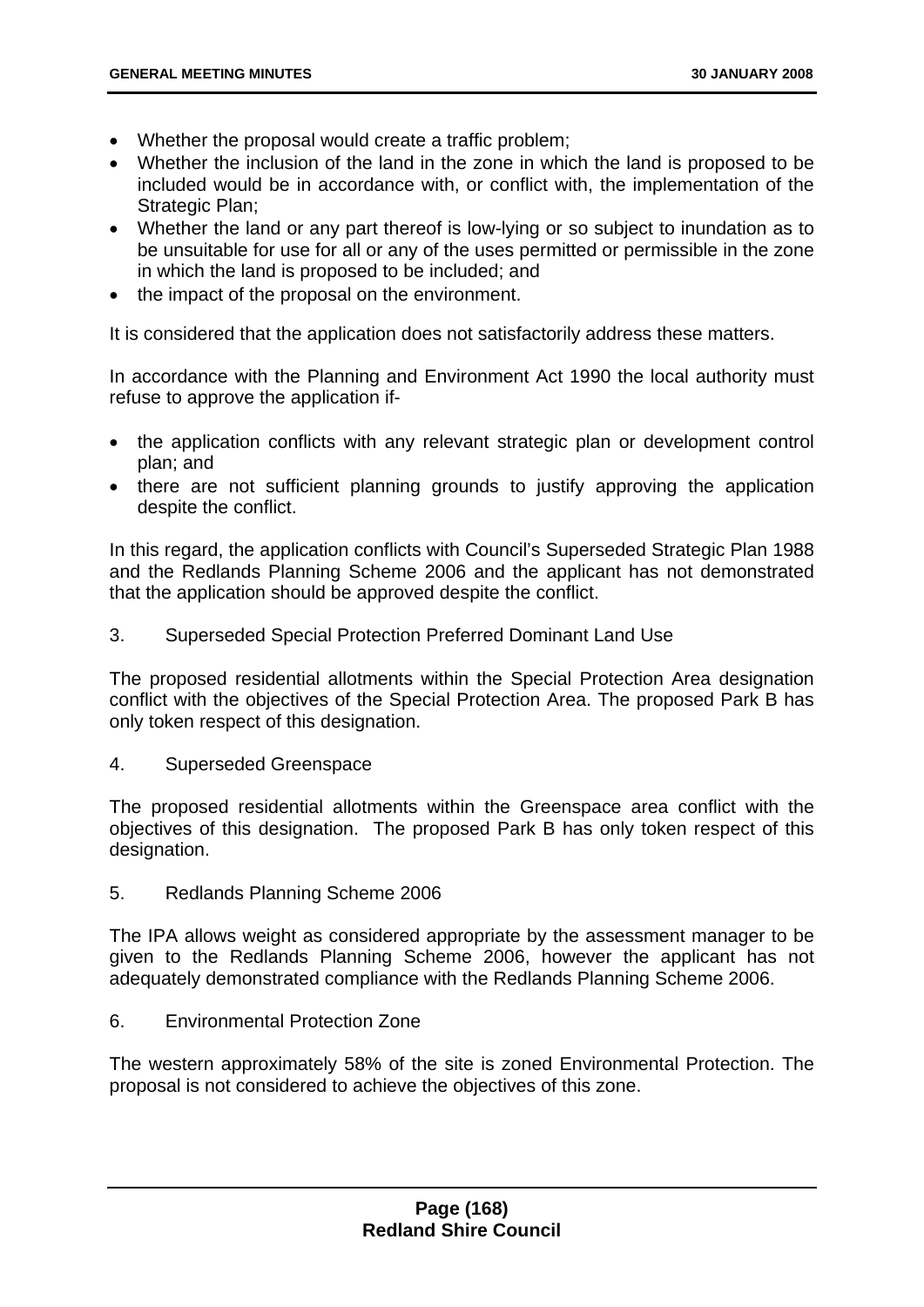- Whether the proposal would create a traffic problem;
- Whether the inclusion of the land in the zone in which the land is proposed to be included would be in accordance with, or conflict with, the implementation of the Strategic Plan;
- Whether the land or any part thereof is low-lying or so subject to inundation as to be unsuitable for use for all or any of the uses permitted or permissible in the zone in which the land is proposed to be included; and
- the impact of the proposal on the environment.

It is considered that the application does not satisfactorily address these matters.

In accordance with the Planning and Environment Act 1990 the local authority must refuse to approve the application if-

- the application conflicts with any relevant strategic plan or development control plan; and
- there are not sufficient planning grounds to justify approving the application despite the conflict.

In this regard, the application conflicts with Council's Superseded Strategic Plan 1988 and the Redlands Planning Scheme 2006 and the applicant has not demonstrated that the application should be approved despite the conflict.

3. Superseded Special Protection Preferred Dominant Land Use

The proposed residential allotments within the Special Protection Area designation conflict with the objectives of the Special Protection Area. The proposed Park B has only token respect of this designation.

4. Superseded Greenspace

The proposed residential allotments within the Greenspace area conflict with the objectives of this designation. The proposed Park B has only token respect of this designation.

5. Redlands Planning Scheme 2006

The IPA allows weight as considered appropriate by the assessment manager to be given to the Redlands Planning Scheme 2006, however the applicant has not adequately demonstrated compliance with the Redlands Planning Scheme 2006.

6. Environmental Protection Zone

The western approximately 58% of the site is zoned Environmental Protection. The proposal is not considered to achieve the objectives of this zone.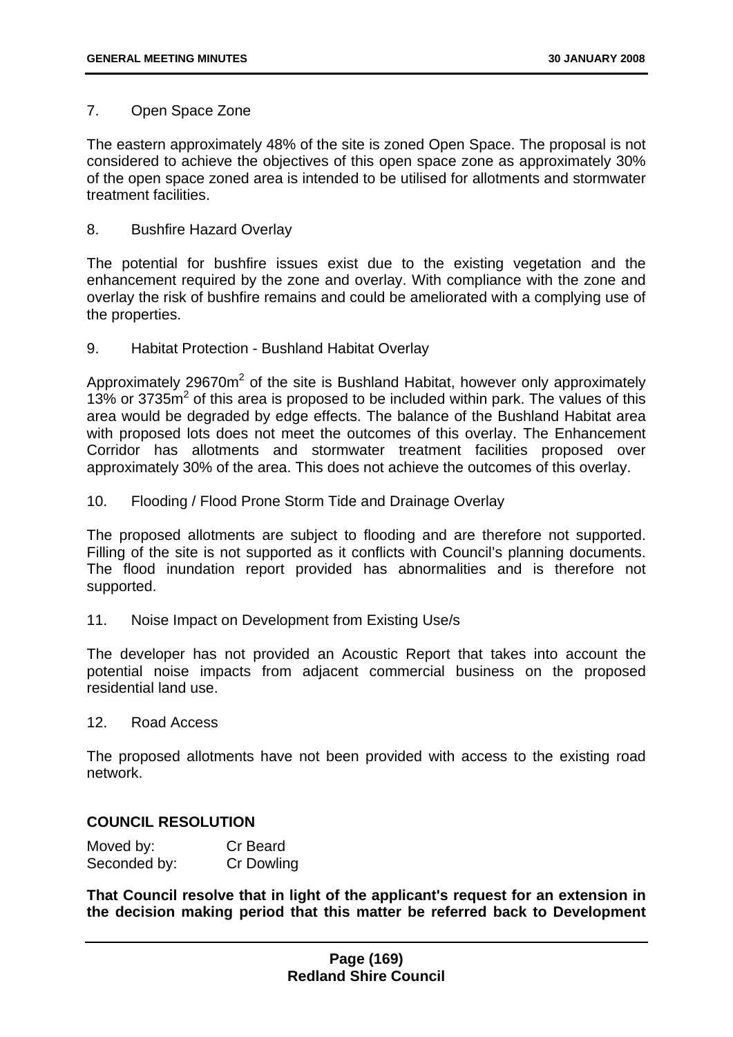7. Open Space Zone

The eastern approximately 48% of the site is zoned Open Space. The proposal is not considered to achieve the objectives of this open space zone as approximately 30% of the open space zoned area is intended to be utilised for allotments and stormwater treatment facilities.

8. Bushfire Hazard Overlay

The potential for bushfire issues exist due to the existing vegetation and the enhancement required by the zone and overlay. With compliance with the zone and overlay the risk of bushfire remains and could be ameliorated with a complying use of the properties.

9. Habitat Protection - Bushland Habitat Overlay

Approximately 29670m$^2$ of the site is Bushland Habitat, however only approximately 13% or 3735m$^2$ of this area is proposed to be included within park. The values of this area would be degraded by edge effects. The balance of the Bushland Habitat area with proposed lots does not meet the outcomes of this overlay. The Enhancement Corridor has allotments and stormwater treatment facilities proposed over approximately 30% of the area. This does not achieve the outcomes of this overlay.

10. Flooding / Flood Prone Storm Tide and Drainage Overlay

The proposed allotments are subject to flooding and are therefore not supported. Filling of the site is not supported as it conflicts with Council's planning documents. The flood inundation report provided has abnormalities and is therefore not supported.

11. Noise Impact on Development from Existing Use/s

The developer has not provided an Acoustic Report that takes into account the potential noise impacts from adjacent commercial business on the proposed residential land use.

12. Road Access

The proposed allotments have not been provided with access to the existing road network.

**COUNCIL RESOLUTION**

Moved by: Cr Beard
Seconded by: Cr Dowling

**That Council resolve that in light of the applicant's request for an extension in the decision making period that this matter be referred back to Development**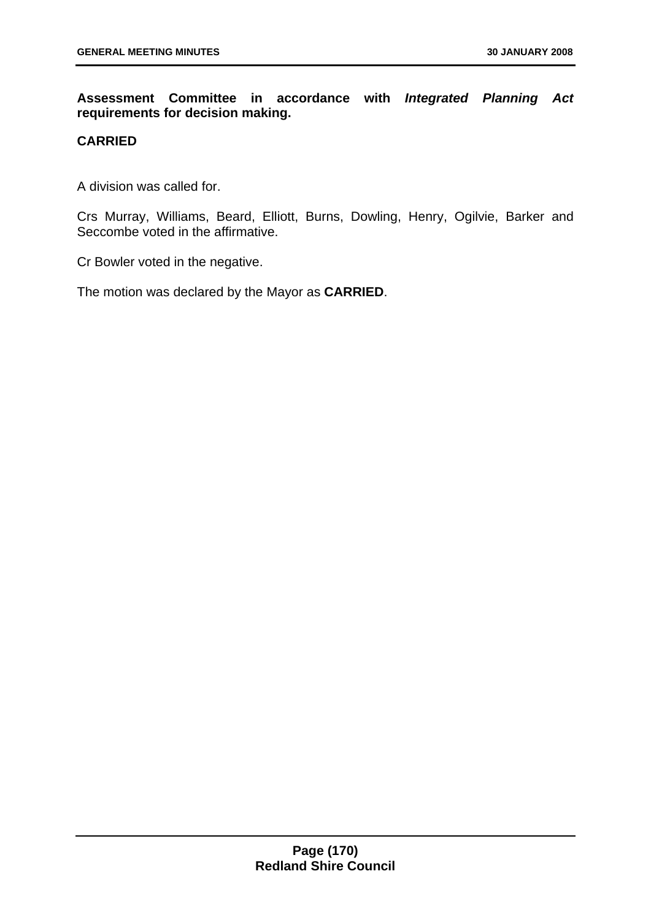**Assessment Committee in accordance with *Integrated Planning Act* requirements for decision making.**

**CARRIED**

A division was called for.

Crs Murray, Williams, Beard, Elliott, Burns, Dowling, Henry, Ogilvie, Barker and Seccombe voted in the affirmative.

Cr Bowler voted in the negative.

The motion was declared by the Mayor as **CARRIED**.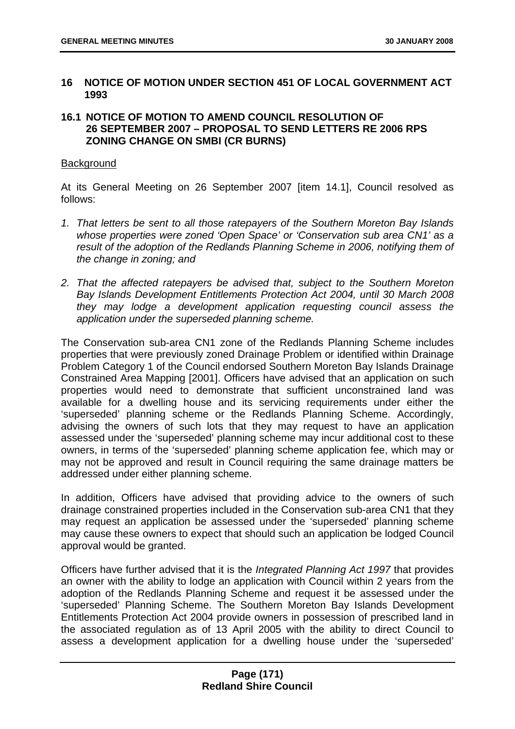## 16 NOTICE OF MOTION UNDER SECTION 451 OF LOCAL GOVERNMENT ACT 1993

### 16.1 NOTICE OF MOTION TO AMEND COUNCIL RESOLUTION OF 26 SEPTEMBER 2007 – PROPOSAL TO SEND LETTERS RE 2006 RPS ZONING CHANGE ON SMBI (CR BURNS)

Background

At its General Meeting on 26 September 2007 [item 14.1], Council resolved as follows:

1. *That letters be sent to all those ratepayers of the Southern Moreton Bay Islands whose properties were zoned 'Open Space' or 'Conservation sub area CN1' as a result of the adoption of the Redlands Planning Scheme in 2006, notifying them of the change in zoning; and*
2. *That the affected ratepayers be advised that, subject to the Southern Moreton Bay Islands Development Entitlements Protection Act 2004, until 30 March 2008 they may lodge a development application requesting council assess the application under the superseded planning scheme.*

The Conservation sub-area CN1 zone of the Redlands Planning Scheme includes properties that were previously zoned Drainage Problem or identified within Drainage Problem Category 1 of the Council endorsed Southern Moreton Bay Islands Drainage Constrained Area Mapping [2001]. Officers have advised that an application on such properties would need to demonstrate that sufficient unconstrained land was available for a dwelling house and its servicing requirements under either the 'superseded' planning scheme or the Redlands Planning Scheme. Accordingly, advising the owners of such lots that they may request to have an application assessed under the 'superseded' planning scheme may incur additional cost to these owners, in terms of the 'superseded' planning scheme application fee, which may or may not be approved and result in Council requiring the same drainage matters be addressed under either planning scheme.

In addition, Officers have advised that providing advice to the owners of such drainage constrained properties included in the Conservation sub-area CN1 that they may request an application be assessed under the 'superseded' planning scheme may cause these owners to expect that should such an application be lodged Council approval would be granted.

Officers have further advised that it is the *Integrated Planning Act 1997* that provides an owner with the ability to lodge an application with Council within 2 years from the adoption of the Redlands Planning Scheme and request it be assessed under the 'superseded' Planning Scheme. The Southern Moreton Bay Islands Development Entitlements Protection Act 2004 provide owners in possession of prescribed land in the associated regulation as of 13 April 2005 with the ability to direct Council to assess a development application for a dwelling house under the 'superseded'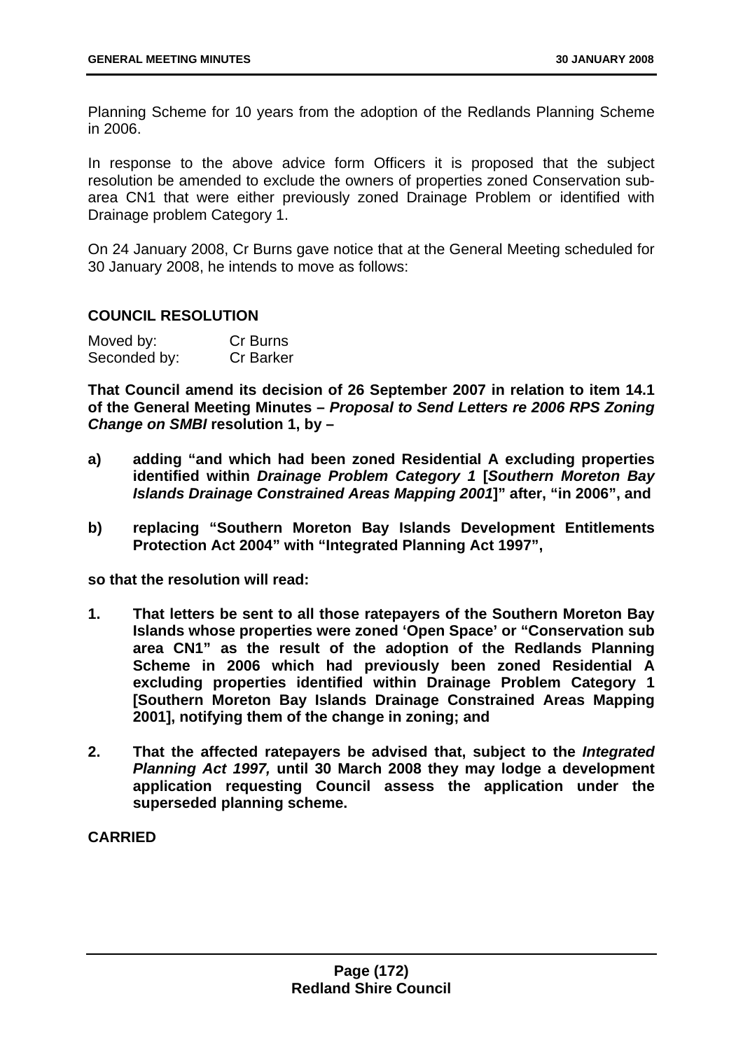Planning Scheme for 10 years from the adoption of the Redlands Planning Scheme in 2006.

In response to the above advice form Officers it is proposed that the subject resolution be amended to exclude the owners of properties zoned Conservation sub-area CN1 that were either previously zoned Drainage Problem or identified with Drainage problem Category 1.

On 24 January 2008, Cr Burns gave notice that at the General Meeting scheduled for 30 January 2008, he intends to move as follows:

### COUNCIL RESOLUTION

| Moved by: | Cr Burns |
| --- | --- |
| Seconded by: | Cr Barker |

**That Council amend its decision of 26 September 2007 in relation to item 14.1 of the General Meeting Minutes – *Proposal to Send Letters re 2006 RPS Zoning Change on SMBI* resolution 1, by –**

**a) adding "and which had been zoned Residential A excluding properties identified within *Drainage Problem Category 1* [*Southern Moreton Bay Islands Drainage Constrained Areas Mapping 2001*]" after, "in 2006", and**

**b) replacing "Southern Moreton Bay Islands Development Entitlements Protection Act 2004" with "Integrated Planning Act 1997",**

**so that the resolution will read:**

**1. That letters be sent to all those ratepayers of the Southern Moreton Bay Islands whose properties were zoned 'Open Space' or "Conservation sub area CN1" as the result of the adoption of the Redlands Planning Scheme in 2006 which had previously been zoned Residential A excluding properties identified within Drainage Problem Category 1 [Southern Moreton Bay Islands Drainage Constrained Areas Mapping 2001], notifying them of the change in zoning; and**

**2. That the affected ratepayers be advised that, subject to the *Integrated Planning Act 1997,* until 30 March 2008 they may lodge a development application requesting Council assess the application under the superseded planning scheme.**

**CARRIED**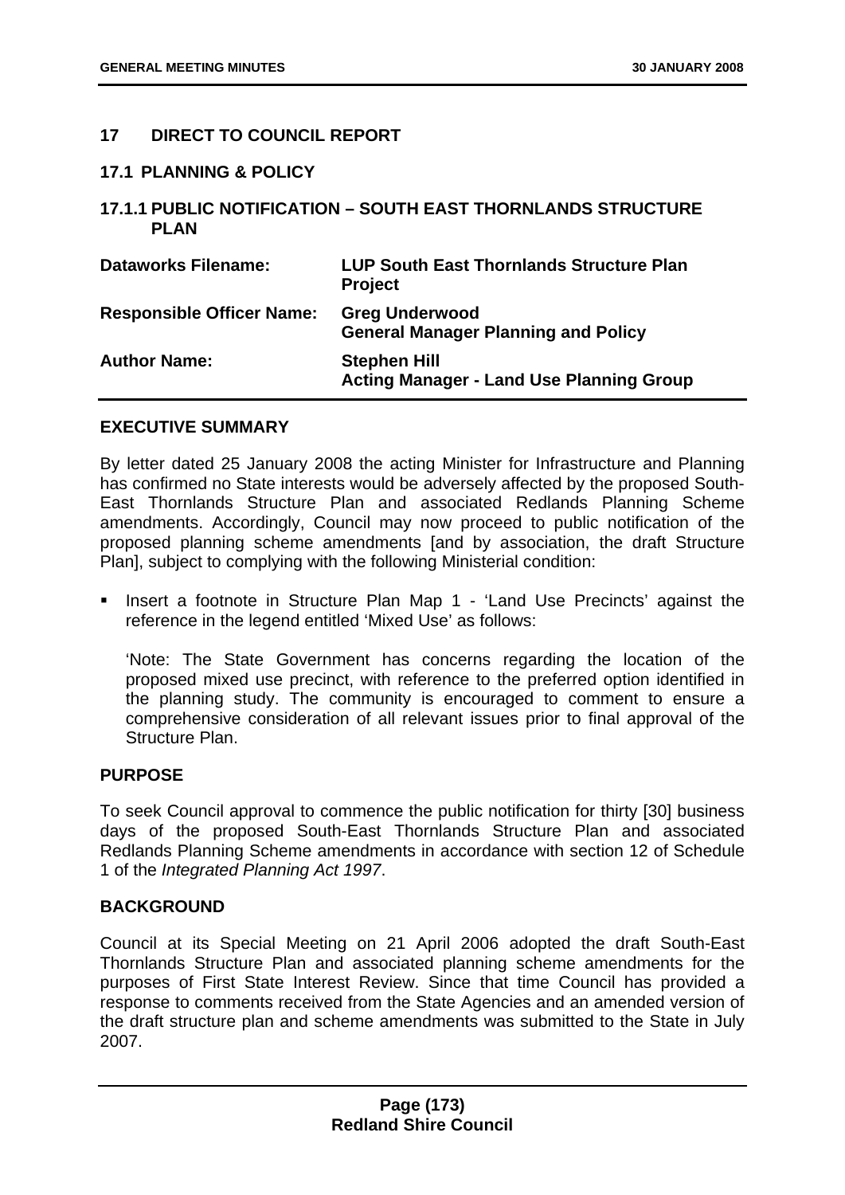## 17 DIRECT TO COUNCIL REPORT

### 17.1 PLANNING & POLICY

### 17.1.1 PUBLIC NOTIFICATION – SOUTH EAST THORNLANDS STRUCTURE PLAN

| | |
|---|---|
| **Dataworks Filename:** | **LUP South East Thornlands Structure Plan Project** |
| **Responsible Officer Name:** | **Greg Underwood**<br>**General Manager Planning and Policy** |
| **Author Name:** | **Stephen Hill**<br>**Acting Manager - Land Use Planning Group** |

#### EXECUTIVE SUMMARY

By letter dated 25 January 2008 the acting Minister for Infrastructure and Planning has confirmed no State interests would be adversely affected by the proposed South-East Thornlands Structure Plan and associated Redlands Planning Scheme amendments. Accordingly, Council may now proceed to public notification of the proposed planning scheme amendments [and by association, the draft Structure Plan], subject to complying with the following Ministerial condition:

- Insert a footnote in Structure Plan Map 1 - 'Land Use Precincts' against the reference in the legend entitled 'Mixed Use' as follows:

  'Note: The State Government has concerns regarding the location of the proposed mixed use precinct, with reference to the preferred option identified in the planning study. The community is encouraged to comment to ensure a comprehensive consideration of all relevant issues prior to final approval of the Structure Plan.

#### PURPOSE

To seek Council approval to commence the public notification for thirty [30] business days of the proposed South-East Thornlands Structure Plan and associated Redlands Planning Scheme amendments in accordance with section 12 of Schedule 1 of the *Integrated Planning Act 1997*.

#### BACKGROUND

Council at its Special Meeting on 21 April 2006 adopted the draft South-East Thornlands Structure Plan and associated planning scheme amendments for the purposes of First State Interest Review. Since that time Council has provided a response to comments received from the State Agencies and an amended version of the draft structure plan and scheme amendments was submitted to the State in July 2007.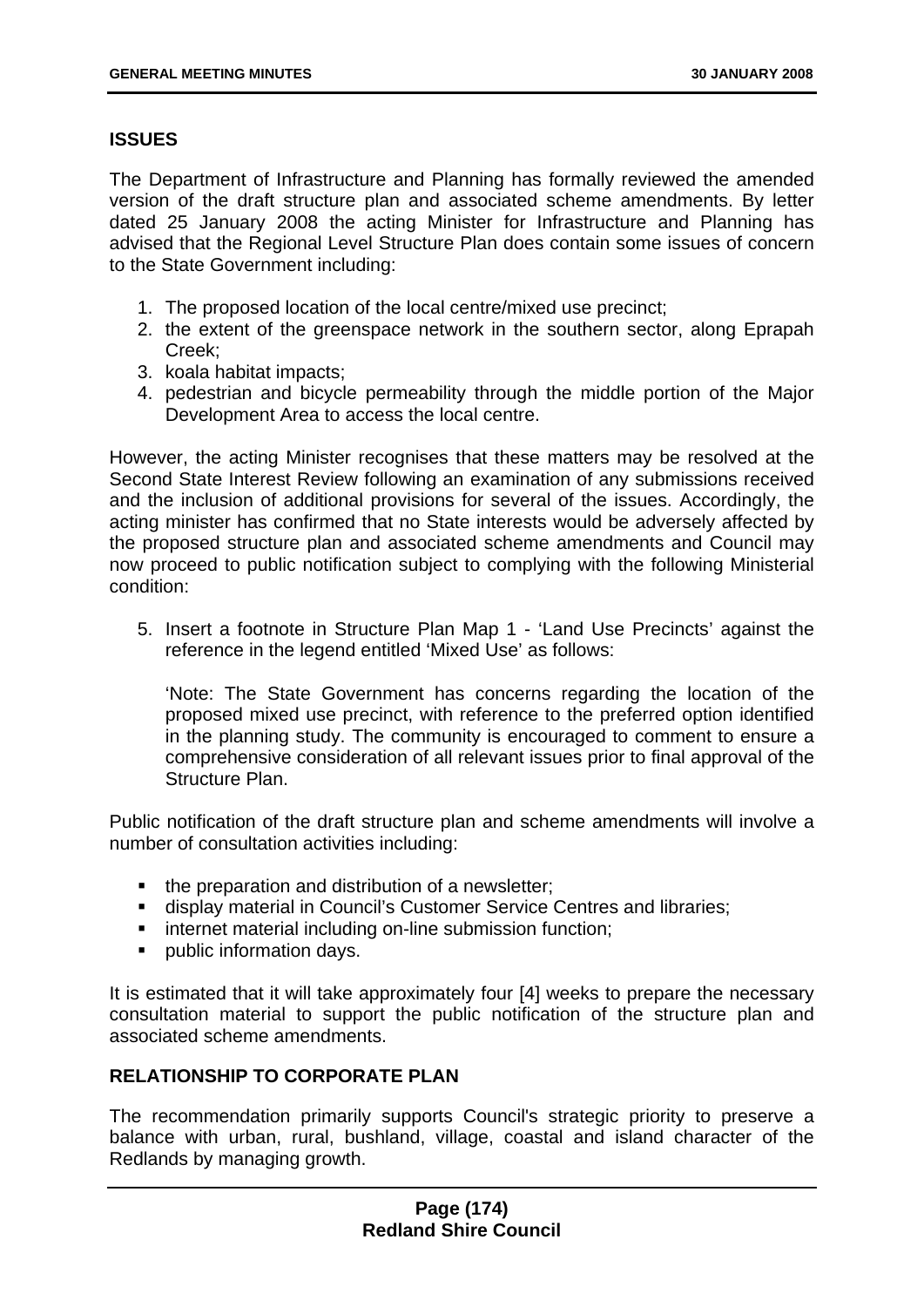## ISSUES

The Department of Infrastructure and Planning has formally reviewed the amended version of the draft structure plan and associated scheme amendments. By letter dated 25 January 2008 the acting Minister for Infrastructure and Planning has advised that the Regional Level Structure Plan does contain some issues of concern to the State Government including:

1. The proposed location of the local centre/mixed use precinct;
2. the extent of the greenspace network in the southern sector, along Eprapah Creek;
3. koala habitat impacts;
4. pedestrian and bicycle permeability through the middle portion of the Major Development Area to access the local centre.

However, the acting Minister recognises that these matters may be resolved at the Second State Interest Review following an examination of any submissions received and the inclusion of additional provisions for several of the issues. Accordingly, the acting minister has confirmed that no State interests would be adversely affected by the proposed structure plan and associated scheme amendments and Council may now proceed to public notification subject to complying with the following Ministerial condition:

5. Insert a footnote in Structure Plan Map 1 - 'Land Use Precincts' against the reference in the legend entitled 'Mixed Use' as follows:

   'Note: The State Government has concerns regarding the location of the proposed mixed use precinct, with reference to the preferred option identified in the planning study. The community is encouraged to comment to ensure a comprehensive consideration of all relevant issues prior to final approval of the Structure Plan.

Public notification of the draft structure plan and scheme amendments will involve a number of consultation activities including:

- the preparation and distribution of a newsletter;
- display material in Council's Customer Service Centres and libraries;
- internet material including on-line submission function;
- public information days.

It is estimated that it will take approximately four [4] weeks to prepare the necessary consultation material to support the public notification of the structure plan and associated scheme amendments.

## RELATIONSHIP TO CORPORATE PLAN

The recommendation primarily supports Council's strategic priority to preserve a balance with urban, rural, bushland, village, coastal and island character of the Redlands by managing growth.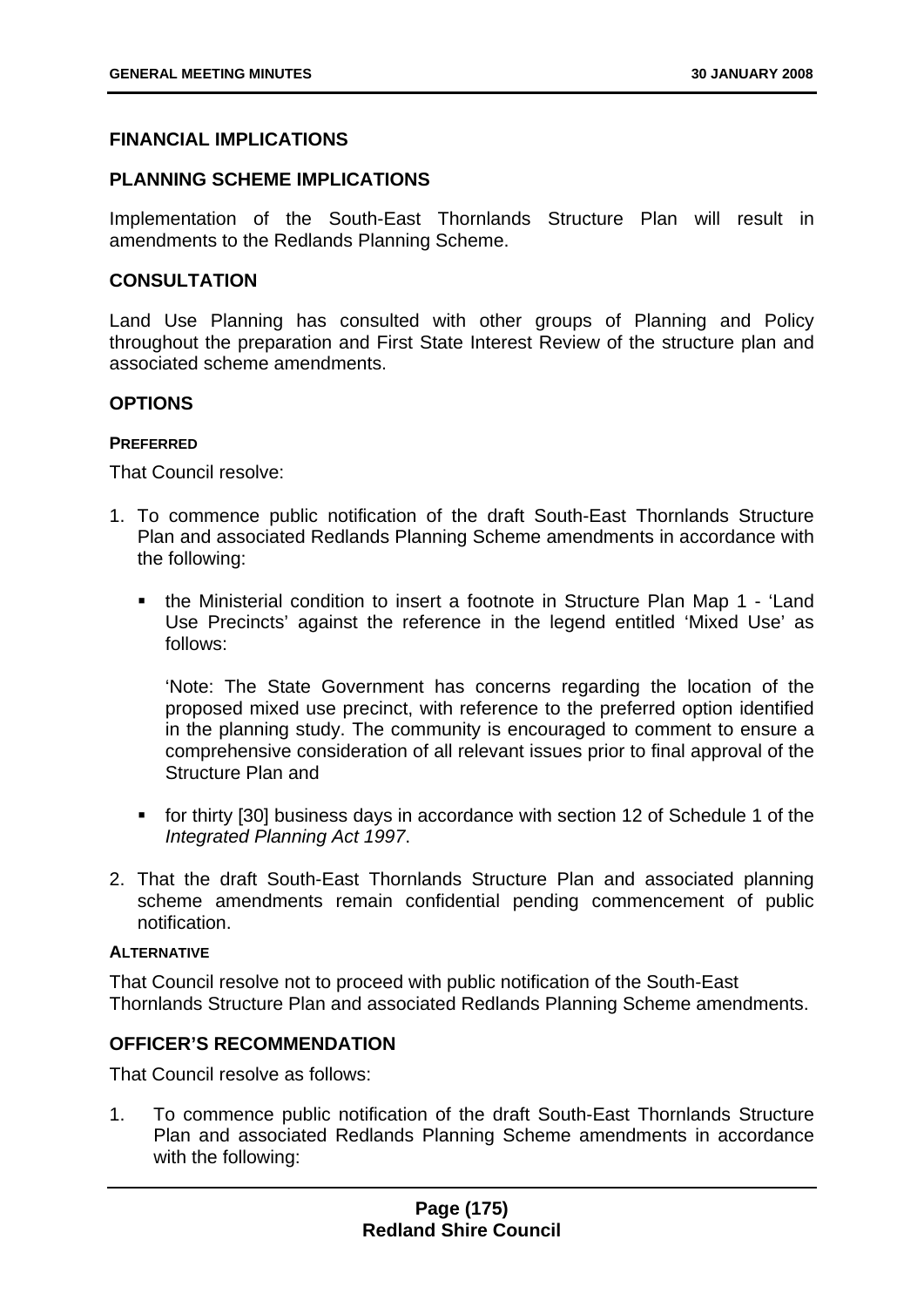## FINANCIAL IMPLICATIONS

## PLANNING SCHEME IMPLICATIONS

Implementation of the South-East Thornlands Structure Plan will result in amendments to the Redlands Planning Scheme.

## CONSULTATION

Land Use Planning has consulted with other groups of Planning and Policy throughout the preparation and First State Interest Review of the structure plan and associated scheme amendments.

## OPTIONS

#### PREFERRED

That Council resolve:

1. To commence public notification of the draft South-East Thornlands Structure Plan and associated Redlands Planning Scheme amendments in accordance with the following:

   - the Ministerial condition to insert a footnote in Structure Plan Map 1 - 'Land Use Precincts' against the reference in the legend entitled 'Mixed Use' as follows:

     'Note: The State Government has concerns regarding the location of the proposed mixed use precinct, with reference to the preferred option identified in the planning study. The community is encouraged to comment to ensure a comprehensive consideration of all relevant issues prior to final approval of the Structure Plan and

   - for thirty [30] business days in accordance with section 12 of Schedule 1 of the *Integrated Planning Act 1997*.

2. That the draft South-East Thornlands Structure Plan and associated planning scheme amendments remain confidential pending commencement of public notification.

#### ALTERNATIVE

That Council resolve not to proceed with public notification of the South-East Thornlands Structure Plan and associated Redlands Planning Scheme amendments.

## OFFICER'S RECOMMENDATION

That Council resolve as follows:

1. To commence public notification of the draft South-East Thornlands Structure Plan and associated Redlands Planning Scheme amendments in accordance with the following: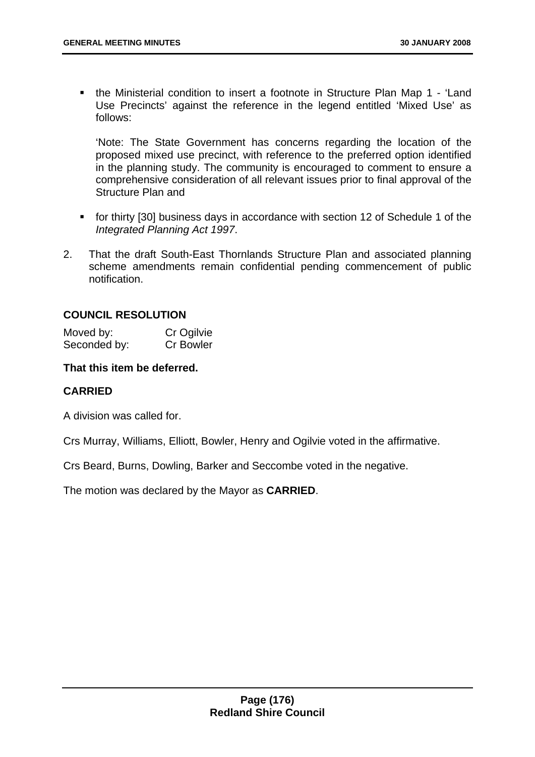- the Ministerial condition to insert a footnote in Structure Plan Map 1 - 'Land Use Precincts' against the reference in the legend entitled 'Mixed Use' as follows:

  'Note: The State Government has concerns regarding the location of the proposed mixed use precinct, with reference to the preferred option identified in the planning study. The community is encouraged to comment to ensure a comprehensive consideration of all relevant issues prior to final approval of the Structure Plan and

- for thirty [30] business days in accordance with section 12 of Schedule 1 of the *Integrated Planning Act 1997*.

2. That the draft South-East Thornlands Structure Plan and associated planning scheme amendments remain confidential pending commencement of public notification.

**COUNCIL RESOLUTION**

Moved by: Cr Ogilvie
Seconded by: Cr Bowler

**That this item be deferred.**

**CARRIED**

A division was called for.

Crs Murray, Williams, Elliott, Bowler, Henry and Ogilvie voted in the affirmative.

Crs Beard, Burns, Dowling, Barker and Seccombe voted in the negative.

The motion was declared by the Mayor as **CARRIED**.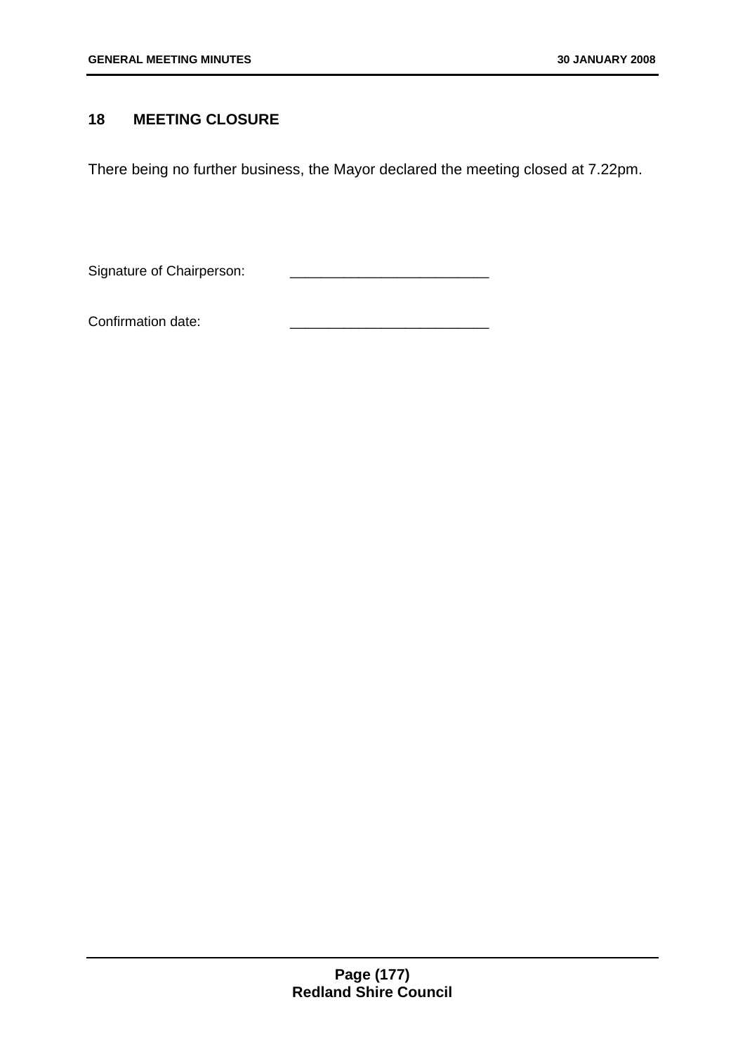## 18 MEETING CLOSURE

There being no further business, the Mayor declared the meeting closed at 7.22pm.

Signature of Chairperson: __________________________

Confirmation date: __________________________